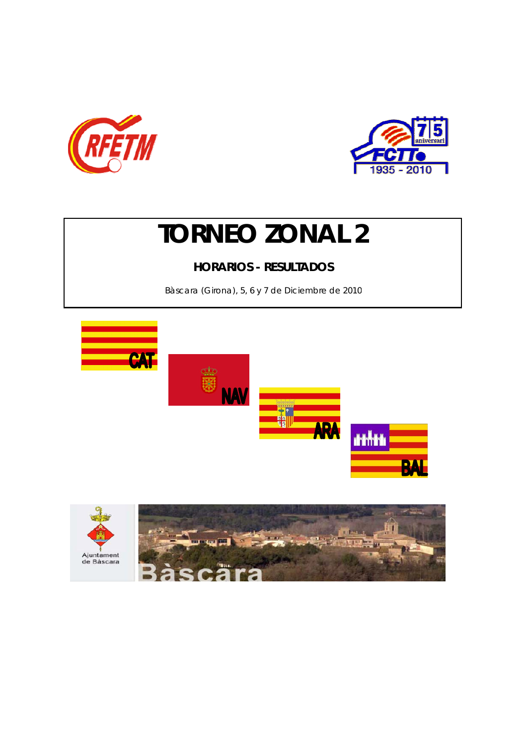# TORNEO ZONAL 2

## HORARIOS - RESULTADOS

Bàscara (Girona), 5, 6 y 7 de Diciembre de 2010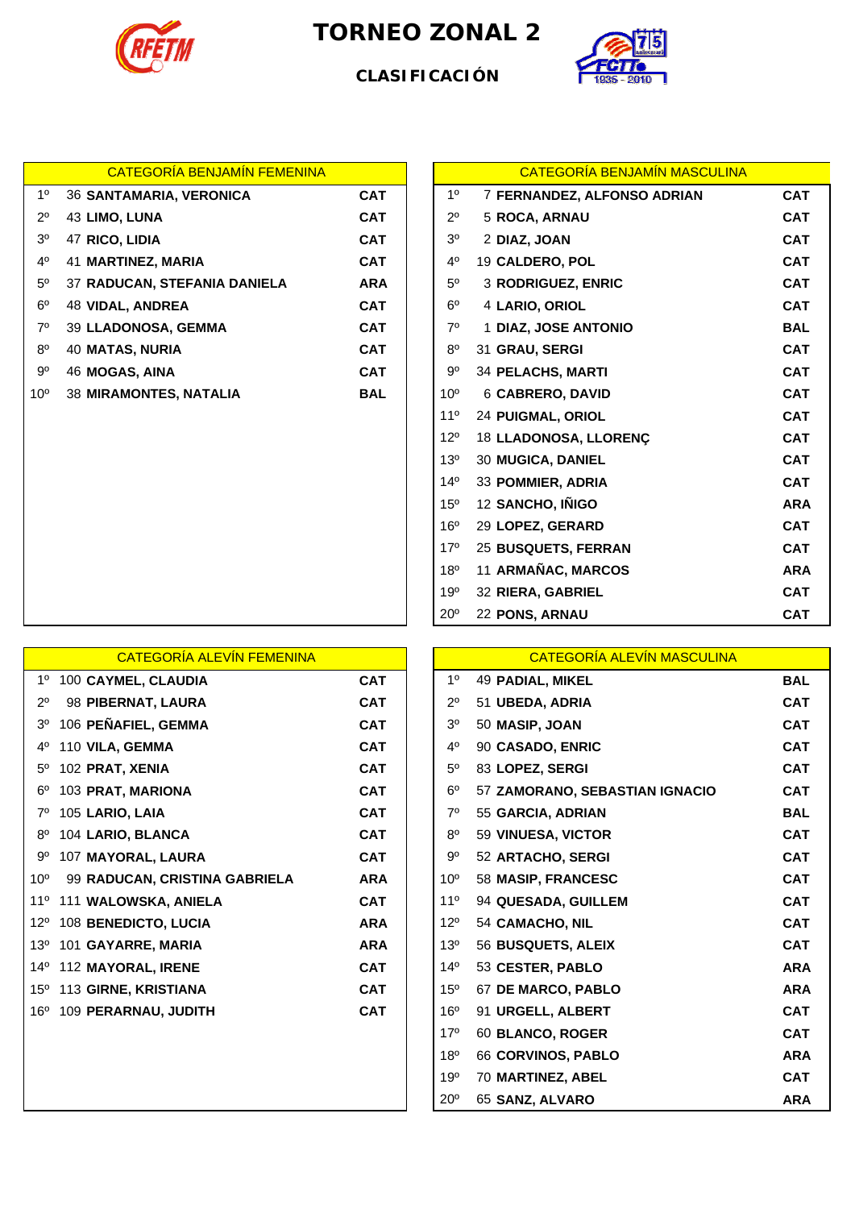# TORNEO ZONAL 2

## CLASIFICACIÓN

| CATEGORÍA BENJAMÍN FEMENINA | | | |
|---|---|---|---|
| 1º | 36 | SANTAMARIA, VERONICA | CAT |
| 2º | 43 | LIMO, LUNA | CAT |
| 3º | 47 | RICO, LIDIA | CAT |
| 4º | 41 | MARTINEZ, MARIA | CAT |
| 5º | 37 | RADUCAN, STEFANIA DANIELA | ARA |
| 6º | 48 | VIDAL, ANDREA | CAT |
| 7º | 39 | LLADONOSA, GEMMA | CAT |
| 8º | 40 | MATAS, NURIA | CAT |
| 9º | 46 | MOGAS, AINA | CAT |
| 10º | 38 | MIRAMONTES, NATALIA | BAL |

| CATEGORÍA BENJAMÍN MASCULINA | | | |
|---|---|---|---|
| 1º | 7 | FERNANDEZ, ALFONSO ADRIAN | CAT |
| 2º | 5 | ROCA, ARNAU | CAT |
| 3º | 2 | DIAZ, JOAN | CAT |
| 4º | 19 | CALDERO, POL | CAT |
| 5º | 3 | RODRIGUEZ, ENRIC | CAT |
| 6º | 4 | LARIO, ORIOL | CAT |
| 7º | 1 | DIAZ, JOSE ANTONIO | BAL |
| 8º | 31 | GRAU, SERGI | CAT |
| 9º | 34 | PELACHS, MARTI | CAT |
| 10º | 6 | CABRERO, DAVID | CAT |
| 11º | 24 | PUIGMAL, ORIOL | CAT |
| 12º | 18 | LLADONOSA, LLORENÇ | CAT |
| 13º | 30 | MUGICA, DANIEL | CAT |
| 14º | 33 | POMMIER, ADRIA | CAT |
| 15º | 12 | SANCHO, IÑIGO | ARA |
| 16º | 29 | LOPEZ, GERARD | CAT |
| 17º | 25 | BUSQUETS, FERRAN | CAT |
| 18º | 11 | ARMAÑAC, MARCOS | ARA |
| 19º | 32 | RIERA, GABRIEL | CAT |
| 20º | 22 | PONS, ARNAU | CAT |

| CATEGORÍA ALEVÍN FEMENINA | | | |
|---|---|---|---|
| 1º | 100 | CAYMEL, CLAUDIA | CAT |
| 2º | 98 | PIBERNAT, LAURA | CAT |
| 3º | 106 | PEÑAFIEL, GEMMA | CAT |
| 4º | 110 | VILA, GEMMA | CAT |
| 5º | 102 | PRAT, XENIA | CAT |
| 6º | 103 | PRAT, MARIONA | CAT |
| 7º | 105 | LARIO, LAIA | CAT |
| 8º | 104 | LARIO, BLANCA | CAT |
| 9º | 107 | MAYORAL, LAURA | CAT |
| 10º | 99 | RADUCAN, CRISTINA GABRIELA | ARA |
| 11º | 111 | WALOWSKA, ANIELA | CAT |
| 12º | 108 | BENEDICTO, LUCIA | ARA |
| 13º | 101 | GAYARRE, MARIA | ARA |
| 14º | 112 | MAYORAL, IRENE | CAT |
| 15º | 113 | GIRNE, KRISTIANA | CAT |
| 16º | 109 | PERARNAU, JUDITH | CAT |

| CATEGORÍA ALEVÍN MASCULINA | | | |
|---|---|---|---|
| 1º | 49 | PADIAL, MIKEL | BAL |
| 2º | 51 | UBEDA, ADRIA | CAT |
| 3º | 50 | MASIP, JOAN | CAT |
| 4º | 90 | CASADO, ENRIC | CAT |
| 5º | 83 | LOPEZ, SERGI | CAT |
| 6º | 57 | ZAMORANO, SEBASTIAN IGNACIO | CAT |
| 7º | 55 | GARCIA, ADRIAN | BAL |
| 8º | 59 | VINUESA, VICTOR | CAT |
| 9º | 52 | ARTACHO, SERGI | CAT |
| 10º | 58 | MASIP, FRANCESC | CAT |
| 11º | 94 | QUESADA, GUILLEM | CAT |
| 12º | 54 | CAMACHO, NIL | CAT |
| 13º | 56 | BUSQUETS, ALEIX | CAT |
| 14º | 53 | CESTER, PABLO | ARA |
| 15º | 67 | DE MARCO, PABLO | ARA |
| 16º | 91 | URGELL, ALBERT | CAT |
| 17º | 60 | BLANCO, ROGER | CAT |
| 18º | 66 | CORVINOS, PABLO | ARA |
| 19º | 70 | MARTINEZ, ABEL | CAT |
| 20º | 65 | SANZ, ALVARO | ARA |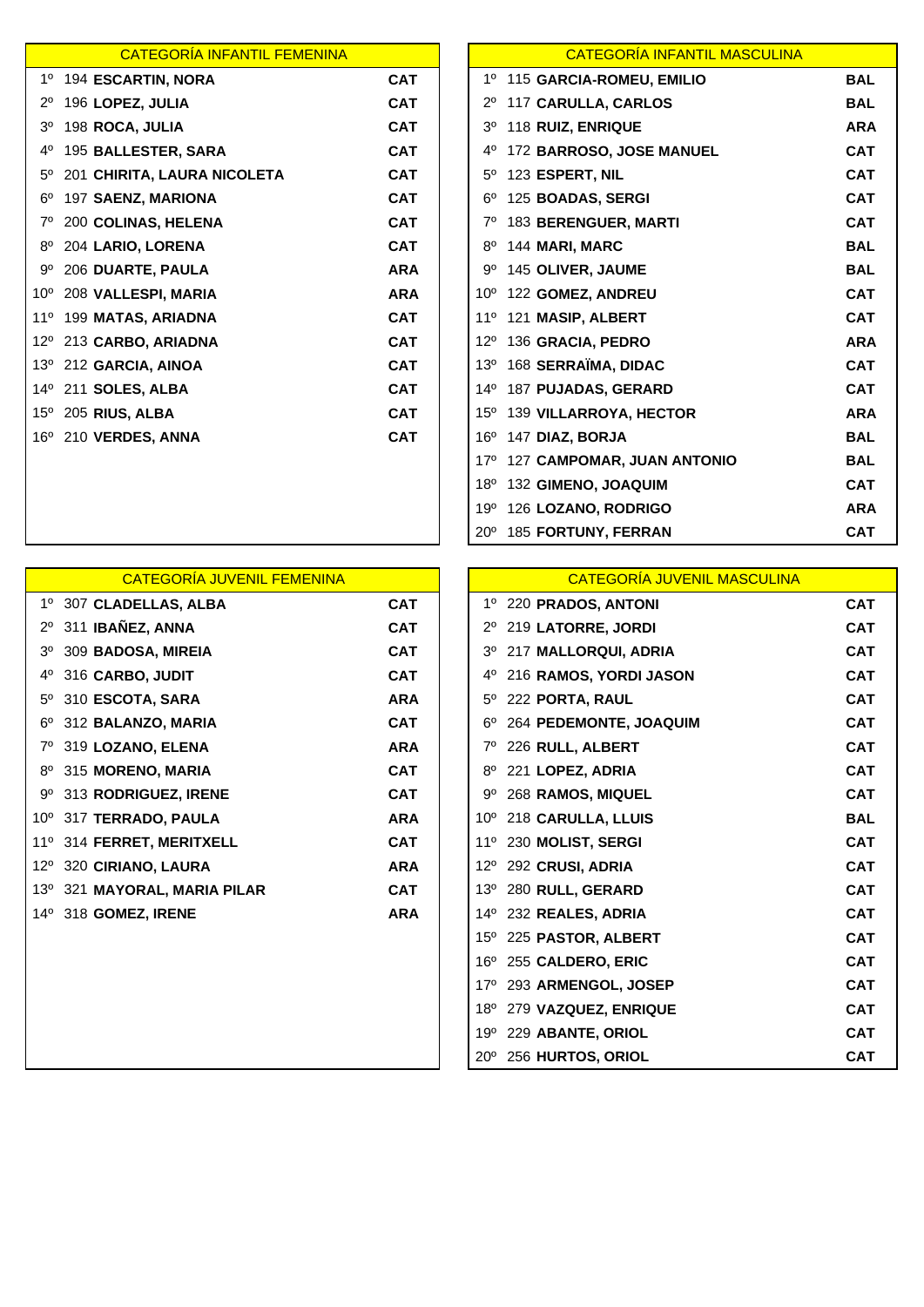## CATEGORÍA INFANTIL FEMENINA

| Pos. | Dorsal | Nombre | Fed. |
|---|---|---|---|
| 1º | 194 | **ESCARTIN, NORA** | **CAT** |
| 2º | 196 | **LOPEZ, JULIA** | **CAT** |
| 3º | 198 | **ROCA, JULIA** | **CAT** |
| 4º | 195 | **BALLESTER, SARA** | **CAT** |
| 5º | 201 | **CHIRITA, LAURA NICOLETA** | **CAT** |
| 6º | 197 | **SAENZ, MARIONA** | **CAT** |
| 7º | 200 | **COLINAS, HELENA** | **CAT** |
| 8º | 204 | **LARIO, LORENA** | **CAT** |
| 9º | 206 | **DUARTE, PAULA** | **ARA** |
| 10º | 208 | **VALLESPI, MARIA** | **ARA** |
| 11º | 199 | **MATAS, ARIADNA** | **CAT** |
| 12º | 213 | **CARBO, ARIADNA** | **CAT** |
| 13º | 212 | **GARCIA, AINOA** | **CAT** |
| 14º | 211 | **SOLES, ALBA** | **CAT** |
| 15º | 205 | **RIUS, ALBA** | **CAT** |
| 16º | 210 | **VERDES, ANNA** | **CAT** |

## CATEGORÍA INFANTIL MASCULINA

| Pos. | Dorsal | Nombre | Fed. |
|---|---|---|---|
| 1º | 115 | **GARCIA-ROMEU, EMILIO** | **BAL** |
| 2º | 117 | **CARULLA, CARLOS** | **BAL** |
| 3º | 118 | **RUIZ, ENRIQUE** | **ARA** |
| 4º | 172 | **BARROSO, JOSE MANUEL** | **CAT** |
| 5º | 123 | **ESPERT, NIL** | **CAT** |
| 6º | 125 | **BOADAS, SERGI** | **CAT** |
| 7º | 183 | **BERENGUER, MARTI** | **CAT** |
| 8º | 144 | **MARI, MARC** | **BAL** |
| 9º | 145 | **OLIVER, JAUME** | **BAL** |
| 10º | 122 | **GOMEZ, ANDREU** | **CAT** |
| 11º | 121 | **MASIP, ALBERT** | **CAT** |
| 12º | 136 | **GRACIA, PEDRO** | **ARA** |
| 13º | 168 | **SERRAÏMA, DIDAC** | **CAT** |
| 14º | 187 | **PUJADAS, GERARD** | **CAT** |
| 15º | 139 | **VILLARROYA, HECTOR** | **ARA** |
| 16º | 147 | **DIAZ, BORJA** | **BAL** |
| 17º | 127 | **CAMPOMAR, JUAN ANTONIO** | **BAL** |
| 18º | 132 | **GIMENO, JOAQUIM** | **CAT** |
| 19º | 126 | **LOZANO, RODRIGO** | **ARA** |
| 20º | 185 | **FORTUNY, FERRAN** | **CAT** |

## CATEGORÍA JUVENIL FEMENINA

| Pos. | Dorsal | Nombre | Fed. |
|---|---|---|---|
| 1º | 307 | **CLADELLAS, ALBA** | **CAT** |
| 2º | 311 | **IBAÑEZ, ANNA** | **CAT** |
| 3º | 309 | **BADOSA, MIREIA** | **CAT** |
| 4º | 316 | **CARBO, JUDIT** | **CAT** |
| 5º | 310 | **ESCOTA, SARA** | **ARA** |
| 6º | 312 | **BALANZO, MARIA** | **CAT** |
| 7º | 319 | **LOZANO, ELENA** | **ARA** |
| 8º | 315 | **MORENO, MARIA** | **CAT** |
| 9º | 313 | **RODRIGUEZ, IRENE** | **CAT** |
| 10º | 317 | **TERRADO, PAULA** | **ARA** |
| 11º | 314 | **FERRET, MERITXELL** | **CAT** |
| 12º | 320 | **CIRIANO, LAURA** | **ARA** |
| 13º | 321 | **MAYORAL, MARIA PILAR** | **CAT** |
| 14º | 318 | **GOMEZ, IRENE** | **ARA** |

## CATEGORÍA JUVENIL MASCULINA

| Pos. | Dorsal | Nombre | Fed. |
|---|---|---|---|
| 1º | 220 | **PRADOS, ANTONI** | **CAT** |
| 2º | 219 | **LATORRE, JORDI** | **CAT** |
| 3º | 217 | **MALLORQUI, ADRIA** | **CAT** |
| 4º | 216 | **RAMOS, YORDI JASON** | **CAT** |
| 5º | 222 | **PORTA, RAUL** | **CAT** |
| 6º | 264 | **PEDEMONTE, JOAQUIM** | **CAT** |
| 7º | 226 | **RULL, ALBERT** | **CAT** |
| 8º | 221 | **LOPEZ, ADRIA** | **CAT** |
| 9º | 268 | **RAMOS, MIQUEL** | **CAT** |
| 10º | 218 | **CARULLA, LLUIS** | **BAL** |
| 11º | 230 | **MOLIST, SERGI** | **CAT** |
| 12º | 292 | **CRUSI, ADRIA** | **CAT** |
| 13º | 280 | **RULL, GERARD** | **CAT** |
| 14º | 232 | **REALES, ADRIA** | **CAT** |
| 15º | 225 | **PASTOR, ALBERT** | **CAT** |
| 16º | 255 | **CALDERO, ERIC** | **CAT** |
| 17º | 293 | **ARMENGOL, JOSEP** | **CAT** |
| 18º | 279 | **VAZQUEZ, ENRIQUE** | **CAT** |
| 19º | 229 | **ABANTE, ORIOL** | **CAT** |
| 20º | 256 | **HURTOS, ORIOL** | **CAT** |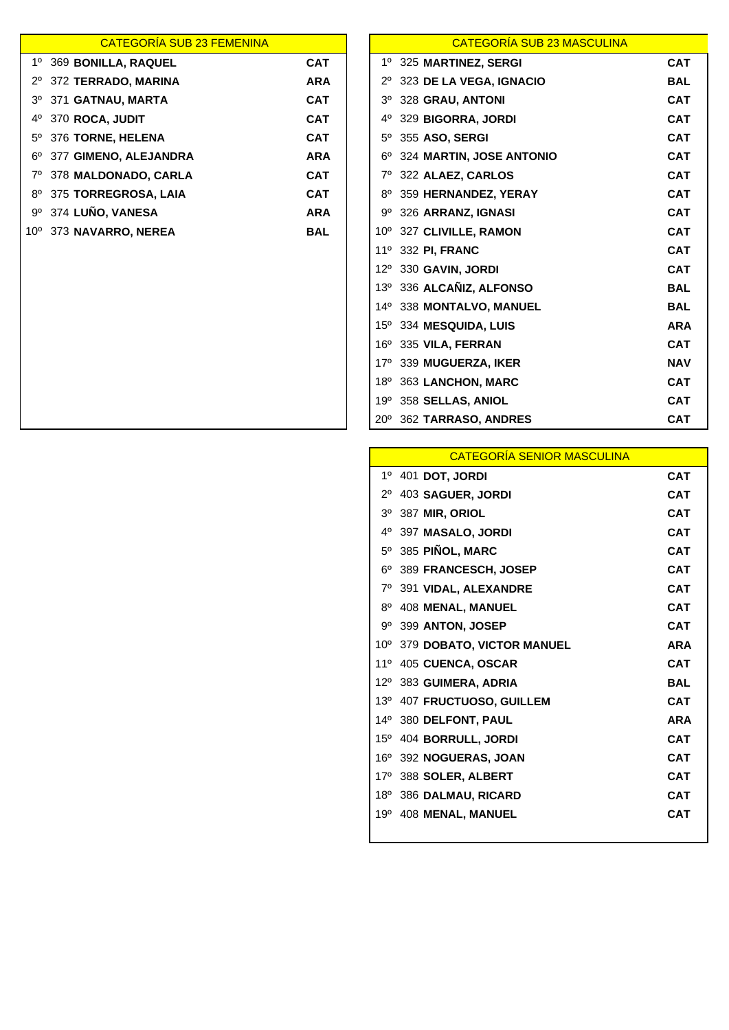| CATEGORÍA SUB 23 FEMENINA | | | |
|---|---|---|---|
| 1º | 369 | **BONILLA, RAQUEL** | **CAT** |
| 2º | 372 | **TERRADO, MARINA** | **ARA** |
| 3º | 371 | **GATNAU, MARTA** | **CAT** |
| 4º | 370 | **ROCA, JUDIT** | **CAT** |
| 5º | 376 | **TORNE, HELENA** | **CAT** |
| 6º | 377 | **GIMENO, ALEJANDRA** | **ARA** |
| 7º | 378 | **MALDONADO, CARLA** | **CAT** |
| 8º | 375 | **TORREGROSA, LAIA** | **CAT** |
| 9º | 374 | **LUÑO, VANESA** | **ARA** |
| 10º | 373 | **NAVARRO, NEREA** | **BAL** |

| CATEGORÍA SUB 23 MASCULINA | | | |
|---|---|---|---|
| 1º | 325 | **MARTINEZ, SERGI** | **CAT** |
| 2º | 323 | **DE LA VEGA, IGNACIO** | **BAL** |
| 3º | 328 | **GRAU, ANTONI** | **CAT** |
| 4º | 329 | **BIGORRA, JORDI** | **CAT** |
| 5º | 355 | **ASO, SERGI** | **CAT** |
| 6º | 324 | **MARTIN, JOSE ANTONIO** | **CAT** |
| 7º | 322 | **ALAEZ, CARLOS** | **CAT** |
| 8º | 359 | **HERNANDEZ, YERAY** | **CAT** |
| 9º | 326 | **ARRANZ, IGNASI** | **CAT** |
| 10º | 327 | **CLIVILLE, RAMON** | **CAT** |
| 11º | 332 | **PI, FRANC** | **CAT** |
| 12º | 330 | **GAVIN, JORDI** | **CAT** |
| 13º | 336 | **ALCAÑIZ, ALFONSO** | **BAL** |
| 14º | 338 | **MONTALVO, MANUEL** | **BAL** |
| 15º | 334 | **MESQUIDA, LUIS** | **ARA** |
| 16º | 335 | **VILA, FERRAN** | **CAT** |
| 17º | 339 | **MUGUERZA, IKER** | **NAV** |
| 18º | 363 | **LANCHON, MARC** | **CAT** |
| 19º | 358 | **SELLAS, ANIOL** | **CAT** |
| 20º | 362 | **TARRASO, ANDRES** | **CAT** |

| CATEGORÍA SENIOR MASCULINA | | | |
|---|---|---|---|
| 1º | 401 | **DOT, JORDI** | **CAT** |
| 2º | 403 | **SAGUER, JORDI** | **CAT** |
| 3º | 387 | **MIR, ORIOL** | **CAT** |
| 4º | 397 | **MASALO, JORDI** | **CAT** |
| 5º | 385 | **PIÑOL, MARC** | **CAT** |
| 6º | 389 | **FRANCESCH, JOSEP** | **CAT** |
| 7º | 391 | **VIDAL, ALEXANDRE** | **CAT** |
| 8º | 408 | **MENAL, MANUEL** | **CAT** |
| 9º | 399 | **ANTON, JOSEP** | **CAT** |
| 10º | 379 | **DOBATO, VICTOR MANUEL** | **ARA** |
| 11º | 405 | **CUENCA, OSCAR** | **CAT** |
| 12º | 383 | **GUIMERA, ADRIA** | **BAL** |
| 13º | 407 | **FRUCTUOSO, GUILLEM** | **CAT** |
| 14º | 380 | **DELFONT, PAUL** | **ARA** |
| 15º | 404 | **BORRULL, JORDI** | **CAT** |
| 16º | 392 | **NOGUERAS, JOAN** | **CAT** |
| 17º | 388 | **SOLER, ALBERT** | **CAT** |
| 18º | 386 | **DALMAU, RICARD** | **CAT** |
| 19º | 408 | **MENAL, MANUEL** | **CAT** |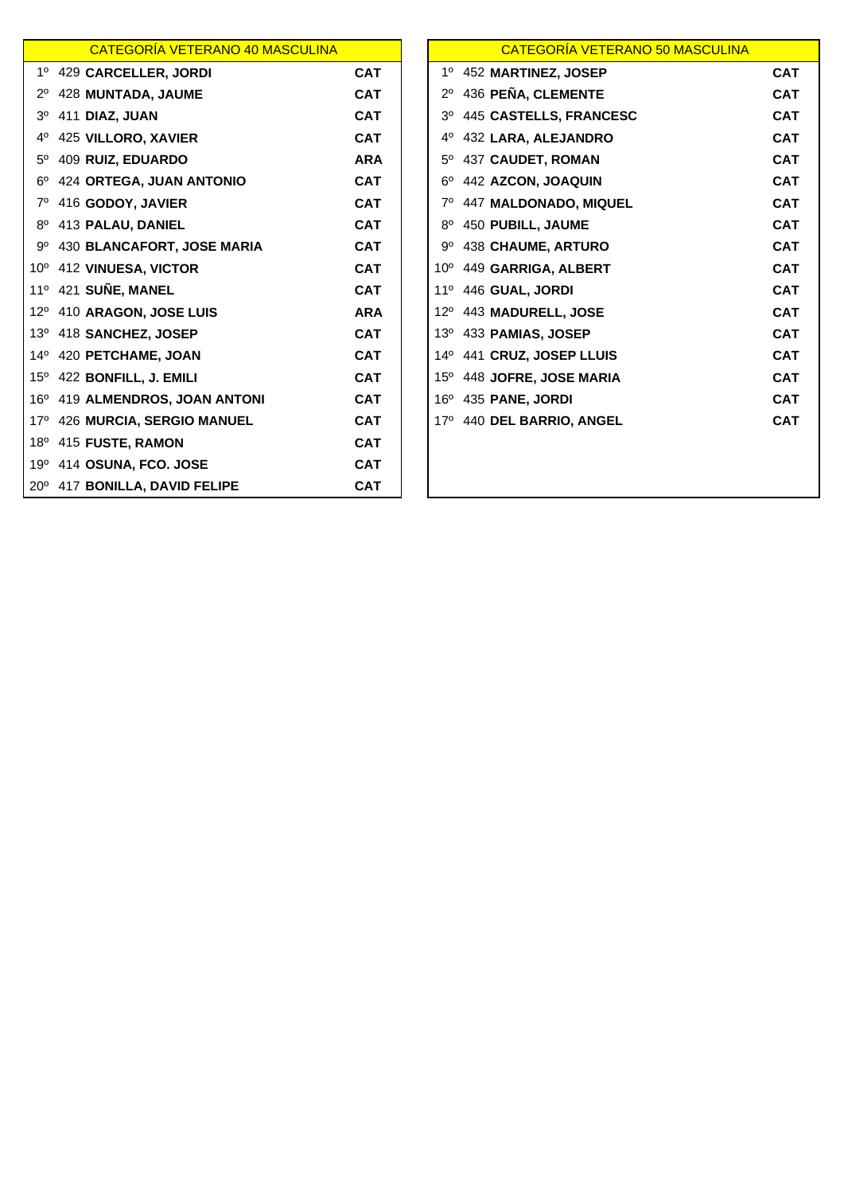| CATEGORÍA VETERANO 40 MASCULINA | | | |
|---|---|---|---|
| 1º | 429 | **CARCELLER, JORDI** | **CAT** |
| 2º | 428 | **MUNTADA, JAUME** | **CAT** |
| 3º | 411 | **DIAZ, JUAN** | **CAT** |
| 4º | 425 | **VILLORO, XAVIER** | **CAT** |
| 5º | 409 | **RUIZ, EDUARDO** | **ARA** |
| 6º | 424 | **ORTEGA, JUAN ANTONIO** | **CAT** |
| 7º | 416 | **GODOY, JAVIER** | **CAT** |
| 8º | 413 | **PALAU, DANIEL** | **CAT** |
| 9º | 430 | **BLANCAFORT, JOSE MARIA** | **CAT** |
| 10º | 412 | **VINUESA, VICTOR** | **CAT** |
| 11º | 421 | **SUÑE, MANEL** | **CAT** |
| 12º | 410 | **ARAGON, JOSE LUIS** | **ARA** |
| 13º | 418 | **SANCHEZ, JOSEP** | **CAT** |
| 14º | 420 | **PETCHAME, JOAN** | **CAT** |
| 15º | 422 | **BONFILL, J. EMILI** | **CAT** |
| 16º | 419 | **ALMENDROS, JOAN ANTONI** | **CAT** |
| 17º | 426 | **MURCIA, SERGIO MANUEL** | **CAT** |
| 18º | 415 | **FUSTE, RAMON** | **CAT** |
| 19º | 414 | **OSUNA, FCO. JOSE** | **CAT** |
| 20º | 417 | **BONILLA, DAVID FELIPE** | **CAT** |

| CATEGORÍA VETERANO 50 MASCULINA | | | |
|---|---|---|---|
| 1º | 452 | **MARTINEZ, JOSEP** | **CAT** |
| 2º | 436 | **PEÑA, CLEMENTE** | **CAT** |
| 3º | 445 | **CASTELLS, FRANCESC** | **CAT** |
| 4º | 432 | **LARA, ALEJANDRO** | **CAT** |
| 5º | 437 | **CAUDET, ROMAN** | **CAT** |
| 6º | 442 | **AZCON, JOAQUIN** | **CAT** |
| 7º | 447 | **MALDONADO, MIQUEL** | **CAT** |
| 8º | 450 | **PUBILL, JAUME** | **CAT** |
| 9º | 438 | **CHAUME, ARTURO** | **CAT** |
| 10º | 449 | **GARRIGA, ALBERT** | **CAT** |
| 11º | 446 | **GUAL, JORDI** | **CAT** |
| 12º | 443 | **MADURELL, JOSE** | **CAT** |
| 13º | 433 | **PAMIAS, JOSEP** | **CAT** |
| 14º | 441 | **CRUZ, JOSEP LLUIS** | **CAT** |
| 15º | 448 | **JOFRE, JOSE MARIA** | **CAT** |
| 16º | 435 | **PANE, JORDI** | **CAT** |
| 17º | 440 | **DEL BARRIO, ANGEL** | **CAT** |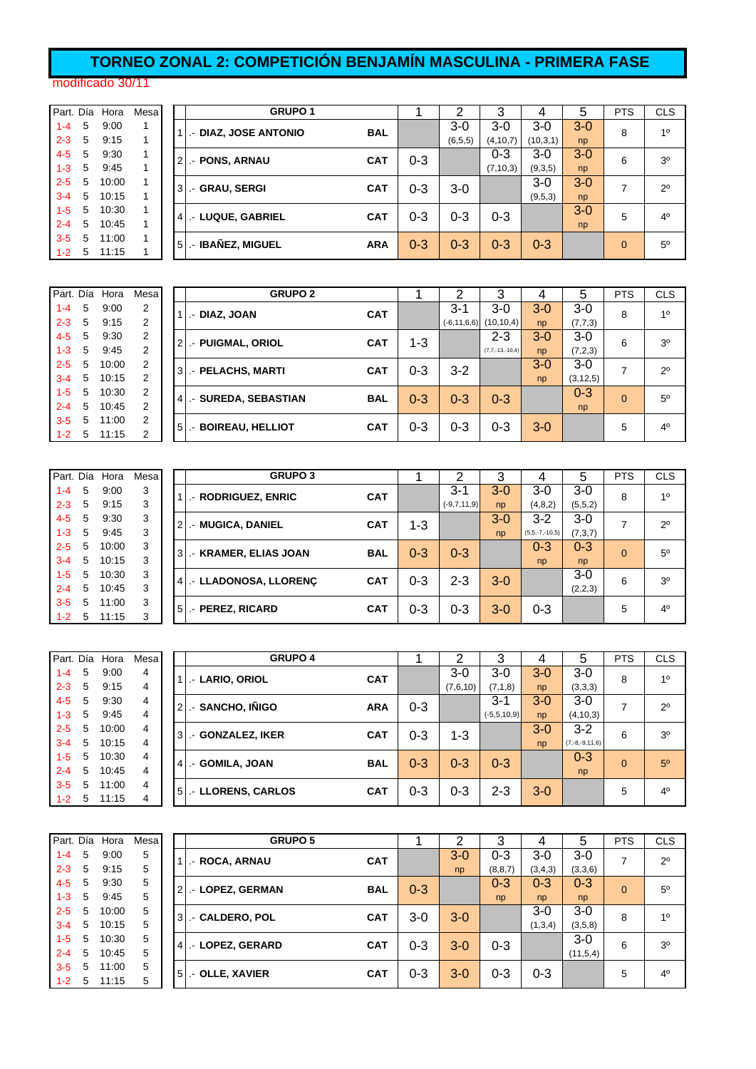# TORNEO ZONAL 2: COMPETICIÓN BENJAMÍN MASCULINA - PRIMERA FASE

modificado 30/11

| Part. | Día | Hora | Mesa |
|---|---|---|---|
| 1-4 | 5 | 9:00 | 1 |
| 2-3 | 5 | 9:15 | 1 |
| 4-5 | 5 | 9:30 | 1 |
| 1-3 | 5 | 9:45 | 1 |
| 2-5 | 5 | 10:00 | 1 |
| 3-4 | 5 | 10:15 | 1 |
| 1-5 | 5 | 10:30 | 1 |
| 2-4 | 5 | 10:45 | 1 |
| 3-5 | 5 | 11:00 | 1 |
| 1-2 | 5 | 11:15 | 1 |

| | GRUPO 1 | | 1 | 2 | 3 | 4 | 5 | PTS | CLS |
|---|---|---|---|---|---|---|---|---|---|
| 1 | .- DIAZ, JOSE ANTONIO | BAL | | 3-0 (6,5,5) | 3-0 (4,10,7) | 3-0 (10,3,1) | 3-0 np | 8 | 1º |
| 2 | .- PONS, ARNAU | CAT | 0-3 | | 0-3 (7,10,3) | 3-0 (9,3,5) | 3-0 np | 6 | 3º |
| 3 | .- GRAU, SERGI | CAT | 0-3 | 3-0 | | 3-0 (9,5,3) | 3-0 np | 7 | 2º |
| 4 | .- LUQUE, GABRIEL | CAT | 0-3 | 0-3 | 0-3 | | 3-0 np | 5 | 4º |
| 5 | .- IBAÑEZ, MIGUEL | ARA | 0-3 | 0-3 | 0-3 | 0-3 | | 0 | 5º |

| Part. | Día | Hora | Mesa |
|---|---|---|---|
| 1-4 | 5 | 9:00 | 2 |
| 2-3 | 5 | 9:15 | 2 |
| 4-5 | 5 | 9:30 | 2 |
| 1-3 | 5 | 9:45 | 2 |
| 2-5 | 5 | 10:00 | 2 |
| 3-4 | 5 | 10:15 | 2 |
| 1-5 | 5 | 10:30 | 2 |
| 2-4 | 5 | 10:45 | 2 |
| 3-5 | 5 | 11:00 | 2 |
| 1-2 | 5 | 11:15 | 2 |

| | GRUPO 2 | | 1 | 2 | 3 | 4 | 5 | PTS | CLS |
|---|---|---|---|---|---|---|---|---|---|
| 1 | .- DIAZ, JOAN | CAT | | 3-1 (-6,11,6,6) | 3-0 (10,10,4) | 3-0 np | 3-0 (7,7,3) | 8 | 1º |
| 2 | .- PUIGMAL, ORIOL | CAT | 1-3 | | 2-3 (7,7,-13,-10,4) | 3-0 np | 3-0 (7,2,3) | 6 | 3º |
| 3 | .- PELACHS, MARTI | CAT | 0-3 | 3-2 | | 3-0 np | 3-0 (3,12,5) | 7 | 2º |
| 4 | .- SUREDA, SEBASTIAN | BAL | 0-3 | 0-3 | 0-3 | | 0-3 np | 0 | 5º |
| 5 | .- BOIREAU, HELLIOT | CAT | 0-3 | 0-3 | 0-3 | 3-0 | | 5 | 4º |

| Part. | Día | Hora | Mesa |
|---|---|---|---|
| 1-4 | 5 | 9:00 | 3 |
| 2-3 | 5 | 9:15 | 3 |
| 4-5 | 5 | 9:30 | 3 |
| 1-3 | 5 | 9:45 | 3 |
| 2-5 | 5 | 10:00 | 3 |
| 3-4 | 5 | 10:15 | 3 |
| 1-5 | 5 | 10:30 | 3 |
| 2-4 | 5 | 10:45 | 3 |
| 3-5 | 5 | 11:00 | 3 |
| 1-2 | 5 | 11:15 | 3 |

| | GRUPO 3 | | 1 | 2 | 3 | 4 | 5 | PTS | CLS |
|---|---|---|---|---|---|---|---|---|---|
| 1 | .- RODRIGUEZ, ENRIC | CAT | | 3-1 (-9,7,11,9) | 3-0 np | 3-0 (4,8,2) | 3-0 (5,5,2) | 8 | 1º |
| 2 | .- MUGICA, DANIEL | CAT | 1-3 | | 3-0 np | 3-2 (5,5,-7,-10,5) | 3-0 (7,3,7) | 7 | 2º |
| 3 | .- KRAMER, ELIAS JOAN | BAL | 0-3 | 0-3 | | 0-3 np | 0-3 np | 0 | 5º |
| 4 | .- LLADONOSA, LLORENÇ | CAT | 0-3 | 2-3 | 3-0 | | 3-0 (2,2,3) | 6 | 3º |
| 5 | .- PEREZ, RICARD | CAT | 0-3 | 0-3 | 3-0 | 0-3 | | 5 | 4º |

| Part. | Día | Hora | Mesa |
|---|---|---|---|
| 1-4 | 5 | 9:00 | 4 |
| 2-3 | 5 | 9:15 | 4 |
| 4-5 | 5 | 9:30 | 4 |
| 1-3 | 5 | 9:45 | 4 |
| 2-5 | 5 | 10:00 | 4 |
| 3-4 | 5 | 10:15 | 4 |
| 1-5 | 5 | 10:30 | 4 |
| 2-4 | 5 | 10:45 | 4 |
| 3-5 | 5 | 11:00 | 4 |
| 1-2 | 5 | 11:15 | 4 |

| | GRUPO 4 | | 1 | 2 | 3 | 4 | 5 | PTS | CLS |
|---|---|---|---|---|---|---|---|---|---|
| 1 | .- LARIO, ORIOL | CAT | | 3-0 (7,6,10) | 3-0 (7,1,8) | 3-0 np | 3-0 (3,3,3) | 8 | 1º |
| 2 | .- SANCHO, IÑIGO | ARA | 0-3 | | 3-1 (-5,5,10,9) | 3-0 np | 3-0 (4,10,3) | 7 | 2º |
| 3 | .- GONZALEZ, IKER | CAT | 0-3 | 1-3 | | 3-0 np | 3-2 (7,-8,-9,11,6) | 6 | 3º |
| 4 | .- GOMILA, JOAN | BAL | 0-3 | 0-3 | 0-3 | | 0-3 np | 0 | 5º |
| 5 | .- LLORENS, CARLOS | CAT | 0-3 | 0-3 | 2-3 | 3-0 | | 5 | 4º |

| Part. | Día | Hora | Mesa |
|---|---|---|---|
| 1-4 | 5 | 9:00 | 5 |
| 2-3 | 5 | 9:15 | 5 |
| 4-5 | 5 | 9:30 | 5 |
| 1-3 | 5 | 9:45 | 5 |
| 2-5 | 5 | 10:00 | 5 |
| 3-4 | 5 | 10:15 | 5 |
| 1-5 | 5 | 10:30 | 5 |
| 2-4 | 5 | 10:45 | 5 |
| 3-5 | 5 | 11:00 | 5 |
| 1-2 | 5 | 11:15 | 5 |

| | GRUPO 5 | | 1 | 2 | 3 | 4 | 5 | PTS | CLS |
|---|---|---|---|---|---|---|---|---|---|
| 1 | .- ROCA, ARNAU | CAT | | 3-0 np | 0-3 (8,8,7) | 3-0 (3,4,3) | 3-0 (3,3,6) | 7 | 2º |
| 2 | .- LOPEZ, GERMAN | BAL | 0-3 | | 0-3 np | 0-3 np | 0-3 np | 0 | 5º |
| 3 | .- CALDERO, POL | CAT | 3-0 | 3-0 | | 3-0 (1,3,4) | 3-0 (3,5,8) | 8 | 1º |
| 4 | .- LOPEZ, GERARD | CAT | 0-3 | 3-0 | 0-3 | | 3-0 (11,5,4) | 6 | 3º |
| 5 | .- OLLE, XAVIER | CAT | 0-3 | 3-0 | 0-3 | 0-3 | | 5 | 4º |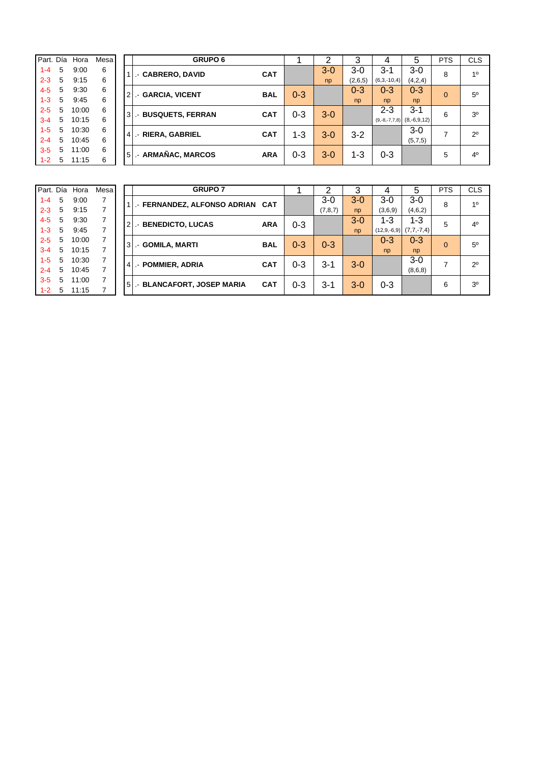| Part. | Día | Hora | Mesa |
|---|---|---|---|
| 1-4 | 5 | 9:00 | 6 |
| 2-3 | 5 | 9:15 | 6 |
| 4-5 | 5 | 9:30 | 6 |
| 1-3 | 5 | 9:45 | 6 |
| 2-5 | 5 | 10:00 | 6 |
| 3-4 | 5 | 10:15 | 6 |
| 1-5 | 5 | 10:30 | 6 |
| 2-4 | 5 | 10:45 | 6 |
| 3-5 | 5 | 11:00 | 6 |
| 1-2 | 5 | 11:15 | 6 |

| | GRUPO 6 | | 1 | 2 | 3 | 4 | 5 | PTS | CLS |
|---|---|---|---|---|---|---|---|---|---|
| 1 | .- CABRERO, DAVID | CAT | | 3-0 np | 3-0 (2,6,5) | 3-1 (6,3,-10,4) | 3-0 (4,2,4) | 8 | 1º |
| 2 | .- GARCIA, VICENT | BAL | 0-3 | | 0-3 np | 0-3 np | 0-3 np | 0 | 5º |
| 3 | .- BUSQUETS, FERRAN | CAT | 0-3 | 3-0 | | 2-3 (9,-8,-7,7,8) | 3-1 (8,-6,9,12) | 6 | 3º |
| 4 | .- RIERA, GABRIEL | CAT | 1-3 | 3-0 | 3-2 | | 3-0 (5,7,5) | 7 | 2º |
| 5 | .- ARMAÑAC, MARCOS | ARA | 0-3 | 3-0 | 1-3 | 0-3 | | 5 | 4º |

| Part. | Día | Hora | Mesa |
|---|---|---|---|
| 1-4 | 5 | 9:00 | 7 |
| 2-3 | 5 | 9:15 | 7 |
| 4-5 | 5 | 9:30 | 7 |
| 1-3 | 5 | 9:45 | 7 |
| 2-5 | 5 | 10:00 | 7 |
| 3-4 | 5 | 10:15 | 7 |
| 1-5 | 5 | 10:30 | 7 |
| 2-4 | 5 | 10:45 | 7 |
| 3-5 | 5 | 11:00 | 7 |
| 1-2 | 5 | 11:15 | 7 |

| | GRUPO 7 | | 1 | 2 | 3 | 4 | 5 | PTS | CLS |
|---|---|---|---|---|---|---|---|---|---|
| 1 | .- FERNANDEZ, ALFONSO ADRIAN | CAT | | 3-0 (7,8,7) | 3-0 np | 3-0 (3,6,9) | 3-0 (4,6,2) | 8 | 1º |
| 2 | .- BENEDICTO, LUCAS | ARA | 0-3 | | 3-0 np | 1-3 (12,9,-6,9) | 1-3 (7,7,-7,4) | 5 | 4º |
| 3 | .- GOMILA, MARTI | BAL | 0-3 | 0-3 | | 0-3 np | 0-3 np | 0 | 5º |
| 4 | .- POMMIER, ADRIA | CAT | 0-3 | 3-1 | 3-0 | | 3-0 (8,6,8) | 7 | 2º |
| 5 | .- BLANCAFORT, JOSEP MARIA | CAT | 0-3 | 3-1 | 3-0 | 0-3 | | 6 | 3º |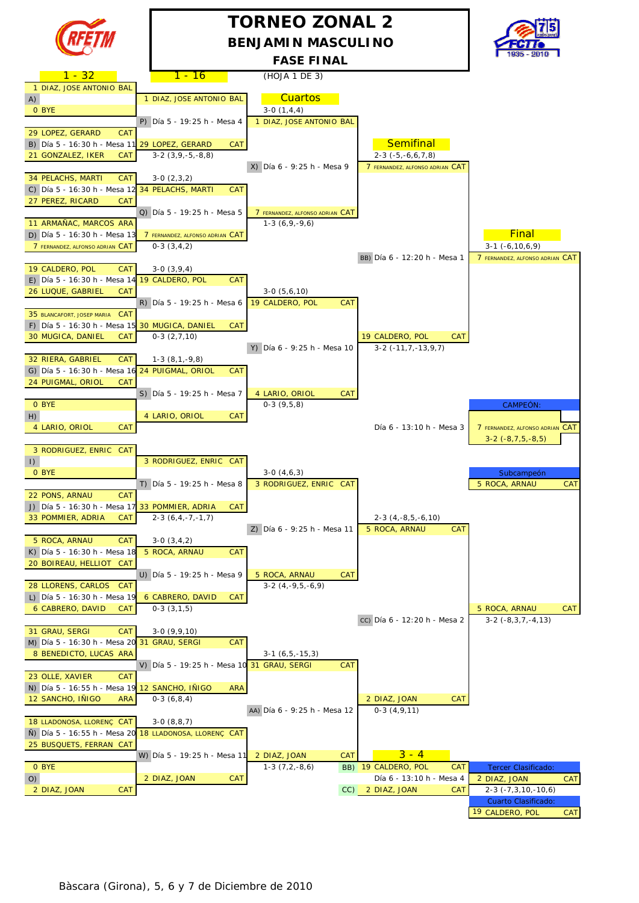# TORNEO ZONAL 2

## BENJAMIN MASCULINO

### FASE FINAL

(HOJA 1 DE 3)

## 1 - 32

| Match | Jugador 1 | Jugador 2 | Horario |
|---|---|---|---|
| A) | 1 DIAZ, JOSE ANTONIO BAL | 0 BYE | |
| B) | 29 LOPEZ, GERARD CAT | 21 GONZALEZ, IKER CAT | Día 5 - 16:30 h - Mesa 11 |
| C) | 34 PELACHS, MARTI CAT | 27 PEREZ, RICARD CAT | Día 5 - 16:30 h - Mesa 12 |
| D) | 11 ARMAÑAC, MARCOS ARA | 7 FERNANDEZ, ALFONSO ADRIAN CAT | Día 5 - 16:30 h - Mesa 13 |
| E) | 19 CALDERO, POL CAT | 26 LUQUE, GABRIEL CAT | Día 5 - 16:30 h - Mesa 14 |
| F) | 35 BLANCAFORT, JOSEP MARIA CAT | 30 MUGICA, DANIEL CAT | Día 5 - 16:30 h - Mesa 15 |
| G) | 32 RIERA, GABRIEL CAT | 24 PUIGMAL, ORIOL CAT | Día 5 - 16:30 h - Mesa 16 |
| H) | 0 BYE | 4 LARIO, ORIOL CAT | |
| I) | 3 RODRIGUEZ, ENRIC CAT | 0 BYE | |
| J) | 22 PONS, ARNAU CAT | 33 POMMIER, ADRIA CAT | Día 5 - 16:30 h - Mesa 17 |
| K) | 5 ROCA, ARNAU CAT | 20 BOIREAU, HELLIOT CAT | Día 5 - 16:30 h - Mesa 18 |
| L) | 28 LLORENS, CARLOS CAT | 6 CABRERO, DAVID CAT | Día 5 - 16:30 h - Mesa 19 |
| M) | 31 GRAU, SERGI CAT | 8 BENEDICTO, LUCAS ARA | Día 5 - 16:30 h - Mesa 20 |
| N) | 23 OLLE, XAVIER CAT | 12 SANCHO, IÑIGO ARA | Día 5 - 16:55 h - Mesa 19 |
| Ñ) | 18 LLADONOSA, LLORENÇ CAT | 25 BUSQUETS, FERRAN CAT | Día 5 - 16:55 h - Mesa 20 |
| O) | 0 BYE | 2 DIAZ, JOAN CAT | |

## 1 - 16

| Match | Ganador | Resultado | Horario |
|---|---|---|---|
| A) | 1 DIAZ, JOSE ANTONIO BAL | | |
| B) | 29 LOPEZ, GERARD CAT | 3-2 (3,9,-5,-8,8) | |
| C) | 34 PELACHS, MARTI CAT | 3-0 (2,3,2) | |
| D) | 7 FERNANDEZ, ALFONSO ADRIAN CAT | 0-3 (3,4,2) | |
| E) | 19 CALDERO, POL CAT | 3-0 (3,9,4) | |
| F) | 30 MUGICA, DANIEL CAT | 0-3 (2,7,10) | |
| G) | 24 PUIGMAL, ORIOL CAT | 1-3 (8,1,-9,8) | |
| H) | 4 LARIO, ORIOL CAT | | |
| I) | 3 RODRIGUEZ, ENRIC CAT | | |
| J) | 33 POMMIER, ADRIA CAT | 2-3 (6,4,-7,-1,7) | |
| K) | 5 ROCA, ARNAU CAT | 3-0 (3,4,2) | |
| L) | 6 CABRERO, DAVID CAT | 0-3 (3,1,5) | |
| M) | 31 GRAU, SERGI CAT | 3-0 (9,9,10) | |
| N) | 12 SANCHO, IÑIGO ARA | 0-3 (6,8,4) | |
| Ñ) | 18 LLADONOSA, LLORENÇ CAT | 3-0 (8,8,7) | |
| O) | 2 DIAZ, JOAN CAT | | |

Partidos: P) Día 5 - 19:25 h - Mesa 4; Q) Día 5 - 19:25 h - Mesa 5; R) Día 5 - 19:25 h - Mesa 6; S) Día 5 - 19:25 h - Mesa 7; T) Día 5 - 19:25 h - Mesa 8; U) Día 5 - 19:25 h - Mesa 9; V) Día 5 - 19:25 h - Mesa 10; W) Día 5 - 19:25 h - Mesa 11

## Cuartos

| Match | Ganador | Resultado |
|---|---|---|
| P) | 1 DIAZ, JOSE ANTONIO BAL | 3-0 (1,4,4) |
| Q) | 7 FERNANDEZ, ALFONSO ADRIAN CAT | 1-3 (6,9,-9,6) |
| R) | 19 CALDERO, POL CAT | 3-0 (5,6,10) |
| S) | 4 LARIO, ORIOL CAT | 0-3 (9,5,8) |
| T) | 3 RODRIGUEZ, ENRIC CAT | 3-0 (4,6,3) |
| U) | 5 ROCA, ARNAU CAT | 3-2 (4,-9,5,-6,9) |
| V) | 31 GRAU, SERGI CAT | 3-1 (6,5,-15,3) |
| W) | 2 DIAZ, JOAN CAT | 1-3 (7,2,-8,6) |

Partidos: X) Día 6 - 9:25 h - Mesa 9; Y) Día 6 - 9:25 h - Mesa 10; Z) Día 6 - 9:25 h - Mesa 11; AA) Día 6 - 9:25 h - Mesa 12

## Semifinal

| Match | Ganador | Resultado |
|---|---|---|
| X) | 7 FERNANDEZ, ALFONSO ADRIAN CAT | 2-3 (-5,-6,6,7,8) |
| Y) | 19 CALDERO, POL CAT | 3-2 (-11,7,-13,9,7) |
| Z) | 5 ROCA, ARNAU CAT | 2-3 (4,-8,5,-6,10) |
| AA) | 2 DIAZ, JOAN CAT | 0-3 (4,9,11) |

Partidos: BB) Día 6 - 12:20 h - Mesa 1; CC) Día 6 - 12:20 h - Mesa 2

## Final

| Match | Ganador | Resultado |
|---|---|---|
| BB) | 7 FERNANDEZ, ALFONSO ADRIAN CAT | 3-1 (-6,10,6,9) |
| CC) | 5 ROCA, ARNAU CAT | 3-2 (-8,3,7,-4,13) |

Día 6 - 13:10 h - Mesa 3

**CAMPEÓN:** 7 FERNANDEZ, ALFONSO ADRIAN CAT — 3-2 (-8,7,5,-8,5)

**Subcampeón:** 5 ROCA, ARNAU CAT

## 3 - 4

BB) 19 CALDERO, POL CAT

CC) 2 DIAZ, JOAN CAT

Día 6 - 13:10 h - Mesa 4

**Tercer Clasificado:** 2 DIAZ, JOAN CAT — 2-3 (-7,3,10,-10,6)

**Cuarto Clasificado:** 19 CALDERO, POL CAT

Bàscara (Girona), 5, 6 y 7 de Diciembre de 2010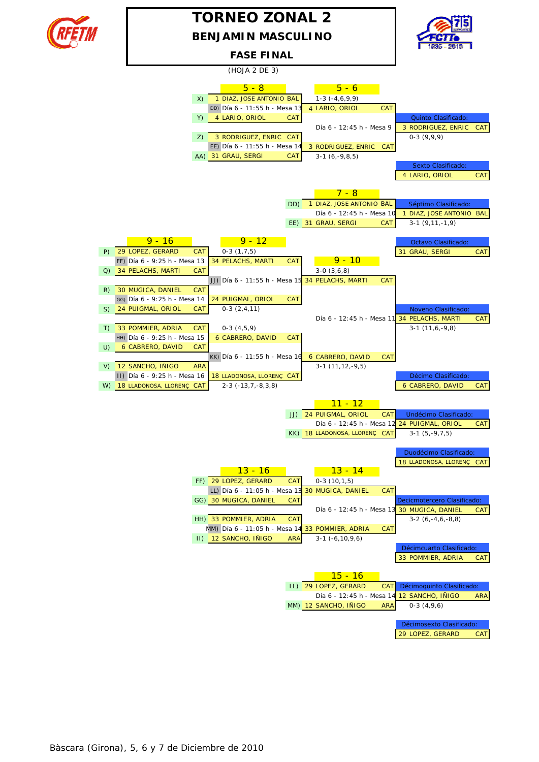# TORNEO ZONAL 2

## BENJAMIN MASCULINO

### FASE FINAL

(HOJA 2 DE 3)

## 5 - 8

| Match | Player 1 | Player 2 | Schedule | Winner | Result |
|---|---|---|---|---|---|
| DD) | X) 1 DIAZ, JOSE ANTONIO BAL | Y) 4 LARIO, ORIOL CAT | Día 6 - 11:55 h - Mesa 13 | 4 LARIO, ORIOL CAT | 1-3 (-4,6,9,9) |
| EE) | Z) 3 RODRIGUEZ, ENRIC CAT | AA) 31 GRAU, SERGI CAT | Día 6 - 11:55 h - Mesa 14 | 3 RODRIGUEZ, ENRIC CAT | 3-1 (6,-9,8,5) |

## 5 - 6

| Player 1 | Player 2 | Schedule | Winner | Result |
|---|---|---|---|---|
| 4 LARIO, ORIOL CAT | 3 RODRIGUEZ, ENRIC CAT | Día 6 - 12:45 h - Mesa 9 | 3 RODRIGUEZ, ENRIC CAT | 0-3 (9,9,9) |

**Quinto Clasificado:** 3 RODRIGUEZ, ENRIC CAT

**Sexto Clasificado:** 4 LARIO, ORIOL CAT

## 7 - 8

| Player 1 | Player 2 | Schedule | Winner | Result |
|---|---|---|---|---|
| DD) 1 DIAZ, JOSE ANTONIO BAL | EE) 31 GRAU, SERGI CAT | Día 6 - 12:45 h - Mesa 10 | 1 DIAZ, JOSE ANTONIO BAL | 3-1 (9,11,-1,9) |

**Séptimo Clasificado:** 1 DIAZ, JOSE ANTONIO BAL

**Octavo Clasificado:** 31 GRAU, SERGI CAT

## 9 - 16

| Match | Player 1 | Player 2 | Schedule | Winner | Result |
|---|---|---|---|---|---|
| FF) | P) 29 LOPEZ, GERARD CAT | Q) 34 PELACHS, MARTI CAT | Día 6 - 9:25 h - Mesa 13 | 34 PELACHS, MARTI CAT | 0-3 (1,7,5) |
| GG) | R) 30 MUGICA, DANIEL CAT | S) 24 PUIGMAL, ORIOL CAT | Día 6 - 9:25 h - Mesa 14 | 24 PUIGMAL, ORIOL CAT | 0-3 (2,4,11) |
| HH) | T) 33 POMMIER, ADRIA CAT | U) 6 CABRERO, DAVID CAT | Día 6 - 9:25 h - Mesa 15 | 6 CABRERO, DAVID CAT | 0-3 (4,5,9) |
| II) | V) 12 SANCHO, IÑIGO ARA | W) 18 LLADONOSA, LLORENÇ CAT | Día 6 - 9:25 h - Mesa 16 | 18 LLADONOSA, LLORENÇ CAT | 2-3 (-13,7,-8,3,8) |

## 9 - 12

| Match | Player 1 | Player 2 | Schedule | Winner | Result |
|---|---|---|---|---|---|
| JJ) | 34 PELACHS, MARTI CAT | 24 PUIGMAL, ORIOL CAT | Día 6 - 11:55 h - Mesa 15 | 34 PELACHS, MARTI CAT | 3-0 (3,6,8) |
| KK) | 6 CABRERO, DAVID CAT | 18 LLADONOSA, LLORENÇ CAT | Día 6 - 11:55 h - Mesa 16 | 6 CABRERO, DAVID CAT | 3-1 (11,12,-9,5) |

## 9 - 10

| Player 1 | Player 2 | Schedule | Winner | Result |
|---|---|---|---|---|
| 34 PELACHS, MARTI CAT | 6 CABRERO, DAVID CAT | Día 6 - 12:45 h - Mesa 11 | 34 PELACHS, MARTI CAT | 3-1 (11,6,-9,8) |

**Noveno Clasificado:** 34 PELACHS, MARTI CAT

**Décimo Clasificado:** 6 CABRERO, DAVID CAT

## 11 - 12

| Player 1 | Player 2 | Schedule | Winner | Result |
|---|---|---|---|---|
| JJ) 24 PUIGMAL, ORIOL CAT | KK) 18 LLADONOSA, LLORENÇ CAT | Día 6 - 12:45 h - Mesa 12 | 24 PUIGMAL, ORIOL CAT | 3-1 (5,-9,7,5) |

**Undécimo Clasificado:** 24 PUIGMAL, ORIOL CAT

**Duodécimo Clasificado:** 18 LLADONOSA, LLORENÇ CAT

## 13 - 16

| Match | Player 1 | Player 2 | Schedule | Winner | Result |
|---|---|---|---|---|---|
| LL) | FF) 29 LOPEZ, GERARD CAT | GG) 30 MUGICA, DANIEL CAT | Día 6 - 11:05 h - Mesa 13 | 30 MUGICA, DANIEL CAT | 0-3 (10,1,5) |
| MM) | HH) 33 POMMIER, ADRIA CAT | II) 12 SANCHO, IÑIGO ARA | Día 6 - 11:05 h - Mesa 14 | 33 POMMIER, ADRIA CAT | 3-1 (-6,10,9,6) |

## 13 - 14

| Player 1 | Player 2 | Schedule | Winner | Result |
|---|---|---|---|---|
| 30 MUGICA, DANIEL CAT | 33 POMMIER, ADRIA CAT | Día 6 - 12:45 h - Mesa 13 | 30 MUGICA, DANIEL CAT | 3-2 (6,-4,6,-8,8) |

**Decicmotercero Clasificado:** 30 MUGICA, DANIEL CAT

**Décimcuarto Clasificado:** 33 POMMIER, ADRIA CAT

## 15 - 16

| Player 1 | Player 2 | Schedule | Winner | Result |
|---|---|---|---|---|
| LL) 29 LOPEZ, GERARD CAT | MM) 12 SANCHO, IÑIGO ARA | Día 6 - 12:45 h - Mesa 14 | 12 SANCHO, IÑIGO ARA | 0-3 (4,9,6) |

**Décimoquinto Clasificado:** 12 SANCHO, IÑIGO ARA

**Décimosexto Clasificado:** 29 LOPEZ, GERARD CAT

Bàscara (Girona), 5, 6 y 7 de Diciembre de 2010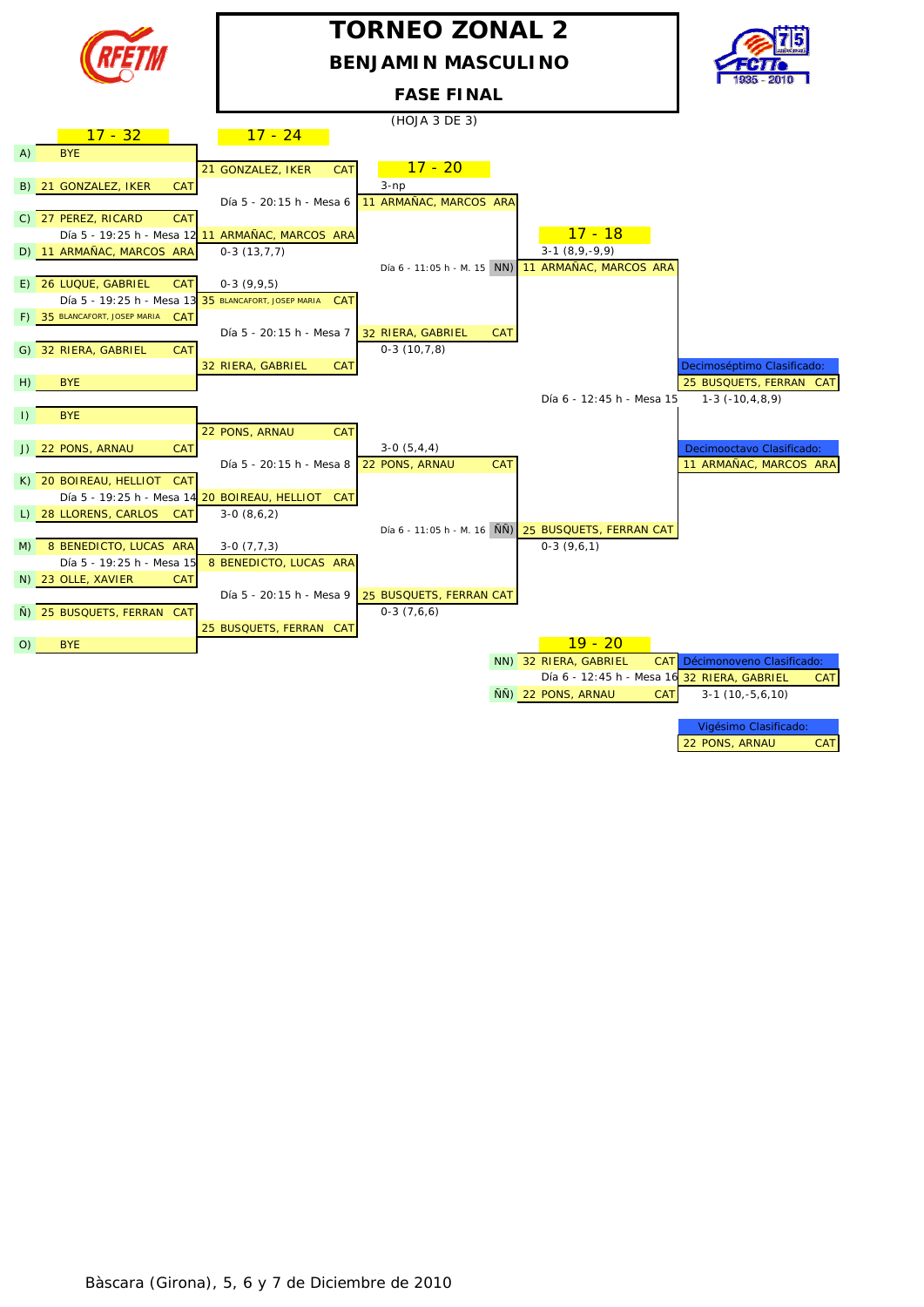# TORNEO ZONAL 2

## BENJAMIN MASCULINO

### FASE FINAL

(HOJA 3 DE 3)

## 17 - 32

| Pos. | Jugador | Asoc. |
|---|---|---|
| A) | BYE | |
| B) | 21 GONZALEZ, IKER | CAT |
| C) | 27 PEREZ, RICARD | CAT |
| D) | 11 ARMAÑAC, MARCOS | ARA |
| E) | 26 LUQUE, GABRIEL | CAT |
| F) | 35 BLANCAFORT, JOSEP MARIA | CAT |
| G) | 32 RIERA, GABRIEL | CAT |
| H) | BYE | |
| I) | BYE | |
| J) | 22 PONS, ARNAU | CAT |
| K) | 20 BOIREAU, HELLIOT | CAT |
| L) | 28 LLORENS, CARLOS | CAT |
| M) | 8 BENEDICTO, LUCAS | ARA |
| N) | 23 OLLE, XAVIER | CAT |
| Ñ) | 25 BUSQUETS, FERRAN | CAT |
| O) | BYE | |

## 17 - 24

| Partido | Ganador | Resultado |
|---|---|---|
| A-B | 21 GONZALEZ, IKER CAT | |
| C-D (Día 5 - 19:25 h - Mesa 12) | 11 ARMAÑAC, MARCOS ARA | 0-3 (13,7,7) |
| E-F (Día 5 - 19:25 h - Mesa 13) | 35 BLANCAFORT, JOSEP MARIA CAT | 0-3 (9,9,5) |
| G-H | 32 RIERA, GABRIEL CAT | |
| I-J | 22 PONS, ARNAU CAT | |
| K-L (Día 5 - 19:25 h - Mesa 14) | 20 BOIREAU, HELLIOT CAT | 3-0 (8,6,2) |
| M-N (Día 5 - 19:25 h - Mesa 15) | 8 BENEDICTO, LUCAS ARA | 3-0 (7,7,3) |
| Ñ-O | 25 BUSQUETS, FERRAN CAT | |

## 17 - 20

| Partido | Ganador | Resultado |
|---|---|---|
| Día 5 - 20:15 h - Mesa 6 | 11 ARMAÑAC, MARCOS ARA | 3-np |
| Día 5 - 20:15 h - Mesa 7 | 32 RIERA, GABRIEL CAT | 0-3 (10,7,8) |
| Día 5 - 20:15 h - Mesa 8 | 22 PONS, ARNAU CAT | 3-0 (5,4,4) |
| Día 5 - 20:15 h - Mesa 9 | 25 BUSQUETS, FERRAN CAT | 0-3 (7,6,6) |

## 17 - 18

| Partido | Ganador | Resultado |
|---|---|---|
| Día 6 - 11:05 h - M. 15 (NN) | 11 ARMAÑAC, MARCOS ARA | 3-1 (8,9,-9,9) |
| Día 6 - 11:05 h - M. 16 (ÑÑ) | 25 BUSQUETS, FERRAN CAT | 0-3 (9,6,1) |
| Día 6 - 12:45 h - Mesa 15 | | 1-3 (-10,4,8,9) |

Decimoséptimo Clasificado: 25 BUSQUETS, FERRAN CAT

Decimooctavo Clasificado: 11 ARMAÑAC, MARCOS ARA

## 19 - 20

NN) 32 RIERA, GABRIEL CAT

Día 6 - 12:45 h - Mesa 16

ÑÑ) 22 PONS, ARNAU CAT

3-1 (10,-5,6,10)

Décimonoveno Clasificado: 32 RIERA, GABRIEL CAT

Vigésimo Clasificado: 22 PONS, ARNAU CAT

Bàscara (Girona), 5, 6 y 7 de Diciembre de 2010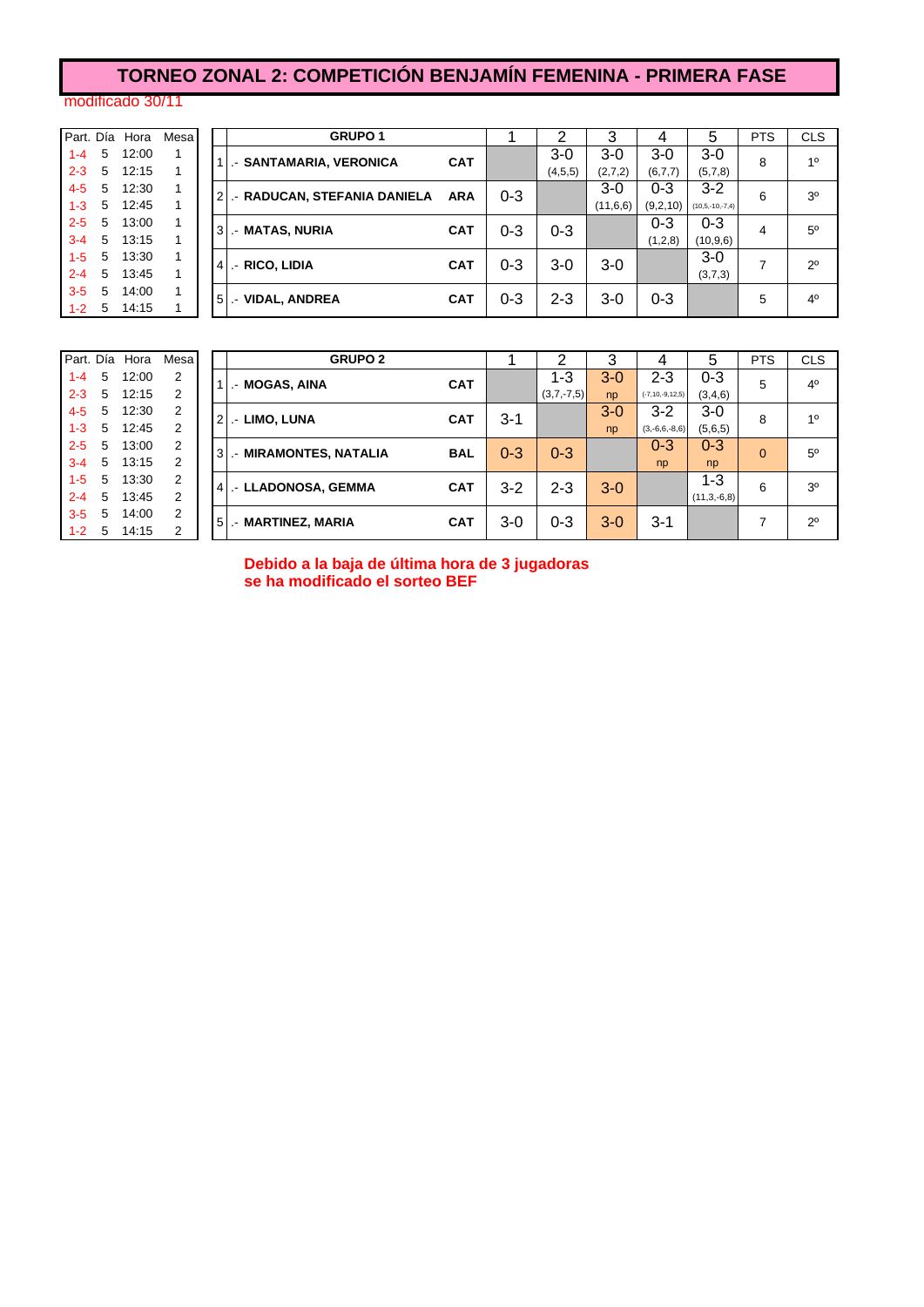# TORNEO ZONAL 2: COMPETICIÓN BENJAMÍN FEMENINA - PRIMERA FASE

modificado 30/11

| Part. | Día | Hora | Mesa |
|---|---|---|---|
| 1-4 | 5 | 12:00 | 1 |
| 2-3 | 5 | 12:15 | 1 |
| 4-5 | 5 | 12:30 | 1 |
| 1-3 | 5 | 12:45 | 1 |
| 2-5 | 5 | 13:00 | 1 |
| 3-4 | 5 | 13:15 | 1 |
| 1-5 | 5 | 13:30 | 1 |
| 2-4 | 5 | 13:45 | 1 |
| 3-5 | 5 | 14:00 | 1 |
| 1-2 | 5 | 14:15 | 1 |

| | GRUPO 1 | | 1 | 2 | 3 | 4 | 5 | PTS | CLS |
|---|---|---|---|---|---|---|---|---|---|
| 1 | .- SANTAMARIA, VERONICA | CAT | | 3-0 (4,5,5) | 3-0 (2,7,2) | 3-0 (6,7,7) | 3-0 (5,7,8) | 8 | 1º |
| 2 | .- RADUCAN, STEFANIA DANIELA | ARA | 0-3 | | 3-0 (11,6,6) | 0-3 (9,2,10) | 3-2 (10,5,-10,-7,4) | 6 | 3º |
| 3 | .- MATAS, NURIA | CAT | 0-3 | 0-3 | | 0-3 (1,2,8) | 0-3 (10,9,6) | 4 | 5º |
| 4 | .- RICO, LIDIA | CAT | 0-3 | 3-0 | 3-0 | | 3-0 (3,7,3) | 7 | 2º |
| 5 | .- VIDAL, ANDREA | CAT | 0-3 | 2-3 | 3-0 | 0-3 | | 5 | 4º |

| Part. | Día | Hora | Mesa |
|---|---|---|---|
| 1-4 | 5 | 12:00 | 2 |
| 2-3 | 5 | 12:15 | 2 |
| 4-5 | 5 | 12:30 | 2 |
| 1-3 | 5 | 12:45 | 2 |
| 2-5 | 5 | 13:00 | 2 |
| 3-4 | 5 | 13:15 | 2 |
| 1-5 | 5 | 13:30 | 2 |
| 2-4 | 5 | 13:45 | 2 |
| 3-5 | 5 | 14:00 | 2 |
| 1-2 | 5 | 14:15 | 2 |

| | GRUPO 2 | | 1 | 2 | 3 | 4 | 5 | PTS | CLS |
|---|---|---|---|---|---|---|---|---|---|
| 1 | .- MOGAS, AINA | CAT | | 1-3 (3,7,-7,5) | 3-0 np | 2-3 (-7,10,-9,12,5) | 0-3 (3,4,6) | 5 | 4º |
| 2 | .- LIMO, LUNA | CAT | 3-1 | | 3-0 np | 3-2 (3,-6,6,-8,6) | 3-0 (5,6,5) | 8 | 1º |
| 3 | .- MIRAMONTES, NATALIA | BAL | 0-3 | 0-3 | | 0-3 np | 0-3 np | 0 | 5º |
| 4 | .- LLADONOSA, GEMMA | CAT | 3-2 | 2-3 | 3-0 | | 1-3 (11,3,-6,8) | 6 | 3º |
| 5 | .- MARTINEZ, MARIA | CAT | 3-0 | 0-3 | 3-0 | 3-1 | | 7 | 2º |

**Debido a la baja de última hora de 3 jugadoras se ha modificado el sorteo BEF**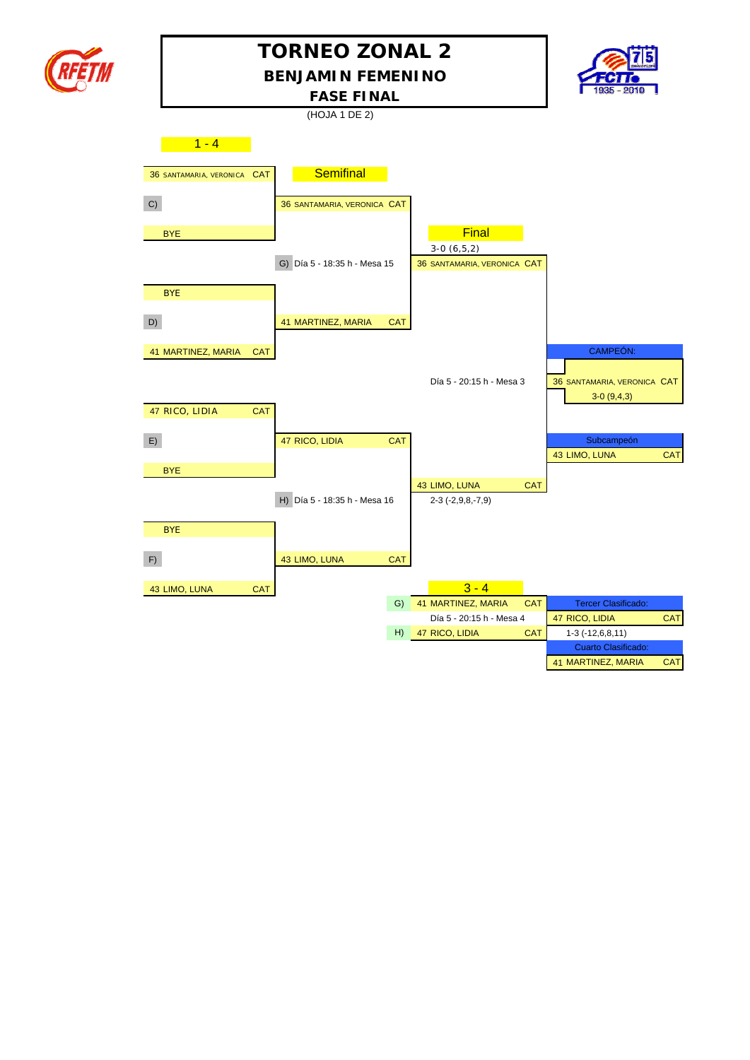# TORNEO ZONAL 2

## BENJAMIN FEMENINO

### FASE FINAL

(HOJA 1 DE 2)

**1 - 4**

| Ronda 1 | Semifinal | Final | Resultado |
|---|---|---|---|
| 36 SANTAMARIA, VERONICA CAT | | | |
| C) | 36 SANTAMARIA, VERONICA CAT | | |
| BYE | | 3-0 (6,5,2) | |
| | G) Día 5 - 18:35 h - Mesa 15 | 36 SANTAMARIA, VERONICA CAT | |
| BYE | | | |
| D) | 41 MARTINEZ, MARIA CAT | | |
| 41 MARTINEZ, MARIA CAT | | | CAMPEÓN: |
| | | Día 5 - 20:15 h - Mesa 3 | 36 SANTAMARIA, VERONICA CAT |
| | | | 3-0 (9,4,3) |
| 47 RICO, LIDIA CAT | | | |
| E) | 47 RICO, LIDIA CAT | | Subcampeón |
| | | | 43 LIMO, LUNA CAT |
| BYE | | 43 LIMO, LUNA CAT | |
| | H) Día 5 - 18:35 h - Mesa 16 | 2-3 (-2,9,8,-7,9) | |
| BYE | | | |
| F) | 43 LIMO, LUNA CAT | | |
| 43 LIMO, LUNA CAT | | | |

**3 - 4**

| | 3 - 4 | Clasificación |
|---|---|---|
| G) | 41 MARTINEZ, MARIA CAT | Tercer Clasificado: |
| | Día 5 - 20:15 h - Mesa 4 | 47 RICO, LIDIA CAT |
| H) | 47 RICO, LIDIA CAT | 1-3 (-12,6,8,11) |
| | | Cuarto Clasificado: |
| | | 41 MARTINEZ, MARIA CAT |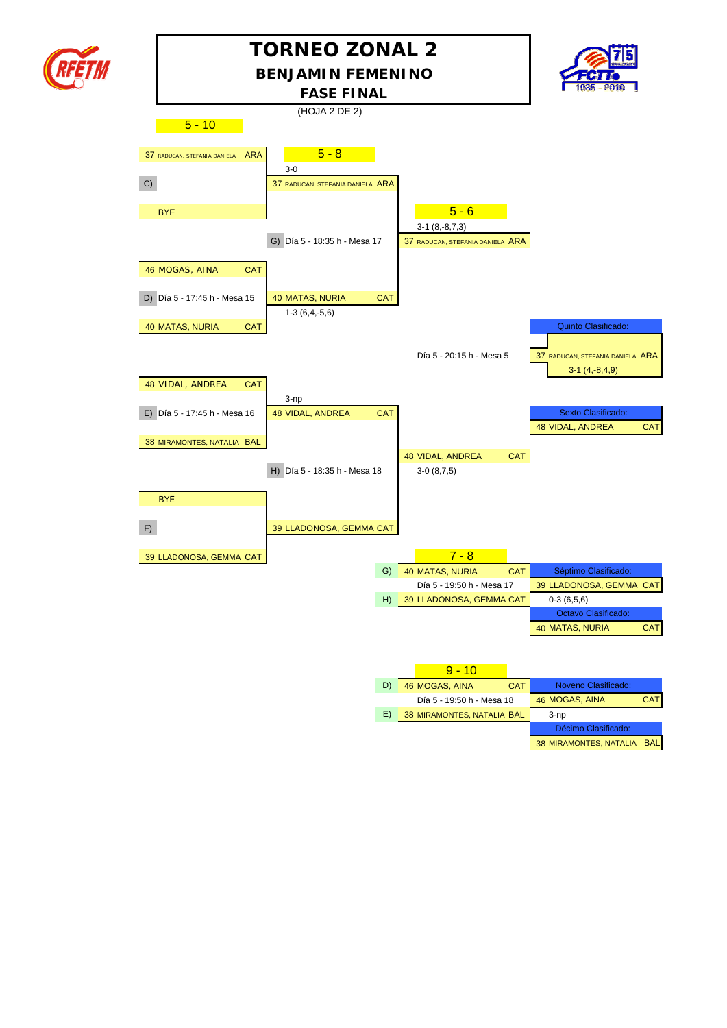# TORNEO ZONAL 2

## BENJAMIN FEMENINO

### FASE FINAL

(HOJA 2 DE 2)

## 5 - 10

| Ronda 1 | | 5 - 8 | | 5 - 6 | | Clasificación |
|---|---|---|---|---|---|---|
| 37 RADUCAN, STEFANIA DANIELA ARA | | | | | | |
| C) | 3-0 | 37 RADUCAN, STEFANIA DANIELA ARA | | | | |
| BYE | | | | | | |
| | | G) Día 5 - 18:35 h - Mesa 17 | 3-1 (8,-8,7,3) | 37 RADUCAN, STEFANIA DANIELA ARA | | |
| 46 MOGAS, AINA CAT | | | | | | |
| D) Día 5 - 17:45 h - Mesa 15 | 1-3 (6,4,-5,6) | 40 MATAS, NURIA CAT | | | | |
| 40 MATAS, NURIA CAT | | | | | | Quinto Clasificado: |
| | | | | Día 5 - 20:15 h - Mesa 5 | 3-1 (4,-8,4,9) | 37 RADUCAN, STEFANIA DANIELA ARA |
| 48 VIDAL, ANDREA CAT | | | | | | |
| E) Día 5 - 17:45 h - Mesa 16 | 3-np | 48 VIDAL, ANDREA CAT | | | | Sexto Clasificado: |
| 38 MIRAMONTES, NATALIA BAL | | | | | | 48 VIDAL, ANDREA CAT |
| | | H) Día 5 - 18:35 h - Mesa 18 | 3-0 (8,7,5) | 48 VIDAL, ANDREA CAT | | |
| BYE | | | | | | |
| F) | | 39 LLADONOSA, GEMMA CAT | | | | |
| 39 LLADONOSA, GEMMA CAT | | | | | | |

## 7 - 8

| | Jugadora | Clasificación |
|---|---|---|
| G) | 40 MATAS, NURIA CAT | Séptimo Clasificado: |
| | Día 5 - 19:50 h - Mesa 17 | 39 LLADONOSA, GEMMA CAT |
| H) | 39 LLADONOSA, GEMMA CAT | 0-3 (6,5,6) |
| | | Octavo Clasificado: |
| | | 40 MATAS, NURIA CAT |

## 9 - 10

| | Jugadora | Clasificación |
|---|---|---|
| D) | 46 MOGAS, AINA CAT | Noveno Clasificado: |
| | Día 5 - 19:50 h - Mesa 18 | 46 MOGAS, AINA CAT |
| E) | 38 MIRAMONTES, NATALIA BAL | 3-np |
| | | Décimo Clasificado: |
| | | 38 MIRAMONTES, NATALIA BAL |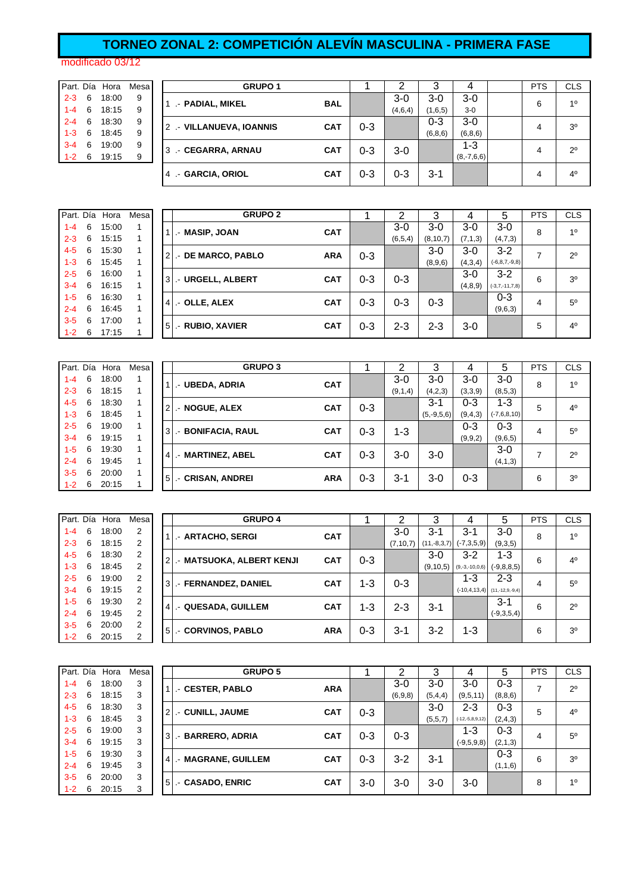# TORNEO ZONAL 2: COMPETICIÓN ALEVÍN MASCULINA - PRIMERA FASE

modificado 03/12

| Part. | Día | Hora | Mesa |
|---|---|---|---|
| 2-3 | 6 | 18:00 | 9 |
| 1-4 | 6 | 18:15 | 9 |
| 2-4 | 6 | 18:30 | 9 |
| 1-3 | 6 | 18:45 | 9 |
| 3-4 | 6 | 19:00 | 9 |
| 1-2 | 6 | 19:15 | 9 |

| GRUPO 1 | | 1 | 2 | 3 | 4 | | PTS | CLS |
|---|---|---|---|---|---|---|---|---|
| 1 .- PADIAL, MIKEL | BAL | | 3-0 (4,6,4) | 3-0 (1,6,5) | 3-0 3-0 | | 6 | 1º |
| 2 .- VILLANUEVA, IOANNIS | CAT | 0-3 | | 0-3 (6,8,6) | 3-0 (6,8,6) | | 4 | 3º |
| 3 .- CEGARRA, ARNAU | CAT | 0-3 | 3-0 | | 1-3 (8,-7,6,6) | | 4 | 2º |
| 4 .- GARCIA, ORIOL | CAT | 0-3 | 0-3 | 3-1 | | | 4 | 4º |

| Part. | Día | Hora | Mesa |
|---|---|---|---|
| 1-4 | 6 | 15:00 | 1 |
| 2-3 | 6 | 15:15 | 1 |
| 4-5 | 6 | 15:30 | 1 |
| 1-3 | 6 | 15:45 | 1 |
| 2-5 | 6 | 16:00 | 1 |
| 3-4 | 6 | 16:15 | 1 |
| 1-5 | 6 | 16:30 | 1 |
| 2-4 | 6 | 16:45 | 1 |
| 3-5 | 6 | 17:00 | 1 |
| 1-2 | 6 | 17:15 | 1 |

| GRUPO 2 | | 1 | 2 | 3 | 4 | 5 | PTS | CLS |
|---|---|---|---|---|---|---|---|---|
| 1 .- MASIP, JOAN | CAT | | 3-0 (6,5,4) | 3-0 (8,10,7) | 3-0 (7,1,3) | 3-0 (4,7,3) | 8 | 1º |
| 2 .- DE MARCO, PABLO | ARA | 0-3 | | 3-0 (8,9,6) | 3-0 (4,3,4) | 3-2 (-6,8,7,-9,8) | 7 | 2º |
| 3 .- URGELL, ALBERT | CAT | 0-3 | 0-3 | | 3-0 (4,8,9) | 3-2 (-3,7,-11,7,8) | 6 | 3º |
| 4 .- OLLE, ALEX | CAT | 0-3 | 0-3 | 0-3 | | 0-3 (9,6,3) | 4 | 5º |
| 5 .- RUBIO, XAVIER | CAT | 0-3 | 2-3 | 2-3 | 3-0 | | 5 | 4º |

| Part. | Día | Hora | Mesa |
|---|---|---|---|
| 1-4 | 6 | 18:00 | 1 |
| 2-3 | 6 | 18:15 | 1 |
| 4-5 | 6 | 18:30 | 1 |
| 1-3 | 6 | 18:45 | 1 |
| 2-5 | 6 | 19:00 | 1 |
| 3-4 | 6 | 19:15 | 1 |
| 1-5 | 6 | 19:30 | 1 |
| 2-4 | 6 | 19:45 | 1 |
| 3-5 | 6 | 20:00 | 1 |
| 1-2 | 6 | 20:15 | 1 |

| GRUPO 3 | | 1 | 2 | 3 | 4 | 5 | PTS | CLS |
|---|---|---|---|---|---|---|---|---|
| 1 .- UBEDA, ADRIA | CAT | | 3-0 (9,1,4) | 3-0 (4,2,3) | 3-0 (3,3,9) | 3-0 (8,5,3) | 8 | 1º |
| 2 .- NOGUE, ALEX | CAT | 0-3 | | 3-1 (5,-9,5,6) | 0-3 (9,4,3) | 1-3 (-7,6,8,10) | 5 | 4º |
| 3 .- BONIFACIA, RAUL | CAT | 0-3 | 1-3 | | 0-3 (9,9,2) | 0-3 (9,6,5) | 4 | 5º |
| 4 .- MARTINEZ, ABEL | CAT | 0-3 | 3-0 | 3-0 | | 3-0 (4,1,3) | 7 | 2º |
| 5 .- CRISAN, ANDREI | ARA | 0-3 | 3-1 | 3-0 | 0-3 | | 6 | 3º |

| Part. | Día | Hora | Mesa |
|---|---|---|---|
| 1-4 | 6 | 18:00 | 2 |
| 2-3 | 6 | 18:15 | 2 |
| 4-5 | 6 | 18:30 | 2 |
| 1-3 | 6 | 18:45 | 2 |
| 2-5 | 6 | 19:00 | 2 |
| 3-4 | 6 | 19:15 | 2 |
| 1-5 | 6 | 19:30 | 2 |
| 2-4 | 6 | 19:45 | 2 |
| 3-5 | 6 | 20:00 | 2 |
| 1-2 | 6 | 20:15 | 2 |

| GRUPO 4 | | 1 | 2 | 3 | 4 | 5 | PTS | CLS |
|---|---|---|---|---|---|---|---|---|
| 1 .- ARTACHO, SERGI | CAT | | 3-0 (7,10,7) | 3-1 (11,-8,3,7) | 3-1 (-7,3,5,9) | 3-0 (9,3,5) | 8 | 1º |
| 2 .- MATSUOKA, ALBERT KENJI | CAT | 0-3 | | 3-0 (9,10,5) | 3-2 (9,-3,-10,0,6) | 1-3 (-9,8,8,5) | 6 | 4º |
| 3 .- FERNANDEZ, DANIEL | CAT | 1-3 | 0-3 | | 1-3 (-10,4,13,4) | 2-3 (11,-12,9,-9,4) | 4 | 5º |
| 4 .- QUESADA, GUILLEM | CAT | 1-3 | 2-3 | 3-1 | | 3-1 (-9,3,5,4) | 6 | 2º |
| 5 .- CORVINOS, PABLO | ARA | 0-3 | 3-1 | 3-2 | 1-3 | | 6 | 3º |

| Part. | Día | Hora | Mesa |
|---|---|---|---|
| 1-4 | 6 | 18:00 | 3 |
| 2-3 | 6 | 18:15 | 3 |
| 4-5 | 6 | 18:30 | 3 |
| 1-3 | 6 | 18:45 | 3 |
| 2-5 | 6 | 19:00 | 3 |
| 3-4 | 6 | 19:15 | 3 |
| 1-5 | 6 | 19:30 | 3 |
| 2-4 | 6 | 19:45 | 3 |
| 3-5 | 6 | 20:00 | 3 |
| 1-2 | 6 | 20:15 | 3 |

| GRUPO 5 | | 1 | 2 | 3 | 4 | 5 | PTS | CLS |
|---|---|---|---|---|---|---|---|---|
| 1 .- CESTER, PABLO | ARA | | 3-0 (6,9,8) | 3-0 (5,4,4) | 3-0 (9,5,11) | 0-3 (8,8,6) | 7 | 2º |
| 2 .- CUNILL, JAUME | CAT | 0-3 | | 3-0 (5,5,7) | 2-3 (-12,-5,8,9,12) | 0-3 (2,4,3) | 5 | 4º |
| 3 .- BARRERO, ADRIA | CAT | 0-3 | 0-3 | | 1-3 (-9,5,9,8) | 0-3 (2,1,3) | 4 | 5º |
| 4 .- MAGRANE, GUILLEM | CAT | 0-3 | 3-2 | 3-1 | | 0-3 (1,1,6) | 6 | 3º |
| 5 .- CASADO, ENRIC | CAT | 3-0 | 3-0 | 3-0 | 3-0 | | 8 | 1º |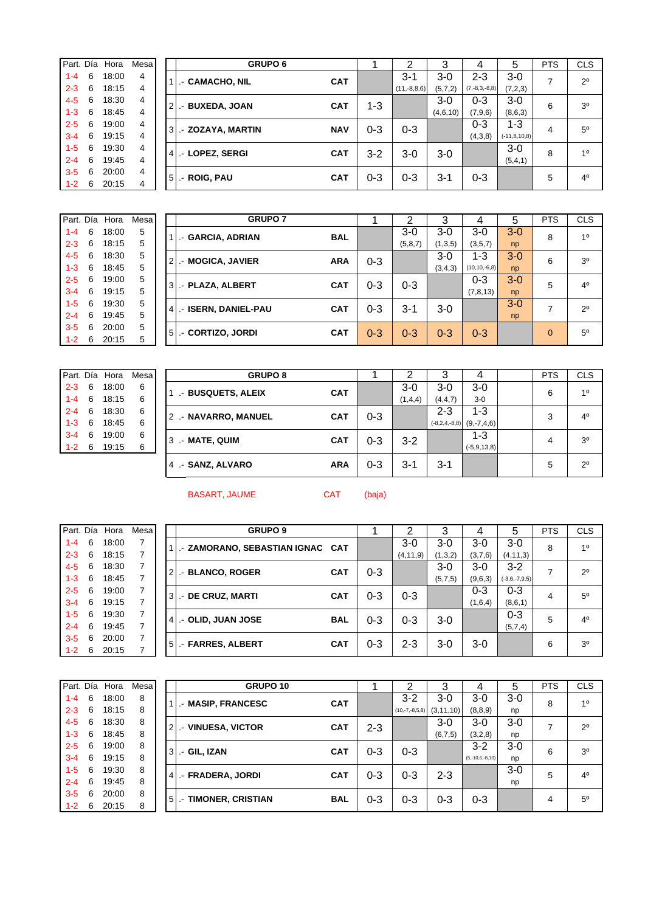| Part. | Día | Hora | Mesa |
|---|---|---|---|
| 1-4 | 6 | 18:00 | 4 |
| 2-3 | 6 | 18:15 | 4 |
| 4-5 | 6 | 18:30 | 4 |
| 1-3 | 6 | 18:45 | 4 |
| 2-5 | 6 | 19:00 | 4 |
| 3-4 | 6 | 19:15 | 4 |
| 1-5 | 6 | 19:30 | 4 |
| 2-4 | 6 | 19:45 | 4 |
| 3-5 | 6 | 20:00 | 4 |
| 1-2 | 6 | 20:15 | 4 |

| | GRUPO 6 | | 1 | 2 | 3 | 4 | 5 | PTS | CLS |
|---|---|---|---|---|---|---|---|---|---|
| 1 | .- CAMACHO, NIL | CAT | | 3-1 (11,-8,8,6) | 3-0 (5,7,2) | 2-3 (7,-8,3,-8,8) | 3-0 (7,2,3) | 7 | 2º |
| 2 | .- BUXEDA, JOAN | CAT | 1-3 | | 3-0 (4,6,10) | 0-3 (7,9,6) | 3-0 (8,6,3) | 6 | 3º |
| 3 | .- ZOZAYA, MARTIN | NAV | 0-3 | 0-3 | | 0-3 (4,3,8) | 1-3 (-11,8,10,8) | 4 | 5º |
| 4 | .- LOPEZ, SERGI | CAT | 3-2 | 3-0 | 3-0 | | 3-0 (5,4,1) | 8 | 1º |
| 5 | .- ROIG, PAU | CAT | 0-3 | 0-3 | 3-1 | 0-3 | | 5 | 4º |

| Part. | Día | Hora | Mesa |
|---|---|---|---|
| 1-4 | 6 | 18:00 | 5 |
| 2-3 | 6 | 18:15 | 5 |
| 4-5 | 6 | 18:30 | 5 |
| 1-3 | 6 | 18:45 | 5 |
| 2-5 | 6 | 19:00 | 5 |
| 3-4 | 6 | 19:15 | 5 |
| 1-5 | 6 | 19:30 | 5 |
| 2-4 | 6 | 19:45 | 5 |
| 3-5 | 6 | 20:00 | 5 |
| 1-2 | 6 | 20:15 | 5 |

| | GRUPO 7 | | 1 | 2 | 3 | 4 | 5 | PTS | CLS |
|---|---|---|---|---|---|---|---|---|---|
| 1 | .- GARCIA, ADRIAN | BAL | | 3-0 (5,8,7) | 3-0 (1,3,5) | 3-0 (3,5,7) | 3-0 np | 8 | 1º |
| 2 | .- MOGICA, JAVIER | ARA | 0-3 | | 3-0 (3,4,3) | 1-3 (10,10,-6,8) | 3-0 np | 6 | 3º |
| 3 | .- PLAZA, ALBERT | CAT | 0-3 | 0-3 | | 0-3 (7,8,13) | 3-0 np | 5 | 4º |
| 4 | .- ISERN, DANIEL-PAU | CAT | 0-3 | 3-1 | 3-0 | | 3-0 np | 7 | 2º |
| 5 | .- CORTIZO, JORDI | CAT | 0-3 | 0-3 | 0-3 | 0-3 | | 0 | 5º |

| Part. | Día | Hora | Mesa |
|---|---|---|---|
| 2-3 | 6 | 18:00 | 6 |
| 1-4 | 6 | 18:15 | 6 |
| 2-4 | 6 | 18:30 | 6 |
| 1-3 | 6 | 18:45 | 6 |
| 3-4 | 6 | 19:00 | 6 |
| 1-2 | 6 | 19:15 | 6 |

| | GRUPO 8 | | 1 | 2 | 3 | 4 | | PTS | CLS |
|---|---|---|---|---|---|---|---|---|---|
| 1 | .- BUSQUETS, ALEIX | CAT | | 3-0 (1,4,4) | 3-0 (4,4,7) | 3-0 3-0 | | 6 | 1º |
| 2 | .- NAVARRO, MANUEL | CAT | 0-3 | | 2-3 (-8,2,4,-8,8) | 1-3 (9,-7,4,6) | | 3 | 4º |
| 3 | .- MATE, QUIM | CAT | 0-3 | 3-2 | | 1-3 (-5,9,13,8) | | 4 | 3º |
| 4 | .- SANZ, ALVARO | ARA | 0-3 | 3-1 | 3-1 | | | 5 | 2º |

BASART, JAUME CAT (baja)

| Part. | Día | Hora | Mesa |
|---|---|---|---|
| 1-4 | 6 | 18:00 | 7 |
| 2-3 | 6 | 18:15 | 7 |
| 4-5 | 6 | 18:30 | 7 |
| 1-3 | 6 | 18:45 | 7 |
| 2-5 | 6 | 19:00 | 7 |
| 3-4 | 6 | 19:15 | 7 |
| 1-5 | 6 | 19:30 | 7 |
| 2-4 | 6 | 19:45 | 7 |
| 3-5 | 6 | 20:00 | 7 |
| 1-2 | 6 | 20:15 | 7 |

| | GRUPO 9 | | 1 | 2 | 3 | 4 | 5 | PTS | CLS |
|---|---|---|---|---|---|---|---|---|---|
| 1 | .- ZAMORANO, SEBASTIAN IGNAC | CAT | | 3-0 (4,11,9) | 3-0 (1,3,2) | 3-0 (3,7,6) | 3-0 (4,11,3) | 8 | 1º |
| 2 | .- BLANCO, ROGER | CAT | 0-3 | | 3-0 (5,7,5) | 3-0 (9,6,3) | 3-2 (-3,6,-7,9,5) | 7 | 2º |
| 3 | .- DE CRUZ, MARTI | CAT | 0-3 | 0-3 | | 0-3 (1,6,4) | 0-3 (8,6,1) | 4 | 5º |
| 4 | .- OLID, JUAN JOSE | BAL | 0-3 | 0-3 | 3-0 | | 0-3 (5,7,4) | 5 | 4º |
| 5 | .- FARRES, ALBERT | CAT | 0-3 | 2-3 | 3-0 | 3-0 | | 6 | 3º |

| Part. | Día | Hora | Mesa |
|---|---|---|---|
| 1-4 | 6 | 18:00 | 8 |
| 2-3 | 6 | 18:15 | 8 |
| 4-5 | 6 | 18:30 | 8 |
| 1-3 | 6 | 18:45 | 8 |
| 2-5 | 6 | 19:00 | 8 |
| 3-4 | 6 | 19:15 | 8 |
| 1-5 | 6 | 19:30 | 8 |
| 2-4 | 6 | 19:45 | 8 |
| 3-5 | 6 | 20:00 | 8 |
| 1-2 | 6 | 20:15 | 8 |

| | GRUPO 10 | | 1 | 2 | 3 | 4 | 5 | PTS | CLS |
|---|---|---|---|---|---|---|---|---|---|
| 1 | .- MASIP, FRANCESC | CAT | | 3-2 (10,-7,-8,5,8) | 3-0 (3,11,10) | 3-0 (8,8,9) | 3-0 np | 8 | 1º |
| 2 | .- VINUESA, VICTOR | CAT | 2-3 | | 3-0 (6,7,5) | 3-0 (3,2,8) | 3-0 np | 7 | 2º |
| 3 | .- GIL, IZAN | CAT | 0-3 | 0-3 | | 3-2 (5,-10,6,-8,10) | 3-0 np | 6 | 3º |
| 4 | .- FRADERA, JORDI | CAT | 0-3 | 0-3 | 2-3 | | 3-0 np | 5 | 4º |
| 5 | .- TIMONER, CRISTIAN | BAL | 0-3 | 0-3 | 0-3 | 0-3 | | 4 | 5º |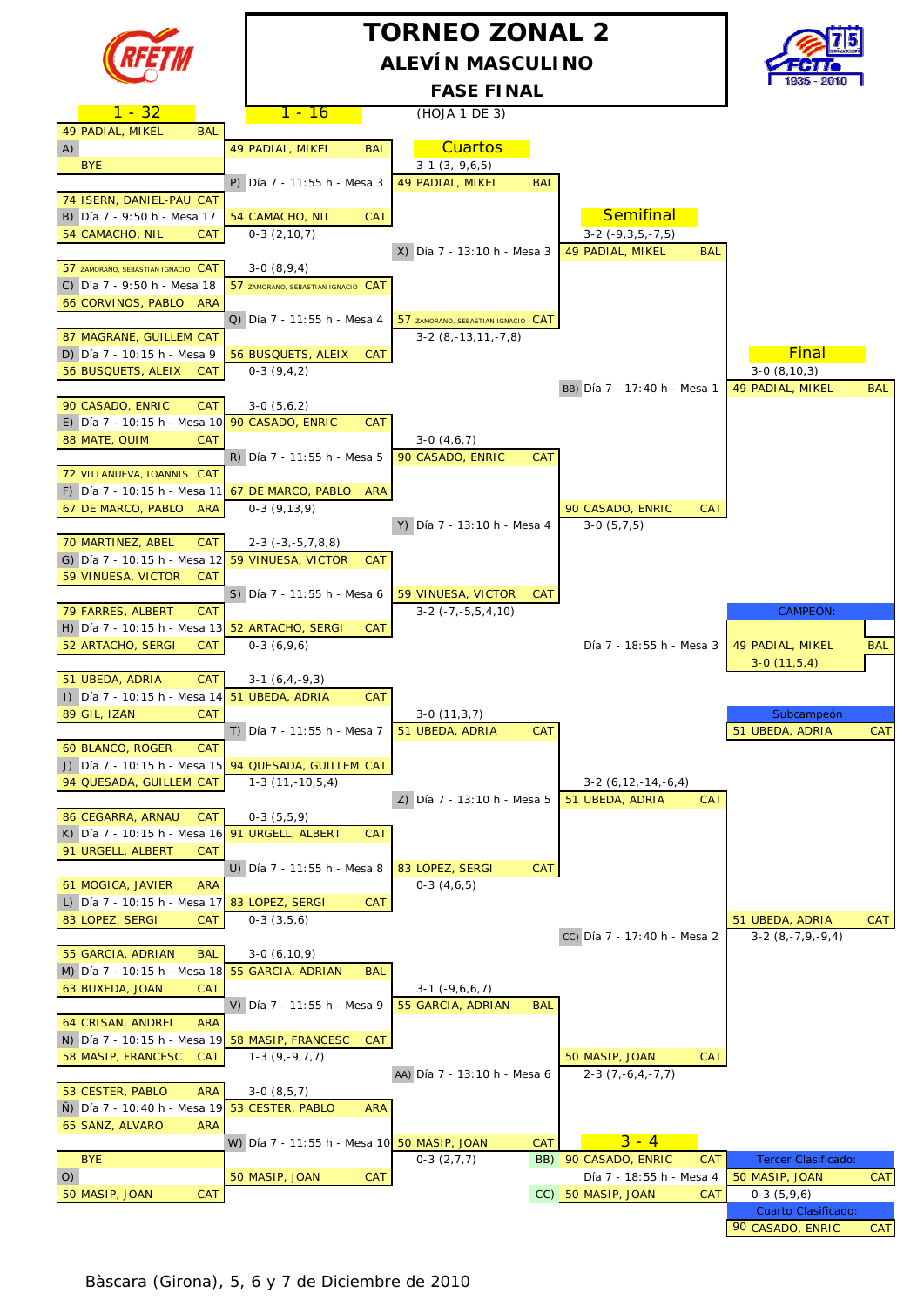# TORNEO ZONAL 2

## ALEVÍN MASCULINO

### FASE FINAL

(HOJA 1 DE 3)

## 1 - 32

| Partido | Jugador 1 | Jugador 2 | Horario | Resultado |
|---|---|---|---|---|
| A) | 49 PADIAL, MIKEL BAL | BYE | | |
| B) | 74 ISERN, DANIEL-PAU CAT | 54 CAMACHO, NIL CAT | Día 7 - 9:50 h - Mesa 17 | 0-3 (2,10,7) |
| C) | 57 ZAMORANO, SEBASTIAN IGNACIO CAT | 66 CORVINOS, PABLO ARA | Día 7 - 9:50 h - Mesa 18 | 3-0 (8,9,4) |
| D) | 87 MAGRANE, GUILLEM CAT | 56 BUSQUETS, ALEIX CAT | Día 7 - 10:15 h - Mesa 9 | 0-3 (9,4,2) |
| E) | 90 CASADO, ENRIC CAT | 88 MATE, QUIM CAT | Día 7 - 10:15 h - Mesa 10 | 3-0 (5,6,2) |
| F) | 72 VILLANUEVA, IOANNIS CAT | 67 DE MARCO, PABLO ARA | Día 7 - 10:15 h - Mesa 11 | 0-3 (9,13,9) |
| G) | 70 MARTINEZ, ABEL CAT | 59 VINUESA, VICTOR CAT | Día 7 - 10:15 h - Mesa 12 | 2-3 (-3,-5,7,8,8) |
| H) | 79 FARRES, ALBERT CAT | 52 ARTACHO, SERGI CAT | Día 7 - 10:15 h - Mesa 13 | 0-3 (6,9,6) |
| I) | 51 UBEDA, ADRIA CAT | 89 GIL, IZAN CAT | Día 7 - 10:15 h - Mesa 14 | 3-1 (6,4,-9,3) |
| J) | 60 BLANCO, ROGER CAT | 94 QUESADA, GUILLEM CAT | Día 7 - 10:15 h - Mesa 15 | 1-3 (11,-10,5,4) |
| K) | 86 CEGARRA, ARNAU CAT | 91 URGELL, ALBERT CAT | Día 7 - 10:15 h - Mesa 16 | 0-3 (5,5,9) |
| L) | 61 MOGICA, JAVIER ARA | 83 LOPEZ, SERGI CAT | Día 7 - 10:15 h - Mesa 17 | 0-3 (3,5,6) |
| M) | 55 GARCIA, ADRIAN BAL | 63 BUXEDA, JOAN CAT | Día 7 - 10:15 h - Mesa 18 | 3-0 (6,10,9) |
| N) | 64 CRISAN, ANDREI ARA | 58 MASIP, FRANCESC CAT | Día 7 - 10:15 h - Mesa 19 | 1-3 (9,-9,7,7) |
| Ñ) | 53 CESTER, PABLO ARA | 65 SANZ, ALVARO ARA | Día 7 - 10:40 h - Mesa 19 | 3-0 (8,5,7) |
| O) | BYE | 50 MASIP, JOAN CAT | | |

## 1 - 16

| Partido | Jugador 1 | Jugador 2 | Horario | Resultado |
|---|---|---|---|---|
| P) | 49 PADIAL, MIKEL BAL | 54 CAMACHO, NIL CAT | Día 7 - 11:55 h - Mesa 3 | 3-1 (3,-9,6,5) |
| Q) | 57 ZAMORANO, SEBASTIAN IGNACIO CAT | 56 BUSQUETS, ALEIX CAT | Día 7 - 11:55 h - Mesa 4 | 3-2 (8,-13,11,-7,8) |
| R) | 90 CASADO, ENRIC CAT | 67 DE MARCO, PABLO ARA | Día 7 - 11:55 h - Mesa 5 | 3-0 (4,6,7) |
| S) | 59 VINUESA, VICTOR CAT | 52 ARTACHO, SERGI CAT | Día 7 - 11:55 h - Mesa 6 | 3-2 (-7,-5,5,4,10) |
| T) | 51 UBEDA, ADRIA CAT | 94 QUESADA, GUILLEM CAT | Día 7 - 11:55 h - Mesa 7 | 3-0 (11,3,7) |
| U) | 91 URGELL, ALBERT CAT | 83 LOPEZ, SERGI CAT | Día 7 - 11:55 h - Mesa 8 | 0-3 (4,6,5) |
| V) | 55 GARCIA, ADRIAN BAL | 58 MASIP, FRANCESC CAT | Día 7 - 11:55 h - Mesa 9 | 3-1 (-9,6,6,7) |
| W) | 53 CESTER, PABLO ARA | 50 MASIP, JOAN CAT | Día 7 - 11:55 h - Mesa 10 | 0-3 (2,7,7) |

## Cuartos

| Partido | Jugador 1 | Jugador 2 | Horario | Resultado |
|---|---|---|---|---|
| X) | 49 PADIAL, MIKEL BAL | 57 ZAMORANO, SEBASTIAN IGNACIO CAT | Día 7 - 13:10 h - Mesa 3 | 3-2 (-9,3,5,-7,5) |
| Y) | 90 CASADO, ENRIC CAT | 59 VINUESA, VICTOR CAT | Día 7 - 13:10 h - Mesa 4 | 3-0 (5,7,5) |
| Z) | 51 UBEDA, ADRIA CAT | 83 LOPEZ, SERGI CAT | Día 7 - 13:10 h - Mesa 5 | 3-2 (6,12,-14,-6,4) |
| AA) | 55 GARCIA, ADRIAN BAL | 50 MASIP, JOAN CAT | Día 7 - 13:10 h - Mesa 6 | 2-3 (7,-6,4,-7,7) |

## Semifinal

| Partido | Jugador 1 | Jugador 2 | Horario | Resultado |
|---|---|---|---|---|
| BB) | 49 PADIAL, MIKEL BAL | 90 CASADO, ENRIC CAT | Día 7 - 17:40 h - Mesa 1 | 3-0 (8,10,3) |
| CC) | 51 UBEDA, ADRIA CAT | 50 MASIP, JOAN CAT | Día 7 - 17:40 h - Mesa 2 | 3-2 (8,-7,9,-9,4) |

## Final

| Jugador 1 | Jugador 2 | Horario | Resultado |
|---|---|---|---|
| 49 PADIAL, MIKEL BAL | 51 UBEDA, ADRIA CAT | Día 7 - 18:55 h - Mesa 3 | 3-0 (11,5,4) |

## 3 - 4

| Partido | Jugador | Horario | Resultado |
|---|---|---|---|
| BB) | 90 CASADO, ENRIC CAT | Día 7 - 18:55 h - Mesa 4 | 0-3 (5,9,6) |
| CC) | 50 MASIP, JOAN CAT | | |

**CAMPEÓN:** 49 PADIAL, MIKEL BAL

**Subcampeón:** 51 UBEDA, ADRIA CAT

**Tercer Clasificado:** 50 MASIP, JOAN CAT

**Cuarto Clasificado:** 90 CASADO, ENRIC CAT

Bàscara (Girona), 5, 6 y 7 de Diciembre de 2010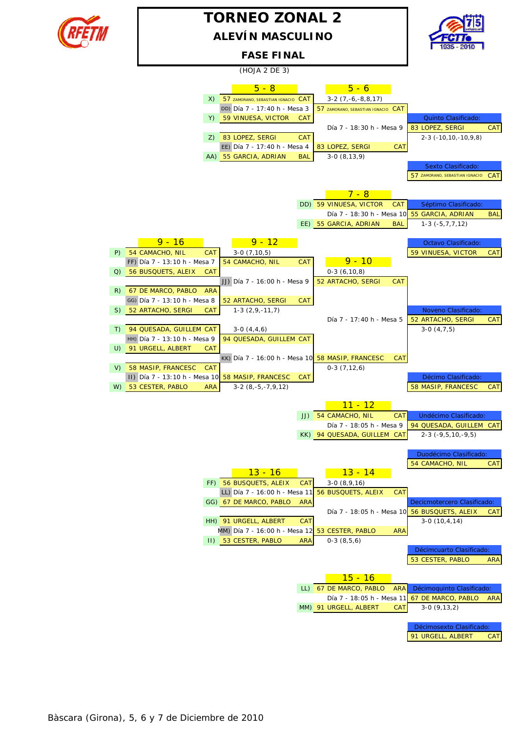# TORNEO ZONAL 2

## ALEVÍN MASCULINO

## FASE FINAL

(HOJA 2 DE 3)

### 5 - 8

| Match | Jugador 1 | Jugador 2 | Horario | Ganador | Resultado |
|---|---|---|---|---|---|
| DD) | X) 57 ZAMORANO, SEBASTIAN IGNACIO CAT | Y) 59 VINUESA, VICTOR CAT | Día 7 - 17:40 h - Mesa 3 | 57 ZAMORANO, SEBASTIAN IGNACIO CAT | 3-2 (7,-6,-8,8,17) |
| EE) | Z) 83 LOPEZ, SERGI CAT | AA) 55 GARCIA, ADRIAN BAL | Día 7 - 17:40 h - Mesa 4 | 83 LOPEZ, SERGI CAT | 3-0 (8,13,9) |

### 5 - 6

57 ZAMORANO, SEBASTIAN IGNACIO CAT vs 83 LOPEZ, SERGI CAT — Día 7 - 18:30 h - Mesa 9 — 2-3 (-10,10,-10,9,8)

- Quinto Clasificado: 83 LOPEZ, SERGI CAT
- Sexto Clasificado: 57 ZAMORANO, SEBASTIAN IGNACIO CAT

### 7 - 8

DD) 59 VINUESA, VICTOR CAT vs EE) 55 GARCIA, ADRIAN BAL — Día 7 - 18:30 h - Mesa 10 — 1-3 (-5,7,7,12)

- Séptimo Clasificado: 55 GARCIA, ADRIAN BAL
- Octavo Clasificado: 59 VINUESA, VICTOR CAT

### 9 - 16

| Match | Jugador 1 | Jugador 2 | Horario | Ganador | Resultado |
|---|---|---|---|---|---|
| FF) | P) 54 CAMACHO, NIL CAT | Q) 56 BUSQUETS, ALEIX CAT | Día 7 - 13:10 h - Mesa 7 | 54 CAMACHO, NIL CAT | 3-0 (7,10,5) |
| GG) | R) 67 DE MARCO, PABLO ARA | S) 52 ARTACHO, SERGI CAT | Día 7 - 13:10 h - Mesa 8 | 52 ARTACHO, SERGI CAT | 1-3 (2,9,-11,7) |
| HH) | T) 94 QUESADA, GUILLEM CAT | U) 91 URGELL, ALBERT CAT | Día 7 - 13:10 h - Mesa 9 | 94 QUESADA, GUILLEM CAT | 3-0 (4,4,6) |
| II) | V) 58 MASIP, FRANCESC CAT | W) 53 CESTER, PABLO ARA | Día 7 - 13:10 h - Mesa 10 | 58 MASIP, FRANCESC CAT | 3-2 (8,-5,-7,9,12) |

### 9 - 12

| Match | Jugador 1 | Jugador 2 | Horario | Ganador | Resultado |
|---|---|---|---|---|---|
| JJ) | 54 CAMACHO, NIL CAT | 52 ARTACHO, SERGI CAT | Día 7 - 16:00 h - Mesa 9 | 52 ARTACHO, SERGI CAT | 0-3 (6,10,8) |
| KK) | 94 QUESADA, GUILLEM CAT | 58 MASIP, FRANCESC CAT | Día 7 - 16:00 h - Mesa 10 | 58 MASIP, FRANCESC CAT | 0-3 (7,12,6) |

### 9 - 10

52 ARTACHO, SERGI CAT vs 58 MASIP, FRANCESC CAT — Día 7 - 17:40 h - Mesa 5 — 3-0 (4,7,5)

- Noveno Clasificado: 52 ARTACHO, SERGI CAT
- Décimo Clasificado: 58 MASIP, FRANCESC CAT

### 11 - 12

JJ) 54 CAMACHO, NIL CAT vs KK) 94 QUESADA, GUILLEM CAT — Día 7 - 18:05 h - Mesa 9 — 2-3 (-9,5,10,-9,5)

- Undécimo Clasificado: 94 QUESADA, GUILLEM CAT
- Duodécimo Clasificado: 54 CAMACHO, NIL CAT

### 13 - 16

| Match | Jugador 1 | Jugador 2 | Horario | Ganador | Resultado |
|---|---|---|---|---|---|
| LL) | FF) 56 BUSQUETS, ALEIX CAT | GG) 67 DE MARCO, PABLO ARA | Día 7 - 16:00 h - Mesa 11 | 56 BUSQUETS, ALEIX CAT | 3-0 (8,9,16) |
| MM) | HH) 91 URGELL, ALBERT CAT | II) 53 CESTER, PABLO ARA | Día 7 - 16:00 h - Mesa 12 | 53 CESTER, PABLO ARA | 0-3 (8,5,6) |

### 13 - 14

56 BUSQUETS, ALEIX CAT vs 53 CESTER, PABLO ARA — Día 7 - 18:05 h - Mesa 10 — 3-0 (10,4,14)

- Decicmotercero Clasificado: 56 BUSQUETS, ALEIX CAT
- Décimcuarto Clasificado: 53 CESTER, PABLO ARA

### 15 - 16

LL) 67 DE MARCO, PABLO ARA vs MM) 91 URGELL, ALBERT CAT — Día 7 - 18:05 h - Mesa 11 — 3-0 (9,13,2)

- Décimoquinto Clasificado: 67 DE MARCO, PABLO ARA
- Décimosexto Clasificado: 91 URGELL, ALBERT CAT

Bàscara (Girona), 5, 6 y 7 de Diciembre de 2010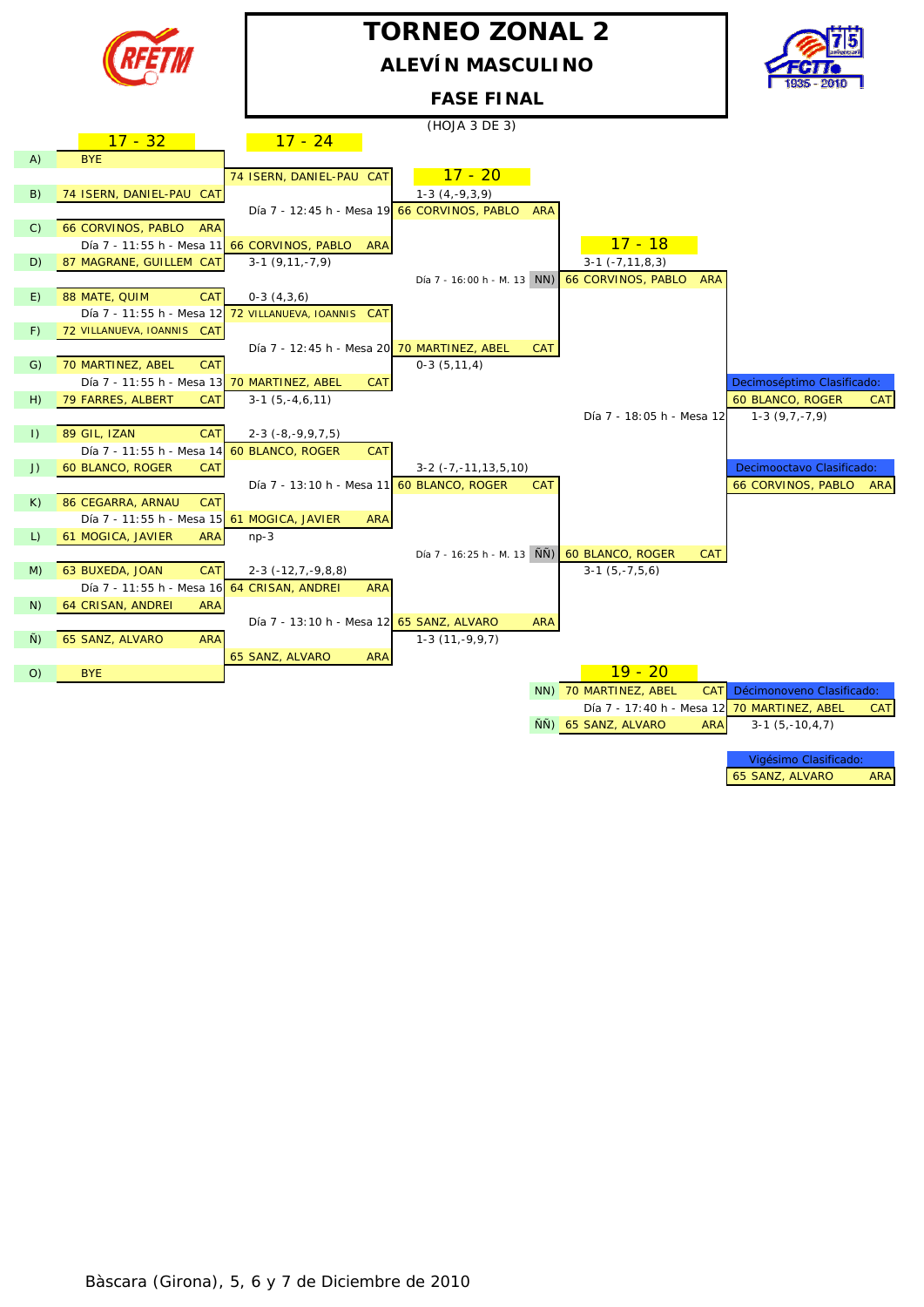# TORNEO ZONAL 2

## ALEVÍN MASCULINO

## FASE FINAL

(HOJA 3 DE 3)

### 17 - 32

| | Jugador | |
|---|---|---|
| A) | BYE | |
| B) | 74 ISERN, DANIEL-PAU | CAT |
| C) | 66 CORVINOS, PABLO | ARA |
| D) | 87 MAGRANE, GUILLEM | CAT |
| E) | 88 MATE, QUIM | CAT |
| F) | 72 VILLANUEVA, IOANNIS | CAT |
| G) | 70 MARTINEZ, ABEL | CAT |
| H) | 79 FARRES, ALBERT | CAT |
| I) | 89 GIL, IZAN | CAT |
| J) | 60 BLANCO, ROGER | CAT |
| K) | 86 CEGARRA, ARNAU | CAT |
| L) | 61 MOGICA, JAVIER | ARA |
| M) | 63 BUXEDA, JOAN | CAT |
| N) | 64 CRISAN, ANDREI | ARA |
| Ñ) | 65 SANZ, ALVARO | ARA |
| O) | BYE | |

### 17 - 24

| Partido | Ganador | Resultado |
|---|---|---|
| A) - B) | 74 ISERN, DANIEL-PAU CAT | |
| C) - D): Día 7 - 11:55 h - Mesa 11 | 66 CORVINOS, PABLO ARA | 3-1 (9,11,-7,9) |
| E) - F): Día 7 - 11:55 h - Mesa 12 | 72 VILLANUEVA, IOANNIS CAT | 0-3 (4,3,6) |
| G) - H): Día 7 - 11:55 h - Mesa 13 | 70 MARTINEZ, ABEL CAT | 3-1 (5,-4,6,11) |
| I) - J): Día 7 - 11:55 h - Mesa 14 | 60 BLANCO, ROGER CAT | 2-3 (-8,-9,9,7,5) |
| K) - L): Día 7 - 11:55 h - Mesa 15 | 61 MOGICA, JAVIER ARA | np-3 |
| M) - N): Día 7 - 11:55 h - Mesa 16 | 64 CRISAN, ANDREI ARA | 2-3 (-12,7,-9,8,8) |
| Ñ) - O) | 65 SANZ, ALVARO ARA | |

### 17 - 20

| Partido | Ganador | Resultado |
|---|---|---|
| Día 7 - 12:45 h - Mesa 19 | 66 CORVINOS, PABLO ARA | 1-3 (4,-9,3,9) |
| Día 7 - 12:45 h - Mesa 20 | 70 MARTINEZ, ABEL CAT | 0-3 (5,11,4) |
| Día 7 - 13:10 h - Mesa 11 | 60 BLANCO, ROGER CAT | 3-2 (-7,-11,13,5,10) |
| Día 7 - 13:10 h - Mesa 12 | 65 SANZ, ALVARO ARA | 1-3 (11,-9,9,7) |

### 17 - 18

| Partido | Ganador | Resultado |
|---|---|---|
| Día 7 - 16:00 h - M. 13 (NN) | 66 CORVINOS, PABLO ARA | 3-1 (-7,11,8,3) |
| Día 7 - 16:25 h - M. 13 (ÑÑ) | 60 BLANCO, ROGER CAT | 3-1 (5,-7,5,6) |
| Día 7 - 18:05 h - Mesa 12 | 60 BLANCO, ROGER CAT | 1-3 (9,7,-7,9) |

Decimoséptimo Clasificado: 60 BLANCO, ROGER CAT

Decimooctavo Clasificado: 66 CORVINOS, PABLO ARA

### 19 - 20

NN) 70 MARTINEZ, ABEL CAT

ÑÑ) 65 SANZ, ALVARO ARA

Día 7 - 17:40 h - Mesa 12 — 70 MARTINEZ, ABEL CAT — 3-1 (5,-10,4,7)

Décimonoveno Clasificado: 70 MARTINEZ, ABEL CAT

Vigésimo Clasificado: 65 SANZ, ALVARO ARA

Bàscara (Girona), 5, 6 y 7 de Diciembre de 2010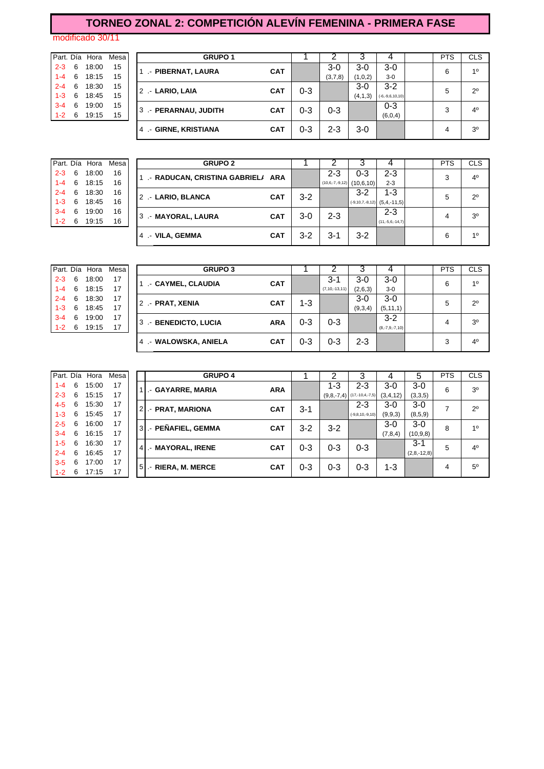# TORNEO ZONAL 2: COMPETICIÓN ALEVÍN FEMENINA - PRIMERA FASE

modificado 30/11

| Part. | Día | Hora | Mesa |
|---|---|---|---|
| 2-3 | 6 | 18:00 | 15 |
| 1-4 | 6 | 18:15 | 15 |
| 2-4 | 6 | 18:30 | 15 |
| 1-3 | 6 | 18:45 | 15 |
| 3-4 | 6 | 19:00 | 15 |
| 1-2 | 6 | 19:15 | 15 |

| GRUPO 1 | | 1 | 2 | 3 | 4 | | PTS | CLS |
|---|---|---|---|---|---|---|---|---|
| 1 .- PIBERNAT, LAURA | CAT | | 3-0 (3,7,8) | 3-0 (1,0,2) | 3-0 3-0 | | 6 | 1º |
| 2 .- LARIO, LAIA | CAT | 0-3 | | 3-0 (4,1,3) | 3-2 (-6,-9,6,10,10) | | 5 | 2º |
| 3 .- PERARNAU, JUDITH | CAT | 0-3 | 0-3 | | 0-3 (6,0,4) | | 3 | 4º |
| 4 .- GIRNE, KRISTIANA | CAT | 0-3 | 2-3 | 3-0 | | | 4 | 3º |

| Part. | Día | Hora | Mesa |
|---|---|---|---|
| 2-3 | 6 | 18:00 | 16 |
| 1-4 | 6 | 18:15 | 16 |
| 2-4 | 6 | 18:30 | 16 |
| 1-3 | 6 | 18:45 | 16 |
| 3-4 | 6 | 19:00 | 16 |
| 1-2 | 6 | 19:15 | 16 |

| GRUPO 2 | | 1 | 2 | 3 | 4 | | PTS | CLS |
|---|---|---|---|---|---|---|---|---|
| 1 .- RADUCAN, CRISTINA GABRIEL/ | ARA | | 2-3 (10,6,-7,-9,12) | 0-3 (10,6,10) | 2-3 2-3 | | 3 | 4º |
| 2 .- LARIO, BLANCA | CAT | 3-2 | | 3-2 (-9,10,7,-8,12) | 1-3 (5,4,-11,5) | | 5 | 2º |
| 3 .- MAYORAL, LAURA | CAT | 3-0 | 2-3 | | 2-3 (11,-5,6,-14,7) | | 4 | 3º |
| 4 .- VILA, GEMMA | CAT | 3-2 | 3-1 | 3-2 | | | 6 | 1º |

| Part. | Día | Hora | Mesa |
|---|---|---|---|
| 2-3 | 6 | 18:00 | 17 |
| 1-4 | 6 | 18:15 | 17 |
| 2-4 | 6 | 18:30 | 17 |
| 1-3 | 6 | 18:45 | 17 |
| 3-4 | 6 | 19:00 | 17 |
| 1-2 | 6 | 19:15 | 17 |

| GRUPO 3 | | 1 | 2 | 3 | 4 | | PTS | CLS |
|---|---|---|---|---|---|---|---|---|
| 1 .- CAYMEL, CLAUDIA | CAT | | 3-1 (7,10,-13,11) | 3-0 (2,6,3) | 3-0 3-0 | | 6 | 1º |
| 2 .- PRAT, XENIA | CAT | 1-3 | | 3-0 (9,3,4) | 3-0 (5,11,1) | | 5 | 2º |
| 3 .- BENEDICTO, LUCIA | ARA | 0-3 | 0-3 | | 3-2 (8,-7,9,-7,10) | | 4 | 3º |
| 4 .- WALOWSKA, ANIELA | CAT | 0-3 | 0-3 | 2-3 | | | 3 | 4º |

| Part. | Día | Hora | Mesa |
|---|---|---|---|
| 1-4 | 6 | 15:00 | 17 |
| 2-3 | 6 | 15:15 | 17 |
| 4-5 | 6 | 15:30 | 17 |
| 1-3 | 6 | 15:45 | 17 |
| 2-5 | 6 | 16:00 | 17 |
| 3-4 | 6 | 16:15 | 17 |
| 1-5 | 6 | 16:30 | 17 |
| 2-4 | 6 | 16:45 | 17 |
| 3-5 | 6 | 17:00 | 17 |
| 1-2 | 6 | 17:15 | 17 |

| GRUPO 4 | | 1 | 2 | 3 | 4 | 5 | PTS | CLS |
|---|---|---|---|---|---|---|---|---|
| 1 .- GAYARRE, MARIA | ARA | | 1-3 (9,8,-7,4) | 2-3 (17,-10,4,-7,5) | 3-0 (3,4,12) | 3-0 (3,3,5) | 6 | 3º |
| 2 .- PRAT, MARIONA | CAT | 3-1 | | 2-3 (-9,8,10,-9,10) | 3-0 (9,9,3) | 3-0 (8,5,9) | 7 | 2º |
| 3 .- PEÑAFIEL, GEMMA | CAT | 3-2 | 3-2 | | 3-0 (7,8,4) | 3-0 (10,9,8) | 8 | 1º |
| 4 .- MAYORAL, IRENE | CAT | 0-3 | 0-3 | 0-3 | | 3-1 (2,8,-12,8) | 5 | 4º |
| 5 .- RIERA, M. MERCE | CAT | 0-3 | 0-3 | 0-3 | 1-3 | | 4 | 5º |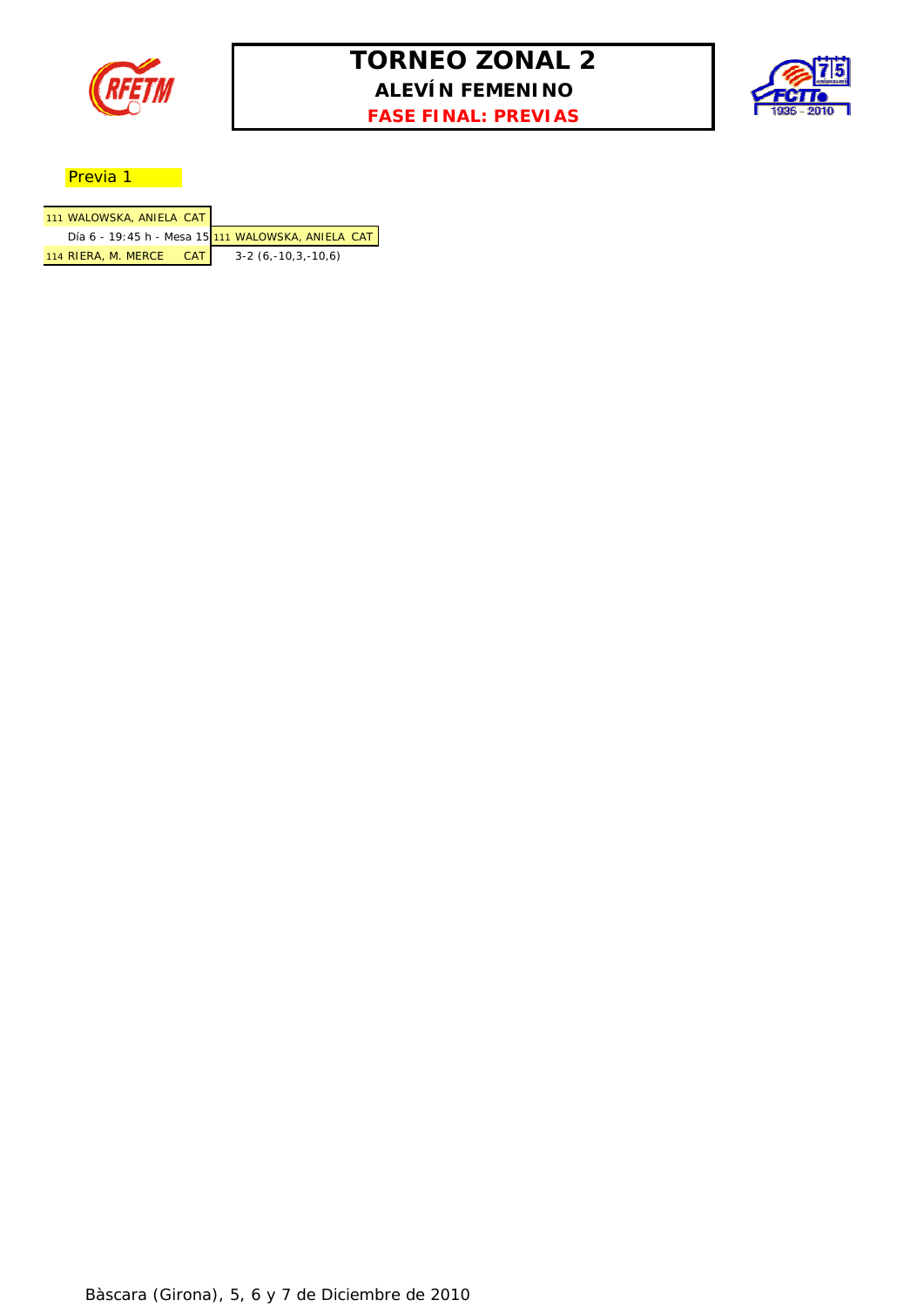# TORNEO ZONAL 2

## ALEVÍN FEMENINO

### FASE FINAL: PREVIAS

Previa 1

| | | |
|---|---|---|
| 111 WALOWSKA, ANIELA CAT | | |
| | Día 6 - 19:45 h - Mesa 15 | 111 WALOWSKA, ANIELA CAT |
| 114 RIERA, M. MERCE CAT | | 3-2 (6,-10,3,-10,6) |

Bàscara (Girona), 5, 6 y 7 de Diciembre de 2010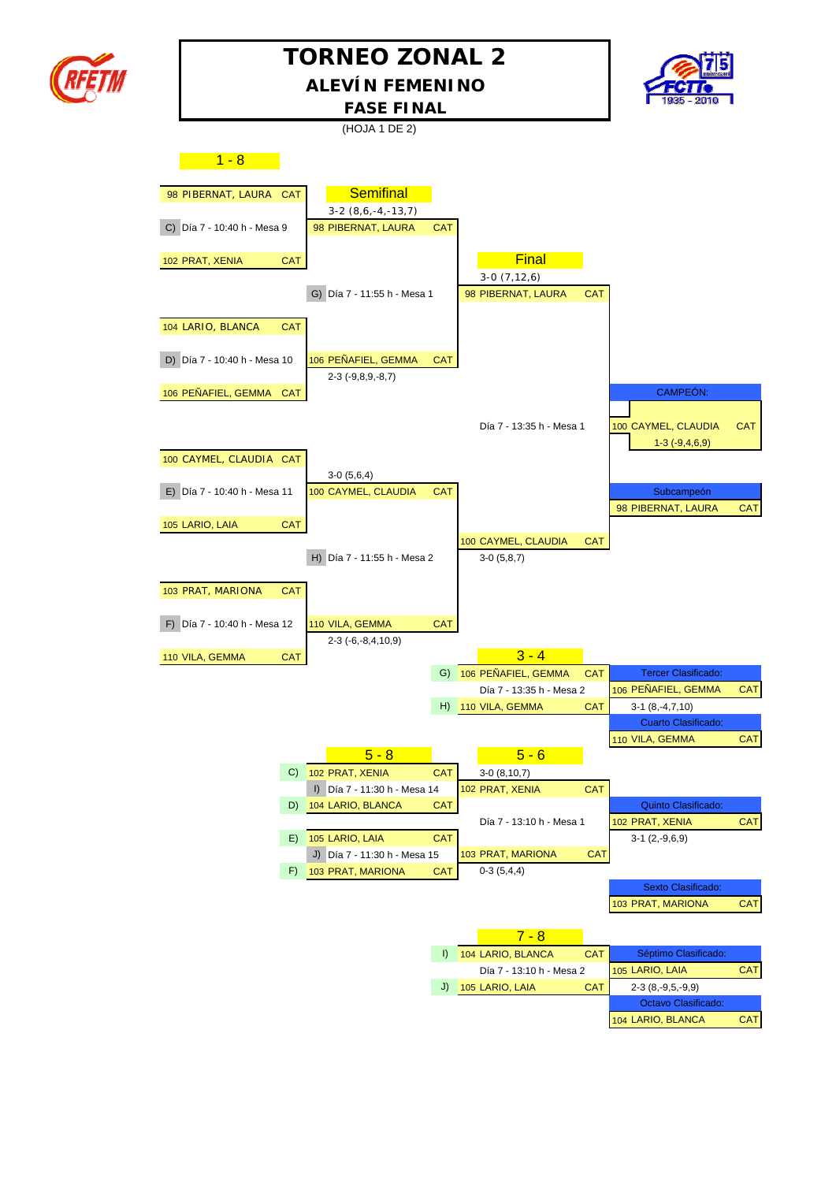# TORNEO ZONAL 2

## ALEVÍN FEMENINO

## FASE FINAL

(HOJA 1 DE 2)

### 1 - 8

| Primera ronda | Semifinal | Final | |
|---|---|---|---|
| 98 PIBERNAT, LAURA CAT | | | |
| C) Día 7 - 10:40 h - Mesa 9 | 3-2 (8,6,-4,-13,7) — 98 PIBERNAT, LAURA CAT | | |
| 102 PRAT, XENIA CAT | | | |
| | G) Día 7 - 11:55 h - Mesa 1 | 3-0 (7,12,6) — 98 PIBERNAT, LAURA CAT | |
| 104 LARIO, BLANCA CAT | | | |
| D) Día 7 - 10:40 h - Mesa 10 | 106 PEÑAFIEL, GEMMA CAT — 2-3 (-9,8,9,-8,7) | | |
| 106 PEÑAFIEL, GEMMA CAT | | | CAMPEÓN: |
| | | Día 7 - 13:35 h - Mesa 1 | 100 CAYMEL, CLAUDIA CAT — 1-3 (-9,4,6,9) |
| 100 CAYMEL, CLAUDIA CAT | | | |
| E) Día 7 - 10:40 h - Mesa 11 | 3-0 (5,6,4) — 100 CAYMEL, CLAUDIA CAT | | Subcampeón: 98 PIBERNAT, LAURA CAT |
| 105 LARIO, LAIA CAT | | | |
| | H) Día 7 - 11:55 h - Mesa 2 | 100 CAYMEL, CLAUDIA CAT — 3-0 (5,8,7) | |
| 103 PRAT, MARIONA CAT | | | |
| F) Día 7 - 10:40 h - Mesa 12 | 110 VILA, GEMMA CAT — 2-3 (-6,-8,4,10,9) | | |
| 110 VILA, GEMMA CAT | | | |

### 3 - 4

| | Partido | Clasificación |
|---|---|---|
| G) | 106 PEÑAFIEL, GEMMA CAT | Tercer Clasificado: 106 PEÑAFIEL, GEMMA CAT |
| | Día 7 - 13:35 h - Mesa 2 | 3-1 (8,-4,7,10) |
| H) | 110 VILA, GEMMA CAT | Cuarto Clasificado: 110 VILA, GEMMA CAT |

### 5 - 8

| | 5 - 8 | 5 - 6 | Clasificación |
|---|---|---|---|
| C) | 102 PRAT, XENIA CAT | 3-0 (8,10,7) | |
| | I) Día 7 - 11:30 h - Mesa 14 | 102 PRAT, XENIA CAT | |
| D) | 104 LARIO, BLANCA CAT | | Quinto Clasificado: |
| | | Día 7 - 13:10 h - Mesa 1 | 102 PRAT, XENIA CAT |
| E) | 105 LARIO, LAIA CAT | | 3-1 (2,-9,6,9) |
| | J) Día 7 - 11:30 h - Mesa 15 | 103 PRAT, MARIONA CAT | |
| F) | 103 PRAT, MARIONA CAT | 0-3 (5,4,4) | |
| | | | Sexto Clasificado: 103 PRAT, MARIONA CAT |

### 7 - 8

| | Partido | Clasificación |
|---|---|---|
| I) | 104 LARIO, BLANCA CAT | Séptimo Clasificado: 105 LARIO, LAIA CAT |
| | Día 7 - 13:10 h - Mesa 2 | 2-3 (8,-9,5,-9,9) |
| J) | 105 LARIO, LAIA CAT | Octavo Clasificado: 104 LARIO, BLANCA CAT |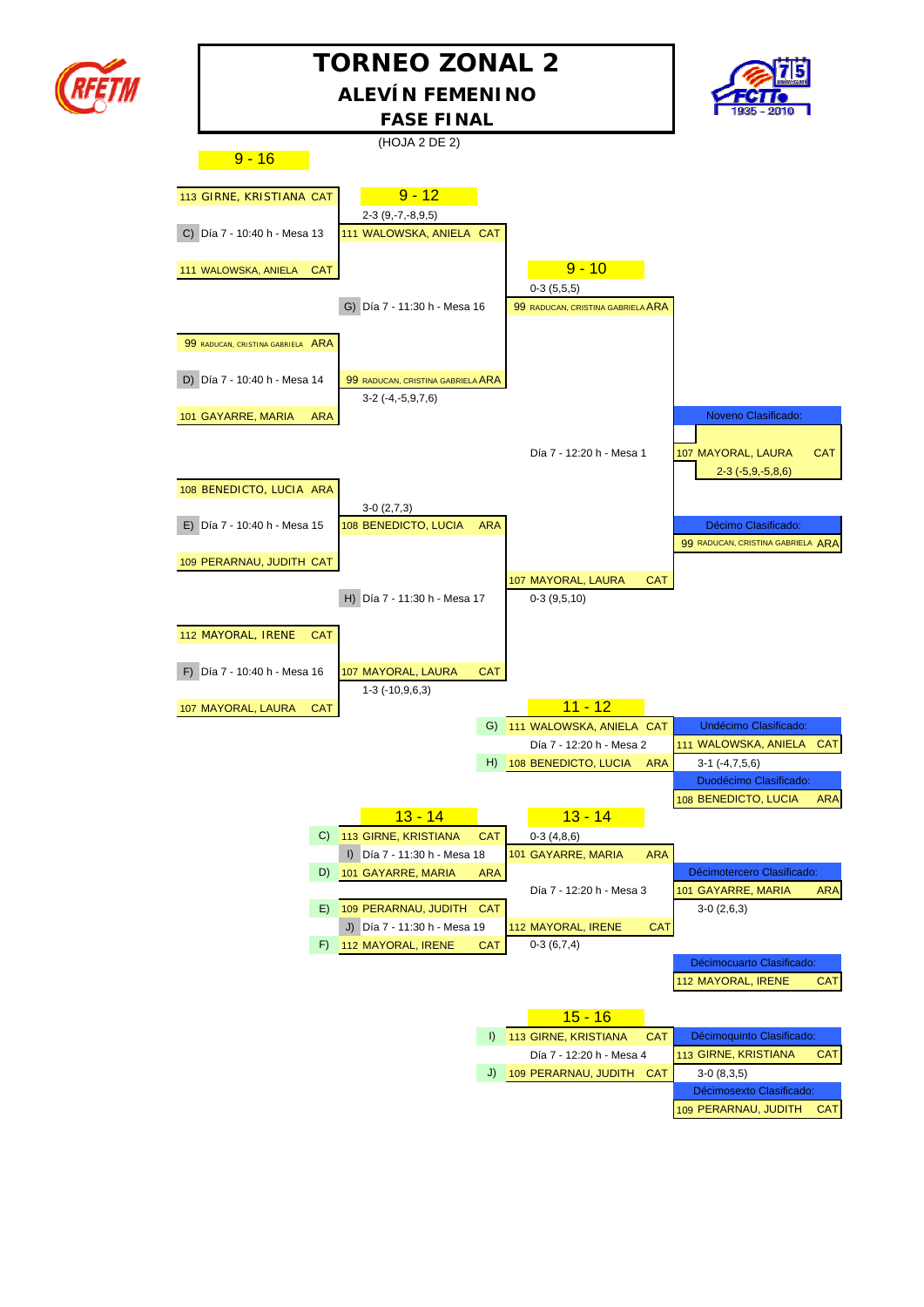# TORNEO ZONAL 2

## ALEVÍN FEMENINO

## FASE FINAL

(HOJA 2 DE 2)

### 9 - 16

**Primera ronda**

- C) Día 7 - 10:40 h - Mesa 13: 113 GIRNE, KRISTIANA CAT vs 111 WALOWSKA, ANIELA CAT
- D) Día 7 - 10:40 h - Mesa 14: 99 RADUCAN, CRISTINA GABRIELA ARA vs 101 GAYARRE, MARIA ARA
- E) Día 7 - 10:40 h - Mesa 15: 108 BENEDICTO, LUCIA ARA vs 109 PERARNAU, JUDITH CAT
- F) Día 7 - 10:40 h - Mesa 16: 112 MAYORAL, IRENE CAT vs 107 MAYORAL, LAURA CAT

### 9 - 12

- 111 WALOWSKA, ANIELA CAT — 2-3 (9,-7,-8,9,5)
- 99 RADUCAN, CRISTINA GABRIELA ARA — 3-2 (-4,-5,9,7,6)
- 108 BENEDICTO, LUCIA ARA — 3-0 (2,7,3)
- 107 MAYORAL, LAURA CAT — 1-3 (-10,9,6,3)

G) Día 7 - 11:30 h - Mesa 16

H) Día 7 - 11:30 h - Mesa 17

### 9 - 10

- 99 RADUCAN, CRISTINA GABRIELA ARA — 0-3 (5,5,5)
- 107 MAYORAL, LAURA CAT — 0-3 (9,5,10)

Día 7 - 12:20 h - Mesa 1

| Clasificación | Jugadora | |
|---|---|---|
| Noveno Clasificado: | 107 MAYORAL, LAURA | CAT |
| | 2-3 (-5,9,-5,8,6) | |
| Décimo Clasificado: | 99 RADUCAN, CRISTINA GABRIELA | ARA |

### 11 - 12

- G) 111 WALOWSKA, ANIELA CAT
- Día 7 - 12:20 h - Mesa 2
- H) 108 BENEDICTO, LUCIA ARA

| Clasificación | Jugadora | |
|---|---|---|
| Undécimo Clasificado: | 111 WALOWSKA, ANIELA | CAT |
| | 3-1 (-4,7,5,6) | |
| Duodécimo Clasificado: | 108 BENEDICTO, LUCIA | ARA |

### 13 - 14

- C) 113 GIRNE, KRISTIANA CAT
- I) Día 7 - 11:30 h - Mesa 18
- D) 101 GAYARRE, MARIA ARA
- E) 109 PERARNAU, JUDITH CAT
- J) Día 7 - 11:30 h - Mesa 19
- F) 112 MAYORAL, IRENE CAT

### 13 - 14

- 101 GAYARRE, MARIA ARA — 0-3 (4,8,6)
- Día 7 - 12:20 h - Mesa 3
- 112 MAYORAL, IRENE CAT — 0-3 (6,7,4)

| Clasificación | Jugadora | |
|---|---|---|
| Décimotercero Clasificado: | 101 GAYARRE, MARIA | ARA |
| | 3-0 (2,6,3) | |
| Décimocuarto Clasificado: | 112 MAYORAL, IRENE | CAT |

### 15 - 16

- I) 113 GIRNE, KRISTIANA CAT
- Día 7 - 12:20 h - Mesa 4
- J) 109 PERARNAU, JUDITH CAT

| Clasificación | Jugadora | |
|---|---|---|
| Décimoquinto Clasificado: | 113 GIRNE, KRISTIANA | CAT |
| | 3-0 (8,3,5) | |
| Décimosexto Clasificado: | 109 PERARNAU, JUDITH | CAT |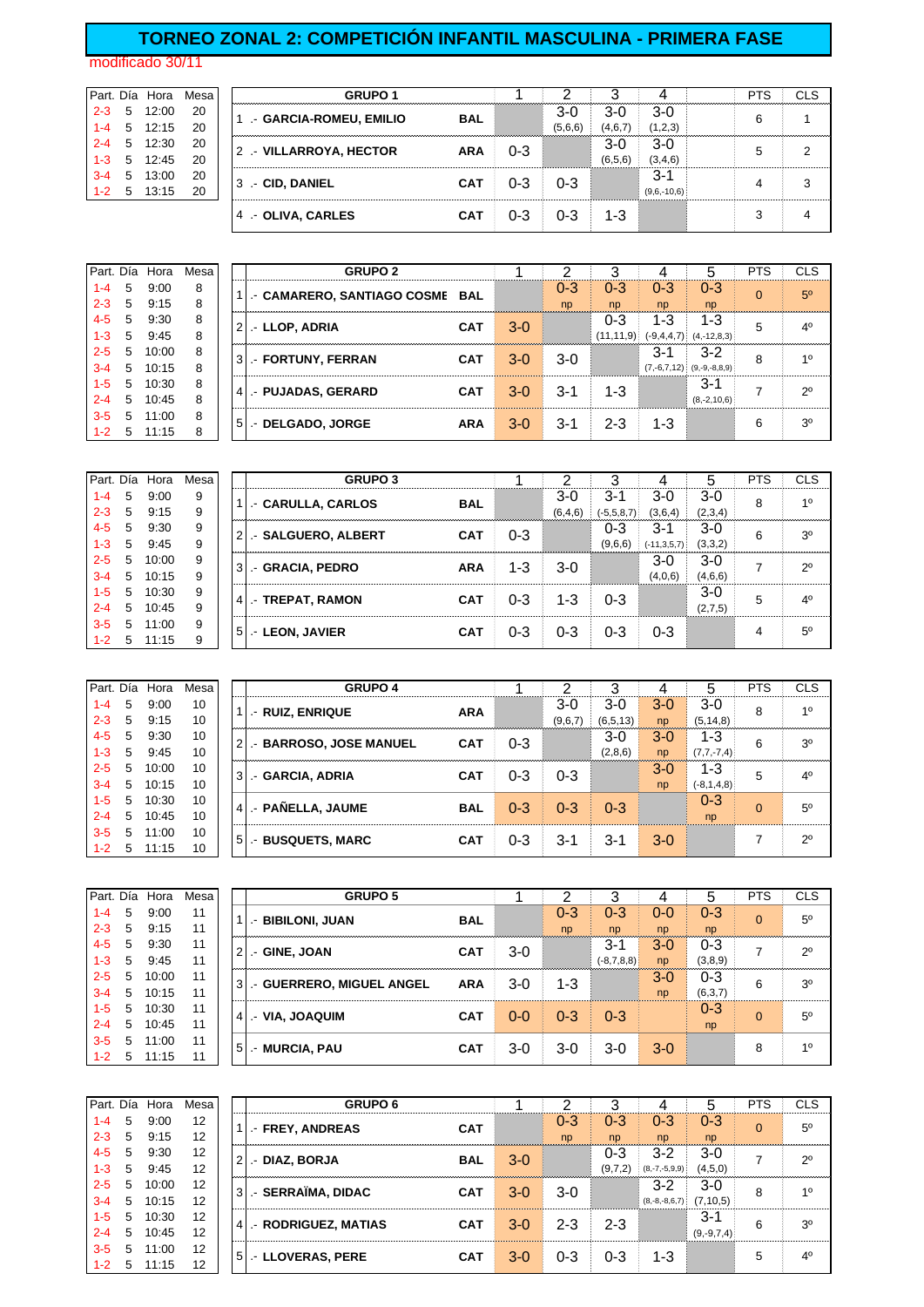# TORNEO ZONAL 2: COMPETICIÓN INFANTIL MASCULINA - PRIMERA FASE

modificado 30/11

| Part. | Día | Hora | Mesa |
|---|---|---|---|
| 2-3 | 5 | 12:00 | 20 |
| 1-4 | 5 | 12:15 | 20 |
| 2-4 | 5 | 12:30 | 20 |
| 1-3 | 5 | 12:45 | 20 |
| 3-4 | 5 | 13:00 | 20 |
| 1-2 | 5 | 13:15 | 20 |

| | GRUPO 1 | | 1 | 2 | 3 | 4 | | PTS | CLS |
|---|---|---|---|---|---|---|---|---|---|
| 1 | .- GARCIA-ROMEU, EMILIO | BAL | | 3-0 (5,6,6) | 3-0 (4,6,7) | 3-0 (1,2,3) | | 6 | 1 |
| 2 | .- VILLARROYA, HECTOR | ARA | 0-3 | | 3-0 (6,5,6) | 3-0 (3,4,6) | | 5 | 2 |
| 3 | .- CID, DANIEL | CAT | 0-3 | 0-3 | | 3-1 (9,6,-10,6) | | 4 | 3 |
| 4 | .- OLIVA, CARLES | CAT | 0-3 | 0-3 | 1-3 | | | 3 | 4 |

| Part. | Día | Hora | Mesa |
|---|---|---|---|
| 1-4 | 5 | 9:00 | 8 |
| 2-3 | 5 | 9:15 | 8 |
| 4-5 | 5 | 9:30 | 8 |
| 1-3 | 5 | 9:45 | 8 |
| 2-5 | 5 | 10:00 | 8 |
| 3-4 | 5 | 10:15 | 8 |
| 1-5 | 5 | 10:30 | 8 |
| 2-4 | 5 | 10:45 | 8 |
| 3-5 | 5 | 11:00 | 8 |
| 1-2 | 5 | 11:15 | 8 |

| | GRUPO 2 | | 1 | 2 | 3 | 4 | 5 | PTS | CLS |
|---|---|---|---|---|---|---|---|---|---|
| 1 | .- CAMARERO, SANTIAGO COSME | BAL | | 0-3 np | 0-3 np | 0-3 np | 0-3 np | 0 | 5º |
| 2 | .- LLOP, ADRIA | CAT | 3-0 | | 0-3 (11,11,9) | 1-3 (-9,4,4,7) | 1-3 (4,-12,8,3) | 5 | 4º |
| 3 | .- FORTUNY, FERRAN | CAT | 3-0 | 3-0 | | 3-1 (7,-6,7,12) | 3-2 (9,-9,-8,8,9) | 8 | 1º |
| 4 | .- PUJADAS, GERARD | CAT | 3-0 | 3-1 | 1-3 | | 3-1 (8,-2,10,6) | 7 | 2º |
| 5 | .- DELGADO, JORGE | ARA | 3-0 | 3-1 | 2-3 | 1-3 | | 6 | 3º |

| Part. | Día | Hora | Mesa |
|---|---|---|---|
| 1-4 | 5 | 9:00 | 9 |
| 2-3 | 5 | 9:15 | 9 |
| 4-5 | 5 | 9:30 | 9 |
| 1-3 | 5 | 9:45 | 9 |
| 2-5 | 5 | 10:00 | 9 |
| 3-4 | 5 | 10:15 | 9 |
| 1-5 | 5 | 10:30 | 9 |
| 2-4 | 5 | 10:45 | 9 |
| 3-5 | 5 | 11:00 | 9 |
| 1-2 | 5 | 11:15 | 9 |

| | GRUPO 3 | | 1 | 2 | 3 | 4 | 5 | PTS | CLS |
|---|---|---|---|---|---|---|---|---|---|
| 1 | .- CARULLA, CARLOS | BAL | | 3-0 (6,4,6) | 3-1 (-5,5,8,7) | 3-0 (3,6,4) | 3-0 (2,3,4) | 8 | 1º |
| 2 | .- SALGUERO, ALBERT | CAT | 0-3 | | 0-3 (9,6,6) | 3-1 (-11,3,5,7) | 3-0 (3,3,2) | 6 | 3º |
| 3 | .- GRACIA, PEDRO | ARA | 1-3 | 3-0 | | 3-0 (4,0,6) | 3-0 (4,6,6) | 7 | 2º |
| 4 | .- TREPAT, RAMON | CAT | 0-3 | 1-3 | 0-3 | | 3-0 (2,7,5) | 5 | 4º |
| 5 | .- LEON, JAVIER | CAT | 0-3 | 0-3 | 0-3 | 0-3 | | 4 | 5º |

| Part. | Día | Hora | Mesa |
|---|---|---|---|
| 1-4 | 5 | 9:00 | 10 |
| 2-3 | 5 | 9:15 | 10 |
| 4-5 | 5 | 9:30 | 10 |
| 1-3 | 5 | 9:45 | 10 |
| 2-5 | 5 | 10:00 | 10 |
| 3-4 | 5 | 10:15 | 10 |
| 1-5 | 5 | 10:30 | 10 |
| 2-4 | 5 | 10:45 | 10 |
| 3-5 | 5 | 11:00 | 10 |
| 1-2 | 5 | 11:15 | 10 |

| | GRUPO 4 | | 1 | 2 | 3 | 4 | 5 | PTS | CLS |
|---|---|---|---|---|---|---|---|---|---|
| 1 | .- RUIZ, ENRIQUE | ARA | | 3-0 (9,6,7) | 3-0 (6,5,13) | 3-0 np | 3-0 (5,14,8) | 8 | 1º |
| 2 | .- BARROSO, JOSE MANUEL | CAT | 0-3 | | 3-0 (2,8,6) | 3-0 np | 1-3 (7,7,-7,4) | 6 | 3º |
| 3 | .- GARCIA, ADRIA | CAT | 0-3 | 0-3 | | 3-0 np | 1-3 (-8,1,4,8) | 5 | 4º |
| 4 | .- PAÑELLA, JAUME | BAL | 0-3 | 0-3 | 0-3 | | 0-3 np | 0 | 5º |
| 5 | .- BUSQUETS, MARC | CAT | 0-3 | 3-1 | 3-1 | 3-0 | | 7 | 2º |

| Part. | Día | Hora | Mesa |
|---|---|---|---|
| 1-4 | 5 | 9:00 | 11 |
| 2-3 | 5 | 9:15 | 11 |
| 4-5 | 5 | 9:30 | 11 |
| 1-3 | 5 | 9:45 | 11 |
| 2-5 | 5 | 10:00 | 11 |
| 3-4 | 5 | 10:15 | 11 |
| 1-5 | 5 | 10:30 | 11 |
| 2-4 | 5 | 10:45 | 11 |
| 3-5 | 5 | 11:00 | 11 |
| 1-2 | 5 | 11:15 | 11 |

| | GRUPO 5 | | 1 | 2 | 3 | 4 | 5 | PTS | CLS |
|---|---|---|---|---|---|---|---|---|---|
| 1 | .- BIBILONI, JUAN | BAL | | 0-3 np | 0-3 np | 0-0 np | 0-3 np | 0 | 5º |
| 2 | .- GINE, JOAN | CAT | 3-0 | | 3-1 (-8,7,8,8) | 3-0 np | 0-3 (3,8,9) | 7 | 2º |
| 3 | .- GUERRERO, MIGUEL ANGEL | ARA | 3-0 | 1-3 | | 3-0 np | 0-3 (6,3,7) | 6 | 3º |
| 4 | .- VIA, JOAQUIM | CAT | 0-0 | 0-3 | 0-3 | | 0-3 np | 0 | 5º |
| 5 | .- MURCIA, PAU | CAT | 3-0 | 3-0 | 3-0 | 3-0 | | 8 | 1º |

| Part. | Día | Hora | Mesa |
|---|---|---|---|
| 1-4 | 5 | 9:00 | 12 |
| 2-3 | 5 | 9:15 | 12 |
| 4-5 | 5 | 9:30 | 12 |
| 1-3 | 5 | 9:45 | 12 |
| 2-5 | 5 | 10:00 | 12 |
| 3-4 | 5 | 10:15 | 12 |
| 1-5 | 5 | 10:30 | 12 |
| 2-4 | 5 | 10:45 | 12 |
| 3-5 | 5 | 11:00 | 12 |
| 1-2 | 5 | 11:15 | 12 |

| | GRUPO 6 | | 1 | 2 | 3 | 4 | 5 | PTS | CLS |
|---|---|---|---|---|---|---|---|---|---|
| 1 | .- FREY, ANDREAS | CAT | | 0-3 np | 0-3 np | 0-3 np | 0-3 np | 0 | 5º |
| 2 | .- DIAZ, BORJA | BAL | 3-0 | | 0-3 (9,7,2) | 3-2 (8,-7,-5,9,9) | 3-0 (4,5,0) | 7 | 2º |
| 3 | .- SERRAÏMA, DIDAC | CAT | 3-0 | 3-0 | | 3-2 (8,-8,-8,6,7) | 3-0 (7,10,5) | 8 | 1º |
| 4 | .- RODRIGUEZ, MATIAS | CAT | 3-0 | 2-3 | 2-3 | | 3-1 (9,-9,7,4) | 6 | 3º |
| 5 | .- LLOVERAS, PERE | CAT | 3-0 | 0-3 | 0-3 | 1-3 | | 5 | 4º |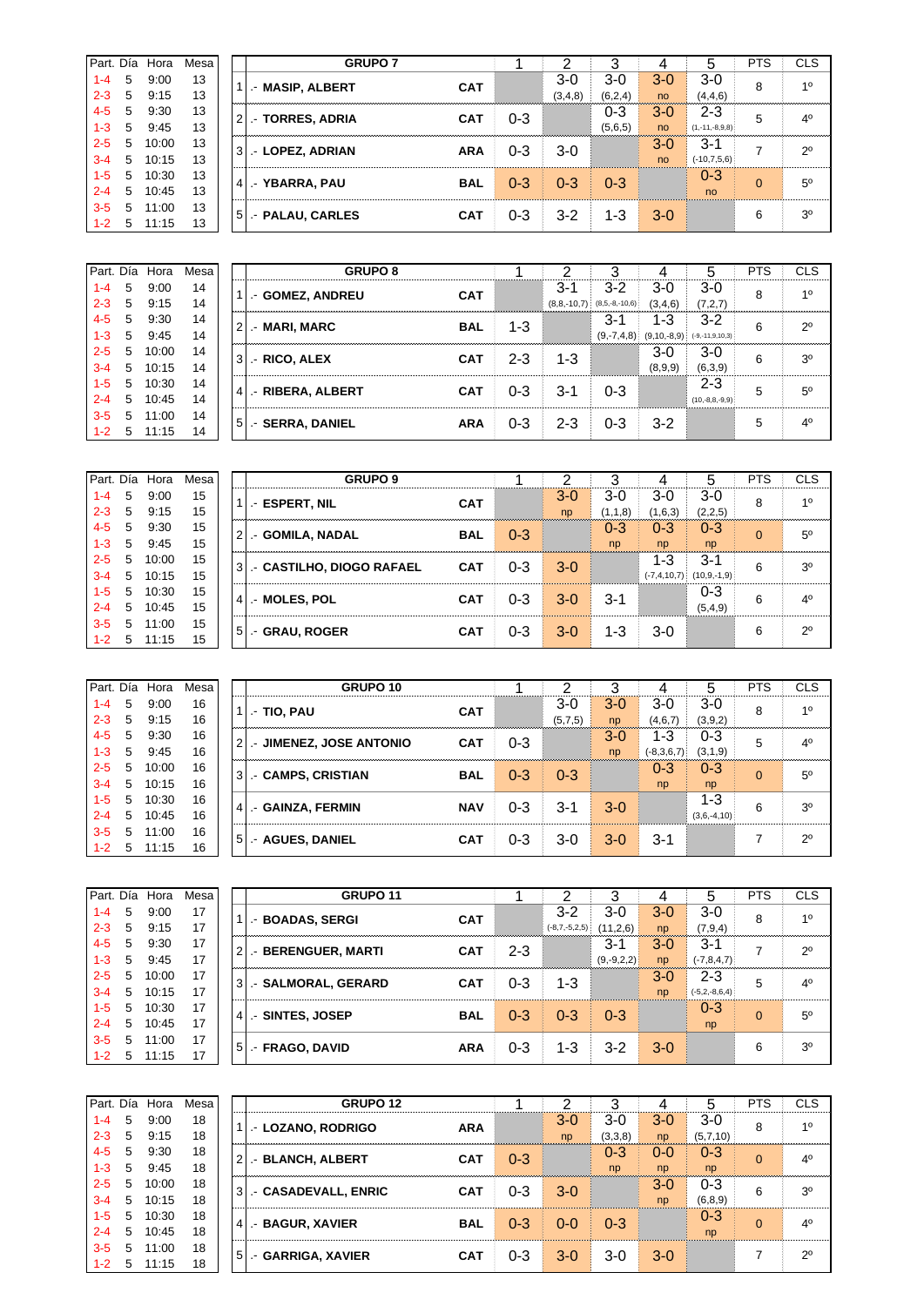| Part. | Día | Hora | Mesa |
|---|---|---|---|
| 1-4 | 5 | 9:00 | 13 |
| 2-3 | 5 | 9:15 | 13 |
| 4-5 | 5 | 9:30 | 13 |
| 1-3 | 5 | 9:45 | 13 |
| 2-5 | 5 | 10:00 | 13 |
| 3-4 | 5 | 10:15 | 13 |
| 1-5 | 5 | 10:30 | 13 |
| 2-4 | 5 | 10:45 | 13 |
| 3-5 | 5 | 11:00 | 13 |
| 1-2 | 5 | 11:15 | 13 |

| | GRUPO 7 | | 1 | 2 | 3 | 4 | 5 | PTS | CLS |
|---|---|---|---|---|---|---|---|---|---|
| 1 | .- MASIP, ALBERT | CAT | | 3-0 (3,4,8) | 3-0 (6,2,4) | 3-0 no | 3-0 (4,4,6) | 8 | 1º |
| 2 | .- TORRES, ADRIA | CAT | 0-3 | | 0-3 (5,6,5) | 3-0 no | 2-3 (1,-11,-8,9,8) | 5 | 4º |
| 3 | .- LOPEZ, ADRIAN | ARA | 0-3 | 3-0 | | 3-0 no | 3-1 (-10,7,5,6) | 7 | 2º |
| 4 | .- YBARRA, PAU | BAL | 0-3 | 0-3 | 0-3 | | 0-3 no | 0 | 5º |
| 5 | .- PALAU, CARLES | CAT | 0-3 | 3-2 | 1-3 | 3-0 | | 6 | 3º |

| Part. | Día | Hora | Mesa |
|---|---|---|---|
| 1-4 | 5 | 9:00 | 14 |
| 2-3 | 5 | 9:15 | 14 |
| 4-5 | 5 | 9:30 | 14 |
| 1-3 | 5 | 9:45 | 14 |
| 2-5 | 5 | 10:00 | 14 |
| 3-4 | 5 | 10:15 | 14 |
| 1-5 | 5 | 10:30 | 14 |
| 2-4 | 5 | 10:45 | 14 |
| 3-5 | 5 | 11:00 | 14 |
| 1-2 | 5 | 11:15 | 14 |

| | GRUPO 8 | | 1 | 2 | 3 | 4 | 5 | PTS | CLS |
|---|---|---|---|---|---|---|---|---|---|
| 1 | .- GOMEZ, ANDREU | CAT | | 3-1 (8,8,-10,7) | 3-2 (8,5,-8,-10,6) | 3-0 (3,4,6) | 3-0 (7,2,7) | 8 | 1º |
| 2 | .- MARI, MARC | BAL | 1-3 | | 3-1 (9,-7,4,8) | 1-3 (9,10,-8,9) | 3-2 (-9,-11,9,10,3) | 6 | 2º |
| 3 | .- RICO, ALEX | CAT | 2-3 | 1-3 | | 3-0 (8,9,9) | 3-0 (6,3,9) | 6 | 3º |
| 4 | .- RIBERA, ALBERT | CAT | 0-3 | 3-1 | 0-3 | | 2-3 (10,-8,8,-9,9) | 5 | 5º |
| 5 | .- SERRA, DANIEL | ARA | 0-3 | 2-3 | 0-3 | 3-2 | | 5 | 4º |

| Part. | Día | Hora | Mesa |
|---|---|---|---|
| 1-4 | 5 | 9:00 | 15 |
| 2-3 | 5 | 9:15 | 15 |
| 4-5 | 5 | 9:30 | 15 |
| 1-3 | 5 | 9:45 | 15 |
| 2-5 | 5 | 10:00 | 15 |
| 3-4 | 5 | 10:15 | 15 |
| 1-5 | 5 | 10:30 | 15 |
| 2-4 | 5 | 10:45 | 15 |
| 3-5 | 5 | 11:00 | 15 |
| 1-2 | 5 | 11:15 | 15 |

| | GRUPO 9 | | 1 | 2 | 3 | 4 | 5 | PTS | CLS |
|---|---|---|---|---|---|---|---|---|---|
| 1 | .- ESPERT, NIL | CAT | | 3-0 np | 3-0 (1,1,8) | 3-0 (1,6,3) | 3-0 (2,2,5) | 8 | 1º |
| 2 | .- GOMILA, NADAL | BAL | 0-3 | | 0-3 np | 0-3 np | 0-3 np | 0 | 5º |
| 3 | .- CASTILHO, DIOGO RAFAEL | CAT | 0-3 | 3-0 | | 1-3 (-7,4,10,7) | 3-1 (10,9,-1,9) | 6 | 3º |
| 4 | .- MOLES, POL | CAT | 0-3 | 3-0 | 3-1 | | 0-3 (5,4,9) | 6 | 4º |
| 5 | .- GRAU, ROGER | CAT | 0-3 | 3-0 | 1-3 | 3-0 | | 6 | 2º |

| Part. | Día | Hora | Mesa |
|---|---|---|---|
| 1-4 | 5 | 9:00 | 16 |
| 2-3 | 5 | 9:15 | 16 |
| 4-5 | 5 | 9:30 | 16 |
| 1-3 | 5 | 9:45 | 16 |
| 2-5 | 5 | 10:00 | 16 |
| 3-4 | 5 | 10:15 | 16 |
| 1-5 | 5 | 10:30 | 16 |
| 2-4 | 5 | 10:45 | 16 |
| 3-5 | 5 | 11:00 | 16 |
| 1-2 | 5 | 11:15 | 16 |

| | GRUPO 10 | | 1 | 2 | 3 | 4 | 5 | PTS | CLS |
|---|---|---|---|---|---|---|---|---|---|
| 1 | .- TIO, PAU | CAT | | 3-0 (5,7,5) | 3-0 np | 3-0 (4,6,7) | 3-0 (3,9,2) | 8 | 1º |
| 2 | .- JIMENEZ, JOSE ANTONIO | CAT | 0-3 | | 3-0 np | 1-3 (-8,3,6,7) | 0-3 (3,1,9) | 5 | 4º |
| 3 | .- CAMPS, CRISTIAN | BAL | 0-3 | 0-3 | | 0-3 np | 0-3 np | 0 | 5º |
| 4 | .- GAINZA, FERMIN | NAV | 0-3 | 3-1 | 3-0 | | 1-3 (3,6,-4,10) | 6 | 3º |
| 5 | .- AGUES, DANIEL | CAT | 0-3 | 3-0 | 3-0 | 3-1 | | 7 | 2º |

| Part. | Día | Hora | Mesa |
|---|---|---|---|
| 1-4 | 5 | 9:00 | 17 |
| 2-3 | 5 | 9:15 | 17 |
| 4-5 | 5 | 9:30 | 17 |
| 1-3 | 5 | 9:45 | 17 |
| 2-5 | 5 | 10:00 | 17 |
| 3-4 | 5 | 10:15 | 17 |
| 1-5 | 5 | 10:30 | 17 |
| 2-4 | 5 | 10:45 | 17 |
| 3-5 | 5 | 11:00 | 17 |
| 1-2 | 5 | 11:15 | 17 |

| | GRUPO 11 | | 1 | 2 | 3 | 4 | 5 | PTS | CLS |
|---|---|---|---|---|---|---|---|---|---|
| 1 | .- BOADAS, SERGI | CAT | | 3-2 (-8,7,-5,2,5) | 3-0 (11,2,6) | 3-0 np | 3-0 (7,9,4) | 8 | 1º |
| 2 | .- BERENGUER, MARTI | CAT | 2-3 | | 3-1 (9,-9,2,2) | 3-0 np | 3-1 (-7,8,4,7) | 7 | 2º |
| 3 | .- SALMORAL, GERARD | CAT | 0-3 | 1-3 | | 3-0 np | 2-3 (-5,2,-8,6,4) | 5 | 4º |
| 4 | .- SINTES, JOSEP | BAL | 0-3 | 0-3 | 0-3 | | 0-3 np | 0 | 5º |
| 5 | .- FRAGO, DAVID | ARA | 0-3 | 1-3 | 3-2 | 3-0 | | 6 | 3º |

| Part. | Día | Hora | Mesa |
|---|---|---|---|
| 1-4 | 5 | 9:00 | 18 |
| 2-3 | 5 | 9:15 | 18 |
| 4-5 | 5 | 9:30 | 18 |
| 1-3 | 5 | 9:45 | 18 |
| 2-5 | 5 | 10:00 | 18 |
| 3-4 | 5 | 10:15 | 18 |
| 1-5 | 5 | 10:30 | 18 |
| 2-4 | 5 | 10:45 | 18 |
| 3-5 | 5 | 11:00 | 18 |
| 1-2 | 5 | 11:15 | 18 |

| | GRUPO 12 | | 1 | 2 | 3 | 4 | 5 | PTS | CLS |
|---|---|---|---|---|---|---|---|---|---|
| 1 | .- LOZANO, RODRIGO | ARA | | 3-0 np | 3-0 (3,3,8) | 3-0 np | 3-0 (5,7,10) | 8 | 1º |
| 2 | .- BLANCH, ALBERT | CAT | 0-3 | | 0-3 np | 0-0 np | 0-3 np | 0 | 4º |
| 3 | .- CASADEVALL, ENRIC | CAT | 0-3 | 3-0 | | 3-0 np | 0-3 (6,8,9) | 6 | 3º |
| 4 | .- BAGUR, XAVIER | BAL | 0-3 | 0-0 | 0-3 | | 0-3 np | 0 | 4º |
| 5 | .- GARRIGA, XAVIER | CAT | 0-3 | 3-0 | 3-0 | 3-0 | | 7 | 2º |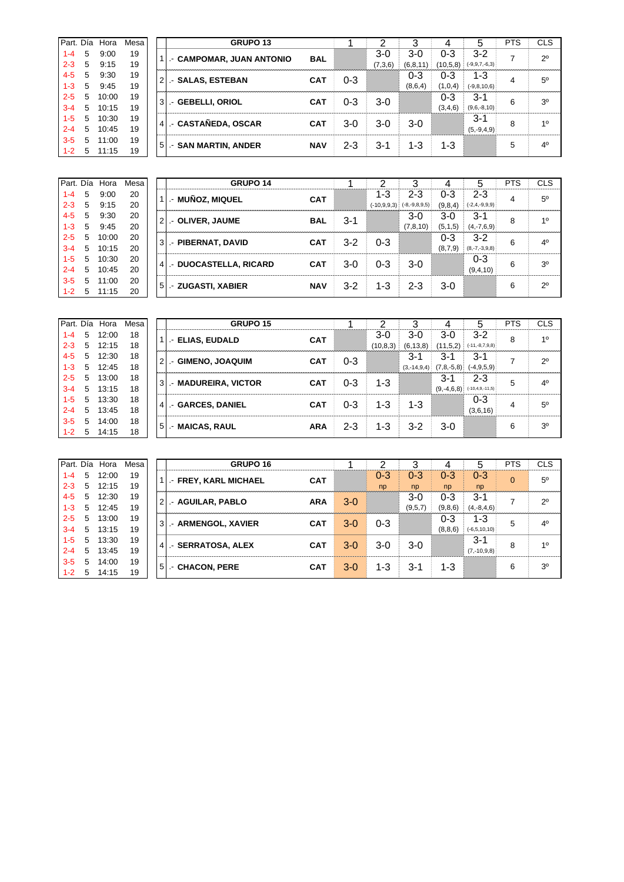| Part. | Día | Hora | Mesa |
|---|---|---|---|
| 1-4 | 5 | 9:00 | 19 |
| 2-3 | 5 | 9:15 | 19 |
| 4-5 | 5 | 9:30 | 19 |
| 1-3 | 5 | 9:45 | 19 |
| 2-5 | 5 | 10:00 | 19 |
| 3-4 | 5 | 10:15 | 19 |
| 1-5 | 5 | 10:30 | 19 |
| 2-4 | 5 | 10:45 | 19 |
| 3-5 | 5 | 11:00 | 19 |
| 1-2 | 5 | 11:15 | 19 |

| | GRUPO 13 | | 1 | 2 | 3 | 4 | 5 | PTS | CLS |
|---|---|---|---|---|---|---|---|---|---|
| 1 | .- CAMPOMAR, JUAN ANTONIO | BAL | | 3-0 (7,3,6) | 3-0 (6,8,11) | 0-3 (10,5,8) | 3-2 (-9,9,7,-6,3) | 7 | 2º |
| 2 | .- SALAS, ESTEBAN | CAT | 0-3 | | 0-3 (8,6,4) | 0-3 (1,0,4) | 1-3 (-9,8,10,6) | 4 | 5º |
| 3 | .- GEBELLI, ORIOL | CAT | 0-3 | 3-0 | | 0-3 (3,4,6) | 3-1 (9,6,-8,10) | 6 | 3º |
| 4 | .- CASTAÑEDA, OSCAR | CAT | 3-0 | 3-0 | 3-0 | | 3-1 (5,-9,4,9) | 8 | 1º |
| 5 | .- SAN MARTIN, ANDER | NAV | 2-3 | 3-1 | 1-3 | 1-3 | | 5 | 4º |

| Part. | Día | Hora | Mesa |
|---|---|---|---|
| 1-4 | 5 | 9:00 | 20 |
| 2-3 | 5 | 9:15 | 20 |
| 4-5 | 5 | 9:30 | 20 |
| 1-3 | 5 | 9:45 | 20 |
| 2-5 | 5 | 10:00 | 20 |
| 3-4 | 5 | 10:15 | 20 |
| 1-5 | 5 | 10:30 | 20 |
| 2-4 | 5 | 10:45 | 20 |
| 3-5 | 5 | 11:00 | 20 |
| 1-2 | 5 | 11:15 | 20 |

| | GRUPO 14 | | 1 | 2 | 3 | 4 | 5 | PTS | CLS |
|---|---|---|---|---|---|---|---|---|---|
| 1 | .- MUÑOZ, MIQUEL | CAT | | 1-3 (-10,9,9,3) | 2-3 (-8,-9,8,9,5) | 0-3 (9,8,4) | 2-3 (-2,4,-9,9,9) | 4 | 5º |
| 2 | .- OLIVER, JAUME | BAL | 3-1 | | 3-0 (7,8,10) | 3-0 (5,1,5) | 3-1 (4,-7,6,9) | 8 | 1º |
| 3 | .- PIBERNAT, DAVID | CAT | 3-2 | 0-3 | | 0-3 (8,7,9) | 3-2 (8,-7,-3,9,8) | 6 | 4º |
| 4 | .- DUOCASTELLA, RICARD | CAT | 3-0 | 0-3 | 3-0 | | 0-3 (9,4,10) | 6 | 3º |
| 5 | .- ZUGASTI, XABIER | NAV | 3-2 | 1-3 | 2-3 | 3-0 | | 6 | 2º |

| Part. | Día | Hora | Mesa |
|---|---|---|---|
| 1-4 | 5 | 12:00 | 18 |
| 2-3 | 5 | 12:15 | 18 |
| 4-5 | 5 | 12:30 | 18 |
| 1-3 | 5 | 12:45 | 18 |
| 2-5 | 5 | 13:00 | 18 |
| 3-4 | 5 | 13:15 | 18 |
| 1-5 | 5 | 13:30 | 18 |
| 2-4 | 5 | 13:45 | 18 |
| 3-5 | 5 | 14:00 | 18 |
| 1-2 | 5 | 14:15 | 18 |

| | GRUPO 15 | | 1 | 2 | 3 | 4 | 5 | PTS | CLS |
|---|---|---|---|---|---|---|---|---|---|
| 1 | .- ELIAS, EUDALD | CAT | | 3-0 (10,8,3) | 3-0 (6,13,8) | 3-0 (11,5,2) | 3-2 (-11,-8,7,9,8) | 8 | 1º |
| 2 | .- GIMENO, JOAQUIM | CAT | 0-3 | | 3-1 (3,-14,9,4) | 3-1 (7,8,-5,8) | 3-1 (-4,9,5,9) | 7 | 2º |
| 3 | .- MADUREIRA, VICTOR | CAT | 0-3 | 1-3 | | 3-1 (9,-4,6,8) | 2-3 (-10,4,9,-11,5) | 5 | 4º |
| 4 | .- GARCES, DANIEL | CAT | 0-3 | 1-3 | 1-3 | | 0-3 (3,6,16) | 4 | 5º |
| 5 | .- MAICAS, RAUL | ARA | 2-3 | 1-3 | 3-2 | 3-0 | | 6 | 3º |

| Part. | Día | Hora | Mesa |
|---|---|---|---|
| 1-4 | 5 | 12:00 | 19 |
| 2-3 | 5 | 12:15 | 19 |
| 4-5 | 5 | 12:30 | 19 |
| 1-3 | 5 | 12:45 | 19 |
| 2-5 | 5 | 13:00 | 19 |
| 3-4 | 5 | 13:15 | 19 |
| 1-5 | 5 | 13:30 | 19 |
| 2-4 | 5 | 13:45 | 19 |
| 3-5 | 5 | 14:00 | 19 |
| 1-2 | 5 | 14:15 | 19 |

| | GRUPO 16 | | 1 | 2 | 3 | 4 | 5 | PTS | CLS |
|---|---|---|---|---|---|---|---|---|---|
| 1 | .- FREY, KARL MICHAEL | CAT | | 0-3 np | 0-3 np | 0-3 np | 0-3 np | 0 | 5º |
| 2 | .- AGUILAR, PABLO | ARA | 3-0 | | 3-0 (9,5,7) | 0-3 (9,8,6) | 3-1 (4,-8,4,6) | 7 | 2º |
| 3 | .- ARMENGOL, XAVIER | CAT | 3-0 | 0-3 | | 0-3 (8,8,6) | 1-3 (-6,5,10,10) | 5 | 4º |
| 4 | .- SERRATOSA, ALEX | CAT | 3-0 | 3-0 | 3-0 | | 3-1 (7,-10,9,8) | 8 | 1º |
| 5 | .- CHACON, PERE | CAT | 3-0 | 1-3 | 3-1 | 1-3 | | 6 | 3º |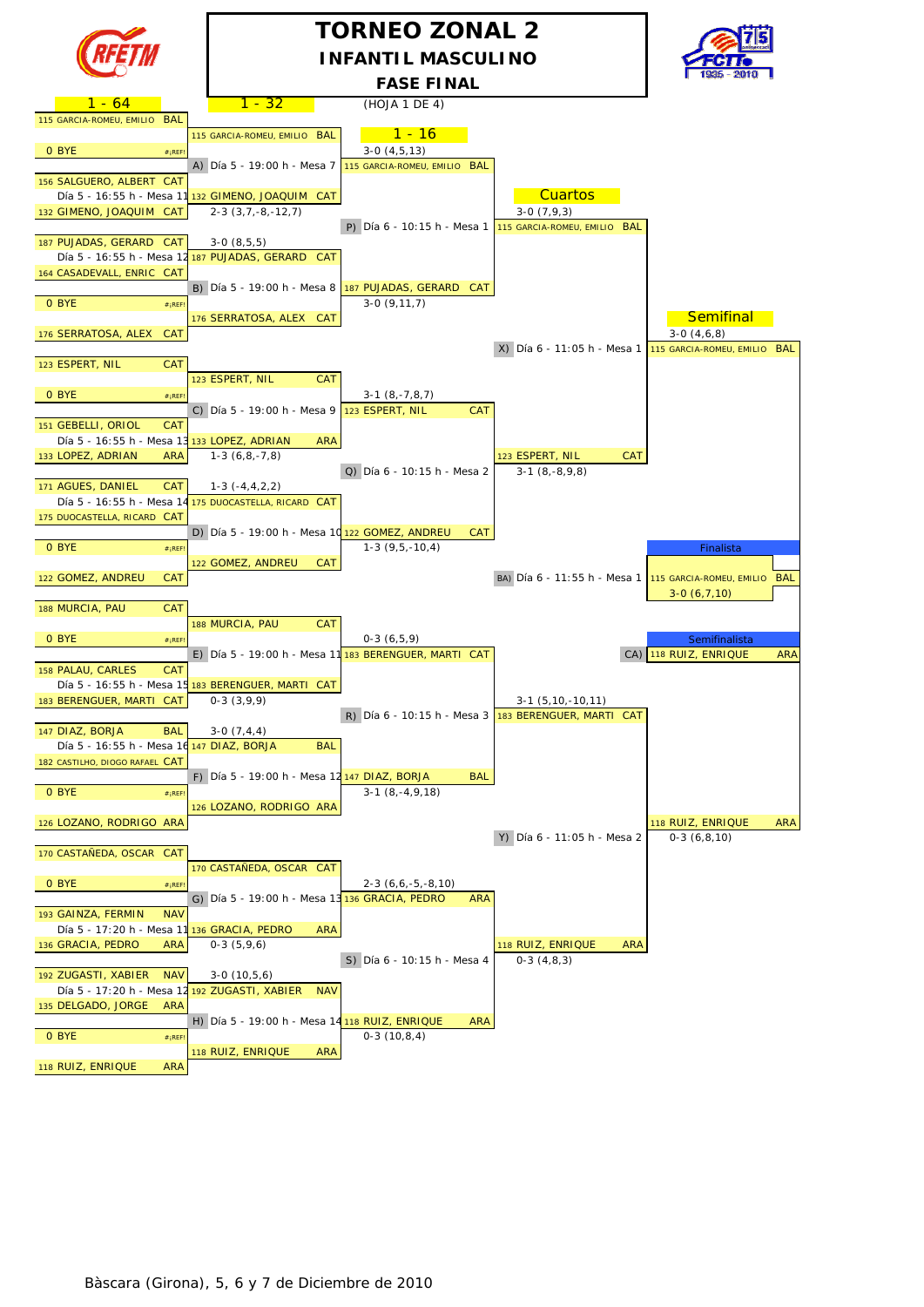# TORNEO ZONAL 2

## INFANTIL MASCULINO

### FASE FINAL

(HOJA 1 DE 4)

**1 - 64**

| 1 - 64 | Partido |
|---|---|
| 115 GARCIA-ROMEU, EMILIO BAL | |
| 0 BYE #¡REF! | |
| 156 SALGUERO, ALBERT CAT | Día 5 - 16:55 h - Mesa 11 |
| 132 GIMENO, JOAQUIM CAT | 2-3 (3,7,-8,-12,7) |
| 187 PUJADAS, GERARD CAT | 3-0 (8,5,5) |
| 164 CASADEVALL, ENRIC CAT | Día 5 - 16:55 h - Mesa 12 |
| 0 BYE #¡REF! | |
| 176 SERRATOSA, ALEX CAT | |
| 123 ESPERT, NIL CAT | |
| 0 BYE #¡REF! | |
| 151 GEBELLI, ORIOL CAT | Día 5 - 16:55 h - Mesa 13 |
| 133 LOPEZ, ADRIAN ARA | 1-3 (6,8,-7,8) |
| 171 AGUES, DANIEL CAT | 1-3 (-4,4,2,2) |
| 175 DUOCASTELLA, RICARD CAT | Día 5 - 16:55 h - Mesa 14 |
| 0 BYE #¡REF! | |
| 122 GOMEZ, ANDREU CAT | |
| 188 MURCIA, PAU CAT | |
| 0 BYE #¡REF! | |
| 158 PALAU, CARLES CAT | Día 5 - 16:55 h - Mesa 15 |
| 183 BERENGUER, MARTI CAT | 0-3 (3,9,9) |
| 147 DIAZ, BORJA BAL | 3-0 (7,4,4) |
| 182 CASTILHO, DIOGO RAFAEL CAT | Día 5 - 16:55 h - Mesa 16 |
| 0 BYE #¡REF! | |
| 126 LOZANO, RODRIGO ARA | |
| 170 CASTAÑEDA, OSCAR CAT | |
| 0 BYE #¡REF! | |
| 193 GAINZA, FERMIN NAV | Día 5 - 17:20 h - Mesa 11 |
| 136 GRACIA, PEDRO ARA | 0-3 (5,9,6) |
| 192 ZUGASTI, XABIER NAV | 3-0 (10,5,6) |
| 135 DELGADO, JORGE ARA | Día 5 - 17:20 h - Mesa 12 |
| 0 BYE #¡REF! | |
| 118 RUIZ, ENRIQUE ARA | |

**1 - 32**

| Ganador | Partido | Resultado |
|---|---|---|
| 115 GARCIA-ROMEU, EMILIO BAL | A) Día 5 - 19:00 h - Mesa 7 | 3-0 (4,5,13) |
| 132 GIMENO, JOAQUIM CAT | | |
| 187 PUJADAS, GERARD CAT | B) Día 5 - 19:00 h - Mesa 8 | 3-0 (9,11,7) |
| 176 SERRATOSA, ALEX CAT | | |
| 123 ESPERT, NIL CAT | C) Día 5 - 19:00 h - Mesa 9 | 3-1 (8,-7,8,7) |
| 133 LOPEZ, ADRIAN ARA | | |
| 175 DUOCASTELLA, RICARD CAT | D) Día 5 - 19:00 h - Mesa 10 | 1-3 (9,5,-10,4) |
| 122 GOMEZ, ANDREU CAT | | |
| 188 MURCIA, PAU CAT | E) Día 5 - 19:00 h - Mesa 11 | 0-3 (6,5,9) |
| 183 BERENGUER, MARTI CAT | | |
| 147 DIAZ, BORJA BAL | F) Día 5 - 19:00 h - Mesa 12 | 3-1 (8,-4,9,18) |
| 126 LOZANO, RODRIGO ARA | | |
| 170 CASTAÑEDA, OSCAR CAT | G) Día 5 - 19:00 h - Mesa 13 | 2-3 (6,6,-5,-8,10) |
| 136 GRACIA, PEDRO ARA | | |
| 192 ZUGASTI, XABIER NAV | H) Día 5 - 19:00 h - Mesa 14 | 0-3 (10,8,4) |
| 118 RUIZ, ENRIQUE ARA | | |

**1 - 16**

| Ganador | Partido | Resultado |
|---|---|---|
| 115 GARCIA-ROMEU, EMILIO BAL | P) Día 6 - 10:15 h - Mesa 1 | 3-0 (7,9,3) |
| 187 PUJADAS, GERARD CAT | | |
| 123 ESPERT, NIL CAT | Q) Día 6 - 10:15 h - Mesa 2 | 3-1 (8,-8,9,8) |
| 122 GOMEZ, ANDREU CAT | | |
| 183 BERENGUER, MARTI CAT | R) Día 6 - 10:15 h - Mesa 3 | 3-1 (5,10,-10,11) |
| 147 DIAZ, BORJA BAL | | |
| 136 GRACIA, PEDRO ARA | S) Día 6 - 10:15 h - Mesa 4 | 0-3 (4,8,3) |
| 118 RUIZ, ENRIQUE ARA | | |

**Cuartos**

| Ganador | Partido | Resultado |
|---|---|---|
| 115 GARCIA-ROMEU, EMILIO BAL | X) Día 6 - 11:05 h - Mesa 1 | 3-0 (4,6,8) |
| 123 ESPERT, NIL CAT | | |
| 183 BERENGUER, MARTI CAT | Y) Día 6 - 11:05 h - Mesa 2 | 0-3 (6,8,10) |
| 118 RUIZ, ENRIQUE ARA | | |

**Semifinal**

| Ganador | Partido | Resultado |
|---|---|---|
| 115 GARCIA-ROMEU, EMILIO BAL | BA) Día 6 - 11:55 h - Mesa 1 | 3-0 (6,7,10) |
| 118 RUIZ, ENRIQUE ARA | | |

**Finalista**: 115 GARCIA-ROMEU, EMILIO BAL

**Semifinalista**: CA) 118 RUIZ, ENRIQUE ARA

Bàscara (Girona), 5, 6 y 7 de Diciembre de 2010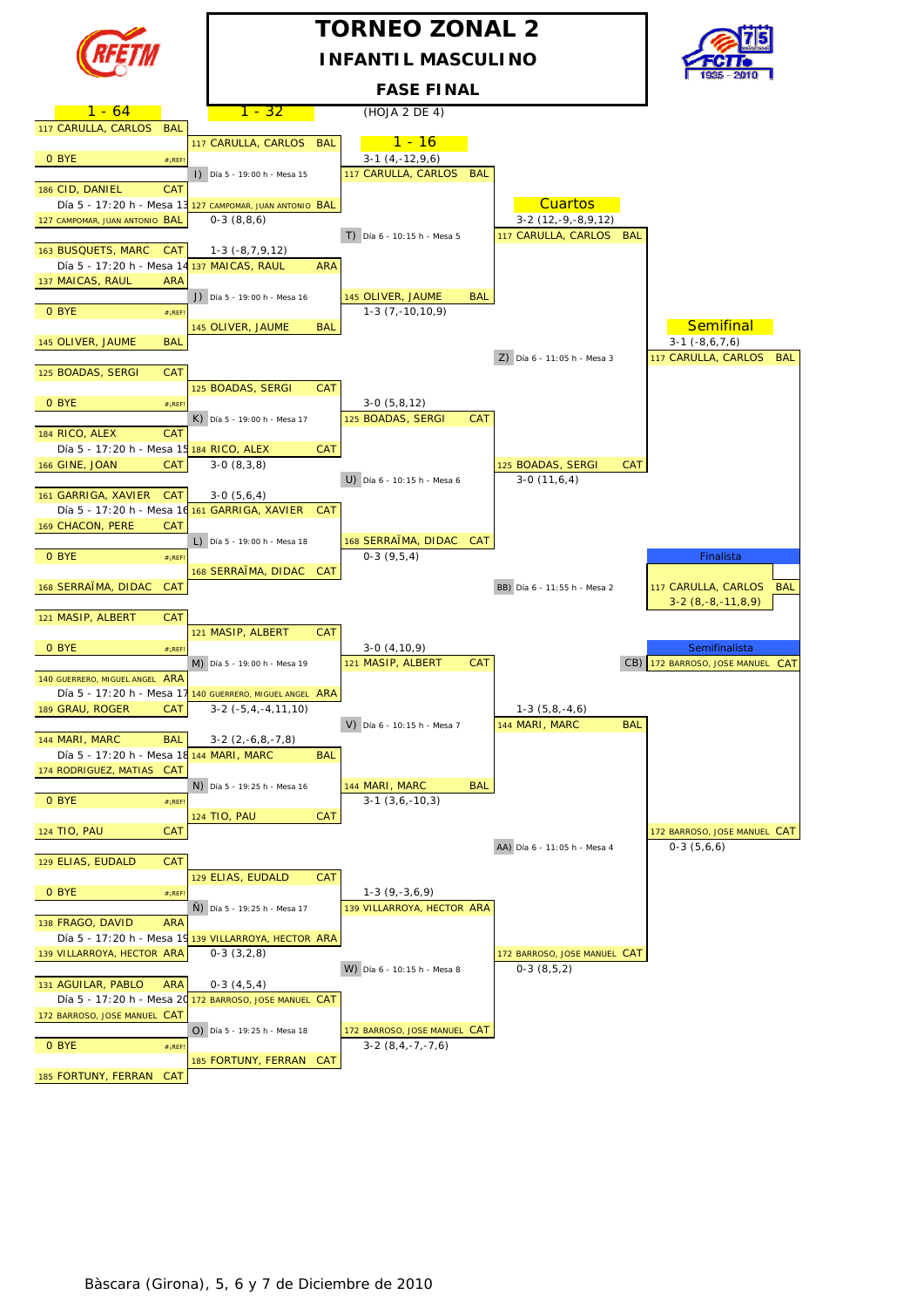# TORNEO ZONAL 2

## INFANTIL MASCULINO

### FASE FINAL

(HOJA 2 DE 4)

**1 - 64**

| Jugador | Asoc. | Partido |
|---|---|---|
| 117 CARULLA, CARLOS | BAL | |
| 0 BYE | #¡REF! | |
| 186 CID, DANIEL | CAT | Día 5 - 17:20 h - Mesa 13 |
| 127 CAMPOMAR, JUAN ANTONIO | BAL | |
| 163 BUSQUETS, MARC | CAT | Día 5 - 17:20 h - Mesa 14 |
| 137 MAICAS, RAUL | ARA | |
| 0 BYE | #¡REF! | |
| 145 OLIVER, JAUME | BAL | |
| 125 BOADAS, SERGI | CAT | |
| 0 BYE | #¡REF! | |
| 184 RICO, ALEX | CAT | Día 5 - 17:20 h - Mesa 15 |
| 166 GINE, JOAN | CAT | |
| 161 GARRIGA, XAVIER | CAT | Día 5 - 17:20 h - Mesa 16 |
| 169 CHACON, PERE | CAT | |
| 0 BYE | #¡REF! | |
| 168 SERRAÏMA, DIDAC | CAT | |
| 121 MASIP, ALBERT | CAT | |
| 0 BYE | #¡REF! | |
| 140 GUERRERO, MIGUEL ANGEL | ARA | Día 5 - 17:20 h - Mesa 17 |
| 189 GRAU, ROGER | CAT | |
| 144 MARI, MARC | BAL | Día 5 - 17:20 h - Mesa 18 |
| 174 RODRIGUEZ, MATIAS | CAT | |
| 0 BYE | #¡REF! | |
| 124 TIO, PAU | CAT | |
| 129 ELIAS, EUDALD | CAT | |
| 0 BYE | #¡REF! | |
| 138 FRAGO, DAVID | ARA | Día 5 - 17:20 h - Mesa 19 |
| 139 VILLARROYA, HECTOR | ARA | |
| 131 AGUILAR, PABLO | ARA | Día 5 - 17:20 h - Mesa 20 |
| 172 BARROSO, JOSE MANUEL | CAT | |
| 0 BYE | #¡REF! | |
| 185 FORTUNY, FERRAN | CAT | |

**1 - 32**

| Ganador | Asoc. | Resultado | Partido siguiente |
|---|---|---|---|
| 117 CARULLA, CARLOS | BAL | | I) Día 5 - 19:00 h - Mesa 15 |
| 127 CAMPOMAR, JUAN ANTONIO | BAL | 0-3 (8,8,6) | |
| 137 MAICAS, RAUL | ARA | 1-3 (-8,7,9,12) | J) Día 5 - 19:00 h - Mesa 16 |
| 145 OLIVER, JAUME | BAL | | |
| 125 BOADAS, SERGI | CAT | | K) Día 5 - 19:00 h - Mesa 17 |
| 184 RICO, ALEX | CAT | 3-0 (8,3,8) | |
| 161 GARRIGA, XAVIER | CAT | 3-0 (5,6,4) | L) Día 5 - 19:00 h - Mesa 18 |
| 168 SERRAÏMA, DIDAC | CAT | | |
| 121 MASIP, ALBERT | CAT | | M) Día 5 - 19:00 h - Mesa 19 |
| 140 GUERRERO, MIGUEL ANGEL | ARA | 3-2 (-5,4,-4,11,10) | |
| 144 MARI, MARC | BAL | 3-2 (2,-6,8,-7,8) | N) Día 5 - 19:25 h - Mesa 16 |
| 124 TIO, PAU | CAT | | |
| 129 ELIAS, EUDALD | CAT | | Ñ) Día 5 - 19:25 h - Mesa 17 |
| 139 VILLARROYA, HECTOR | ARA | 0-3 (3,2,8) | |
| 172 BARROSO, JOSE MANUEL | CAT | 0-3 (4,5,4) | O) Día 5 - 19:25 h - Mesa 18 |
| 185 FORTUNY, FERRAN | CAT | | |

**1 - 16**

| Ganador | Asoc. | Resultado | Partido siguiente |
|---|---|---|---|
| 117 CARULLA, CARLOS | BAL | 3-1 (4,-12,9,6) | T) Día 6 - 10:15 h - Mesa 5 |
| 145 OLIVER, JAUME | BAL | 1-3 (7,-10,10,9) | |
| 125 BOADAS, SERGI | CAT | 3-0 (5,8,12) | U) Día 6 - 10:15 h - Mesa 6 |
| 168 SERRAÏMA, DIDAC | CAT | 0-3 (9,5,4) | |
| 121 MASIP, ALBERT | CAT | 3-0 (4,10,9) | V) Día 6 - 10:15 h - Mesa 7 |
| 144 MARI, MARC | BAL | 3-1 (3,6,-10,3) | |
| 139 VILLARROYA, HECTOR | ARA | 1-3 (9,-3,6,9) | W) Día 6 - 10:15 h - Mesa 8 |
| 172 BARROSO, JOSE MANUEL | CAT | 3-2 (8,4,-7,-7,6) | |

**Cuartos**

| Ganador | Asoc. | Resultado | Partido siguiente |
|---|---|---|---|
| 117 CARULLA, CARLOS | BAL | 3-2 (12,-9,-8,9,12) | Z) Día 6 - 11:05 h - Mesa 3 |
| 125 BOADAS, SERGI | CAT | 3-0 (11,6,4) | |
| 144 MARI, MARC | BAL | 1-3 (5,8,-4,6) | AA) Día 6 - 11:05 h - Mesa 4 |
| 172 BARROSO, JOSE MANUEL | CAT | 0-3 (8,5,2) | |

**Semifinal**

| Ganador | Asoc. | Resultado | Partido siguiente |
|---|---|---|---|
| 117 CARULLA, CARLOS | BAL | 3-1 (-8,6,7,6) | BB) Día 6 - 11:55 h - Mesa 2 |
| 172 BARROSO, JOSE MANUEL | CAT | 0-3 (5,6,6) | |

**Finalista**

117 CARULLA, CARLOS BAL — 3-2 (8,-8,-11,8,9)

**Semifinalista**

CB) 172 BARROSO, JOSE MANUEL CAT

Bàscara (Girona), 5, 6 y 7 de Diciembre de 2010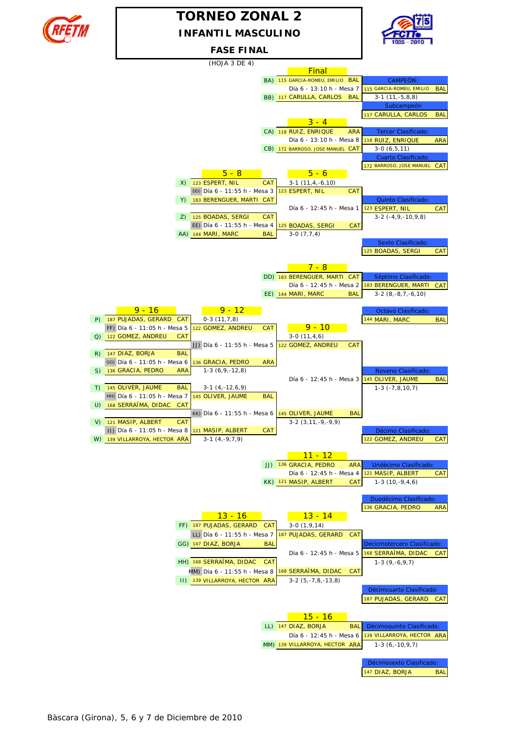# TORNEO ZONAL 2

## INFANTIL MASCULINO

### FASE FINAL

(HOJA 3 DE 4)

## Final

BA) 115 GARCIA-ROMEU, EMILIO BAL
Día 6 - 13:10 h - Mesa 7
BB) 117 CARULLA, CARLOS BAL

**CAMPEÓN:** 115 GARCIA-ROMEU, EMILIO BAL
3-1 (11,-5,8,8)
**Subcampeón:** 117 CARULLA, CARLOS BAL

## 3 - 4

CA) 118 RUIZ, ENRIQUE ARA
Día 6 - 13:10 h - Mesa 8
CB) 172 BARROSO, JOSE MANUEL CAT

**Tercer Clasificado:** 118 RUIZ, ENRIQUE ARA
3-0 (6,5,11)
**Cuarto Clasificado:** 172 BARROSO, JOSE MANUEL CAT

## 5 - 8

X) 123 ESPERT, NIL CAT
DD) Día 6 - 11:55 h - Mesa 3
Y) 183 BERENGUER, MARTI CAT

Z) 125 BOADAS, SERGI CAT
EE) Día 6 - 11:55 h - Mesa 4
AA) 144 MARI, MARC BAL

## 5 - 6

123 ESPERT, NIL CAT — 3-1 (11,4,-6,10)
Día 6 - 12:45 h - Mesa 1
125 BOADAS, SERGI CAT — 3-0 (7,7,4)

**Quinto Clasificado:** 123 ESPERT, NIL CAT
3-2 (-4,9,-10,9,8)
**Sexto Clasificado:** 125 BOADAS, SERGI CAT

## 7 - 8

DD) 183 BERENGUER, MARTI CAT
Día 6 - 12:45 h - Mesa 2
EE) 144 MARI, MARC BAL

**Séptimo Clasificado:** 183 BERENGUER, MARTI CAT
3-2 (8,-8,7,-6,10)
**Octavo Clasificado:** 144 MARI, MARC BAL

## 9 - 16

P) 187 PUJADAS, GERARD CAT
FF) Día 6 - 11:05 h - Mesa 5
Q) 122 GOMEZ, ANDREU CAT

R) 147 DIAZ, BORJA BAL
GG) Día 6 - 11:05 h - Mesa 6
S) 136 GRACIA, PEDRO ARA

T) 145 OLIVER, JAUME BAL
HH) Día 6 - 11:05 h - Mesa 7
U) 168 SERRAÏMA, DIDAC CAT

V) 121 MASIP, ALBERT CAT
II) Día 6 - 11:05 h - Mesa 8
W) 139 VILLARROYA, HECTOR ARA

## 9 - 12

122 GOMEZ, ANDREU CAT — 0-3 (11,7,8)
JJ) Día 6 - 11:55 h - Mesa 5
136 GRACIA, PEDRO ARA — 1-3 (6,9,-12,8)

145 OLIVER, JAUME BAL — 3-1 (4,-12,6,9)
KK) Día 6 - 11:55 h - Mesa 6
121 MASIP, ALBERT CAT — 3-1 (4,-9,7,9)

## 9 - 10

122 GOMEZ, ANDREU CAT — 3-0 (11,4,6)
Día 6 - 12:45 h - Mesa 3
145 OLIVER, JAUME BAL — 3-2 (3,11,-9,-9,9)

**Noveno Clasificado:** 145 OLIVER, JAUME BAL
1-3 (-7,8,10,7)
**Décimo Clasificado:** 122 GOMEZ, ANDREU CAT

## 11 - 12

JJ) 136 GRACIA, PEDRO ARA
Día 6 - 12:45 h - Mesa 4
KK) 121 MASIP, ALBERT CAT

**Undécimo Clasificado:** 121 MASIP, ALBERT CAT
1-3 (10,-9,4,6)
**Duodécimo Clasificado:** 136 GRACIA, PEDRO ARA

## 13 - 16

FF) 187 PUJADAS, GERARD CAT
LL) Día 6 - 11:55 h - Mesa 7
GG) 147 DIAZ, BORJA BAL

HH) 168 SERRAÏMA, DIDAC CAT
MM) Día 6 - 11:55 h - Mesa 8
II) 139 VILLARROYA, HECTOR ARA

## 13 - 14

187 PUJADAS, GERARD CAT — 3-0 (1,9,14)
Día 6 - 12:45 h - Mesa 5
168 SERRAÏMA, DIDAC CAT — 3-2 (5,-7,8,-13,8)

**Decicmotercero Clasificado:** 168 SERRAÏMA, DIDAC CAT
1-3 (9,-6,9,7)
**Décimcuarto Clasificado:** 187 PUJADAS, GERARD CAT

## 15 - 16

LL) 147 DIAZ, BORJA BAL
Día 6 - 12:45 h - Mesa 6
MM) 139 VILLARROYA, HECTOR ARA

**Décimoquinto Clasificado:** 139 VILLARROYA, HECTOR ARA
1-3 (6,-10,9,7)
**Décimosexto Clasificado:** 147 DIAZ, BORJA BAL

Bàscara (Girona), 5, 6 y 7 de Diciembre de 2010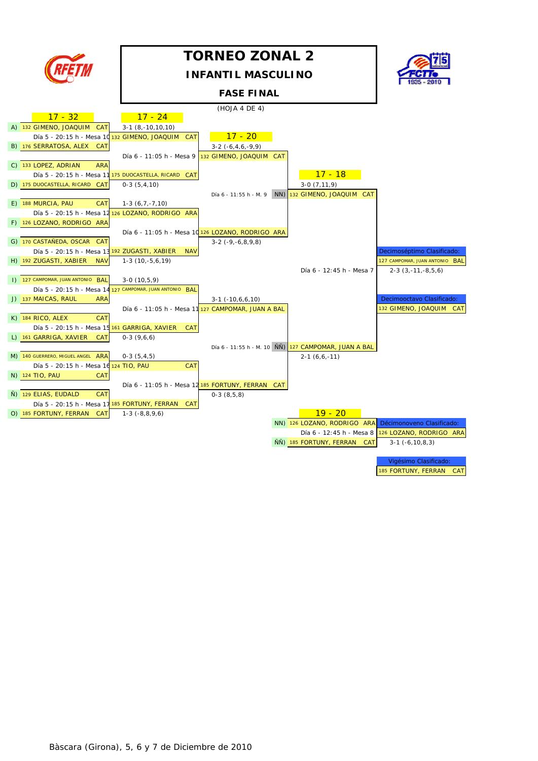# TORNEO ZONAL 2

## INFANTIL MASCULINO

### FASE FINAL

(HOJA 4 DE 4)

**17 - 32**

| | Jugador | |
|---|---|---|
| A) | 132 GIMENO, JOAQUIM | CAT |
| B) | 176 SERRATOSA, ALEX | CAT |
| C) | 133 LOPEZ, ADRIAN | ARA |
| D) | 175 DUOCASTELLA, RICARD | CAT |
| E) | 188 MURCIA, PAU | CAT |
| F) | 126 LOZANO, RODRIGO | ARA |
| G) | 170 CASTAÑEDA, OSCAR | CAT |
| H) | 192 ZUGASTI, XABIER | NAV |
| I) | 127 CAMPOMAR, JUAN ANTONIO | BAL |
| J) | 137 MAICAS, RAUL | ARA |
| K) | 184 RICO, ALEX | CAT |
| L) | 161 GARRIGA, XAVIER | CAT |
| M) | 140 GUERRERO, MIGUEL ANGEL | ARA |
| N) | 124 TIO, PAU | CAT |
| Ñ) | 129 ELIAS, EUDALD | CAT |
| O) | 185 FORTUNY, FERRAN | CAT |

**17 - 24**

| Partido | Horario | Ganador | Resultado |
|---|---|---|---|
| A - B | Día 5 - 20:15 h - Mesa 10 | 132 GIMENO, JOAQUIM CAT | 3-1 (8,-10,10,10) |
| C - D | Día 5 - 20:15 h - Mesa 11 | 175 DUOCASTELLA, RICARD CAT | 0-3 (5,4,10) |
| E - F | Día 5 - 20:15 h - Mesa 12 | 126 LOZANO, RODRIGO ARA | 1-3 (6,7,-7,10) |
| G - H | Día 5 - 20:15 h - Mesa 13 | 192 ZUGASTI, XABIER NAV | 1-3 (10,-5,6,19) |
| I - J | Día 5 - 20:15 h - Mesa 14 | 127 CAMPOMAR, JUAN ANTONIO BAL | 3-0 (10,5,9) |
| K - L | Día 5 - 20:15 h - Mesa 15 | 161 GARRIGA, XAVIER CAT | 0-3 (9,6,6) |
| M - N | Día 5 - 20:15 h - Mesa 16 | 124 TIO, PAU CAT | 0-3 (5,4,5) |
| Ñ - O | Día 5 - 20:15 h - Mesa 17 | 185 FORTUNY, FERRAN CAT | 1-3 (-8,8,9,6) |

**17 - 20**

| Horario | Ganador | Resultado |
|---|---|---|
| Día 6 - 11:05 h - Mesa 9 | 132 GIMENO, JOAQUIM CAT | 3-2 (-6,4,6,-9,9) |
| Día 6 - 11:05 h - Mesa 10 | 126 LOZANO, RODRIGO ARA | 3-2 (-9,-6,8,9,8) |
| Día 6 - 11:05 h - Mesa 11 | 127 CAMPOMAR, JUAN A BAL | 3-1 (-10,6,6,10) |
| Día 6 - 11:05 h - Mesa 12 | 185 FORTUNY, FERRAN CAT | 0-3 (8,5,8) |

**17 - 18**

| | Horario | Ganador | Resultado |
|---|---|---|---|
| NN) | Día 6 - 11:55 h - M. 9 | 132 GIMENO, JOAQUIM CAT | 3-0 (7,11,9) |
| ÑÑ) | Día 6 - 11:55 h - M. 10 | 127 CAMPOMAR, JUAN A BAL | 2-1 (6,6,-11) |

Día 6 - 12:45 h - Mesa 7 — 2-3 (3,-11,-8,5,6)

Decimoséptimo Clasificado: 127 CAMPOMAR, JUAN ANTONIO BAL

Decimooctavo Clasificado: 132 GIMENO, JOAQUIM CAT

**19 - 20**

| | Jugador | |
|---|---|---|
| NN) | 126 LOZANO, RODRIGO | ARA |
| ÑÑ) | 185 FORTUNY, FERRAN | CAT |

Día 6 - 12:45 h - Mesa 8 — 3-1 (-6,10,8,3)

Décimonoveno Clasificado: 126 LOZANO, RODRIGO ARA

Vigésimo Clasificado: 185 FORTUNY, FERRAN CAT

Bàscara (Girona), 5, 6 y 7 de Diciembre de 2010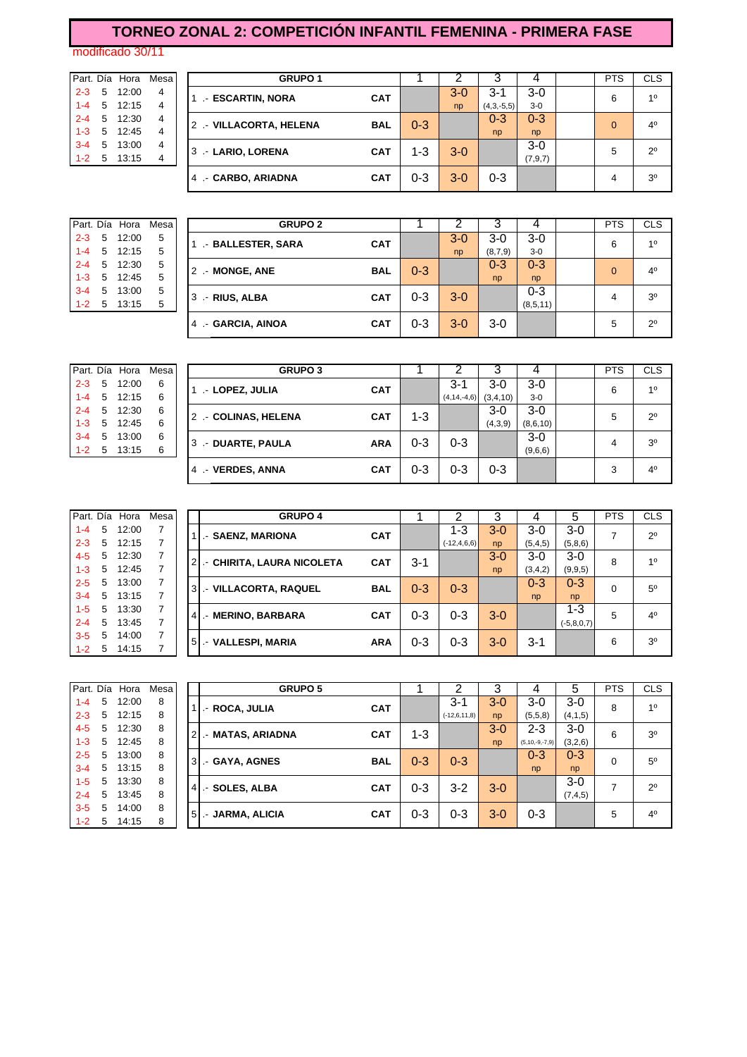# TORNEO ZONAL 2: COMPETICIÓN INFANTIL FEMENINA - PRIMERA FASE

modificado 30/11

| Part. | Día | Hora | Mesa |
|---|---|---|---|
| 2-3 | 5 | 12:00 | 4 |
| 1-4 | 5 | 12:15 | 4 |
| 2-4 | 5 | 12:30 | 4 |
| 1-3 | 5 | 12:45 | 4 |
| 3-4 | 5 | 13:00 | 4 |
| 1-2 | 5 | 13:15 | 4 |

| GRUPO 1 | | 1 | 2 | 3 | 4 | | PTS | CLS |
|---|---|---|---|---|---|---|---|---|
| 1 .- ESCARTIN, NORA | CAT | | 3-0 np | 3-1 (4,3,-5,5) | 3-0 3-0 | | 6 | 1º |
| 2 .- VILLACORTA, HELENA | BAL | 0-3 | | 0-3 np | 0-3 np | | 0 | 4º |
| 3 .- LARIO, LORENA | CAT | 1-3 | 3-0 | | 3-0 (7,9,7) | | 5 | 2º |
| 4 .- CARBO, ARIADNA | CAT | 0-3 | 3-0 | 0-3 | | | 4 | 3º |

| Part. | Día | Hora | Mesa |
|---|---|---|---|
| 2-3 | 5 | 12:00 | 5 |
| 1-4 | 5 | 12:15 | 5 |
| 2-4 | 5 | 12:30 | 5 |
| 1-3 | 5 | 12:45 | 5 |
| 3-4 | 5 | 13:00 | 5 |
| 1-2 | 5 | 13:15 | 5 |

| GRUPO 2 | | 1 | 2 | 3 | 4 | | PTS | CLS |
|---|---|---|---|---|---|---|---|---|
| 1 .- BALLESTER, SARA | CAT | | 3-0 np | 3-0 (8,7,9) | 3-0 3-0 | | 6 | 1º |
| 2 .- MONGE, ANE | BAL | 0-3 | | 0-3 np | 0-3 np | | 0 | 4º |
| 3 .- RIUS, ALBA | CAT | 0-3 | 3-0 | | 0-3 (8,5,11) | | 4 | 3º |
| 4 .- GARCIA, AINOA | CAT | 0-3 | 3-0 | 3-0 | | | 5 | 2º |

| Part. | Día | Hora | Mesa |
|---|---|---|---|
| 2-3 | 5 | 12:00 | 6 |
| 1-4 | 5 | 12:15 | 6 |
| 2-4 | 5 | 12:30 | 6 |
| 1-3 | 5 | 12:45 | 6 |
| 3-4 | 5 | 13:00 | 6 |
| 1-2 | 5 | 13:15 | 6 |

| GRUPO 3 | | 1 | 2 | 3 | 4 | | PTS | CLS |
|---|---|---|---|---|---|---|---|---|
| 1 .- LOPEZ, JULIA | CAT | | 3-1 (4,14,-4,6) | 3-0 (3,4,10) | 3-0 3-0 | | 6 | 1º |
| 2 .- COLINAS, HELENA | CAT | 1-3 | | 3-0 (4,3,9) | 3-0 (8,6,10) | | 5 | 2º |
| 3 .- DUARTE, PAULA | ARA | 0-3 | 0-3 | | 3-0 (9,6,6) | | 4 | 3º |
| 4 .- VERDES, ANNA | CAT | 0-3 | 0-3 | 0-3 | | | 3 | 4º |

| Part. | Día | Hora | Mesa |
|---|---|---|---|
| 1-4 | 5 | 12:00 | 7 |
| 2-3 | 5 | 12:15 | 7 |
| 4-5 | 5 | 12:30 | 7 |
| 1-3 | 5 | 12:45 | 7 |
| 2-5 | 5 | 13:00 | 7 |
| 3-4 | 5 | 13:15 | 7 |
| 1-5 | 5 | 13:30 | 7 |
| 2-4 | 5 | 13:45 | 7 |
| 3-5 | 5 | 14:00 | 7 |
| 1-2 | 5 | 14:15 | 7 |

| GRUPO 4 | | 1 | 2 | 3 | 4 | 5 | PTS | CLS |
|---|---|---|---|---|---|---|---|---|
| 1 .- SAENZ, MARIONA | CAT | | 1-3 (-12,4,6,6) | 3-0 np | 3-0 (5,4,5) | 3-0 (5,8,6) | 7 | 2º |
| 2 .- CHIRITA, LAURA NICOLETA | CAT | 3-1 | | 3-0 np | 3-0 (3,4,2) | 3-0 (9,9,5) | 8 | 1º |
| 3 .- VILLACORTA, RAQUEL | BAL | 0-3 | 0-3 | | 0-3 np | 0-3 np | 0 | 5º |
| 4 .- MERINO, BARBARA | CAT | 0-3 | 0-3 | 3-0 | | 1-3 (-5,8,0,7) | 5 | 4º |
| 5 .- VALLESPI, MARIA | ARA | 0-3 | 0-3 | 3-0 | 3-1 | | 6 | 3º |

| Part. | Día | Hora | Mesa |
|---|---|---|---|
| 1-4 | 5 | 12:00 | 8 |
| 2-3 | 5 | 12:15 | 8 |
| 4-5 | 5 | 12:30 | 8 |
| 1-3 | 5 | 12:45 | 8 |
| 2-5 | 5 | 13:00 | 8 |
| 3-4 | 5 | 13:15 | 8 |
| 1-5 | 5 | 13:30 | 8 |
| 2-4 | 5 | 13:45 | 8 |
| 3-5 | 5 | 14:00 | 8 |
| 1-2 | 5 | 14:15 | 8 |

| GRUPO 5 | | 1 | 2 | 3 | 4 | 5 | PTS | CLS |
|---|---|---|---|---|---|---|---|---|
| 1 .- ROCA, JULIA | CAT | | 3-1 (-12,6,11,8) | 3-0 np | 3-0 (5,5,8) | 3-0 (4,1,5) | 8 | 1º |
| 2 .- MATAS, ARIADNA | CAT | 1-3 | | 3-0 np | 2-3 (5,10,-9,-7,9) | 3-0 (3,2,6) | 6 | 3º |
| 3 .- GAYA, AGNES | BAL | 0-3 | 0-3 | | 0-3 np | 0-3 np | 0 | 5º |
| 4 .- SOLES, ALBA | CAT | 0-3 | 3-2 | 3-0 | | 3-0 (7,4,5) | 7 | 2º |
| 5 .- JARMA, ALICIA | CAT | 0-3 | 0-3 | 3-0 | 0-3 | | 5 | 4º |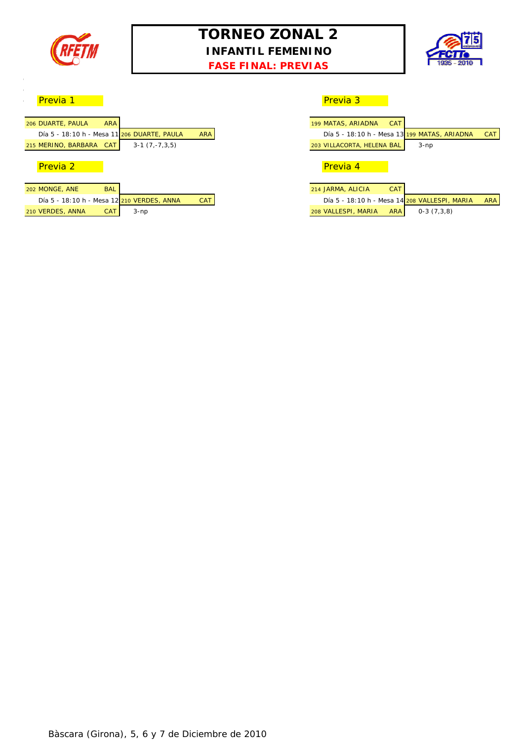# TORNEO ZONAL 2

## INFANTIL FEMENINO

### FASE FINAL: PREVIAS

**Previa 1**

| Jugadora | | Partido | Ganadora | | Resultado |
|---|---|---|---|---|---|
| 206 DUARTE, PAULA | ARA | | | | |
| | | Día 5 - 18:10 h - Mesa 11 | 206 DUARTE, PAULA | ARA | |
| 215 MERINO, BARBARA | CAT | | | | 3-1 (7,-7,3,5) |

**Previa 2**

| Jugadora | | Partido | Ganadora | | Resultado |
|---|---|---|---|---|---|
| 202 MONGE, ANE | BAL | | | | |
| | | Día 5 - 18:10 h - Mesa 12 | 210 VERDES, ANNA | CAT | |
| 210 VERDES, ANNA | CAT | | | | 3-np |

**Previa 3**

| Jugadora | | Partido | Ganadora | | Resultado |
|---|---|---|---|---|---|
| 199 MATAS, ARIADNA | CAT | | | | |
| | | Día 5 - 18:10 h - Mesa 13 | 199 MATAS, ARIADNA | CAT | |
| 203 VILLACORTA, HELENA | BAL | | | | 3-np |

**Previa 4**

| Jugadora | | Partido | Ganadora | | Resultado |
|---|---|---|---|---|---|
| 214 JARMA, ALICIA | CAT | | | | |
| | | Día 5 - 18:10 h - Mesa 14 | 208 VALLESPI, MARIA | ARA | |
| 208 VALLESPI, MARIA | ARA | | | | 0-3 (7,3,8) |

Bàscara (Girona), 5, 6 y 7 de Diciembre de 2010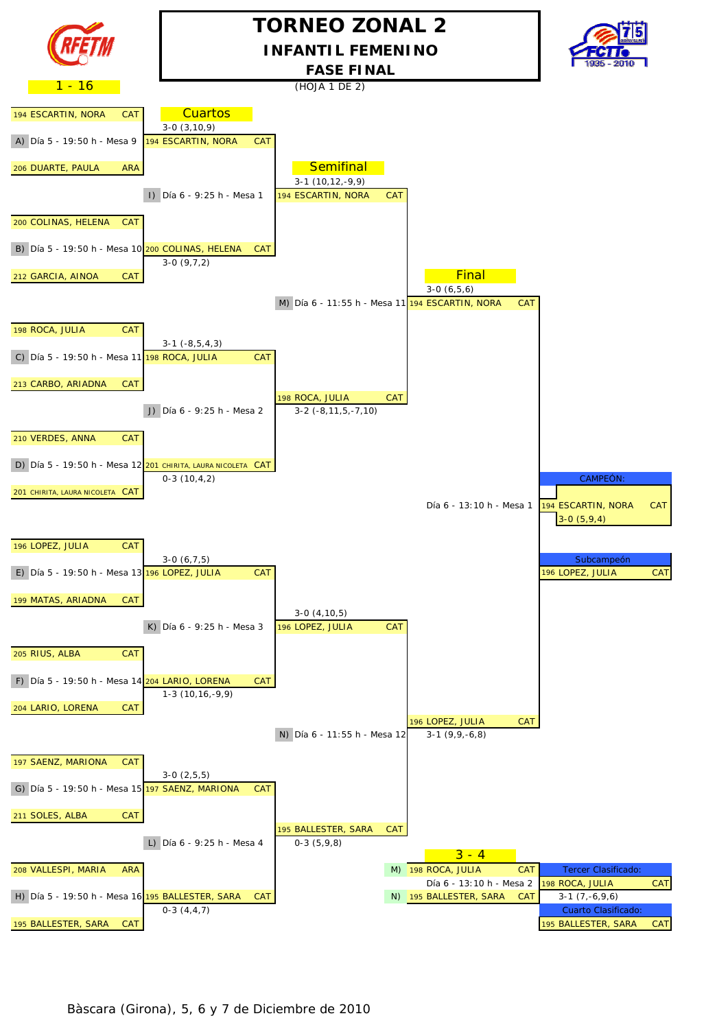# TORNEO ZONAL 2

## INFANTIL FEMENINO

### FASE FINAL

1 - 16

(HOJA 1 DE 2)

## Cuartos

| Partido | Jugadora 1 | Jugadora 2 | Horario | Ganadora | Resultado |
|---|---|---|---|---|---|
| A) | 194 ESCARTIN, NORA CAT | 206 DUARTE, PAULA ARA | Día 5 - 19:50 h - Mesa 9 | 194 ESCARTIN, NORA CAT | 3-0 (3,10,9) |
| B) | 200 COLINAS, HELENA CAT | 212 GARCIA, AINOA CAT | Día 5 - 19:50 h - Mesa 10 | 200 COLINAS, HELENA CAT | 3-0 (9,7,2) |
| C) | 198 ROCA, JULIA CAT | 213 CARBO, ARIADNA CAT | Día 5 - 19:50 h - Mesa 11 | 198 ROCA, JULIA CAT | 3-1 (-8,5,4,3) |
| D) | 210 VERDES, ANNA CAT | 201 CHIRITA, LAURA NICOLETA CAT | Día 5 - 19:50 h - Mesa 12 | 201 CHIRITA, LAURA NICOLETA CAT | 0-3 (10,4,2) |
| E) | 196 LOPEZ, JULIA CAT | 199 MATAS, ARIADNA CAT | Día 5 - 19:50 h - Mesa 13 | 196 LOPEZ, JULIA CAT | 3-0 (6,7,5) |
| F) | 205 RIUS, ALBA CAT | 204 LARIO, LORENA CAT | Día 5 - 19:50 h - Mesa 14 | 204 LARIO, LORENA CAT | 1-3 (10,16,-9,9) |
| G) | 197 SAENZ, MARIONA CAT | 211 SOLES, ALBA CAT | Día 5 - 19:50 h - Mesa 15 | 197 SAENZ, MARIONA CAT | 3-0 (2,5,5) |
| H) | 208 VALLESPI, MARIA ARA | 195 BALLESTER, SARA CAT | Día 5 - 19:50 h - Mesa 16 | 195 BALLESTER, SARA CAT | 0-3 (4,4,7) |

## Semifinal

| Partido | Horario | Ganadora | Resultado |
|---|---|---|---|
| I) | Día 6 - 9:25 h - Mesa 1 | 194 ESCARTIN, NORA CAT | 3-1 (10,12,-9,9) |
| J) | Día 6 - 9:25 h - Mesa 2 | 198 ROCA, JULIA CAT | 3-2 (-8,11,5,-7,10) |
| K) | Día 6 - 9:25 h - Mesa 3 | 196 LOPEZ, JULIA CAT | 3-0 (4,10,5) |
| L) | Día 6 - 9:25 h - Mesa 4 | 195 BALLESTER, SARA CAT | 0-3 (5,9,8) |

## Final

| Partido | Horario | Ganadora | Resultado |
|---|---|---|---|
| M) | Día 6 - 11:55 h - Mesa 11 | 194 ESCARTIN, NORA CAT | 3-0 (6,5,6) |
| N) | Día 6 - 11:55 h - Mesa 12 | 196 LOPEZ, JULIA CAT | 3-1 (9,9,-6,8) |

Día 6 - 13:10 h - Mesa 1

**CAMPEÓN:** 194 ESCARTIN, NORA CAT — 3-0 (5,9,4)

**Subcampeón:** 196 LOPEZ, JULIA CAT

## 3 - 4

M) 198 ROCA, JULIA CAT

Día 6 - 13:10 h - Mesa 2

N) 195 BALLESTER, SARA CAT

**Tercer Clasificado:** 198 ROCA, JULIA CAT — 3-1 (7,-6,9,6)

**Cuarto Clasificado:** 195 BALLESTER, SARA CAT

Bàscara (Girona), 5, 6 y 7 de Diciembre de 2010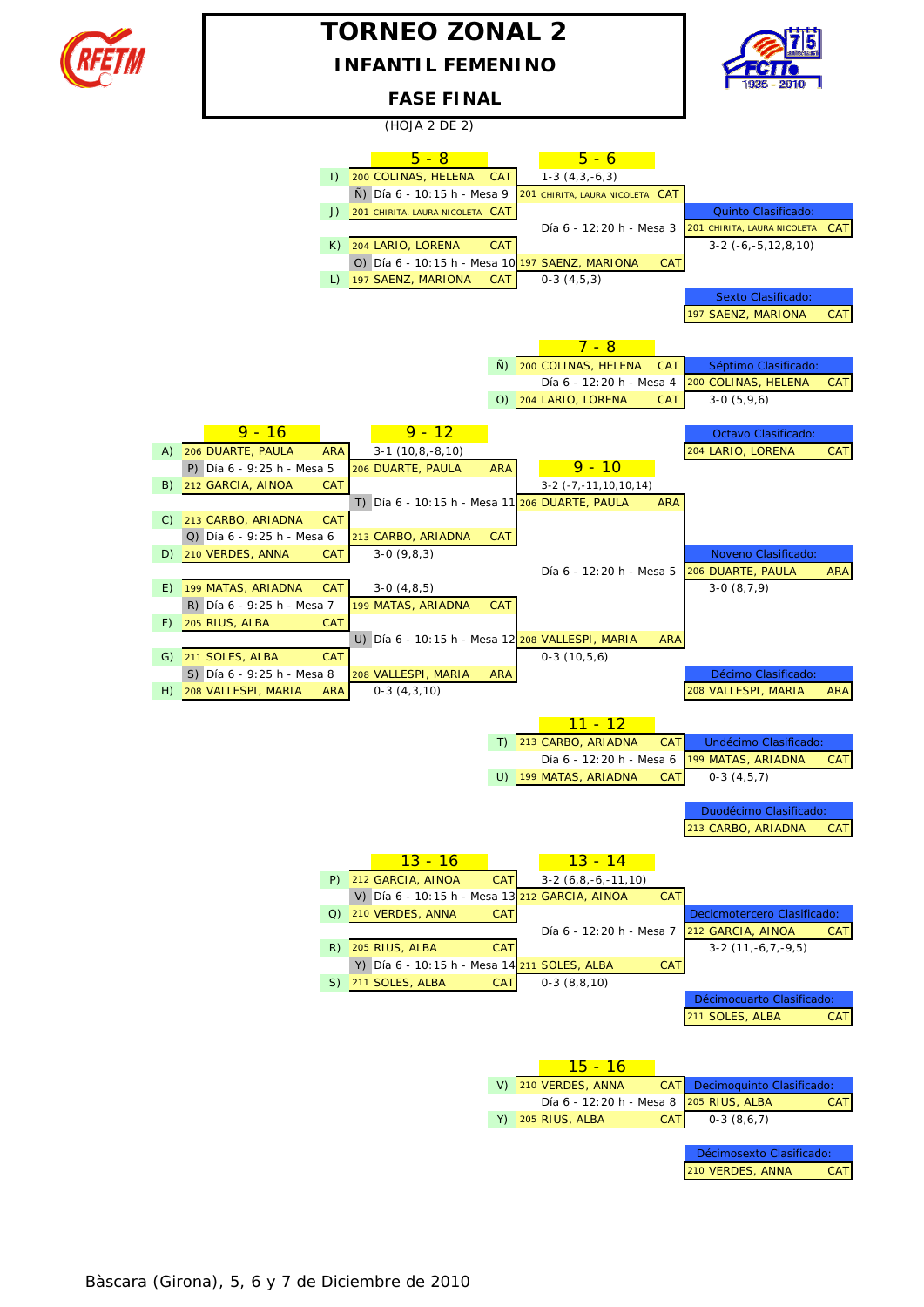# TORNEO ZONAL 2

## INFANTIL FEMENINO

## FASE FINAL

(HOJA 2 DE 2)

### 5 - 8

| | Jugadora | Asoc. |
|---|---|---|
| I) | 200 COLINAS, HELENA | CAT |
| Ñ) | Día 6 - 10:15 h - Mesa 9 | |
| J) | 201 CHIRITA, LAURA NICOLETA | CAT |
| K) | 204 LARIO, LORENA | CAT |
| O) | Día 6 - 10:15 h - Mesa 10 | |
| L) | 197 SAENZ, MARIONA | CAT |

### 5 - 6

- 201 CHIRITA, LAURA NICOLETA CAT — 1-3 (4,3,-6,3)
- 197 SAENZ, MARIONA CAT — 0-3 (4,5,3)
- Día 6 - 12:20 h - Mesa 3 — 3-2 (-6,-5,12,8,10)

**Quinto Clasificado:** 201 CHIRITA, LAURA NICOLETA CAT

**Sexto Clasificado:** 197 SAENZ, MARIONA CAT

### 7 - 8

| | Jugadora | Asoc. |
|---|---|---|
| Ñ) | 200 COLINAS, HELENA | CAT |
| | Día 6 - 12:20 h - Mesa 4 | |
| O) | 204 LARIO, LORENA | CAT |

3-0 (5,9,6)

**Séptimo Clasificado:** 200 COLINAS, HELENA CAT

**Octavo Clasificado:** 204 LARIO, LORENA CAT

### 9 - 16

| | Jugadora | Asoc. |
|---|---|---|
| A) | 206 DUARTE, PAULA | ARA |
| P) | Día 6 - 9:25 h - Mesa 5 | |
| B) | 212 GARCIA, AINOA | CAT |
| C) | 213 CARBO, ARIADNA | CAT |
| Q) | Día 6 - 9:25 h - Mesa 6 | |
| D) | 210 VERDES, ANNA | CAT |
| E) | 199 MATAS, ARIADNA | CAT |
| R) | Día 6 - 9:25 h - Mesa 7 | |
| F) | 205 RIUS, ALBA | CAT |
| G) | 211 SOLES, ALBA | CAT |
| S) | Día 6 - 9:25 h - Mesa 8 | |
| H) | 208 VALLESPI, MARIA | ARA |

### 9 - 12

- 206 DUARTE, PAULA ARA — 3-1 (10,8,-8,10)
- 213 CARBO, ARIADNA CAT — 3-0 (9,8,3)
- T) Día 6 - 10:15 h - Mesa 11
- 199 MATAS, ARIADNA CAT — 3-0 (4,8,5)
- 208 VALLESPI, MARIA ARA — 0-3 (4,3,10)
- U) Día 6 - 10:15 h - Mesa 12

### 9 - 10

- 206 DUARTE, PAULA ARA — 3-2 (-7,-11,10,10,14)
- 208 VALLESPI, MARIA ARA — 0-3 (10,5,6)
- Día 6 - 12:20 h - Mesa 5 — 3-0 (8,7,9)

**Noveno Clasificado:** 206 DUARTE, PAULA ARA

**Décimo Clasificado:** 208 VALLESPI, MARIA ARA

### 11 - 12

| | Jugadora | Asoc. |
|---|---|---|
| T) | 213 CARBO, ARIADNA | CAT |
| | Día 6 - 12:20 h - Mesa 6 | |
| U) | 199 MATAS, ARIADNA | CAT |

0-3 (4,5,7)

**Undécimo Clasificado:** 199 MATAS, ARIADNA CAT

**Duodécimo Clasificado:** 213 CARBO, ARIADNA CAT

### 13 - 16

| | Jugadora | Asoc. |
|---|---|---|
| P) | 212 GARCIA, AINOA | CAT |
| V) | Día 6 - 10:15 h - Mesa 13 | |
| Q) | 210 VERDES, ANNA | CAT |
| R) | 205 RIUS, ALBA | CAT |
| Y) | Día 6 - 10:15 h - Mesa 14 | |
| S) | 211 SOLES, ALBA | CAT |

### 13 - 14

- 212 GARCIA, AINOA CAT — 3-2 (6,8,-6,-11,10)
- 211 SOLES, ALBA CAT — 0-3 (8,8,10)
- Día 6 - 12:20 h - Mesa 7 — 3-2 (11,-6,7,-9,5)

**Decicmotercero Clasificado:** 212 GARCIA, AINOA CAT

**Décimocuarto Clasificado:** 211 SOLES, ALBA CAT

### 15 - 16

| | Jugadora | Asoc. |
|---|---|---|
| V) | 210 VERDES, ANNA | CAT |
| | Día 6 - 12:20 h - Mesa 8 | |
| Y) | 205 RIUS, ALBA | CAT |

0-3 (8,6,7)

**Decimoquinto Clasificado:** 205 RIUS, ALBA CAT

**Décimosexto Clasificado:** 210 VERDES, ANNA CAT

Bàscara (Girona), 5, 6 y 7 de Diciembre de 2010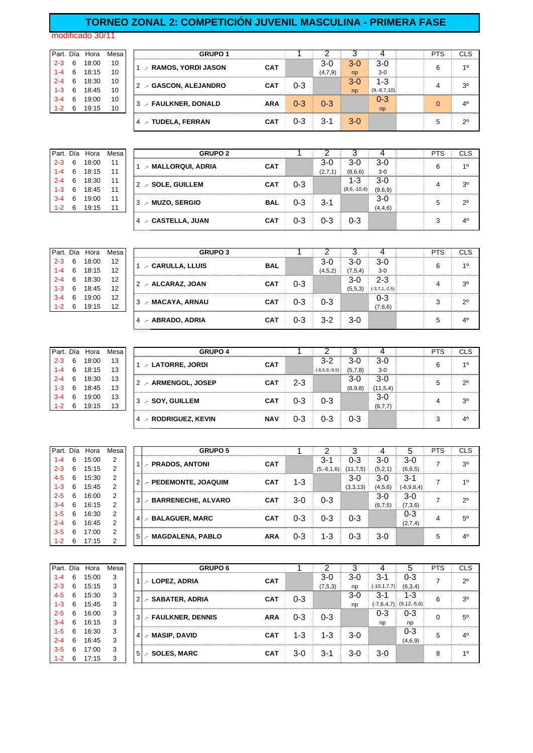# TORNEO ZONAL 2: COMPETICIÓN JUVENIL MASCULINA - PRIMERA FASE

modificado 30/11

| Part. | Día | Hora | Mesa |
|---|---|---|---|
| 2-3 | 6 | 18:00 | 10 |
| 1-4 | 6 | 18:15 | 10 |
| 2-4 | 6 | 18:30 | 10 |
| 1-3 | 6 | 18:45 | 10 |
| 3-4 | 6 | 19:00 | 10 |
| 1-2 | 6 | 19:15 | 10 |

| GRUPO 1 | | 1 | 2 | 3 | 4 | | PTS | CLS |
|---|---|---|---|---|---|---|---|---|
| 1 .- RAMOS, YORDI JASON | CAT | | 3-0 (4,7,9) | 3-0 np | 3-0 3-0 | | 6 | 1º |
| 2 .- GASCON, ALEJANDRO | CAT | 0-3 | | 3-0 np | 1-3 (9,-8,7,10) | | 4 | 3º |
| 3 .- FAULKNER, DONALD | ARA | 0-3 | 0-3 | | 0-3 np | | 0 | 4º |
| 4 .- TUDELA, FERRAN | CAT | 0-3 | 3-1 | 3-0 | | | 5 | 2º |

| Part. | Día | Hora | Mesa |
|---|---|---|---|
| 2-3 | 6 | 18:00 | 11 |
| 1-4 | 6 | 18:15 | 11 |
| 2-4 | 6 | 18:30 | 11 |
| 1-3 | 6 | 18:45 | 11 |
| 3-4 | 6 | 19:00 | 11 |
| 1-2 | 6 | 19:15 | 11 |

| GRUPO 2 | | 1 | 2 | 3 | 4 | | PTS | CLS |
|---|---|---|---|---|---|---|---|---|
| 1 .- MALLORQUI, ADRIA | CAT | | 3-0 (2,7,1) | 3-0 (8,6,6) | 3-0 3-0 | | 6 | 1º |
| 2 .- SOLE, GUILLEM | CAT | 0-3 | | 1-3 (8,6,-10,4) | 3-0 (9,6,9) | | 4 | 3º |
| 3 .- MUZO, SERGIO | BAL | 0-3 | 3-1 | | 3-0 (4,4,6) | | 5 | 2º |
| 4 .- CASTELLA, JUAN | CAT | 0-3 | 0-3 | 0-3 | | | 3 | 4º |

| Part. | Día | Hora | Mesa |
|---|---|---|---|
| 2-3 | 6 | 18:00 | 12 |
| 1-4 | 6 | 18:15 | 12 |
| 2-4 | 6 | 18:30 | 12 |
| 1-3 | 6 | 18:45 | 12 |
| 3-4 | 6 | 19:00 | 12 |
| 1-2 | 6 | 19:15 | 12 |

| GRUPO 3 | | 1 | 2 | 3 | 4 | | PTS | CLS |
|---|---|---|---|---|---|---|---|---|
| 1 .- CARULLA, LLUIS | BAL | | 3-0 (4,5,2) | 3-0 (7,5,4) | 3-0 3-0 | | 6 | 1º |
| 2 .- ALCARAZ, JOAN | CAT | 0-3 | | 3-0 (5,5,3) | 2-3 (-3,7,1,-2,5) | | 4 | 3º |
| 3 .- MACAYA, ARNAU | CAT | 0-3 | 0-3 | | 0-3 (7,6,6) | | 3 | 2º |
| 4 .- ABRADO, ADRIA | CAT | 0-3 | 3-2 | 3-0 | | | 5 | 4º |

| Part. | Día | Hora | Mesa |
|---|---|---|---|
| 2-3 | 6 | 18:00 | 13 |
| 1-4 | 6 | 18:15 | 13 |
| 2-4 | 6 | 18:30 | 13 |
| 1-3 | 6 | 18:45 | 13 |
| 3-4 | 6 | 19:00 | 13 |
| 1-2 | 6 | 19:15 | 13 |

| GRUPO 4 | | 1 | 2 | 3 | 4 | | PTS | CLS |
|---|---|---|---|---|---|---|---|---|
| 1 .- LATORRE, JORDI | CAT | | 3-2 (-8,5,9,-9,5) | 3-0 (5,7,8) | 3-0 3-0 | | 6 | 1º |
| 2 .- ARMENGOL, JOSEP | CAT | 2-3 | | 3-0 (8,9,8) | 3-0 (11,5,4) | | 5 | 2º |
| 3 .- SOY, GUILLEM | CAT | 0-3 | 0-3 | | 3-0 (6,7,7) | | 4 | 3º |
| 4 .- RODRIGUEZ, KEVIN | NAV | 0-3 | 0-3 | 0-3 | | | 3 | 4º |

| Part. | Día | Hora | Mesa |
|---|---|---|---|
| 1-4 | 6 | 15:00 | 2 |
| 2-3 | 6 | 15:15 | 2 |
| 4-5 | 6 | 15:30 | 2 |
| 1-3 | 6 | 15:45 | 2 |
| 2-5 | 6 | 16:00 | 2 |
| 3-4 | 6 | 16:15 | 2 |
| 1-5 | 6 | 16:30 | 2 |
| 2-4 | 6 | 16:45 | 2 |
| 3-5 | 6 | 17:00 | 2 |
| 1-2 | 6 | 17:15 | 2 |

| GRUPO 5 | | 1 | 2 | 3 | 4 | 5 | PTS | CLS |
|---|---|---|---|---|---|---|---|---|
| 1 .- PRADOS, ANTONI | CAT | | 3-1 (5,-6,1,6) | 0-3 (11,7,5) | 3-0 (5,2,1) | 3-0 (6,6,5) | 7 | 3º |
| 2 .- PEDEMONTE, JOAQUIM | CAT | 1-3 | | 3-0 (3,3,13) | 3-0 (4,5,6) | 3-1 (-6,9,8,4) | 7 | 1º |
| 3 .- BARRENECHE, ALVARO | CAT | 3-0 | 0-3 | | 3-0 (6,7,5) | 3-0 (7,3,6) | 7 | 2º |
| 4 .- BALAGUER, MARC | CAT | 0-3 | 0-3 | 0-3 | | 0-3 (2,7,4) | 4 | 5º |
| 5 .- MAGDALENA, PABLO | ARA | 0-3 | 1-3 | 0-3 | 3-0 | | 5 | 4º |

| Part. | Día | Hora | Mesa |
|---|---|---|---|
| 1-4 | 6 | 15:00 | 3 |
| 2-3 | 6 | 15:15 | 3 |
| 4-5 | 6 | 15:30 | 3 |
| 1-3 | 6 | 15:45 | 3 |
| 2-5 | 6 | 16:00 | 3 |
| 3-4 | 6 | 16:15 | 3 |
| 1-5 | 6 | 16:30 | 3 |
| 2-4 | 6 | 16:45 | 3 |
| 3-5 | 6 | 17:00 | 3 |
| 1-2 | 6 | 17:15 | 3 |

| GRUPO 6 | | 1 | 2 | 3 | 4 | 5 | PTS | CLS |
|---|---|---|---|---|---|---|---|---|
| 1 .- LOPEZ, ADRIA | CAT | | 3-0 (7,5,3) | 3-0 np | 3-1 (-10,1,7,7) | 0-3 (6,3,4) | 7 | 2º |
| 2 .- SABATER, ADRIA | CAT | 0-3 | | 3-0 np | 3-1 (-7,6,4,7) | 1-3 (9,12,-5,6) | 6 | 3º |
| 3 .- FAULKNER, DENNIS | ARA | 0-3 | 0-3 | | 0-3 np | 0-3 np | 0 | 5º |
| 4 .- MASIP, DAVID | CAT | 1-3 | 1-3 | 3-0 | | 0-3 (4,6,9) | 5 | 4º |
| 5 .- SOLES, MARC | CAT | 3-0 | 3-1 | 3-0 | 3-0 | | 8 | 1º |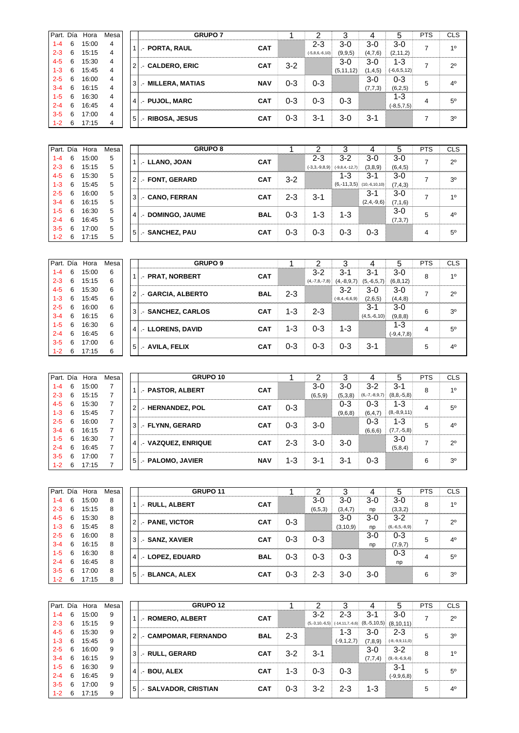| Part. | Día | Hora | Mesa |
|---|---|---|---|
| 1-4 | 6 | 15:00 | 4 |
| 2-3 | 6 | 15:15 | 4 |
| 4-5 | 6 | 15:30 | 4 |
| 1-3 | 6 | 15:45 | 4 |
| 2-5 | 6 | 16:00 | 4 |
| 3-4 | 6 | 16:15 | 4 |
| 1-5 | 6 | 16:30 | 4 |
| 2-4 | 6 | 16:45 | 4 |
| 3-5 | 6 | 17:00 | 4 |
| 1-2 | 6 | 17:15 | 4 |

| | GRUPO 7 | | 1 | 2 | 3 | 4 | 5 | PTS | CLS |
|---|---|---|---|---|---|---|---|---|---|
| 1 | .- PORTA, RAUL | CAT | | 2-3 (-5,8,6,-6,10) | 3-0 (9,9,5) | 3-0 (4,7,6) | 3-0 (2,11,2) | 7 | 1º |
| 2 | .- CALDERO, ERIC | CAT | 3-2 | | 3-0 (5,11,12) | 3-0 (1,4,5) | 1-3 (-6,6,5,12) | 7 | 2º |
| 3 | .- MILLERA, MATIAS | NAV | 0-3 | 0-3 | | 3-0 (7,7,3) | 0-3 (6,2,5) | 5 | 4º |
| 4 | .- PUJOL, MARC | CAT | 0-3 | 0-3 | 0-3 | | 1-3 (-8,5,7,5) | 4 | 5º |
| 5 | .- RIBOSA, JESUS | CAT | 0-3 | 3-1 | 3-0 | 3-1 | | 7 | 3º |

| Part. | Día | Hora | Mesa |
|---|---|---|---|
| 1-4 | 6 | 15:00 | 5 |
| 2-3 | 6 | 15:15 | 5 |
| 4-5 | 6 | 15:30 | 5 |
| 1-3 | 6 | 15:45 | 5 |
| 2-5 | 6 | 16:00 | 5 |
| 3-4 | 6 | 16:15 | 5 |
| 1-5 | 6 | 16:30 | 5 |
| 2-4 | 6 | 16:45 | 5 |
| 3-5 | 6 | 17:00 | 5 |
| 1-2 | 6 | 17:15 | 5 |

| | GRUPO 8 | | 1 | 2 | 3 | 4 | 5 | PTS | CLS |
|---|---|---|---|---|---|---|---|---|---|
| 1 | .- LLANO, JOAN | CAT | | 2-3 (-3,3,-9,8,9) | 3-2 (-9,8,4,-12,7) | 3-0 (3,8,9) | 3-0 (6,4,5) | 7 | 2º |
| 2 | .- FONT, GERARD | CAT | 3-2 | | 1-3 (6,-11,3,5) | 3-1 (10,-6,10,10) | 3-0 (7,4,3) | 7 | 3º |
| 3 | .- CANO, FERRAN | CAT | 2-3 | 3-1 | | 3-1 (2,4,-9,6) | 3-0 (7,1,6) | 7 | 1º |
| 4 | .- DOMINGO, JAUME | BAL | 0-3 | 1-3 | 1-3 | | 3-0 (7,3,7) | 5 | 4º |
| 5 | .- SANCHEZ, PAU | CAT | 0-3 | 0-3 | 0-3 | 0-3 | | 4 | 5º |

| Part. | Día | Hora | Mesa |
|---|---|---|---|
| 1-4 | 6 | 15:00 | 6 |
| 2-3 | 6 | 15:15 | 6 |
| 4-5 | 6 | 15:30 | 6 |
| 1-3 | 6 | 15:45 | 6 |
| 2-5 | 6 | 16:00 | 6 |
| 3-4 | 6 | 16:15 | 6 |
| 1-5 | 6 | 16:30 | 6 |
| 2-4 | 6 | 16:45 | 6 |
| 3-5 | 6 | 17:00 | 6 |
| 1-2 | 6 | 17:15 | 6 |

| | GRUPO 9 | | 1 | 2 | 3 | 4 | 5 | PTS | CLS |
|---|---|---|---|---|---|---|---|---|---|
| 1 | .- PRAT, NORBERT | CAT | | 3-2 (4,-7,8,-7,8) | 3-1 (4,-8,9,7) | 3-1 (5,-6,5,7) | 3-0 (6,8,12) | 8 | 1º |
| 2 | .- GARCIA, ALBERTO | BAL | 2-3 | | 3-2 (-8,4,-6,6,9) | 3-0 (2,6,5) | 3-0 (4,4,8) | 7 | 2º |
| 3 | .- SANCHEZ, CARLOS | CAT | 1-3 | 2-3 | | 3-1 (4,5,-6,10) | 3-0 (9,8,8) | 6 | 3º |
| 4 | .- LLORENS, DAVID | CAT | 1-3 | 0-3 | 1-3 | | 1-3 (-9,4,7,8) | 4 | 5º |
| 5 | .- AVILA, FELIX | CAT | 0-3 | 0-3 | 0-3 | 3-1 | | 5 | 4º |

| Part. | Día | Hora | Mesa |
|---|---|---|---|
| 1-4 | 6 | 15:00 | 7 |
| 2-3 | 6 | 15:15 | 7 |
| 4-5 | 6 | 15:30 | 7 |
| 1-3 | 6 | 15:45 | 7 |
| 2-5 | 6 | 16:00 | 7 |
| 3-4 | 6 | 16:15 | 7 |
| 1-5 | 6 | 16:30 | 7 |
| 2-4 | 6 | 16:45 | 7 |
| 3-5 | 6 | 17:00 | 7 |
| 1-2 | 6 | 17:15 | 7 |

| | GRUPO 10 | | 1 | 2 | 3 | 4 | 5 | PTS | CLS |
|---|---|---|---|---|---|---|---|---|---|
| 1 | .- PASTOR, ALBERT | CAT | | 3-0 (6,5,9) | 3-0 (5,3,8) | 3-2 (6,-7,-8,9,7) | 3-1 (8,8,-5,8) | 8 | 1º |
| 2 | .- HERNANDEZ, POL | CAT | 0-3 | | 0-3 (9,6,8) | 0-3 (6,4,7) | 1-3 (8,-8,9,11) | 4 | 5º |
| 3 | .- FLYNN, GERARD | CAT | 0-3 | 3-0 | | 0-3 (6,6,6) | 1-3 (7,7,-5,8) | 5 | 4º |
| 4 | .- VAZQUEZ, ENRIQUE | CAT | 2-3 | 3-0 | 3-0 | | 3-0 (5,8,4) | 7 | 2º |
| 5 | .- PALOMO, JAVIER | NAV | 1-3 | 3-1 | 3-1 | 0-3 | | 6 | 3º |

| Part. | Día | Hora | Mesa |
|---|---|---|---|
| 1-4 | 6 | 15:00 | 8 |
| 2-3 | 6 | 15:15 | 8 |
| 4-5 | 6 | 15:30 | 8 |
| 1-3 | 6 | 15:45 | 8 |
| 2-5 | 6 | 16:00 | 8 |
| 3-4 | 6 | 16:15 | 8 |
| 1-5 | 6 | 16:30 | 8 |
| 2-4 | 6 | 16:45 | 8 |
| 3-5 | 6 | 17:00 | 8 |
| 1-2 | 6 | 17:15 | 8 |

| | GRUPO 11 | | 1 | 2 | 3 | 4 | 5 | PTS | CLS |
|---|---|---|---|---|---|---|---|---|---|
| 1 | .- RULL, ALBERT | CAT | | 3-0 (6,5,3) | 3-0 (3,4,7) | 3-0 np | 3-0 (3,3,2) | 8 | 1º |
| 2 | .- PANE, VICTOR | CAT | 0-3 | | 3-0 (3,10,9) | 3-0 np | 3-2 (6,-6,5,-8,9) | 7 | 2º |
| 3 | .- SANZ, XAVIER | CAT | 0-3 | 0-3 | | 3-0 np | 0-3 (7,9,7) | 5 | 4º |
| 4 | .- LOPEZ, EDUARD | BAL | 0-3 | 0-3 | 0-3 | | 0-3 np | 4 | 5º |
| 5 | .- BLANCA, ALEX | CAT | 0-3 | 2-3 | 3-0 | 3-0 | | 6 | 3º |

| Part. | Día | Hora | Mesa |
|---|---|---|---|
| 1-4 | 6 | 15:00 | 9 |
| 2-3 | 6 | 15:15 | 9 |
| 4-5 | 6 | 15:30 | 9 |
| 1-3 | 6 | 15:45 | 9 |
| 2-5 | 6 | 16:00 | 9 |
| 3-4 | 6 | 16:15 | 9 |
| 1-5 | 6 | 16:30 | 9 |
| 2-4 | 6 | 16:45 | 9 |
| 3-5 | 6 | 17:00 | 9 |
| 1-2 | 6 | 17:15 | 9 |

| | GRUPO 12 | | 1 | 2 | 3 | 4 | 5 | PTS | CLS |
|---|---|---|---|---|---|---|---|---|---|
| 1 | .- ROMERO, ALBERT | CAT | | 3-2 (5,-3,10,-6,5) | 2-3 (-14,11,7,-6,6) | 3-1 (8,-5,10,5) | 3-0 (8,10,11) | 7 | 2º |
| 2 | .- CAMPOMAR, FERNANDO | BAL | 2-3 | | 1-3 (-9,1,2,7) | 3-0 (7,8,9) | 2-3 (-8,-9,9,11,0) | 5 | 3º |
| 3 | .- RULL, GERARD | CAT | 3-2 | 3-1 | | 3-0 (7,7,4) | 3-2 (9,-9,-6,9,4) | 8 | 1º |
| 4 | .- BOU, ALEX | CAT | 1-3 | 0-3 | 0-3 | | 3-1 (-9,9,6,8) | 5 | 5º |
| 5 | .- SALVADOR, CRISTIAN | CAT | 0-3 | 3-2 | 2-3 | 1-3 | | 5 | 4º |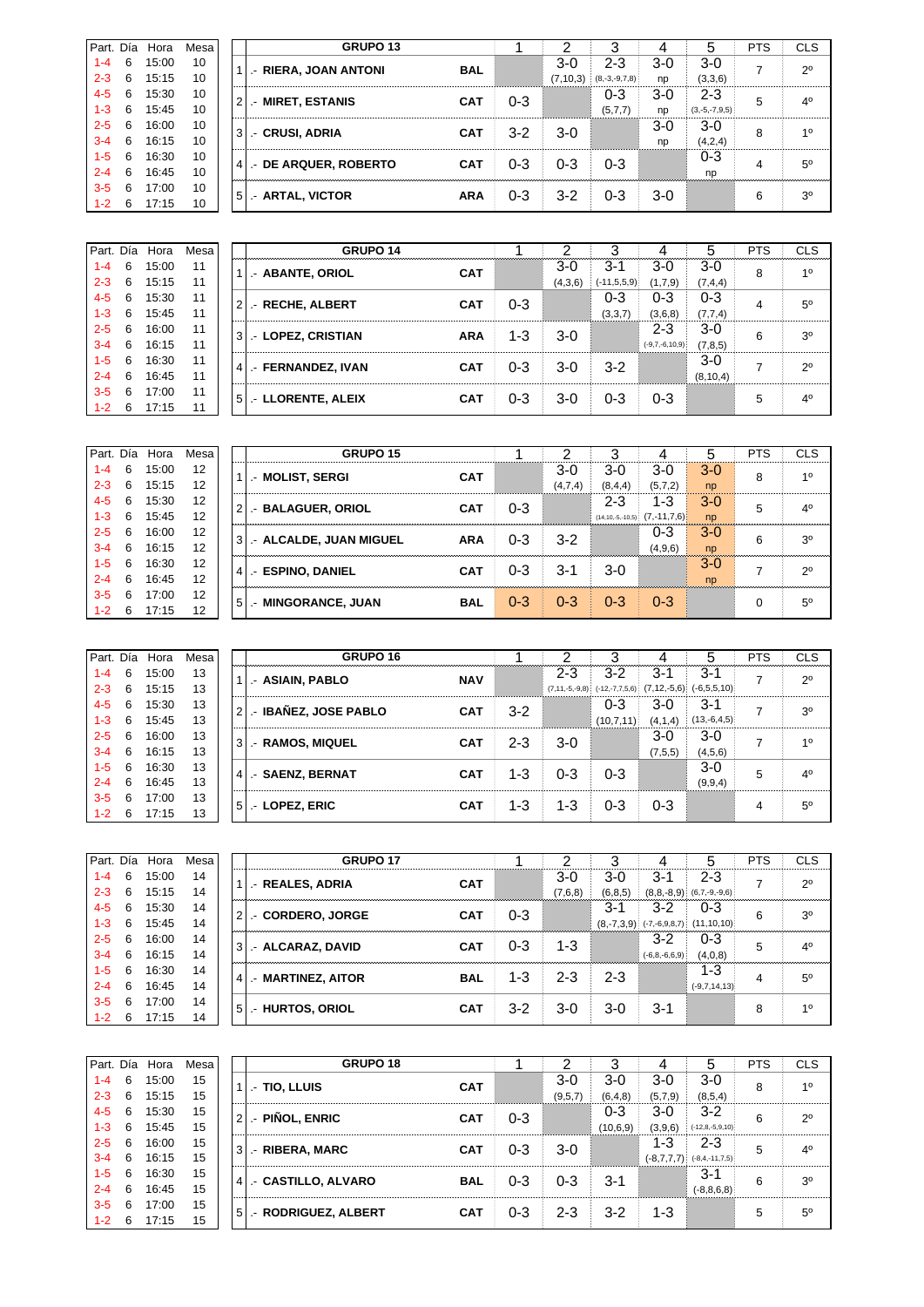| Part. | Día | Hora | Mesa |
|---|---|---|---|
| 1-4 | 6 | 15:00 | 10 |
| 2-3 | 6 | 15:15 | 10 |
| 4-5 | 6 | 15:30 | 10 |
| 1-3 | 6 | 15:45 | 10 |
| 2-5 | 6 | 16:00 | 10 |
| 3-4 | 6 | 16:15 | 10 |
| 1-5 | 6 | 16:30 | 10 |
| 2-4 | 6 | 16:45 | 10 |
| 3-5 | 6 | 17:00 | 10 |
| 1-2 | 6 | 17:15 | 10 |

| | GRUPO 13 | | 1 | 2 | 3 | 4 | 5 | PTS | CLS |
|---|---|---|---|---|---|---|---|---|---|
| 1 | .- RIERA, JOAN ANTONI | BAL | | 3-0 (7,10,3) | 2-3 (8,-3,-9,7,8) | 3-0 np | 3-0 (3,3,6) | 7 | 2º |
| 2 | .- MIRET, ESTANIS | CAT | 0-3 | | 0-3 (5,7,7) | 3-0 np | 2-3 (3,-5,-7,9,5) | 5 | 4º |
| 3 | .- CRUSI, ADRIA | CAT | 3-2 | 3-0 | | 3-0 np | 3-0 (4,2,4) | 8 | 1º |
| 4 | .- DE ARQUER, ROBERTO | CAT | 0-3 | 0-3 | 0-3 | | 0-3 np | 4 | 5º |
| 5 | .- ARTAL, VICTOR | ARA | 0-3 | 3-2 | 0-3 | 3-0 | | 6 | 3º |

| Part. | Día | Hora | Mesa |
|---|---|---|---|
| 1-4 | 6 | 15:00 | 11 |
| 2-3 | 6 | 15:15 | 11 |
| 4-5 | 6 | 15:30 | 11 |
| 1-3 | 6 | 15:45 | 11 |
| 2-5 | 6 | 16:00 | 11 |
| 3-4 | 6 | 16:15 | 11 |
| 1-5 | 6 | 16:30 | 11 |
| 2-4 | 6 | 16:45 | 11 |
| 3-5 | 6 | 17:00 | 11 |
| 1-2 | 6 | 17:15 | 11 |

| | GRUPO 14 | | 1 | 2 | 3 | 4 | 5 | PTS | CLS |
|---|---|---|---|---|---|---|---|---|---|
| 1 | .- ABANTE, ORIOL | CAT | | 3-0 (4,3,6) | 3-1 (-11,5,5,9) | 3-0 (1,7,9) | 3-0 (7,4,4) | 8 | 1º |
| 2 | .- RECHE, ALBERT | CAT | 0-3 | | 0-3 (3,3,7) | 0-3 (3,6,8) | 0-3 (7,7,4) | 4 | 5º |
| 3 | .- LOPEZ, CRISTIAN | ARA | 1-3 | 3-0 | | 2-3 (-9,7,-6,10,9) | 3-0 (7,8,5) | 6 | 3º |
| 4 | .- FERNANDEZ, IVAN | CAT | 0-3 | 3-0 | 3-2 | | 3-0 (8,10,4) | 7 | 2º |
| 5 | .- LLORENTE, ALEIX | CAT | 0-3 | 3-0 | 0-3 | 0-3 | | 5 | 4º |

| Part. | Día | Hora | Mesa |
|---|---|---|---|
| 1-4 | 6 | 15:00 | 12 |
| 2-3 | 6 | 15:15 | 12 |
| 4-5 | 6 | 15:30 | 12 |
| 1-3 | 6 | 15:45 | 12 |
| 2-5 | 6 | 16:00 | 12 |
| 3-4 | 6 | 16:15 | 12 |
| 1-5 | 6 | 16:30 | 12 |
| 2-4 | 6 | 16:45 | 12 |
| 3-5 | 6 | 17:00 | 12 |
| 1-2 | 6 | 17:15 | 12 |

| | GRUPO 15 | | 1 | 2 | 3 | 4 | 5 | PTS | CLS |
|---|---|---|---|---|---|---|---|---|---|
| 1 | .- MOLIST, SERGI | CAT | | 3-0 (4,7,4) | 3-0 (8,4,4) | 3-0 (5,7,2) | 3-0 np | 8 | 1º |
| 2 | .- BALAGUER, ORIOL | CAT | 0-3 | | 2-3 (14,10,-5,-10,5) | 1-3 (7,-11,7,6) | 3-0 np | 5 | 4º |
| 3 | .- ALCALDE, JUAN MIGUEL | ARA | 0-3 | 3-2 | | 0-3 (4,9,6) | 3-0 np | 6 | 3º |
| 4 | .- ESPINO, DANIEL | CAT | 0-3 | 3-1 | 3-0 | | 3-0 np | 7 | 2º |
| 5 | .- MINGORANCE, JUAN | BAL | 0-3 | 0-3 | 0-3 | 0-3 | | 0 | 5º |

| Part. | Día | Hora | Mesa |
|---|---|---|---|
| 1-4 | 6 | 15:00 | 13 |
| 2-3 | 6 | 15:15 | 13 |
| 4-5 | 6 | 15:30 | 13 |
| 1-3 | 6 | 15:45 | 13 |
| 2-5 | 6 | 16:00 | 13 |
| 3-4 | 6 | 16:15 | 13 |
| 1-5 | 6 | 16:30 | 13 |
| 2-4 | 6 | 16:45 | 13 |
| 3-5 | 6 | 17:00 | 13 |
| 1-2 | 6 | 17:15 | 13 |

| | GRUPO 16 | | 1 | 2 | 3 | 4 | 5 | PTS | CLS |
|---|---|---|---|---|---|---|---|---|---|
| 1 | .- ASIAIN, PABLO | NAV | | 2-3 (7,11,-5,-9,8) | 3-2 (-12,-7,7,5,6) | 3-1 (7,12,-5,6) | 3-1 (-6,5,5,10) | 7 | 2º |
| 2 | .- IBAÑEZ, JOSE PABLO | CAT | 3-2 | | 0-3 (10,7,11) | 3-0 (4,1,4) | 3-1 (13,-6,4,5) | 7 | 3º |
| 3 | .- RAMOS, MIQUEL | CAT | 2-3 | 3-0 | | 3-0 (7,5,5) | 3-0 (4,5,6) | 7 | 1º |
| 4 | .- SAENZ, BERNAT | CAT | 1-3 | 0-3 | 0-3 | | 3-0 (9,9,4) | 5 | 4º |
| 5 | .- LOPEZ, ERIC | CAT | 1-3 | 1-3 | 0-3 | 0-3 | | 4 | 5º |

| Part. | Día | Hora | Mesa |
|---|---|---|---|
| 1-4 | 6 | 15:00 | 14 |
| 2-3 | 6 | 15:15 | 14 |
| 4-5 | 6 | 15:30 | 14 |
| 1-3 | 6 | 15:45 | 14 |
| 2-5 | 6 | 16:00 | 14 |
| 3-4 | 6 | 16:15 | 14 |
| 1-5 | 6 | 16:30 | 14 |
| 2-4 | 6 | 16:45 | 14 |
| 3-5 | 6 | 17:00 | 14 |
| 1-2 | 6 | 17:15 | 14 |

| | GRUPO 17 | | 1 | 2 | 3 | 4 | 5 | PTS | CLS |
|---|---|---|---|---|---|---|---|---|---|
| 1 | .- REALES, ADRIA | CAT | | 3-0 (7,6,8) | 3-0 (6,8,5) | 3-1 (8,8,-8,9) | 2-3 (6,7,-9,-9,6) | 7 | 2º |
| 2 | .- CORDERO, JORGE | CAT | 0-3 | | 3-1 (8,-7,3,9) | 3-2 (-7,-6,9,8,7) | 0-3 (11,10,10) | 6 | 3º |
| 3 | .- ALCARAZ, DAVID | CAT | 0-3 | 1-3 | | 3-2 (-6,8,-6,6,9) | 0-3 (4,0,8) | 5 | 4º |
| 4 | .- MARTINEZ, AITOR | BAL | 1-3 | 2-3 | 2-3 | | 1-3 (-9,7,14,13) | 4 | 5º |
| 5 | .- HURTOS, ORIOL | CAT | 3-2 | 3-0 | 3-0 | 3-1 | | 8 | 1º |

| Part. | Día | Hora | Mesa |
|---|---|---|---|
| 1-4 | 6 | 15:00 | 15 |
| 2-3 | 6 | 15:15 | 15 |
| 4-5 | 6 | 15:30 | 15 |
| 1-3 | 6 | 15:45 | 15 |
| 2-5 | 6 | 16:00 | 15 |
| 3-4 | 6 | 16:15 | 15 |
| 1-5 | 6 | 16:30 | 15 |
| 2-4 | 6 | 16:45 | 15 |
| 3-5 | 6 | 17:00 | 15 |
| 1-2 | 6 | 17:15 | 15 |

| | GRUPO 18 | | 1 | 2 | 3 | 4 | 5 | PTS | CLS |
|---|---|---|---|---|---|---|---|---|---|
| 1 | .- TIO, LLUIS | CAT | | 3-0 (9,5,7) | 3-0 (6,4,8) | 3-0 (5,7,9) | 3-0 (8,5,4) | 8 | 1º |
| 2 | .- PIÑOL, ENRIC | CAT | 0-3 | | 0-3 (10,6,9) | 3-0 (3,9,6) | 3-2 (-12,8,-5,9,10) | 6 | 2º |
| 3 | .- RIBERA, MARC | CAT | 0-3 | 3-0 | | 1-3 (-8,7,7,7) | 2-3 (-8,4,-11,7,5) | 5 | 4º |
| 4 | .- CASTILLO, ALVARO | BAL | 0-3 | 0-3 | 3-1 | | 3-1 (-8,8,6,8) | 6 | 3º |
| 5 | .- RODRIGUEZ, ALBERT | CAT | 0-3 | 2-3 | 3-2 | 1-3 | | 5 | 5º |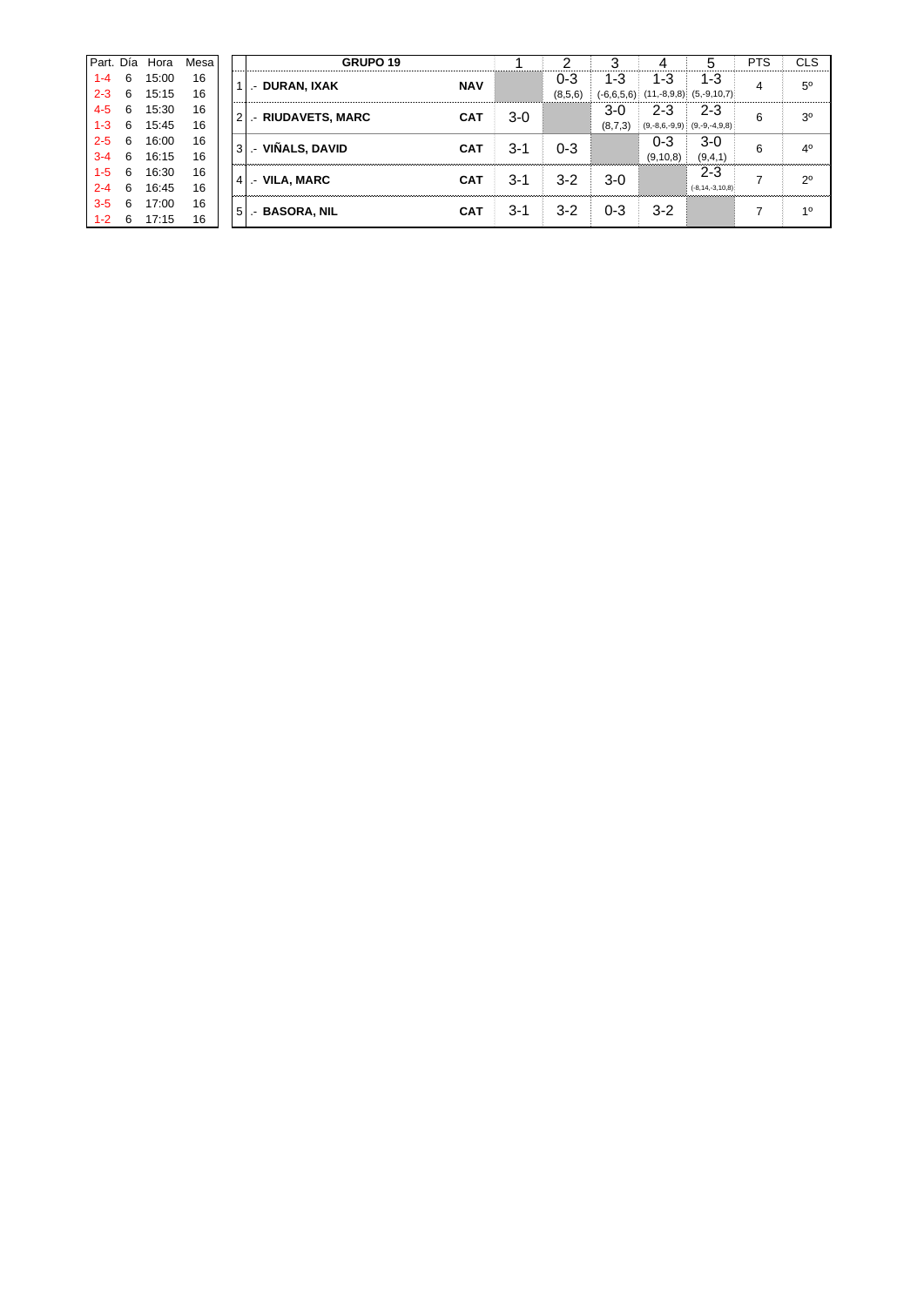| Part. | Día | Hora | Mesa |
|---|---|---|---|
| 1-4 | 6 | 15:00 | 16 |
| 2-3 | 6 | 15:15 | 16 |
| 4-5 | 6 | 15:30 | 16 |
| 1-3 | 6 | 15:45 | 16 |
| 2-5 | 6 | 16:00 | 16 |
| 3-4 | 6 | 16:15 | 16 |
| 1-5 | 6 | 16:30 | 16 |
| 2-4 | 6 | 16:45 | 16 |
| 3-5 | 6 | 17:00 | 16 |
| 1-2 | 6 | 17:15 | 16 |

| | GRUPO 19 | | 1 | 2 | 3 | 4 | 5 | PTS | CLS |
|---|---|---|---|---|---|---|---|---|---|
| 1 | .- **DURAN, IXAK** | **NAV** | | 0-3 (8,5,6) | 1-3 (-6,6,5,6) | 1-3 (11,-8,9,8) | 1-3 (5,-9,10,7) | 4 | 5º |
| 2 | .- **RIUDAVETS, MARC** | **CAT** | 3-0 | | 3-0 (8,7,3) | 2-3 (9,-8,6,-9,9) | 2-3 (9,-9,-4,9,8) | 6 | 3º |
| 3 | .- **VIÑALS, DAVID** | **CAT** | 3-1 | 0-3 | | 0-3 (9,10,8) | 3-0 (9,4,1) | 6 | 4º |
| 4 | .- **VILA, MARC** | **CAT** | 3-1 | 3-2 | 3-0 | | 2-3 (-8,14,-3,10,8) | 7 | 2º |
| 5 | .- **BASORA, NIL** | **CAT** | 3-1 | 3-2 | 0-3 | 3-2 | | 7 | 1º |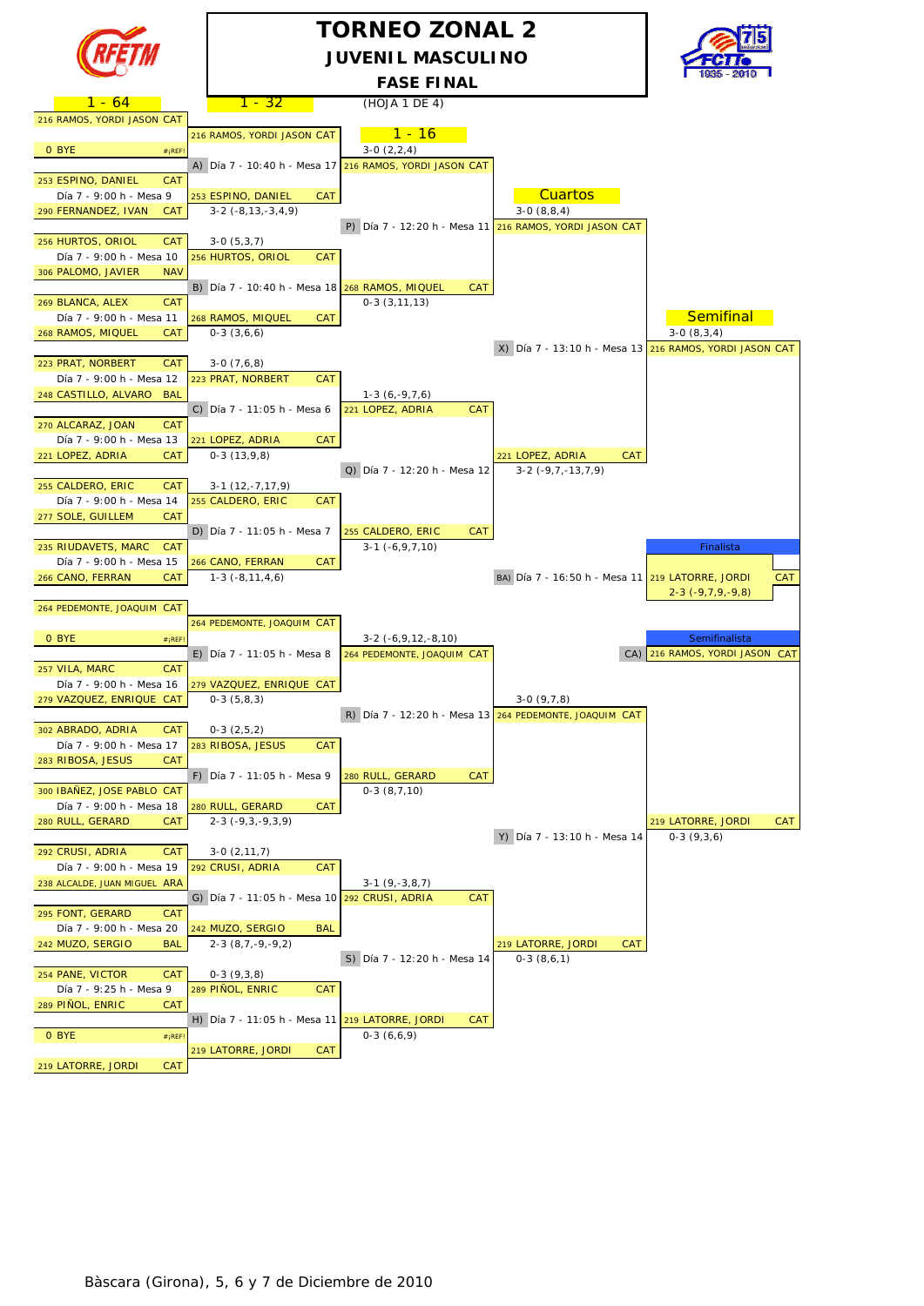# TORNEO ZONAL 2

## JUVENIL MASCULINO

### FASE FINAL

(HOJA 1 DE 4)

## 1 - 64

| Jugador 1 | Jugador 2 | Partido | Ganador (1 - 32) | Resultado |
|---|---|---|---|---|
| 216 RAMOS, YORDI JASON CAT | 0 BYE #¡REF! | | 216 RAMOS, YORDI JASON CAT | |
| 253 ESPINO, DANIEL CAT | 290 FERNANDEZ, IVAN CAT | Día 7 - 9:00 h - Mesa 9 | 253 ESPINO, DANIEL CAT | 3-2 (-8,13,-3,4,9) |
| 256 HURTOS, ORIOL CAT | 306 PALOMO, JAVIER NAV | Día 7 - 9:00 h - Mesa 10 | 256 HURTOS, ORIOL CAT | 3-0 (5,3,7) |
| 269 BLANCA, ALEX CAT | 268 RAMOS, MIQUEL CAT | Día 7 - 9:00 h - Mesa 11 | 268 RAMOS, MIQUEL CAT | 0-3 (3,6,6) |
| 223 PRAT, NORBERT CAT | 248 CASTILLO, ALVARO BAL | Día 7 - 9:00 h - Mesa 12 | 223 PRAT, NORBERT CAT | 3-0 (7,6,8) |
| 270 ALCARAZ, JOAN CAT | 221 LOPEZ, ADRIA CAT | Día 7 - 9:00 h - Mesa 13 | 221 LOPEZ, ADRIA CAT | 0-3 (13,9,8) |
| 255 CALDERO, ERIC CAT | 277 SOLE, GUILLEM CAT | Día 7 - 9:00 h - Mesa 14 | 255 CALDERO, ERIC CAT | 3-1 (12,-7,17,9) |
| 235 RIUDAVETS, MARC CAT | 266 CANO, FERRAN CAT | Día 7 - 9:00 h - Mesa 15 | 266 CANO, FERRAN CAT | 1-3 (-8,11,4,6) |
| 264 PEDEMONTE, JOAQUIM CAT | 0 BYE #¡REF! | | 264 PEDEMONTE, JOAQUIM CAT | |
| 257 VILA, MARC CAT | 279 VAZQUEZ, ENRIQUE CAT | Día 7 - 9:00 h - Mesa 16 | 279 VAZQUEZ, ENRIQUE CAT | 0-3 (5,8,3) |
| 302 ABRADO, ADRIA CAT | 283 RIBOSA, JESUS CAT | Día 7 - 9:00 h - Mesa 17 | 283 RIBOSA, JESUS CAT | 0-3 (2,5,2) |
| 300 IBAÑEZ, JOSE PABLO CAT | 280 RULL, GERARD CAT | Día 7 - 9:00 h - Mesa 18 | 280 RULL, GERARD CAT | 2-3 (-9,3,-9,3,9) |
| 292 CRUSI, ADRIA CAT | 238 ALCALDE, JUAN MIGUEL ARA | Día 7 - 9:00 h - Mesa 19 | 292 CRUSI, ADRIA CAT | 3-0 (2,11,7) |
| 295 FONT, GERARD CAT | 242 MUZO, SERGIO BAL | Día 7 - 9:00 h - Mesa 20 | 242 MUZO, SERGIO BAL | 2-3 (8,7,-9,-9,2) |
| 254 PANE, VICTOR CAT | 289 PIÑOL, ENRIC CAT | Día 7 - 9:25 h - Mesa 9 | 289 PIÑOL, ENRIC CAT | 0-3 (9,3,8) |
| 0 BYE #¡REF! | 219 LATORRE, JORDI CAT | | 219 LATORRE, JORDI CAT | |

## 1 - 32

| Partido | Ganador (1 - 16) | Resultado |
|---|---|---|
| A) Día 7 - 10:40 h - Mesa 17 | 216 RAMOS, YORDI JASON CAT | 3-0 (2,2,4) |
| B) Día 7 - 10:40 h - Mesa 18 | 268 RAMOS, MIQUEL CAT | 0-3 (3,11,13) |
| C) Día 7 - 11:05 h - Mesa 6 | 221 LOPEZ, ADRIA CAT | 1-3 (6,-9,7,6) |
| D) Día 7 - 11:05 h - Mesa 7 | 255 CALDERO, ERIC CAT | 3-1 (-6,9,7,10) |
| E) Día 7 - 11:05 h - Mesa 8 | 264 PEDEMONTE, JOAQUIM CAT | 3-2 (-6,9,12,-8,10) |
| F) Día 7 - 11:05 h - Mesa 9 | 280 RULL, GERARD CAT | 0-3 (8,7,10) |
| G) Día 7 - 11:05 h - Mesa 10 | 292 CRUSI, ADRIA CAT | 3-1 (9,-3,8,7) |
| H) Día 7 - 11:05 h - Mesa 11 | 219 LATORRE, JORDI CAT | 0-3 (6,6,9) |

## 1 - 16

| Partido | Ganador (Cuartos) | Resultado |
|---|---|---|
| P) Día 7 - 12:20 h - Mesa 11 | 216 RAMOS, YORDI JASON CAT | 3-0 (8,8,4) |
| Q) Día 7 - 12:20 h - Mesa 12 | 221 LOPEZ, ADRIA CAT | 3-2 (-9,7,-13,7,9) |
| R) Día 7 - 12:20 h - Mesa 13 | 264 PEDEMONTE, JOAQUIM CAT | 3-0 (9,7,8) |
| S) Día 7 - 12:20 h - Mesa 14 | 219 LATORRE, JORDI CAT | 0-3 (8,6,1) |

## Cuartos

| Partido | Ganador (Semifinal) | Resultado |
|---|---|---|
| X) Día 7 - 13:10 h - Mesa 13 | 216 RAMOS, YORDI JASON CAT | 3-0 (8,3,4) |
| Y) Día 7 - 13:10 h - Mesa 14 | 219 LATORRE, JORDI CAT | 0-3 (9,3,6) |

## Semifinal

BA) Día 7 - 16:50 h - Mesa 11

**Finalista**

219 LATORRE, JORDI CAT

2-3 (-9,7,9,-9,8)

**Semifinalista**

CA) 216 RAMOS, YORDI JASON CAT

Bàscara (Girona), 5, 6 y 7 de Diciembre de 2010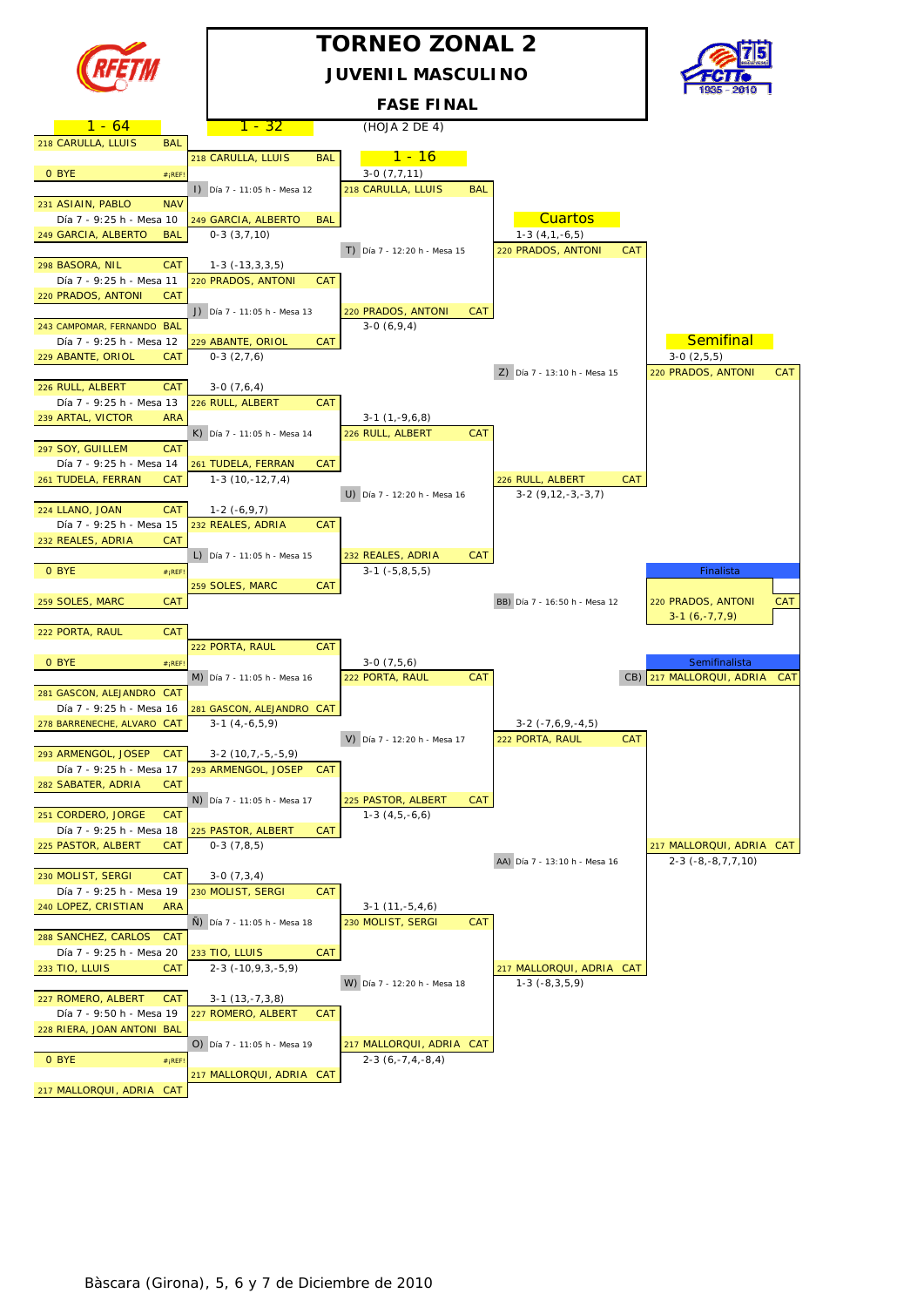# TORNEO ZONAL 2

## JUVENIL MASCULINO

### FASE FINAL

(HOJA 2 DE 4)

## 1 - 64

| Jugador 1 | Asoc. | Jugador 2 | Asoc. | Partido |
|---|---|---|---|---|
| 218 CARULLA, LLUIS | BAL | 0 BYE | #¡REF! | |
| 231 ASIAIN, PABLO | NAV | 249 GARCIA, ALBERTO | BAL | Día 7 - 9:25 h - Mesa 10 |
| 298 BASORA, NIL | CAT | 220 PRADOS, ANTONI | CAT | Día 7 - 9:25 h - Mesa 11 |
| 243 CAMPOMAR, FERNANDO | BAL | 229 ABANTE, ORIOL | CAT | Día 7 - 9:25 h - Mesa 12 |
| 226 RULL, ALBERT | CAT | 239 ARTAL, VICTOR | ARA | Día 7 - 9:25 h - Mesa 13 |
| 297 SOY, GUILLEM | CAT | 261 TUDELA, FERRAN | CAT | Día 7 - 9:25 h - Mesa 14 |
| 224 LLANO, JOAN | CAT | 232 REALES, ADRIA | CAT | Día 7 - 9:25 h - Mesa 15 |
| 0 BYE | #¡REF! | 259 SOLES, MARC | CAT | |
| 222 PORTA, RAUL | CAT | 0 BYE | #¡REF! | |
| 281 GASCON, ALEJANDRO | CAT | 278 BARRENECHE, ALVARO | CAT | Día 7 - 9:25 h - Mesa 16 |
| 293 ARMENGOL, JOSEP | CAT | 282 SABATER, ADRIA | CAT | Día 7 - 9:25 h - Mesa 17 |
| 251 CORDERO, JORGE | CAT | 225 PASTOR, ALBERT | CAT | Día 7 - 9:25 h - Mesa 18 |
| 230 MOLIST, SERGI | CAT | 240 LOPEZ, CRISTIAN | ARA | Día 7 - 9:25 h - Mesa 19 |
| 288 SANCHEZ, CARLOS | CAT | 233 TIO, LLUIS | CAT | Día 7 - 9:25 h - Mesa 20 |
| 227 ROMERO, ALBERT | CAT | 228 RIERA, JOAN ANTONI | BAL | Día 7 - 9:50 h - Mesa 19 |
| 0 BYE | #¡REF! | 217 MALLORQUI, ADRIA | CAT | |

## 1 - 32

| Ganador | Asoc. | Resultado |
|---|---|---|
| 218 CARULLA, LLUIS | BAL | |
| 249 GARCIA, ALBERTO | BAL | 0-3 (3,7,10) |
| 220 PRADOS, ANTONI | CAT | 1-3 (-13,3,3,5) |
| 229 ABANTE, ORIOL | CAT | 0-3 (2,7,6) |
| 226 RULL, ALBERT | CAT | 3-0 (7,6,4) |
| 261 TUDELA, FERRAN | CAT | 1-3 (10,-12,7,4) |
| 232 REALES, ADRIA | CAT | 1-2 (-6,9,7) |
| 259 SOLES, MARC | CAT | |
| 222 PORTA, RAUL | CAT | |
| 281 GASCON, ALEJANDRO | CAT | 3-1 (4,-6,5,9) |
| 293 ARMENGOL, JOSEP | CAT | 3-2 (10,7,-5,-5,9) |
| 225 PASTOR, ALBERT | CAT | 0-3 (7,8,5) |
| 230 MOLIST, SERGI | CAT | 3-0 (7,3,4) |
| 233 TIO, LLUIS | CAT | 2-3 (-10,9,3,-5,9) |
| 227 ROMERO, ALBERT | CAT | 3-1 (13,-7,3,8) |
| 217 MALLORQUI, ADRIA | CAT | |

## 1 - 16

| Partido | Horario | Ganador | Asoc. | Resultado |
|---|---|---|---|---|
| I) | Día 7 - 11:05 h - Mesa 12 | 218 CARULLA, LLUIS | BAL | 3-0 (7,7,11) |
| J) | Día 7 - 11:05 h - Mesa 13 | 220 PRADOS, ANTONI | CAT | 3-0 (6,9,4) |
| K) | Día 7 - 11:05 h - Mesa 14 | 226 RULL, ALBERT | CAT | 3-1 (1,-9,6,8) |
| L) | Día 7 - 11:05 h - Mesa 15 | 232 REALES, ADRIA | CAT | 3-1 (-5,8,5,5) |
| M) | Día 7 - 11:05 h - Mesa 16 | 222 PORTA, RAUL | CAT | 3-0 (7,5,6) |
| N) | Día 7 - 11:05 h - Mesa 17 | 225 PASTOR, ALBERT | CAT | 1-3 (4,5,-6,6) |
| Ñ) | Día 7 - 11:05 h - Mesa 18 | 230 MOLIST, SERGI | CAT | 3-1 (11,-5,4,6) |
| O) | Día 7 - 11:05 h - Mesa 19 | 217 MALLORQUI, ADRIA | CAT | 2-3 (6,-7,4,-8,4) |

## Cuartos

| Partido | Horario | Ganador | Asoc. | Resultado |
|---|---|---|---|---|
| T) | Día 7 - 12:20 h - Mesa 15 | 220 PRADOS, ANTONI | CAT | 1-3 (4,1,-6,5) |
| U) | Día 7 - 12:20 h - Mesa 16 | 226 RULL, ALBERT | CAT | 3-2 (9,12,-3,-3,7) |
| V) | Día 7 - 12:20 h - Mesa 17 | 222 PORTA, RAUL | CAT | 3-2 (-7,6,9,-4,5) |
| W) | Día 7 - 12:20 h - Mesa 18 | 217 MALLORQUI, ADRIA | CAT | 1-3 (-8,3,5,9) |

## Semifinal

| Partido | Horario | Ganador | Asoc. | Resultado |
|---|---|---|---|---|
| Z) | Día 7 - 13:10 h - Mesa 15 | 220 PRADOS, ANTONI | CAT | 3-0 (2,5,5) |
| AA) | Día 7 - 13:10 h - Mesa 16 | 217 MALLORQUI, ADRIA | CAT | 2-3 (-8,-8,7,7,10) |

## Finalista

BB) Día 7 - 16:50 h - Mesa 12 — 220 PRADOS, ANTONI CAT — 3-1 (6,-7,7,9)

## Semifinalista

CB) 217 MALLORQUI, ADRIA CAT

Bàscara (Girona), 5, 6 y 7 de Diciembre de 2010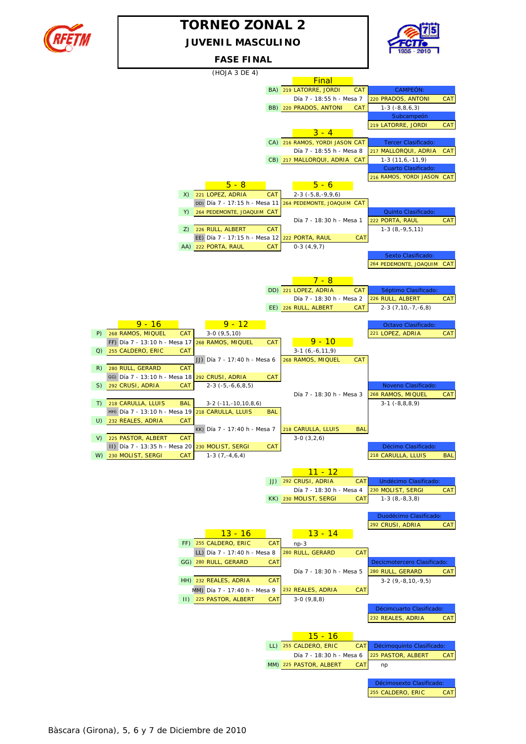# TORNEO ZONAL 2

## JUVENIL MASCULINO

### FASE FINAL

(HOJA 3 DE 4)

## Final

| | Jugador | | Partido | Resultado |
|---|---|---|---|---|
| BA) | 219 LATORRE, JORDI | CAT | Día 7 - 18:55 h - Mesa 7 | |
| BB) | 220 PRADOS, ANTONI | CAT | | 1-3 (-8,8,6,3) |

**CAMPEÓN:** 220 PRADOS, ANTONI CAT

**Subcampeón:** 219 LATORRE, JORDI CAT

## 3 - 4

| | Jugador | | Partido | Resultado |
|---|---|---|---|---|
| CA) | 216 RAMOS, YORDI JASON | CAT | Día 7 - 18:55 h - Mesa 8 | |
| CB) | 217 MALLORQUI, ADRIA | CAT | | 1-3 (11,6,-11,9) |

**Tercer Clasificado:** 217 MALLORQUI, ADRIA CAT

**Cuarto Clasificado:** 216 RAMOS, YORDI JASON CAT

## 5 - 8

| | Jugador | | Partido | Ganador | Resultado |
|---|---|---|---|---|---|
| X) | 221 LOPEZ, ADRIA | CAT | DD) Día 7 - 17:15 h - Mesa 11 | 264 PEDEMONTE, JOAQUIM CAT | 2-3 (-5,8,-9,9,6) |
| Y) | 264 PEDEMONTE, JOAQUIM | CAT | | | |
| Z) | 226 RULL, ALBERT | CAT | EE) Día 7 - 17:15 h - Mesa 12 | 222 PORTA, RAUL CAT | 0-3 (4,9,7) |
| AA) | 222 PORTA, RAUL | CAT | | | |

## 5 - 6

264 PEDEMONTE, JOAQUIM CAT vs 222 PORTA, RAUL CAT — Día 7 - 18:30 h - Mesa 1 — 1-3 (8,-9,5,11)

**Quinto Clasificado:** 222 PORTA, RAUL CAT

**Sexto Clasificado:** 264 PEDEMONTE, JOAQUIM CAT

## 7 - 8

| | Jugador | | Partido | Resultado |
|---|---|---|---|---|
| DD) | 221 LOPEZ, ADRIA | CAT | Día 7 - 18:30 h - Mesa 2 | |
| EE) | 226 RULL, ALBERT | CAT | | 2-3 (7,10,-7,-6,8) |

**Séptimo Clasificado:** 226 RULL, ALBERT CAT

**Octavo Clasificado:** 221 LOPEZ, ADRIA CAT

## 9 - 16

| | Jugador | | Partido | Ganador | Resultado |
|---|---|---|---|---|---|
| P) | 268 RAMOS, MIQUEL | CAT | FF) Día 7 - 13:10 h - Mesa 17 | 268 RAMOS, MIQUEL CAT | 3-0 (9,5,10) |
| Q) | 255 CALDERO, ERIC | CAT | | | |
| R) | 280 RULL, GERARD | CAT | GG) Día 7 - 13:10 h - Mesa 18 | 292 CRUSI, ADRIA CAT | 2-3 (-5,-6,6,8,5) |
| S) | 292 CRUSI, ADRIA | CAT | | | |
| T) | 218 CARULLA, LLUIS | BAL | HH) Día 7 - 13:10 h - Mesa 19 | 218 CARULLA, LLUIS BAL | 3-2 (-11,-10,10,8,6) |
| U) | 232 REALES, ADRIA | CAT | | | |
| V) | 225 PASTOR, ALBERT | CAT | II) Día 7 - 13:35 h - Mesa 20 | 230 MOLIST, SERGI CAT | 1-3 (7,-4,6,4) |
| W) | 230 MOLIST, SERGI | CAT | | | |

## 9 - 12

| Partido | Ganador | Resultado |
|---|---|---|
| JJ) Día 7 - 17:40 h - Mesa 6 (268 RAMOS, MIQUEL vs 292 CRUSI, ADRIA) | 268 RAMOS, MIQUEL CAT | 3-1 (6,-6,11,9) |
| KK) Día 7 - 17:40 h - Mesa 7 (218 CARULLA, LLUIS vs 230 MOLIST, SERGI) | 218 CARULLA, LLUIS BAL | 3-0 (3,2,6) |

## 9 - 10

268 RAMOS, MIQUEL CAT vs 218 CARULLA, LLUIS BAL — Día 7 - 18:30 h - Mesa 3 — 3-1 (-8,8,8,9)

**Noveno Clasificado:** 268 RAMOS, MIQUEL CAT

**Décimo Clasificado:** 218 CARULLA, LLUIS BAL

## 11 - 12

| | Jugador | | Partido | Resultado |
|---|---|---|---|---|
| JJ) | 292 CRUSI, ADRIA | CAT | Día 7 - 18:30 h - Mesa 4 | |
| KK) | 230 MOLIST, SERGI | CAT | | 1-3 (8,-8,3,8) |

**Undécimo Clasificado:** 230 MOLIST, SERGI CAT

**Duodécimo Clasificado:** 292 CRUSI, ADRIA CAT

## 13 - 16

| | Jugador | | Partido | Ganador | Resultado |
|---|---|---|---|---|---|
| FF) | 255 CALDERO, ERIC | CAT | LL) Día 7 - 17:40 h - Mesa 8 | 280 RULL, GERARD CAT | np-3 |
| GG) | 280 RULL, GERARD | CAT | | | |
| HH) | 232 REALES, ADRIA | CAT | MM) Día 7 - 17:40 h - Mesa 9 | 232 REALES, ADRIA CAT | 3-0 (9,8,8) |
| II) | 225 PASTOR, ALBERT | CAT | | | |

## 13 - 14

280 RULL, GERARD CAT vs 232 REALES, ADRIA CAT — Día 7 - 18:30 h - Mesa 5 — 3-2 (9,-8,10,-9,5)

**Decicmotercero Clasificado:** 280 RULL, GERARD CAT

**Décimcuarto Clasificado:** 232 REALES, ADRIA CAT

## 15 - 16

| | Jugador | | Partido | Resultado |
|---|---|---|---|---|
| LL) | 255 CALDERO, ERIC | CAT | Día 7 - 18:30 h - Mesa 6 | |
| MM) | 225 PASTOR, ALBERT | CAT | | np |

**Décimoquinto Clasificado:** 225 PASTOR, ALBERT CAT

**Décimosexto Clasificado:** 255 CALDERO, ERIC CAT

Bàscara (Girona), 5, 6 y 7 de Diciembre de 2010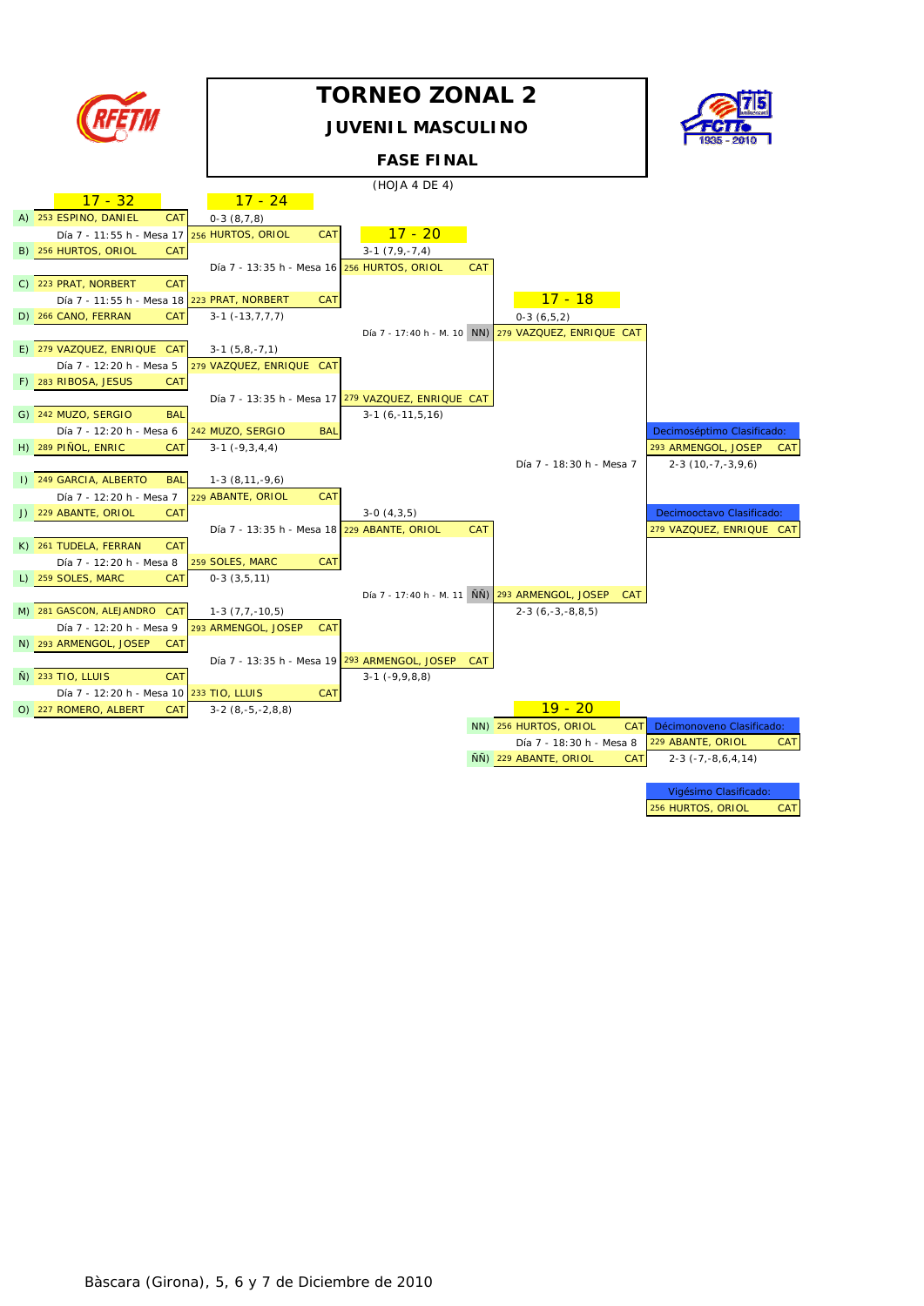# TORNEO ZONAL 2

## JUVENIL MASCULINO

### FASE FINAL

(HOJA 4 DE 4)

## 17 - 32

| | Jugador | Asoc. |
|---|---|---|
| A) | 253 ESPINO, DANIEL | CAT |
| B) | 256 HURTOS, ORIOL | CAT |
| C) | 223 PRAT, NORBERT | CAT |
| D) | 266 CANO, FERRAN | CAT |
| E) | 279 VAZQUEZ, ENRIQUE | CAT |
| F) | 283 RIBOSA, JESUS | CAT |
| G) | 242 MUZO, SERGIO | BAL |
| H) | 289 PIÑOL, ENRIC | CAT |
| I) | 249 GARCIA, ALBERTO | BAL |
| J) | 229 ABANTE, ORIOL | CAT |
| K) | 261 TUDELA, FERRAN | CAT |
| L) | 259 SOLES, MARC | CAT |
| M) | 281 GASCON, ALEJANDRO | CAT |
| N) | 293 ARMENGOL, JOSEP | CAT |
| Ñ) | 233 TIO, LLUIS | CAT |
| O) | 227 ROMERO, ALBERT | CAT |

## 17 - 24

| Partido | Horario | Ganador | Asoc. | Resultado |
|---|---|---|---|---|
| A-B | Día 7 - 11:55 h - Mesa 17 | 256 HURTOS, ORIOL | CAT | 0-3 (8,7,8) |
| C-D | Día 7 - 11:55 h - Mesa 18 | 223 PRAT, NORBERT | CAT | 3-1 (-13,7,7,7) |
| E-F | Día 7 - 12:20 h - Mesa 5 | 279 VAZQUEZ, ENRIQUE | CAT | 3-1 (5,8,-7,1) |
| G-H | Día 7 - 12:20 h - Mesa 6 | 242 MUZO, SERGIO | BAL | 3-1 (-9,3,4,4) |
| I-J | Día 7 - 12:20 h - Mesa 7 | 229 ABANTE, ORIOL | CAT | 1-3 (8,11,-9,6) |
| K-L | Día 7 - 12:20 h - Mesa 8 | 259 SOLES, MARC | CAT | 0-3 (3,5,11) |
| M-N | Día 7 - 12:20 h - Mesa 9 | 293 ARMENGOL, JOSEP | CAT | 1-3 (7,7,-10,5) |
| Ñ-O | Día 7 - 12:20 h - Mesa 10 | 233 TIO, LLUIS | CAT | 3-2 (8,-5,-2,8,8) |

## 17 - 20

| Partido | Horario | Ganador | Asoc. | Resultado |
|---|---|---|---|---|
| | Día 7 - 13:35 h - Mesa 16 | 256 HURTOS, ORIOL | CAT | 3-1 (7,9,-7,4) |
| | Día 7 - 13:35 h - Mesa 17 | 279 VAZQUEZ, ENRIQUE | CAT | 3-1 (6,-11,5,16) |
| | Día 7 - 13:35 h - Mesa 18 | 229 ABANTE, ORIOL | CAT | 3-0 (4,3,5) |
| | Día 7 - 13:35 h - Mesa 19 | 293 ARMENGOL, JOSEP | CAT | 3-1 (-9,9,8,8) |

## 17 - 18

| | Horario | Jugador | Asoc. | Resultado |
|---|---|---|---|---|
| NN) | Día 7 - 17:40 h - M. 10 | 279 VAZQUEZ, ENRIQUE | CAT | 0-3 (6,5,2) |
| ÑÑ) | Día 7 - 17:40 h - M. 11 | 293 ARMENGOL, JOSEP | CAT | 2-3 (6,-3,-8,8,5) |

Día 7 - 18:30 h - Mesa 7 — 2-3 (10,-7,-3,9,6)

**Decimoséptimo Clasificado:** 293 ARMENGOL, JOSEP — CAT

**Decimooctavo Clasificado:** 279 VAZQUEZ, ENRIQUE — CAT

## 19 - 20

| | Jugador | Asoc. |
|---|---|---|
| NN) | 256 HURTOS, ORIOL | CAT |
| ÑÑ) | 229 ABANTE, ORIOL | CAT |

Día 7 - 18:30 h - Mesa 8 — 2-3 (-7,-8,6,4,14)

**Décimonoveno Clasificado:** 229 ABANTE, ORIOL — CAT

**Vigésimo Clasificado:** 256 HURTOS, ORIOL — CAT

Bàscara (Girona), 5, 6 y 7 de Diciembre de 2010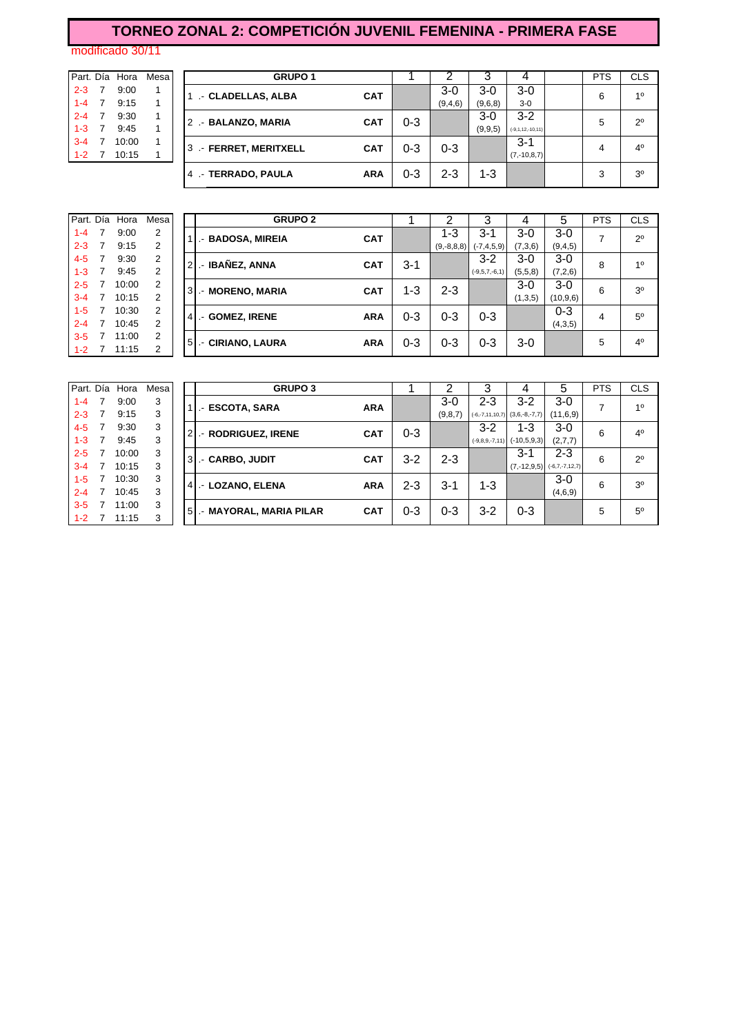# TORNEO ZONAL 2: COMPETICIÓN JUVENIL FEMENINA - PRIMERA FASE

modificado 30/11

| Part. | Día | Hora | Mesa |
|---|---|---|---|
| 2-3 | 7 | 9:00 | 1 |
| 1-4 | 7 | 9:15 | 1 |
| 2-4 | 7 | 9:30 | 1 |
| 1-3 | 7 | 9:45 | 1 |
| 3-4 | 7 | 10:00 | 1 |
| 1-2 | 7 | 10:15 | 1 |

| | GRUPO 1 | | 1 | 2 | 3 | 4 | | PTS | CLS |
|---|---|---|---|---|---|---|---|---|---|
| 1 | .- CLADELLAS, ALBA | CAT | | 3-0 (9,4,6) | 3-0 (9,6,8) | 3-0 3-0 | | 6 | 1º |
| 2 | .- BALANZO, MARIA | CAT | 0-3 | | 3-0 (9,9,5) | 3-2 (-9,1,12,-10,11) | | 5 | 2º |
| 3 | .- FERRET, MERITXELL | CAT | 0-3 | 0-3 | | 3-1 (7,-10,8,7) | | 4 | 4º |
| 4 | .- TERRADO, PAULA | ARA | 0-3 | 2-3 | 1-3 | | | 3 | 3º |

| Part. | Día | Hora | Mesa |
|---|---|---|---|
| 1-4 | 7 | 9:00 | 2 |
| 2-3 | 7 | 9:15 | 2 |
| 4-5 | 7 | 9:30 | 2 |
| 1-3 | 7 | 9:45 | 2 |
| 2-5 | 7 | 10:00 | 2 |
| 3-4 | 7 | 10:15 | 2 |
| 1-5 | 7 | 10:30 | 2 |
| 2-4 | 7 | 10:45 | 2 |
| 3-5 | 7 | 11:00 | 2 |
| 1-2 | 7 | 11:15 | 2 |

| | GRUPO 2 | | 1 | 2 | 3 | 4 | 5 | PTS | CLS |
|---|---|---|---|---|---|---|---|---|---|
| 1 | .- BADOSA, MIREIA | CAT | | 1-3 (9,-8,8,8) | 3-1 (-7,4,5,9) | 3-0 (7,3,6) | 3-0 (9,4,5) | 7 | 2º |
| 2 | .- IBAÑEZ, ANNA | CAT | 3-1 | | 3-2 (-9,5,7,-6,1) | 3-0 (5,5,8) | 3-0 (7,2,6) | 8 | 1º |
| 3 | .- MORENO, MARIA | CAT | 1-3 | 2-3 | | 3-0 (1,3,5) | 3-0 (10,9,6) | 6 | 3º |
| 4 | .- GOMEZ, IRENE | ARA | 0-3 | 0-3 | 0-3 | | 0-3 (4,3,5) | 4 | 5º |
| 5 | .- CIRIANO, LAURA | ARA | 0-3 | 0-3 | 0-3 | 3-0 | | 5 | 4º |

| Part. | Día | Hora | Mesa |
|---|---|---|---|
| 1-4 | 7 | 9:00 | 3 |
| 2-3 | 7 | 9:15 | 3 |
| 4-5 | 7 | 9:30 | 3 |
| 1-3 | 7 | 9:45 | 3 |
| 2-5 | 7 | 10:00 | 3 |
| 3-4 | 7 | 10:15 | 3 |
| 1-5 | 7 | 10:30 | 3 |
| 2-4 | 7 | 10:45 | 3 |
| 3-5 | 7 | 11:00 | 3 |
| 1-2 | 7 | 11:15 | 3 |

| | GRUPO 3 | | 1 | 2 | 3 | 4 | 5 | PTS | CLS |
|---|---|---|---|---|---|---|---|---|---|
| 1 | .- ESCOTA, SARA | ARA | | 3-0 (9,8,7) | 2-3 (-6,-7,11,10,7) | 3-2 (3,6,-8,-7,7) | 3-0 (11,6,9) | 7 | 1º |
| 2 | .- RODRIGUEZ, IRENE | CAT | 0-3 | | 3-2 (-9,8,9,-7,11) | 1-3 (-10,5,9,3) | 3-0 (2,7,7) | 6 | 4º |
| 3 | .- CARBO, JUDIT | CAT | 3-2 | 2-3 | | 3-1 (7,-12,9,5) | 2-3 (-6,7,-7,12,7) | 6 | 2º |
| 4 | .- LOZANO, ELENA | ARA | 2-3 | 3-1 | 1-3 | | 3-0 (4,6,9) | 6 | 3º |
| 5 | .- MAYORAL, MARIA PILAR | CAT | 0-3 | 0-3 | 3-2 | 0-3 | | 5 | 5º |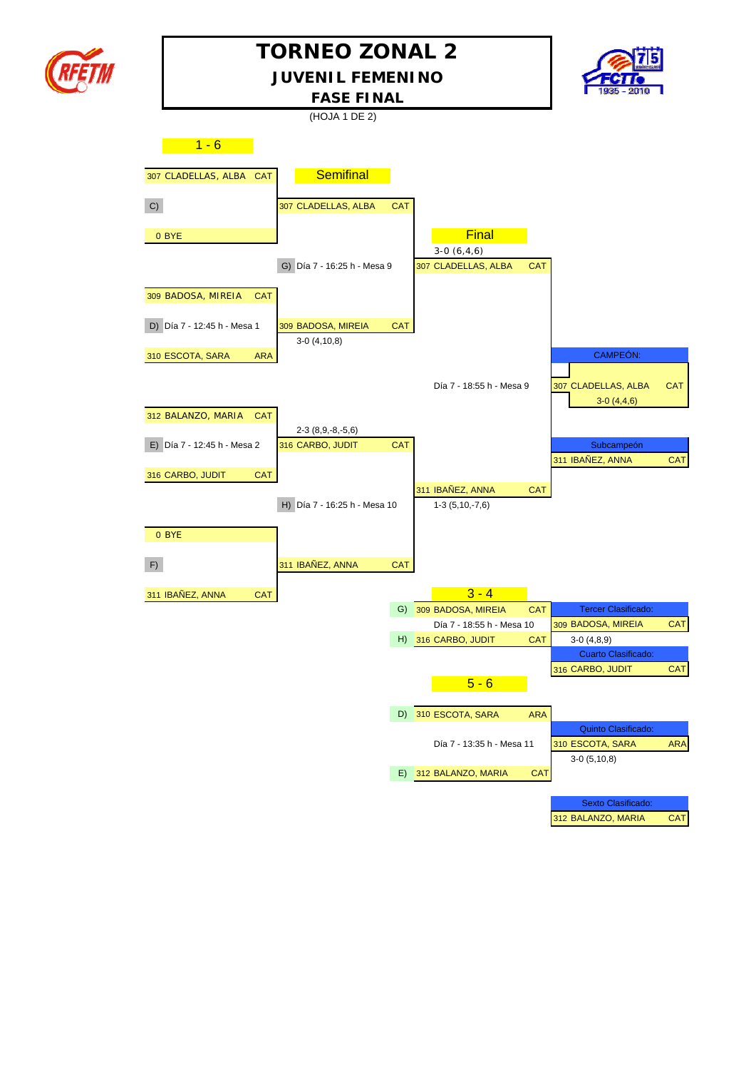# TORNEO ZONAL 2

## JUVENIL FEMENINO

### FASE FINAL

(HOJA 1 DE 2)

## 1 - 6

### Primera ronda

| Partido | Jugadora 1 | Jugadora 2 | Resultado | Ganadora |
|---|---|---|---|---|
| C) | 307 CLADELLAS, ALBA CAT | 0 BYE | | 307 CLADELLAS, ALBA CAT |
| D) Día 7 - 12:45 h - Mesa 1 | 309 BADOSA, MIREIA CAT | 310 ESCOTA, SARA ARA | 3-0 (4,10,8) | 309 BADOSA, MIREIA CAT |
| E) Día 7 - 12:45 h - Mesa 2 | 312 BALANZO, MARIA CAT | 316 CARBO, JUDIT CAT | 2-3 (8,9,-8,-5,6) | 316 CARBO, JUDIT CAT |
| F) | 0 BYE | 311 IBAÑEZ, ANNA CAT | | 311 IBAÑEZ, ANNA CAT |

### Semifinal

| Partido | Jugadora 1 | Jugadora 2 | Resultado | Ganadora |
|---|---|---|---|---|
| G) Día 7 - 16:25 h - Mesa 9 | 307 CLADELLAS, ALBA CAT | 309 BADOSA, MIREIA CAT | 3-0 (6,4,6) | 307 CLADELLAS, ALBA CAT |
| H) Día 7 - 16:25 h - Mesa 10 | 316 CARBO, JUDIT CAT | 311 IBAÑEZ, ANNA CAT | 1-3 (5,10,-7,6) | 311 IBAÑEZ, ANNA CAT |

### Final

| Partido | Jugadora 1 | Jugadora 2 | Resultado |
|---|---|---|---|
| Día 7 - 18:55 h - Mesa 9 | 307 CLADELLAS, ALBA CAT | 311 IBAÑEZ, ANNA CAT | 3-0 (4,4,6) |

**CAMPEÓN:** 307 CLADELLAS, ALBA CAT

**Subcampeón:** 311 IBAÑEZ, ANNA CAT

## 3 - 4

| Partido | Jugadora 1 | Jugadora 2 | Resultado |
|---|---|---|---|
| Día 7 - 18:55 h - Mesa 10 | G) 309 BADOSA, MIREIA CAT | H) 316 CARBO, JUDIT CAT | 3-0 (4,8,9) |

**Tercer Clasificado:** 309 BADOSA, MIREIA CAT

**Cuarto Clasificado:** 316 CARBO, JUDIT CAT

## 5 - 6

| Partido | Jugadora 1 | Jugadora 2 | Resultado |
|---|---|---|---|
| Día 7 - 13:35 h - Mesa 11 | D) 310 ESCOTA, SARA ARA | E) 312 BALANZO, MARIA CAT | 3-0 (5,10,8) |

**Quinto Clasificado:** 310 ESCOTA, SARA ARA

**Sexto Clasificado:** 312 BALANZO, MARIA CAT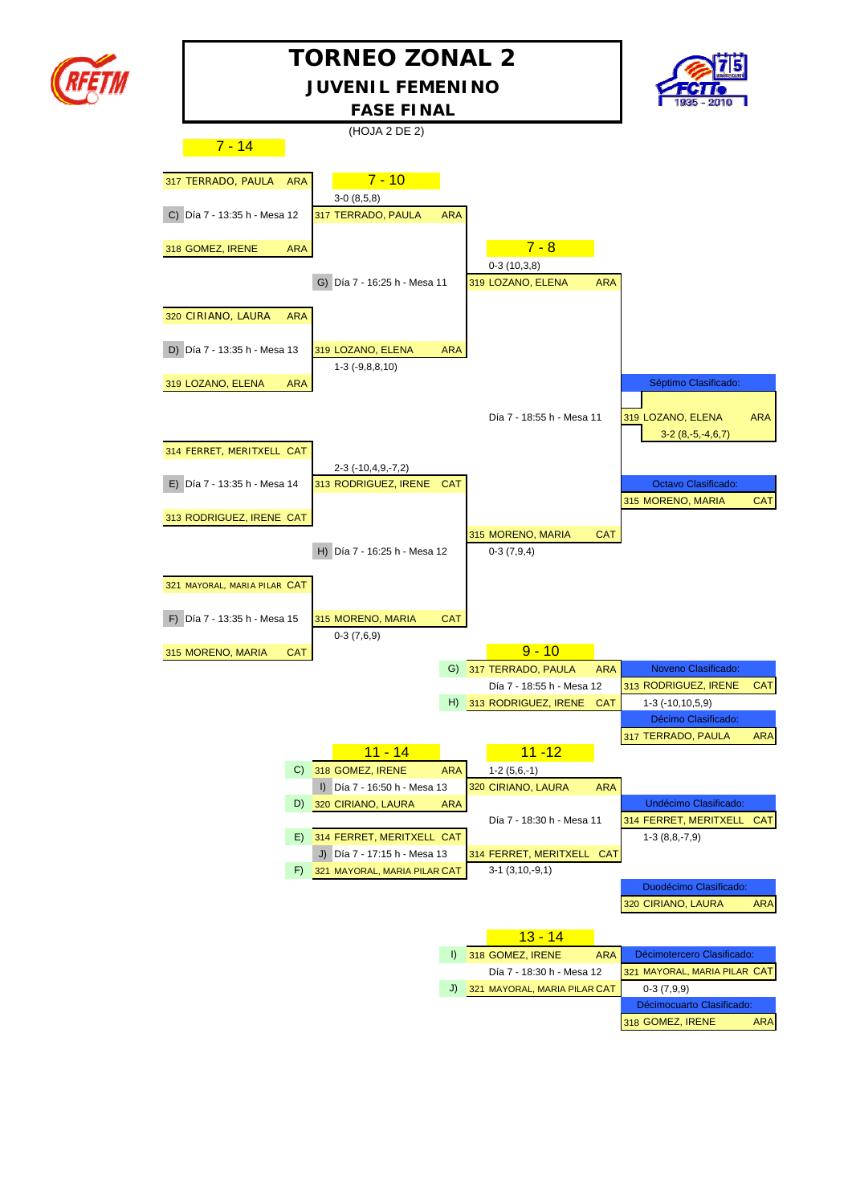# TORNEO ZONAL 2

## JUVENIL FEMENINO

### FASE FINAL

(HOJA 2 DE 2)

## 7 - 14

### 7 - 10

C) Día 7 - 13:35 h - Mesa 12

- 317 TERRADO, PAULA ARA
- 318 GOMEZ, IRENE ARA

Ganador: 317 TERRADO, PAULA ARA — 3-0 (8,5,8)

D) Día 7 - 13:35 h - Mesa 13

- 320 CIRIANO, LAURA ARA
- 319 LOZANO, ELENA ARA

Ganador: 319 LOZANO, ELENA ARA — 1-3 (-9,8,8,10)

E) Día 7 - 13:35 h - Mesa 14

- 314 FERRET, MERITXELL CAT
- 313 RODRIGUEZ, IRENE CAT

Ganador: 313 RODRIGUEZ, IRENE CAT — 2-3 (-10,4,9,-7,2)

F) Día 7 - 13:35 h - Mesa 15

- 321 MAYORAL, MARIA PILAR CAT
- 315 MORENO, MARIA CAT

Ganador: 315 MORENO, MARIA CAT — 0-3 (7,6,9)

### 7 - 8

G) Día 7 - 16:25 h - Mesa 11

- 317 TERRADO, PAULA ARA
- 319 LOZANO, ELENA ARA

Ganador: 319 LOZANO, ELENA ARA — 0-3 (10,3,8)

H) Día 7 - 16:25 h - Mesa 12

- 313 RODRIGUEZ, IRENE CAT
- 315 MORENO, MARIA CAT

Ganador: 315 MORENO, MARIA CAT — 0-3 (7,9,4)

Final: Día 7 - 18:55 h - Mesa 11

- Séptimo Clasificado: 319 LOZANO, ELENA ARA — 3-2 (8,-5,-4,6,7)
- Octavo Clasificado: 315 MORENO, MARIA CAT

### 9 - 10

Día 7 - 18:55 h - Mesa 12

- G) 317 TERRADO, PAULA ARA
- H) 313 RODRIGUEZ, IRENE CAT

1-3 (-10,10,5,9)

- Noveno Clasificado: 313 RODRIGUEZ, IRENE CAT
- Décimo Clasificado: 317 TERRADO, PAULA ARA

### 11 - 14

I) Día 7 - 16:50 h - Mesa 13

- C) 318 GOMEZ, IRENE ARA
- D) 320 CIRIANO, LAURA ARA

Ganador: 320 CIRIANO, LAURA ARA — 1-2 (5,6,-1)

J) Día 7 - 17:15 h - Mesa 13

- E) 314 FERRET, MERITXELL CAT
- F) 321 MAYORAL, MARIA PILAR CAT

Ganador: 314 FERRET, MERITXELL CAT — 3-1 (3,10,-9,1)

### 11 -12

Día 7 - 18:30 h - Mesa 11

- 320 CIRIANO, LAURA ARA
- 314 FERRET, MERITXELL CAT

1-3 (8,8,-7,9)

- Undécimo Clasificado: 314 FERRET, MERITXELL CAT
- Duodécimo Clasificado: 320 CIRIANO, LAURA ARA

### 13 - 14

Día 7 - 18:30 h - Mesa 12

- I) 318 GOMEZ, IRENE ARA
- J) 321 MAYORAL, MARIA PILAR CAT

0-3 (7,9,9)

- Décimotercero Clasificado: 321 MAYORAL, MARIA PILAR CAT
- Décimocuarto Clasificado: 318 GOMEZ, IRENE ARA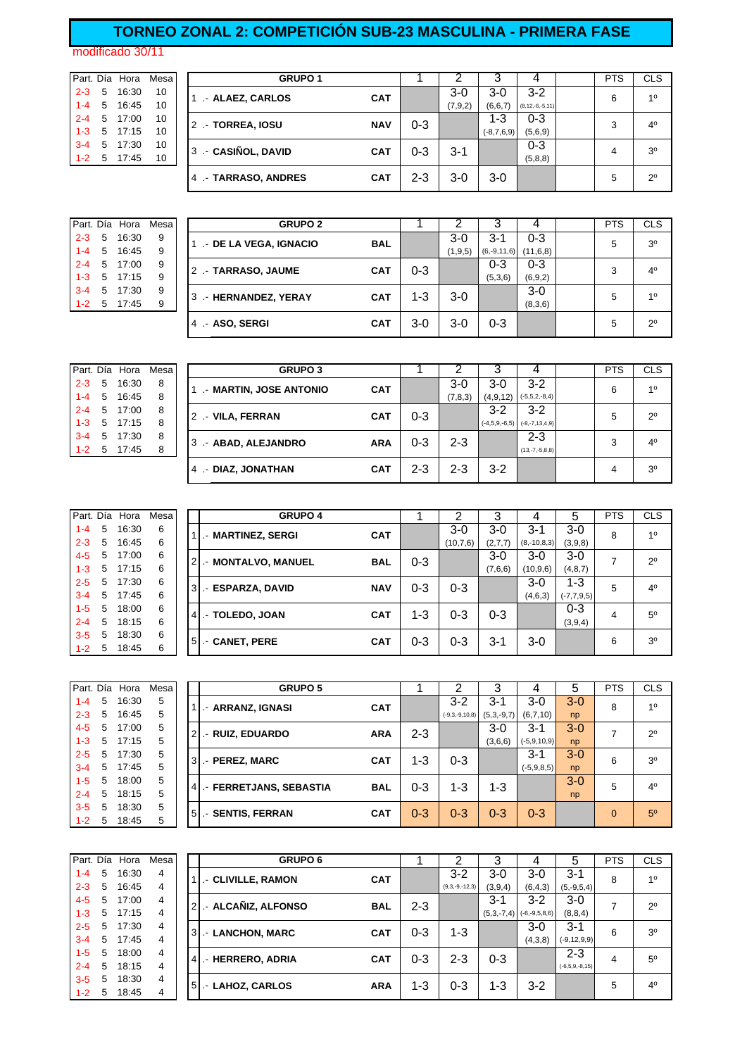# TORNEO ZONAL 2: COMPETICIÓN SUB-23 MASCULINA - PRIMERA FASE

modificado 30/11

| Part. | Día | Hora | Mesa |
|---|---|---|---|
| 2-3 | 5 | 16:30 | 10 |
| 1-4 | 5 | 16:45 | 10 |
| 2-4 | 5 | 17:00 | 10 |
| 1-3 | 5 | 17:15 | 10 |
| 3-4 | 5 | 17:30 | 10 |
| 1-2 | 5 | 17:45 | 10 |

| GRUPO 1 | | 1 | 2 | 3 | 4 | | PTS | CLS |
|---|---|---|---|---|---|---|---|---|
| 1 .- ALAEZ, CARLOS | CAT | | 3-0 (7,9,2) | 3-0 (6,6,7) | 3-2 (8,12,-6,-5,11) | | 6 | 1º |
| 2 .- TORREA, IOSU | NAV | 0-3 | | 1-3 (-8,7,6,9) | 0-3 (5,6,9) | | 3 | 4º |
| 3 .- CASIÑOL, DAVID | CAT | 0-3 | 3-1 | | 0-3 (5,8,8) | | 4 | 3º |
| 4 .- TARRASO, ANDRES | CAT | 2-3 | 3-0 | 3-0 | | | 5 | 2º |

| Part. | Día | Hora | Mesa |
|---|---|---|---|
| 2-3 | 5 | 16:30 | 9 |
| 1-4 | 5 | 16:45 | 9 |
| 2-4 | 5 | 17:00 | 9 |
| 1-3 | 5 | 17:15 | 9 |
| 3-4 | 5 | 17:30 | 9 |
| 1-2 | 5 | 17:45 | 9 |

| GRUPO 2 | | 1 | 2 | 3 | 4 | | PTS | CLS |
|---|---|---|---|---|---|---|---|---|
| 1 .- DE LA VEGA, IGNACIO | BAL | | 3-0 (1,9,5) | 3-1 (6,-9,11,6) | 0-3 (11,6,8) | | 5 | 3º |
| 2 .- TARRASO, JAUME | CAT | 0-3 | | 0-3 (5,3,6) | 0-3 (6,9,2) | | 3 | 4º |
| 3 .- HERNANDEZ, YERAY | CAT | 1-3 | 3-0 | | 3-0 (8,3,6) | | 5 | 1º |
| 4 .- ASO, SERGI | CAT | 3-0 | 3-0 | 0-3 | | | 5 | 2º |

| Part. | Día | Hora | Mesa |
|---|---|---|---|
| 2-3 | 5 | 16:30 | 8 |
| 1-4 | 5 | 16:45 | 8 |
| 2-4 | 5 | 17:00 | 8 |
| 1-3 | 5 | 17:15 | 8 |
| 3-4 | 5 | 17:30 | 8 |
| 1-2 | 5 | 17:45 | 8 |

| GRUPO 3 | | 1 | 2 | 3 | 4 | | PTS | CLS |
|---|---|---|---|---|---|---|---|---|
| 1 .- MARTIN, JOSE ANTONIO | CAT | | 3-0 (7,8,3) | 3-0 (4,9,12) | 3-2 (-5,5,2,-8,4) | | 6 | 1º |
| 2 .- VILA, FERRAN | CAT | 0-3 | | 3-2 (-4,5,9,-6,5) | 3-2 (-8,-7,13,4,9) | | 5 | 2º |
| 3 .- ABAD, ALEJANDRO | ARA | 0-3 | 2-3 | | 2-3 (13,-7,-5,8,8) | | 3 | 4º |
| 4 .- DIAZ, JONATHAN | CAT | 2-3 | 2-3 | 3-2 | | | 4 | 3º |

| Part. | Día | Hora | Mesa |
|---|---|---|---|
| 1-4 | 5 | 16:30 | 6 |
| 2-3 | 5 | 16:45 | 6 |
| 4-5 | 5 | 17:00 | 6 |
| 1-3 | 5 | 17:15 | 6 |
| 2-5 | 5 | 17:30 | 6 |
| 3-4 | 5 | 17:45 | 6 |
| 1-5 | 5 | 18:00 | 6 |
| 2-4 | 5 | 18:15 | 6 |
| 3-5 | 5 | 18:30 | 6 |
| 1-2 | 5 | 18:45 | 6 |

| GRUPO 4 | | 1 | 2 | 3 | 4 | 5 | PTS | CLS |
|---|---|---|---|---|---|---|---|---|
| 1 .- MARTINEZ, SERGI | CAT | | 3-0 (10,7,6) | 3-0 (2,7,7) | 3-1 (8,-10,8,3) | 3-0 (3,9,8) | 8 | 1º |
| 2 .- MONTALVO, MANUEL | BAL | 0-3 | | 3-0 (7,6,6) | 3-0 (10,9,6) | 3-0 (4,8,7) | 7 | 2º |
| 3 .- ESPARZA, DAVID | NAV | 0-3 | 0-3 | | 3-0 (4,6,3) | 1-3 (-7,7,9,5) | 5 | 4º |
| 4 .- TOLEDO, JOAN | CAT | 1-3 | 0-3 | 0-3 | | 0-3 (3,9,4) | 4 | 5º |
| 5 .- CANET, PERE | CAT | 0-3 | 0-3 | 3-1 | 3-0 | | 6 | 3º |

| Part. | Día | Hora | Mesa |
|---|---|---|---|
| 1-4 | 5 | 16:30 | 5 |
| 2-3 | 5 | 16:45 | 5 |
| 4-5 | 5 | 17:00 | 5 |
| 1-3 | 5 | 17:15 | 5 |
| 2-5 | 5 | 17:30 | 5 |
| 3-4 | 5 | 17:45 | 5 |
| 1-5 | 5 | 18:00 | 5 |
| 2-4 | 5 | 18:15 | 5 |
| 3-5 | 5 | 18:30 | 5 |
| 1-2 | 5 | 18:45 | 5 |

| GRUPO 5 | | 1 | 2 | 3 | 4 | 5 | PTS | CLS |
|---|---|---|---|---|---|---|---|---|
| 1 .- ARRANZ, IGNASI | CAT | | 3-2 (-9,3,-9,10,8) | 3-1 (5,3,-9,7) | 3-0 (6,7,10) | 3-0 np | 8 | 1º |
| 2 .- RUIZ, EDUARDO | ARA | 2-3 | | 3-0 (3,6,6) | 3-1 (-5,9,10,9) | 3-0 np | 7 | 2º |
| 3 .- PEREZ, MARC | CAT | 1-3 | 0-3 | | 3-1 (-5,9,8,5) | 3-0 np | 6 | 3º |
| 4 .- FERRETJANS, SEBASTIA | BAL | 0-3 | 1-3 | 1-3 | | 3-0 np | 5 | 4º |
| 5 .- SENTIS, FERRAN | CAT | 0-3 | 0-3 | 0-3 | 0-3 | | 0 | 5º |

| Part. | Día | Hora | Mesa |
|---|---|---|---|
| 1-4 | 5 | 16:30 | 4 |
| 2-3 | 5 | 16:45 | 4 |
| 4-5 | 5 | 17:00 | 4 |
| 1-3 | 5 | 17:15 | 4 |
| 2-5 | 5 | 17:30 | 4 |
| 3-4 | 5 | 17:45 | 4 |
| 1-5 | 5 | 18:00 | 4 |
| 2-4 | 5 | 18:15 | 4 |
| 3-5 | 5 | 18:30 | 4 |
| 1-2 | 5 | 18:45 | 4 |

| GRUPO 6 | | 1 | 2 | 3 | 4 | 5 | PTS | CLS |
|---|---|---|---|---|---|---|---|---|
| 1 .- CLIVILLE, RAMON | CAT | | 3-2 (9,3,-9,-12,3) | 3-0 (3,9,4) | 3-0 (6,4,3) | 3-1 (5,-9,5,4) | 8 | 1º |
| 2 .- ALCAÑIZ, ALFONSO | BAL | 2-3 | | 3-1 (5,3,-7,4) | 3-2 (-6,-9,5,8,6) | 3-0 (8,8,4) | 7 | 2º |
| 3 .- LANCHON, MARC | CAT | 0-3 | 1-3 | | 3-0 (4,3,8) | 3-1 (-9,12,9,9) | 6 | 3º |
| 4 .- HERRERO, ADRIA | CAT | 0-3 | 2-3 | 0-3 | | 2-3 (-6,5,9,-8,15) | 4 | 5º |
| 5 .- LAHOZ, CARLOS | ARA | 1-3 | 0-3 | 1-3 | 3-2 | | 5 | 4º |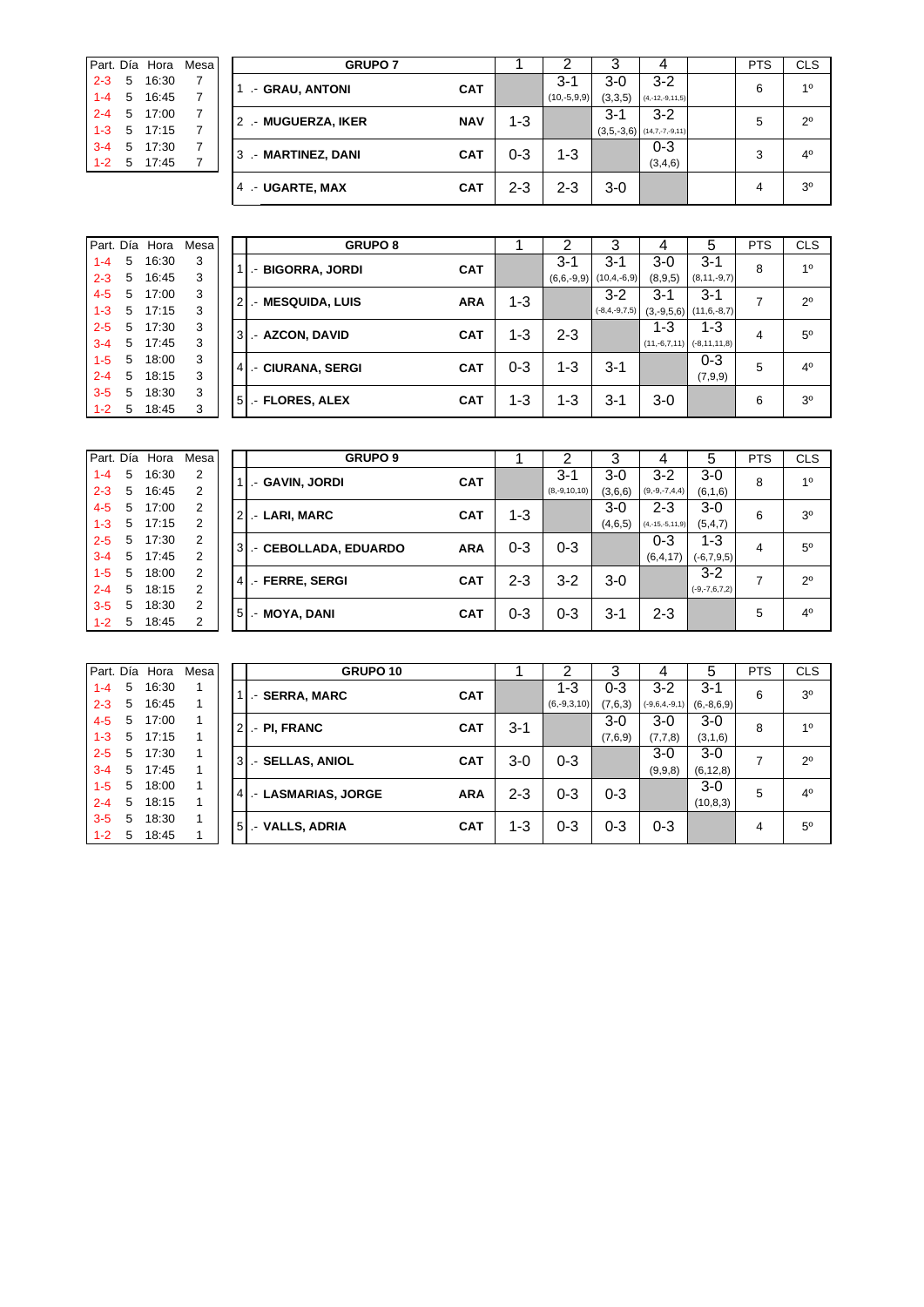| Part. | Día | Hora | Mesa |
|---|---|---|---|
| 2-3 | 5 | 16:30 | 7 |
| 1-4 | 5 | 16:45 | 7 |
| 2-4 | 5 | 17:00 | 7 |
| 1-3 | 5 | 17:15 | 7 |
| 3-4 | 5 | 17:30 | 7 |
| 1-2 | 5 | 17:45 | 7 |

| GRUPO 7 | | 1 | 2 | 3 | 4 | | PTS | CLS |
|---|---|---|---|---|---|---|---|---|
| 1 .- GRAU, ANTONI | CAT | | 3-1 (10,-5,9,9) | 3-0 (3,3,5) | 3-2 (4,-12,-9,11,5) | | 6 | 1º |
| 2 .- MUGUERZA, IKER | NAV | 1-3 | | 3-1 (3,5,-3,6) | 3-2 (14,7,-7,-9,11) | | 5 | 2º |
| 3 .- MARTINEZ, DANI | CAT | 0-3 | 1-3 | | 0-3 (3,4,6) | | 3 | 4º |
| 4 .- UGARTE, MAX | CAT | 2-3 | 2-3 | 3-0 | | | 4 | 3º |

| Part. | Día | Hora | Mesa |
|---|---|---|---|
| 1-4 | 5 | 16:30 | 3 |
| 2-3 | 5 | 16:45 | 3 |
| 4-5 | 5 | 17:00 | 3 |
| 1-3 | 5 | 17:15 | 3 |
| 2-5 | 5 | 17:30 | 3 |
| 3-4 | 5 | 17:45 | 3 |
| 1-5 | 5 | 18:00 | 3 |
| 2-4 | 5 | 18:15 | 3 |
| 3-5 | 5 | 18:30 | 3 |
| 1-2 | 5 | 18:45 | 3 |

| GRUPO 8 | | 1 | 2 | 3 | 4 | 5 | PTS | CLS |
|---|---|---|---|---|---|---|---|---|
| 1 .- BIGORRA, JORDI | CAT | | 3-1 (6,6,-9,9) | 3-1 (10,4,-6,9) | 3-0 (8,9,5) | 3-1 (8,11,-9,7) | 8 | 1º |
| 2 .- MESQUIDA, LUIS | ARA | 1-3 | | 3-2 (-8,4,-9,7,5) | 3-1 (3,-9,5,6) | 3-1 (11,6,-8,7) | 7 | 2º |
| 3 .- AZCON, DAVID | CAT | 1-3 | 2-3 | | 1-3 (11,-6,7,11) | 1-3 (-8,11,11,8) | 4 | 5º |
| 4 .- CIURANA, SERGI | CAT | 0-3 | 1-3 | 3-1 | | 0-3 (7,9,9) | 5 | 4º |
| 5 .- FLORES, ALEX | CAT | 1-3 | 1-3 | 3-1 | 3-0 | | 6 | 3º |

| Part. | Día | Hora | Mesa |
|---|---|---|---|
| 1-4 | 5 | 16:30 | 2 |
| 2-3 | 5 | 16:45 | 2 |
| 4-5 | 5 | 17:00 | 2 |
| 1-3 | 5 | 17:15 | 2 |
| 2-5 | 5 | 17:30 | 2 |
| 3-4 | 5 | 17:45 | 2 |
| 1-5 | 5 | 18:00 | 2 |
| 2-4 | 5 | 18:15 | 2 |
| 3-5 | 5 | 18:30 | 2 |
| 1-2 | 5 | 18:45 | 2 |

| GRUPO 9 | | 1 | 2 | 3 | 4 | 5 | PTS | CLS |
|---|---|---|---|---|---|---|---|---|
| 1 .- GAVIN, JORDI | CAT | | 3-1 (8,-9,10,10) | 3-0 (3,6,6) | 3-2 (9,-9,-7,4,4) | 3-0 (6,1,6) | 8 | 1º |
| 2 .- LARI, MARC | CAT | 1-3 | | 3-0 (4,6,5) | 2-3 (4,-15,-5,11,9) | 3-0 (5,4,7) | 6 | 3º |
| 3 .- CEBOLLADA, EDUARDO | ARA | 0-3 | 0-3 | | 0-3 (6,4,17) | 1-3 (-6,7,9,5) | 4 | 5º |
| 4 .- FERRE, SERGI | CAT | 2-3 | 3-2 | 3-0 | | 3-2 (-9,-7,6,7,2) | 7 | 2º |
| 5 .- MOYA, DANI | CAT | 0-3 | 0-3 | 3-1 | 2-3 | | 5 | 4º |

| Part. | Día | Hora | Mesa |
|---|---|---|---|
| 1-4 | 5 | 16:30 | 1 |
| 2-3 | 5 | 16:45 | 1 |
| 4-5 | 5 | 17:00 | 1 |
| 1-3 | 5 | 17:15 | 1 |
| 2-5 | 5 | 17:30 | 1 |
| 3-4 | 5 | 17:45 | 1 |
| 1-5 | 5 | 18:00 | 1 |
| 2-4 | 5 | 18:15 | 1 |
| 3-5 | 5 | 18:30 | 1 |
| 1-2 | 5 | 18:45 | 1 |

| GRUPO 10 | | 1 | 2 | 3 | 4 | 5 | PTS | CLS |
|---|---|---|---|---|---|---|---|---|
| 1 .- SERRA, MARC | CAT | | 1-3 (6,-9,3,10) | 0-3 (7,6,3) | 3-2 (-9,6,4,-9,1) | 3-1 (6,-8,6,9) | 6 | 3º |
| 2 .- PI, FRANC | CAT | 3-1 | | 3-0 (7,6,9) | 3-0 (7,7,8) | 3-0 (3,1,6) | 8 | 1º |
| 3 .- SELLAS, ANIOL | CAT | 3-0 | 0-3 | | 3-0 (9,9,8) | 3-0 (6,12,8) | 7 | 2º |
| 4 .- LASMARIAS, JORGE | ARA | 2-3 | 0-3 | 0-3 | | 3-0 (10,8,3) | 5 | 4º |
| 5 .- VALLS, ADRIA | CAT | 1-3 | 0-3 | 0-3 | 0-3 | | 4 | 5º |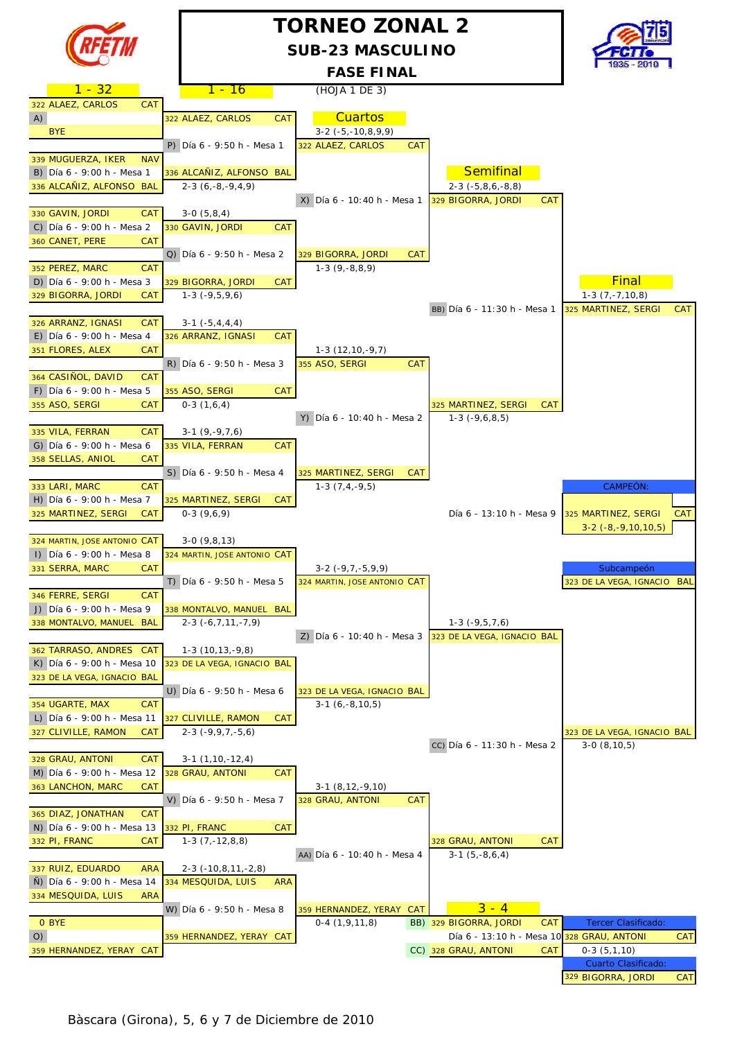# TORNEO ZONAL 2

## SUB-23 MASCULINO

### FASE FINAL

(HOJA 1 DE 3)

## 1 - 32

| Partido | Jugador 1 | Jugador 2 | Horario | Resultado |
|---|---|---|---|---|
| A) | 322 ALAEZ, CARLOS CAT | BYE | | |
| B) | 339 MUGUERZA, IKER NAV | 336 ALCAÑIZ, ALFONSO BAL | Día 6 - 9:00 h - Mesa 1 | 2-3 (6,-8,-9,4,9) |
| C) | 330 GAVIN, JORDI CAT | 360 CANET, PERE CAT | Día 6 - 9:00 h - Mesa 2 | 3-0 (5,8,4) |
| D) | 352 PEREZ, MARC CAT | 329 BIGORRA, JORDI CAT | Día 6 - 9:00 h - Mesa 3 | 1-3 (-9,5,9,6) |
| E) | 326 ARRANZ, IGNASI CAT | 351 FLORES, ALEX CAT | Día 6 - 9:00 h - Mesa 4 | 3-1 (-5,4,4,4) |
| F) | 364 CASIÑOL, DAVID CAT | 355 ASO, SERGI CAT | Día 6 - 9:00 h - Mesa 5 | 0-3 (1,6,4) |
| G) | 335 VILA, FERRAN CAT | 358 SELLAS, ANIOL CAT | Día 6 - 9:00 h - Mesa 6 | 3-1 (9,-9,7,6) |
| H) | 333 LARI, MARC CAT | 325 MARTINEZ, SERGI CAT | Día 6 - 9:00 h - Mesa 7 | 0-3 (9,6,9) |
| I) | 324 MARTIN, JOSE ANTONIO CAT | 331 SERRA, MARC CAT | Día 6 - 9:00 h - Mesa 8 | 3-0 (9,8,13) |
| J) | 346 FERRE, SERGI CAT | 338 MONTALVO, MANUEL BAL | Día 6 - 9:00 h - Mesa 9 | 2-3 (-6,7,11,-7,9) |
| K) | 362 TARRASO, ANDRES CAT | 323 DE LA VEGA, IGNACIO BAL | Día 6 - 9:00 h - Mesa 10 | 1-3 (10,13,-9,8) |
| L) | 354 UGARTE, MAX CAT | 327 CLIVILLE, RAMON CAT | Día 6 - 9:00 h - Mesa 11 | 2-3 (-9,9,7,-5,6) |
| M) | 328 GRAU, ANTONI CAT | 363 LANCHON, MARC CAT | Día 6 - 9:00 h - Mesa 12 | 3-1 (1,10,-12,4) |
| N) | 365 DIAZ, JONATHAN CAT | 332 PI, FRANC CAT | Día 6 - 9:00 h - Mesa 13 | 1-3 (7,-12,8,8) |
| Ñ) | 337 RUIZ, EDUARDO ARA | 334 MESQUIDA, LUIS ARA | Día 6 - 9:00 h - Mesa 14 | 2-3 (-10,8,11,-2,8) |
| O) | 0 BYE | 359 HERNANDEZ, YERAY CAT | | |

## 1 - 16

| Partido | Jugador 1 | Jugador 2 | Horario | Resultado |
|---|---|---|---|---|
| P) | 322 ALAEZ, CARLOS CAT | 336 ALCAÑIZ, ALFONSO BAL | Día 6 - 9:50 h - Mesa 1 | 3-2 (-5,-10,8,9,9) |
| Q) | 330 GAVIN, JORDI CAT | 329 BIGORRA, JORDI CAT | Día 6 - 9:50 h - Mesa 2 | 1-3 (9,-8,8,9) |
| R) | 326 ARRANZ, IGNASI CAT | 355 ASO, SERGI CAT | Día 6 - 9:50 h - Mesa 3 | 1-3 (12,10,-9,7) |
| S) | 335 VILA, FERRAN CAT | 325 MARTINEZ, SERGI CAT | Día 6 - 9:50 h - Mesa 4 | 1-3 (7,4,-9,5) |
| T) | 324 MARTIN, JOSE ANTONIO CAT | 338 MONTALVO, MANUEL BAL | Día 6 - 9:50 h - Mesa 5 | 3-2 (-9,7,-5,9,9) |
| U) | 323 DE LA VEGA, IGNACIO BAL | 327 CLIVILLE, RAMON CAT | Día 6 - 9:50 h - Mesa 6 | 3-1 (6,-8,10,5) |
| V) | 328 GRAU, ANTONI CAT | 332 PI, FRANC CAT | Día 6 - 9:50 h - Mesa 7 | 3-1 (8,12,-9,10) |
| W) | 334 MESQUIDA, LUIS ARA | 359 HERNANDEZ, YERAY CAT | Día 6 - 9:50 h - Mesa 8 | 0-4 (1,9,11,8) |

## Cuartos

| Partido | Jugador 1 | Jugador 2 | Horario | Resultado |
|---|---|---|---|---|
| X) | 322 ALAEZ, CARLOS CAT | 329 BIGORRA, JORDI CAT | Día 6 - 10:40 h - Mesa 1 | 2-3 (-5,8,6,-8,8) |
| Y) | 355 ASO, SERGI CAT | 325 MARTINEZ, SERGI CAT | Día 6 - 10:40 h - Mesa 2 | 1-3 (-9,6,8,5) |
| Z) | 324 MARTIN, JOSE ANTONIO CAT | 323 DE LA VEGA, IGNACIO BAL | Día 6 - 10:40 h - Mesa 3 | 1-3 (-9,5,7,6) |
| AA) | 328 GRAU, ANTONI CAT | 359 HERNANDEZ, YERAY CAT | Día 6 - 10:40 h - Mesa 4 | 3-1 (5,-8,6,4) |

## Semifinal

| Partido | Jugador 1 | Jugador 2 | Horario | Resultado |
|---|---|---|---|---|
| BB) | 329 BIGORRA, JORDI CAT | 325 MARTINEZ, SERGI CAT | Día 6 - 11:30 h - Mesa 1 | 1-3 (7,-7,10,8) |
| CC) | 323 DE LA VEGA, IGNACIO BAL | 328 GRAU, ANTONI CAT | Día 6 - 11:30 h - Mesa 2 | 3-0 (8,10,5) |

## Final

| Jugador 1 | Jugador 2 | Horario | Resultado |
|---|---|---|---|
| 325 MARTINEZ, SERGI CAT | 323 DE LA VEGA, IGNACIO BAL | Día 6 - 13:10 h - Mesa 9 | 3-2 (-8,-9,10,10,5) |

**CAMPEÓN:** 325 MARTINEZ, SERGI CAT

**Subcampeón:** 323 DE LA VEGA, IGNACIO BAL

## 3 - 4

| Partido | Jugador | Horario | Resultado |
|---|---|---|---|
| BB) | 329 BIGORRA, JORDI CAT | Día 6 - 13:10 h - Mesa 10 | 0-3 (5,1,10) |
| CC) | 328 GRAU, ANTONI CAT | | |

**Tercer Clasificado:** 328 GRAU, ANTONI CAT

**Cuarto Clasificado:** 329 BIGORRA, JORDI CAT

Bàscara (Girona), 5, 6 y 7 de Diciembre de 2010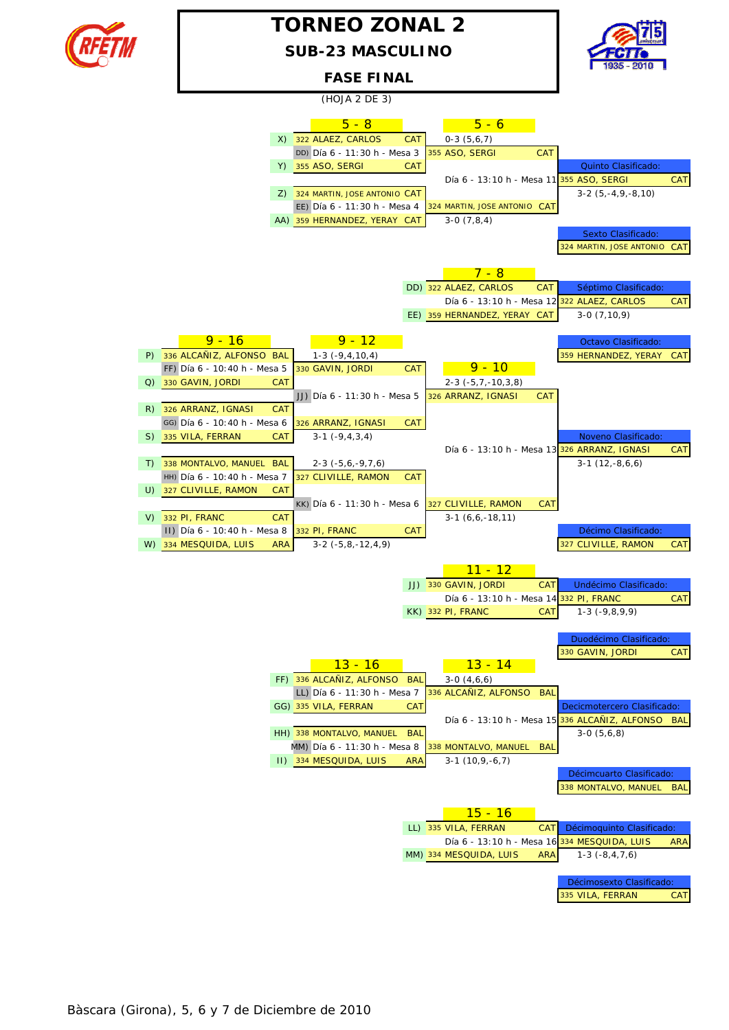# TORNEO ZONAL 2

## SUB-23 MASCULINO

## FASE FINAL

(HOJA 2 DE 3)

### 5 - 8

| Match | Players | Schedule | Winner | Result |
|---|---|---|---|---|
| DD) | X) 322 ALAEZ, CARLOS CAT — Y) 355 ASO, SERGI CAT | Día 6 - 11:30 h - Mesa 3 | 355 ASO, SERGI CAT | 0-3 (5,6,7) |
| EE) | Z) 324 MARTIN, JOSE ANTONIO CAT — AA) 359 HERNANDEZ, YERAY CAT | Día 6 - 11:30 h - Mesa 4 | 324 MARTIN, JOSE ANTONIO CAT | 3-0 (7,8,4) |

### 5 - 6

355 ASO, SERGI CAT — 324 MARTIN, JOSE ANTONIO CAT
Día 6 - 13:10 h - Mesa 11
3-2 (5,-4,9,-8,10)

**Quinto Clasificado:** 355 ASO, SERGI CAT

**Sexto Clasificado:** 324 MARTIN, JOSE ANTONIO CAT

### 7 - 8

DD) 322 ALAEZ, CARLOS CAT — EE) 359 HERNANDEZ, YERAY CAT
Día 6 - 13:10 h - Mesa 12
3-0 (7,10,9)

**Séptimo Clasificado:** 322 ALAEZ, CARLOS CAT

**Octavo Clasificado:** 359 HERNANDEZ, YERAY CAT

### 9 - 16

| Match | Players | Schedule | Winner | Result |
|---|---|---|---|---|
| FF) | P) 336 ALCAÑIZ, ALFONSO BAL — Q) 330 GAVIN, JORDI CAT | Día 6 - 10:40 h - Mesa 5 | 330 GAVIN, JORDI CAT | 1-3 (-9,4,10,4) |
| GG) | R) 326 ARRANZ, IGNASI CAT — S) 335 VILA, FERRAN CAT | Día 6 - 10:40 h - Mesa 6 | 326 ARRANZ, IGNASI CAT | 3-1 (-9,4,3,4) |
| HH) | T) 338 MONTALVO, MANUEL BAL — U) 327 CLIVILLE, RAMON CAT | Día 6 - 10:40 h - Mesa 7 | 327 CLIVILLE, RAMON CAT | 2-3 (-5,6,-9,7,6) |
| II) | V) 332 PI, FRANC CAT — W) 334 MESQUIDA, LUIS ARA | Día 6 - 10:40 h - Mesa 8 | 332 PI, FRANC CAT | 3-2 (-5,8,-12,4,9) |

### 9 - 12

| Match | Players | Schedule | Winner | Result |
|---|---|---|---|---|
| JJ) | 330 GAVIN, JORDI CAT — 326 ARRANZ, IGNASI CAT | Día 6 - 11:30 h - Mesa 5 | 326 ARRANZ, IGNASI CAT | 2-3 (-5,7,-10,3,8) |
| KK) | 327 CLIVILLE, RAMON CAT — 332 PI, FRANC CAT | Día 6 - 11:30 h - Mesa 6 | 327 CLIVILLE, RAMON CAT | 3-1 (6,6,-18,11) |

### 9 - 10

326 ARRANZ, IGNASI CAT — 327 CLIVILLE, RAMON CAT
Día 6 - 13:10 h - Mesa 13
3-1 (12,-8,6,6)

**Noveno Clasificado:** 326 ARRANZ, IGNASI CAT

**Décimo Clasificado:** 327 CLIVILLE, RAMON CAT

### 11 - 12

JJ) 330 GAVIN, JORDI CAT — KK) 332 PI, FRANC CAT
Día 6 - 13:10 h - Mesa 14
1-3 (-9,8,9,9)

**Undécimo Clasificado:** 332 PI, FRANC CAT

**Duodécimo Clasificado:** 330 GAVIN, JORDI CAT

### 13 - 16

| Match | Players | Schedule | Winner | Result |
|---|---|---|---|---|
| LL) | FF) 336 ALCAÑIZ, ALFONSO BAL — GG) 335 VILA, FERRAN CAT | Día 6 - 11:30 h - Mesa 7 | 336 ALCAÑIZ, ALFONSO BAL | 3-0 (4,6,6) |
| MM) | HH) 338 MONTALVO, MANUEL BAL — II) 334 MESQUIDA, LUIS ARA | Día 6 - 11:30 h - Mesa 8 | 338 MONTALVO, MANUEL BAL | 3-1 (10,9,-6,7) |

### 13 - 14

336 ALCAÑIZ, ALFONSO BAL — 338 MONTALVO, MANUEL BAL
Día 6 - 13:10 h - Mesa 15
3-0 (5,6,8)

**Decicmotercero Clasificado:** 336 ALCAÑIZ, ALFONSO BAL

**Décimcuarto Clasificado:** 338 MONTALVO, MANUEL BAL

### 15 - 16

LL) 335 VILA, FERRAN CAT — MM) 334 MESQUIDA, LUIS ARA
Día 6 - 13:10 h - Mesa 16
1-3 (-8,4,7,6)

**Décimoquinto Clasificado:** 334 MESQUIDA, LUIS ARA

**Décimosexto Clasificado:** 335 VILA, FERRAN CAT

Bàscara (Girona), 5, 6 y 7 de Diciembre de 2010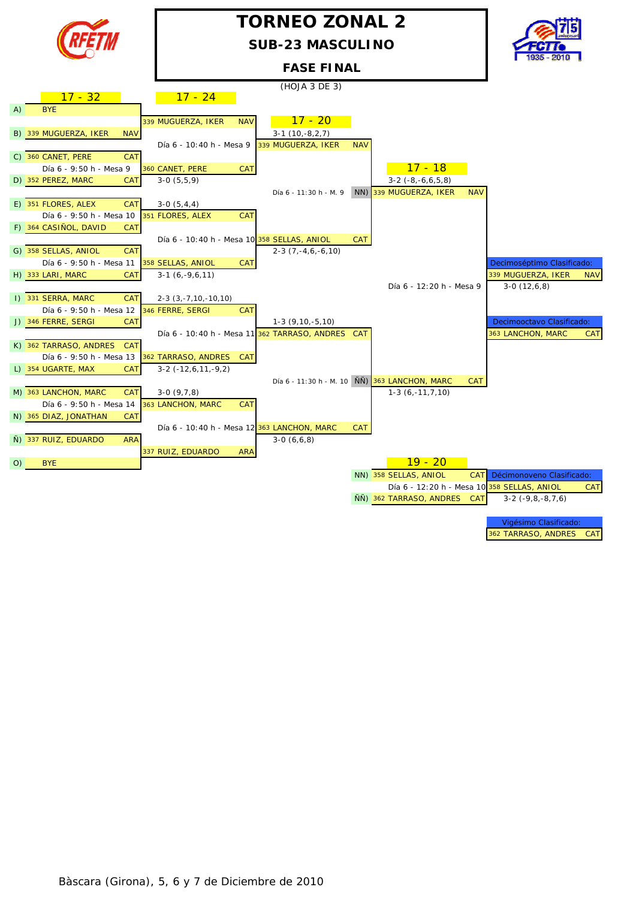# TORNEO ZONAL 2

## SUB-23 MASCULINO

## FASE FINAL

(HOJA 3 DE 3)

### 17 - 32

| | Jugador | Fed. |
|---|---|---|
| A) | BYE | |
| B) | 339 MUGUERZA, IKER | NAV |
| C) | 360 CANET, PERE | CAT |
| D) | 352 PEREZ, MARC | CAT |
| E) | 351 FLORES, ALEX | CAT |
| F) | 364 CASIÑOL, DAVID | CAT |
| G) | 358 SELLAS, ANIOL | CAT |
| H) | 333 LARI, MARC | CAT |
| I) | 331 SERRA, MARC | CAT |
| J) | 346 FERRE, SERGI | CAT |
| K) | 362 TARRASO, ANDRES | CAT |
| L) | 354 UGARTE, MAX | CAT |
| M) | 363 LANCHON, MARC | CAT |
| N) | 365 DIAZ, JONATHAN | CAT |
| Ñ) | 337 RUIZ, EDUARDO | ARA |
| O) | BYE | |

### 17 - 24

| Partido | Horario | Ganador | Resultado |
|---|---|---|---|
| A - B | | 339 MUGUERZA, IKER (NAV) | |
| C - D | Día 6 - 9:50 h - Mesa 9 | 360 CANET, PERE (CAT) | 3-0 (5,5,9) |
| E - F | Día 6 - 9:50 h - Mesa 10 | 351 FLORES, ALEX (CAT) | 3-0 (5,4,4) |
| G - H | Día 6 - 9:50 h - Mesa 11 | 358 SELLAS, ANIOL (CAT) | 3-1 (6,-9,6,11) |
| I - J | Día 6 - 9:50 h - Mesa 12 | 346 FERRE, SERGI (CAT) | 2-3 (3,-7,10,-10,10) |
| K - L | Día 6 - 9:50 h - Mesa 13 | 362 TARRASO, ANDRES (CAT) | 3-2 (-12,6,11,-9,2) |
| M - N | Día 6 - 9:50 h - Mesa 14 | 363 LANCHON, MARC (CAT) | 3-0 (9,7,8) |
| Ñ - O | | 337 RUIZ, EDUARDO (ARA) | |

### 17 - 20

| Horario | Ganador | Resultado |
|---|---|---|
| Día 6 - 10:40 h - Mesa 9 | 339 MUGUERZA, IKER (NAV) | 3-1 (10,-8,2,7) |
| Día 6 - 10:40 h - Mesa 10 | 358 SELLAS, ANIOL (CAT) | 2-3 (7,-4,6,-6,10) |
| Día 6 - 10:40 h - Mesa 11 | 362 TARRASO, ANDRES (CAT) | 1-3 (9,10,-5,10) |
| Día 6 - 10:40 h - Mesa 12 | 363 LANCHON, MARC (CAT) | 3-0 (6,6,8) |

### 17 - 18

| | Horario | Ganador | Resultado |
|---|---|---|---|
| NN) | Día 6 - 11:30 h - M. 9 | 339 MUGUERZA, IKER (NAV) | 3-2 (-8,-6,6,5,8) |
| ÑÑ) | Día 6 - 11:30 h - M. 10 | 363 LANCHON, MARC (CAT) | 1-3 (6,-11,7,10) |

Día 6 - 12:20 h - Mesa 9

Decimoséptimo Clasificado: 339 MUGUERZA, IKER (NAV) — 3-0 (12,6,8)

Decimooctavo Clasificado: 363 LANCHON, MARC (CAT)

### 19 - 20

| | Jugador | Fed. |
|---|---|---|
| NN) | 358 SELLAS, ANIOL | CAT |
| ÑÑ) | 362 TARRASO, ANDRES | CAT |

Día 6 - 12:20 h - Mesa 10

Décimonoveno Clasificado: 358 SELLAS, ANIOL (CAT) — 3-2 (-9,8,-8,7,6)

Vigésimo Clasificado: 362 TARRASO, ANDRES (CAT)

Bàscara (Girona), 5, 6 y 7 de Diciembre de 2010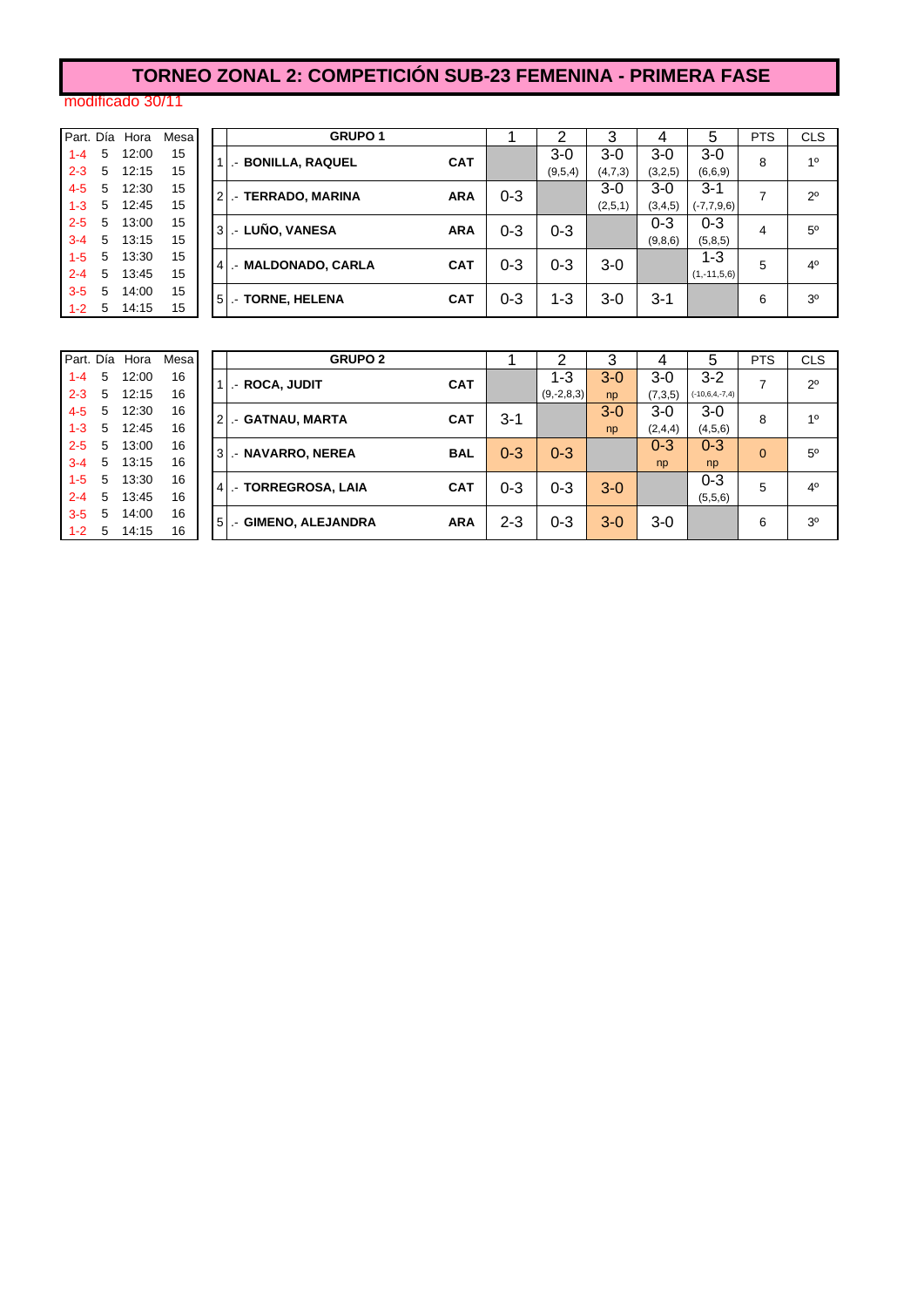# TORNEO ZONAL 2: COMPETICIÓN SUB-23 FEMENINA - PRIMERA FASE

modificado 30/11

| Part. | Día | Hora | Mesa |
|---|---|---|---|
| 1-4 | 5 | 12:00 | 15 |
| 2-3 | 5 | 12:15 | 15 |
| 4-5 | 5 | 12:30 | 15 |
| 1-3 | 5 | 12:45 | 15 |
| 2-5 | 5 | 13:00 | 15 |
| 3-4 | 5 | 13:15 | 15 |
| 1-5 | 5 | 13:30 | 15 |
| 2-4 | 5 | 13:45 | 15 |
| 3-5 | 5 | 14:00 | 15 |
| 1-2 | 5 | 14:15 | 15 |

| | GRUPO 1 | | 1 | 2 | 3 | 4 | 5 | PTS | CLS |
|---|---|---|---|---|---|---|---|---|---|
| 1 | .- BONILLA, RAQUEL | CAT | | 3-0 (9,5,4) | 3-0 (4,7,3) | 3-0 (3,2,5) | 3-0 (6,6,9) | 8 | 1º |
| 2 | .- TERRADO, MARINA | ARA | 0-3 | | 3-0 (2,5,1) | 3-0 (3,4,5) | 3-1 (-7,7,9,6) | 7 | 2º |
| 3 | .- LUÑO, VANESA | ARA | 0-3 | 0-3 | | 0-3 (9,8,6) | 0-3 (5,8,5) | 4 | 5º |
| 4 | .- MALDONADO, CARLA | CAT | 0-3 | 0-3 | 3-0 | | 1-3 (1,-11,5,6) | 5 | 4º |
| 5 | .- TORNE, HELENA | CAT | 0-3 | 1-3 | 3-0 | 3-1 | | 6 | 3º |

| Part. | Día | Hora | Mesa |
|---|---|---|---|
| 1-4 | 5 | 12:00 | 16 |
| 2-3 | 5 | 12:15 | 16 |
| 4-5 | 5 | 12:30 | 16 |
| 1-3 | 5 | 12:45 | 16 |
| 2-5 | 5 | 13:00 | 16 |
| 3-4 | 5 | 13:15 | 16 |
| 1-5 | 5 | 13:30 | 16 |
| 2-4 | 5 | 13:45 | 16 |
| 3-5 | 5 | 14:00 | 16 |
| 1-2 | 5 | 14:15 | 16 |

| | GRUPO 2 | | 1 | 2 | 3 | 4 | 5 | PTS | CLS |
|---|---|---|---|---|---|---|---|---|---|
| 1 | .- ROCA, JUDIT | CAT | | 1-3 (9,-2,8,3) | 3-0 np | 3-0 (7,3,5) | 3-2 (-10,6,4,-7,4) | 7 | 2º |
| 2 | .- GATNAU, MARTA | CAT | 3-1 | | 3-0 np | 3-0 (2,4,4) | 3-0 (4,5,6) | 8 | 1º |
| 3 | .- NAVARRO, NEREA | BAL | 0-3 | 0-3 | | 0-3 np | 0-3 np | 0 | 5º |
| 4 | .- TORREGROSA, LAIA | CAT | 0-3 | 0-3 | 3-0 | | 0-3 (5,5,6) | 5 | 4º |
| 5 | .- GIMENO, ALEJANDRA | ARA | 2-3 | 0-3 | 3-0 | 3-0 | | 6 | 3º |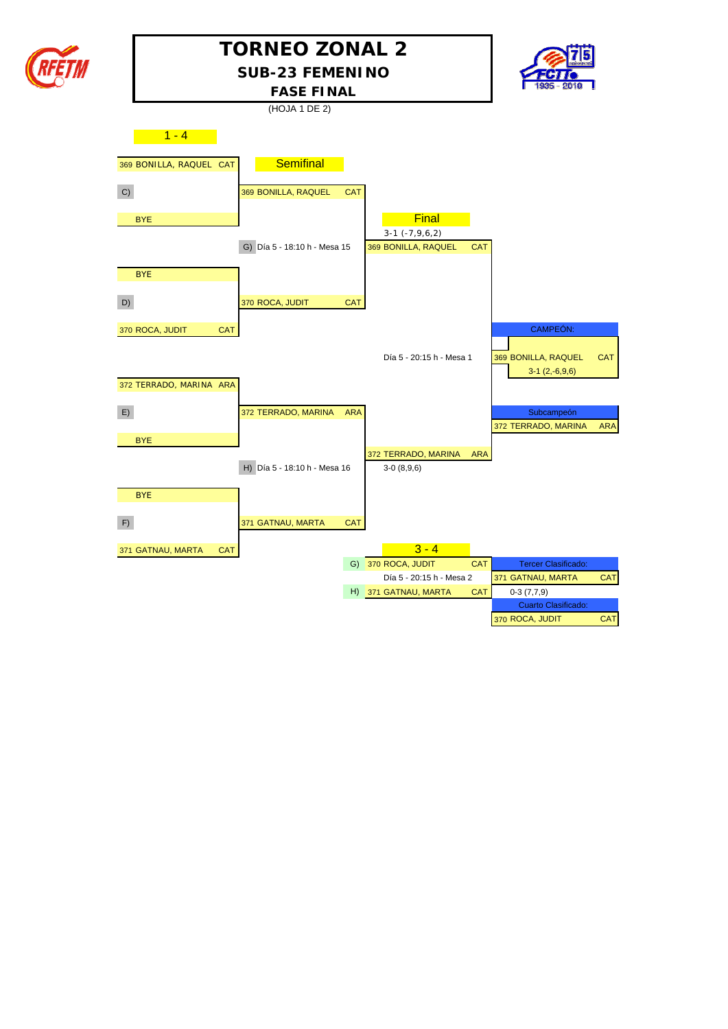# TORNEO ZONAL 2

## SUB-23 FEMENINO

## FASE FINAL

(HOJA 1 DE 2)

### 1 - 4

| First round | | Semifinal | Final | Result |
|---|---|---|---|---|
| 369 BONILLA, RAQUEL CAT | C) | 369 BONILLA, RAQUEL CAT | | |
| BYE | | G) Día 5 - 18:10 h - Mesa 15 | 3-1 (-7,9,6,2) 369 BONILLA, RAQUEL CAT | |
| BYE | D) | 370 ROCA, JUDIT CAT | | |
| 370 ROCA, JUDIT CAT | | | Día 5 - 20:15 h - Mesa 1 | CAMPEÓN: 369 BONILLA, RAQUEL CAT 3-1 (2,-6,9,6) |
| 372 TERRADO, MARINA ARA | E) | 372 TERRADO, MARINA ARA | | Subcampeón 372 TERRADO, MARINA ARA |
| BYE | | H) Día 5 - 18:10 h - Mesa 16 | 372 TERRADO, MARINA ARA 3-0 (8,9,6) | |
| BYE | F) | 371 GATNAU, MARTA CAT | | |
| 371 GATNAU, MARTA CAT | | | | |

### 3 - 4

| | Match | Result |
|---|---|---|
| G) | 370 ROCA, JUDIT CAT | Tercer Clasificado: 371 GATNAU, MARTA CAT |
| | Día 5 - 20:15 h - Mesa 2 | 0-3 (7,7,9) |
| H) | 371 GATNAU, MARTA CAT | Cuarto Clasificado: 370 ROCA, JUDIT CAT |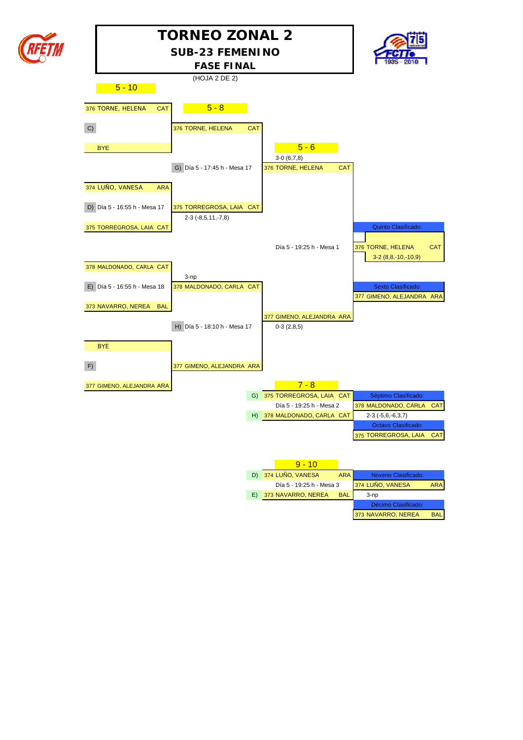# TORNEO ZONAL 2

## SUB-23 FEMENINO

## FASE FINAL

(HOJA 2 DE 2)

### 5 - 10

**First round**

| Match | Player 1 | Player 2 | Schedule | Winner | Result |
|---|---|---|---|---|---|
| C) | 376 TORNE, HELENA CAT | BYE | | 376 TORNE, HELENA CAT | |
| D) | 374 LUÑO, VANESA ARA | 375 TORREGROSA, LAIA CAT | Día 5 - 16:55 h - Mesa 17 | 375 TORREGROSA, LAIA CAT | 2-3 (-8,5,11,-7,8) |
| E) | 378 MALDONADO, CARLA CAT | 373 NAVARRO, NEREA BAL | Día 5 - 16:55 h - Mesa 18 | 378 MALDONADO, CARLA CAT | 3-np |
| F) | BYE | 377 GIMENO, ALEJANDRA ARA | | 377 GIMENO, ALEJANDRA ARA | |

### 5 - 8

| Match | Player 1 | Player 2 | Schedule | Winner | Result |
|---|---|---|---|---|---|
| G) | 376 TORNE, HELENA CAT | 375 TORREGROSA, LAIA CAT | Día 5 - 17:45 h - Mesa 17 | 376 TORNE, HELENA CAT | 3-0 (6,7,8) |
| H) | 378 MALDONADO, CARLA CAT | 377 GIMENO, ALEJANDRA ARA | Día 5 - 18:10 h - Mesa 17 | 377 GIMENO, ALEJANDRA ARA | 0-3 (2,8,5) |

### 5 - 6

| Player 1 | Player 2 | Schedule | Result |
|---|---|---|---|
| 376 TORNE, HELENA CAT | 377 GIMENO, ALEJANDRA ARA | Día 5 - 19:25 h - Mesa 1 | 3-2 (8,8,-10,-10,9) |

- Quinto Clasificado: 376 TORNE, HELENA CAT
- Sexto Clasificado: 377 GIMENO, ALEJANDRA ARA

### 7 - 8

| Match | Player | Schedule | Result |
|---|---|---|---|
| G) | 375 TORREGROSA, LAIA CAT | Día 5 - 19:25 h - Mesa 2 | 2-3 (-5,6,-6,3,7) |
| H) | 378 MALDONADO, CARLA CAT | | |

- Séptimo Clasificado: 378 MALDONADO, CARLA CAT
- Octavo Clasificado: 375 TORREGROSA, LAIA CAT

### 9 - 10

| Match | Player | Schedule | Result |
|---|---|---|---|
| D) | 374 LUÑO, VANESA ARA | Día 5 - 19:25 h - Mesa 3 | 3-np |
| E) | 373 NAVARRO, NEREA BAL | | |

- Noveno Clasificado: 374 LUÑO, VANESA ARA
- Décimo Clasificado: 373 NAVARRO, NEREA BAL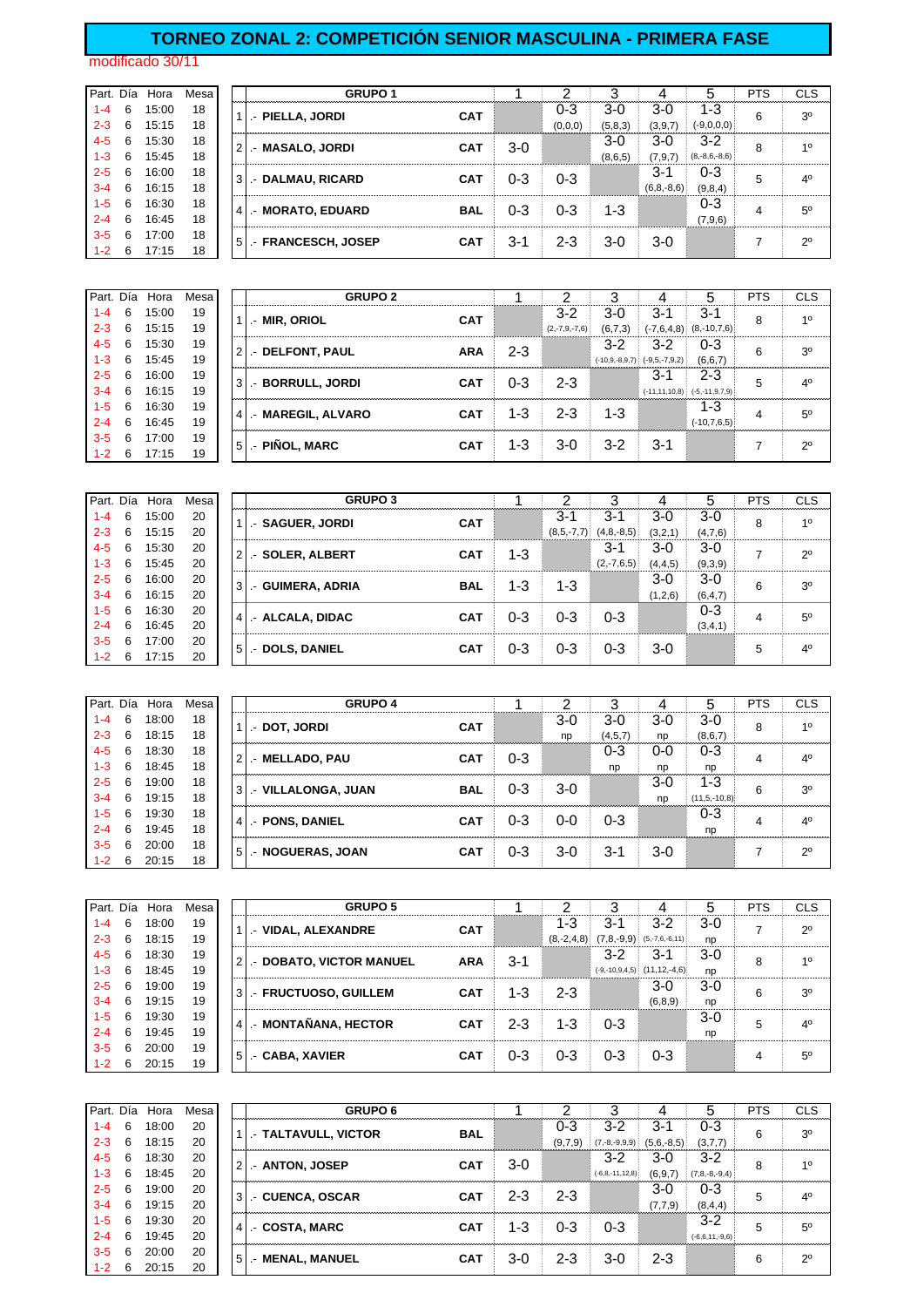# TORNEO ZONAL 2: COMPETICIÓN SENIOR MASCULINA - PRIMERA FASE

modificado 30/11

| Part. | Día | Hora | Mesa |
|---|---|---|---|
| 1-4 | 6 | 15:00 | 18 |
| 2-3 | 6 | 15:15 | 18 |
| 4-5 | 6 | 15:30 | 18 |
| 1-3 | 6 | 15:45 | 18 |
| 2-5 | 6 | 16:00 | 18 |
| 3-4 | 6 | 16:15 | 18 |
| 1-5 | 6 | 16:30 | 18 |
| 2-4 | 6 | 16:45 | 18 |
| 3-5 | 6 | 17:00 | 18 |
| 1-2 | 6 | 17:15 | 18 |

| | GRUPO 1 | | 1 | 2 | 3 | 4 | 5 | PTS | CLS |
|---|---|---|---|---|---|---|---|---|---|
| 1 | .- PIELLA, JORDI | CAT | | 0-3 (0,0,0) | 3-0 (5,8,3) | 3-0 (3,9,7) | 1-3 (-9,0,0,0) | 6 | 3º |
| 2 | .- MASALO, JORDI | CAT | 3-0 | | 3-0 (8,6,5) | 3-0 (7,9,7) | 3-2 (8,-8,6,-8,6) | 8 | 1º |
| 3 | .- DALMAU, RICARD | CAT | 0-3 | 0-3 | | 3-1 (6,8,-8,6) | 0-3 (9,8,4) | 5 | 4º |
| 4 | .- MORATO, EDUARD | BAL | 0-3 | 0-3 | 1-3 | | 0-3 (7,9,6) | 4 | 5º |
| 5 | .- FRANCESCH, JOSEP | CAT | 3-1 | 2-3 | 3-0 | 3-0 | | 7 | 2º |

| Part. | Día | Hora | Mesa |
|---|---|---|---|
| 1-4 | 6 | 15:00 | 19 |
| 2-3 | 6 | 15:15 | 19 |
| 4-5 | 6 | 15:30 | 19 |
| 1-3 | 6 | 15:45 | 19 |
| 2-5 | 6 | 16:00 | 19 |
| 3-4 | 6 | 16:15 | 19 |
| 1-5 | 6 | 16:30 | 19 |
| 2-4 | 6 | 16:45 | 19 |
| 3-5 | 6 | 17:00 | 19 |
| 1-2 | 6 | 17:15 | 19 |

| | GRUPO 2 | | 1 | 2 | 3 | 4 | 5 | PTS | CLS |
|---|---|---|---|---|---|---|---|---|---|
| 1 | .- MIR, ORIOL | CAT | | 3-2 (2,-7,9,-7,6) | 3-0 (6,7,3) | 3-1 (-7,6,4,8) | 3-1 (8,-10,7,6) | 8 | 1º |
| 2 | .- DELFONT, PAUL | ARA | 2-3 | | 3-2 (-10,9,-8,9,7) | 3-2 (-9,5,-7,9,2) | 0-3 (6,6,7) | 6 | 3º |
| 3 | .- BORRULL, JORDI | CAT | 0-3 | 2-3 | | 3-1 (-11,11,10,8) | 2-3 (-5,-11,9,7,9) | 5 | 4º |
| 4 | .- MAREGIL, ALVARO | CAT | 1-3 | 2-3 | 1-3 | | 1-3 (-10,7,6,5) | 4 | 5º |
| 5 | .- PIÑOL, MARC | CAT | 1-3 | 3-0 | 3-2 | 3-1 | | 7 | 2º |

| Part. | Día | Hora | Mesa |
|---|---|---|---|
| 1-4 | 6 | 15:00 | 20 |
| 2-3 | 6 | 15:15 | 20 |
| 4-5 | 6 | 15:30 | 20 |
| 1-3 | 6 | 15:45 | 20 |
| 2-5 | 6 | 16:00 | 20 |
| 3-4 | 6 | 16:15 | 20 |
| 1-5 | 6 | 16:30 | 20 |
| 2-4 | 6 | 16:45 | 20 |
| 3-5 | 6 | 17:00 | 20 |
| 1-2 | 6 | 17:15 | 20 |

| | GRUPO 3 | | 1 | 2 | 3 | 4 | 5 | PTS | CLS |
|---|---|---|---|---|---|---|---|---|---|
| 1 | .- SAGUER, JORDI | CAT | | 3-1 (8,5,-7,7) | 3-1 (4,8,-8,5) | 3-0 (3,2,1) | 3-0 (4,7,6) | 8 | 1º |
| 2 | .- SOLER, ALBERT | CAT | 1-3 | | 3-1 (2,-7,6,5) | 3-0 (4,4,5) | 3-0 (9,3,9) | 7 | 2º |
| 3 | .- GUIMERA, ADRIA | BAL | 1-3 | 1-3 | | 3-0 (1,2,6) | 3-0 (6,4,7) | 6 | 3º |
| 4 | .- ALCALA, DIDAC | CAT | 0-3 | 0-3 | 0-3 | | 0-3 (3,4,1) | 4 | 5º |
| 5 | .- DOLS, DANIEL | CAT | 0-3 | 0-3 | 0-3 | 3-0 | | 5 | 4º |

| Part. | Día | Hora | Mesa |
|---|---|---|---|
| 1-4 | 6 | 18:00 | 18 |
| 2-3 | 6 | 18:15 | 18 |
| 4-5 | 6 | 18:30 | 18 |
| 1-3 | 6 | 18:45 | 18 |
| 2-5 | 6 | 19:00 | 18 |
| 3-4 | 6 | 19:15 | 18 |
| 1-5 | 6 | 19:30 | 18 |
| 2-4 | 6 | 19:45 | 18 |
| 3-5 | 6 | 20:00 | 18 |
| 1-2 | 6 | 20:15 | 18 |

| | GRUPO 4 | | 1 | 2 | 3 | 4 | 5 | PTS | CLS |
|---|---|---|---|---|---|---|---|---|---|
| 1 | .- DOT, JORDI | CAT | | 3-0 np | 3-0 (4,5,7) | 3-0 np | 3-0 (8,6,7) | 8 | 1º |
| 2 | .- MELLADO, PAU | CAT | 0-3 | | 0-3 np | 0-0 np | 0-3 np | 4 | 4º |
| 3 | .- VILLALONGA, JUAN | BAL | 0-3 | 3-0 | | 3-0 np | 1-3 (11,5,-10,8) | 6 | 3º |
| 4 | .- PONS, DANIEL | CAT | 0-3 | 0-0 | 0-3 | | 0-3 np | 4 | 4º |
| 5 | .- NOGUERAS, JOAN | CAT | 0-3 | 3-0 | 3-1 | 3-0 | | 7 | 2º |

| Part. | Día | Hora | Mesa |
|---|---|---|---|
| 1-4 | 6 | 18:00 | 19 |
| 2-3 | 6 | 18:15 | 19 |
| 4-5 | 6 | 18:30 | 19 |
| 1-3 | 6 | 18:45 | 19 |
| 2-5 | 6 | 19:00 | 19 |
| 3-4 | 6 | 19:15 | 19 |
| 1-5 | 6 | 19:30 | 19 |
| 2-4 | 6 | 19:45 | 19 |
| 3-5 | 6 | 20:00 | 19 |
| 1-2 | 6 | 20:15 | 19 |

| | GRUPO 5 | | 1 | 2 | 3 | 4 | 5 | PTS | CLS |
|---|---|---|---|---|---|---|---|---|---|
| 1 | .- VIDAL, ALEXANDRE | CAT | | 1-3 (8,-2,4,8) | 3-1 (7,8,-9,9) | 3-2 (5,-7,6,-6,11) | 3-0 np | 7 | 2º |
| 2 | .- DOBATO, VICTOR MANUEL | ARA | 3-1 | | 3-2 (-9,-10,9,4,5) | 3-1 (11,12,-4,6) | 3-0 np | 8 | 1º |
| 3 | .- FRUCTUOSO, GUILLEM | CAT | 1-3 | 2-3 | | 3-0 (6,8,9) | 3-0 np | 6 | 3º |
| 4 | .- MONTAÑANA, HECTOR | CAT | 2-3 | 1-3 | 0-3 | | 3-0 np | 5 | 4º |
| 5 | .- CABA, XAVIER | CAT | 0-3 | 0-3 | 0-3 | 0-3 | | 4 | 5º |

| Part. | Día | Hora | Mesa |
|---|---|---|---|
| 1-4 | 6 | 18:00 | 20 |
| 2-3 | 6 | 18:15 | 20 |
| 4-5 | 6 | 18:30 | 20 |
| 1-3 | 6 | 18:45 | 20 |
| 2-5 | 6 | 19:00 | 20 |
| 3-4 | 6 | 19:15 | 20 |
| 1-5 | 6 | 19:30 | 20 |
| 2-4 | 6 | 19:45 | 20 |
| 3-5 | 6 | 20:00 | 20 |
| 1-2 | 6 | 20:15 | 20 |

| | GRUPO 6 | | 1 | 2 | 3 | 4 | 5 | PTS | CLS |
|---|---|---|---|---|---|---|---|---|---|
| 1 | .- TALTAVULL, VICTOR | BAL | | 0-3 (9,7,9) | 3-2 (7,-8,-9,9,9) | 3-1 (5,6,-8,5) | 0-3 (3,7,7) | 6 | 3º |
| 2 | .- ANTON, JOSEP | CAT | 3-0 | | 3-2 (-6,8,-11,12,8) | 3-0 (6,9,7) | 3-2 (7,8,-8,-9,4) | 8 | 1º |
| 3 | .- CUENCA, OSCAR | CAT | 2-3 | 2-3 | | 3-0 (7,7,9) | 0-3 (8,4,4) | 5 | 4º |
| 4 | .- COSTA, MARC | CAT | 1-3 | 0-3 | 0-3 | | 3-2 (-6,6,11,-9,6) | 5 | 5º |
| 5 | .- MENAL, MANUEL | CAT | 3-0 | 2-3 | 3-0 | 2-3 | | 6 | 2º |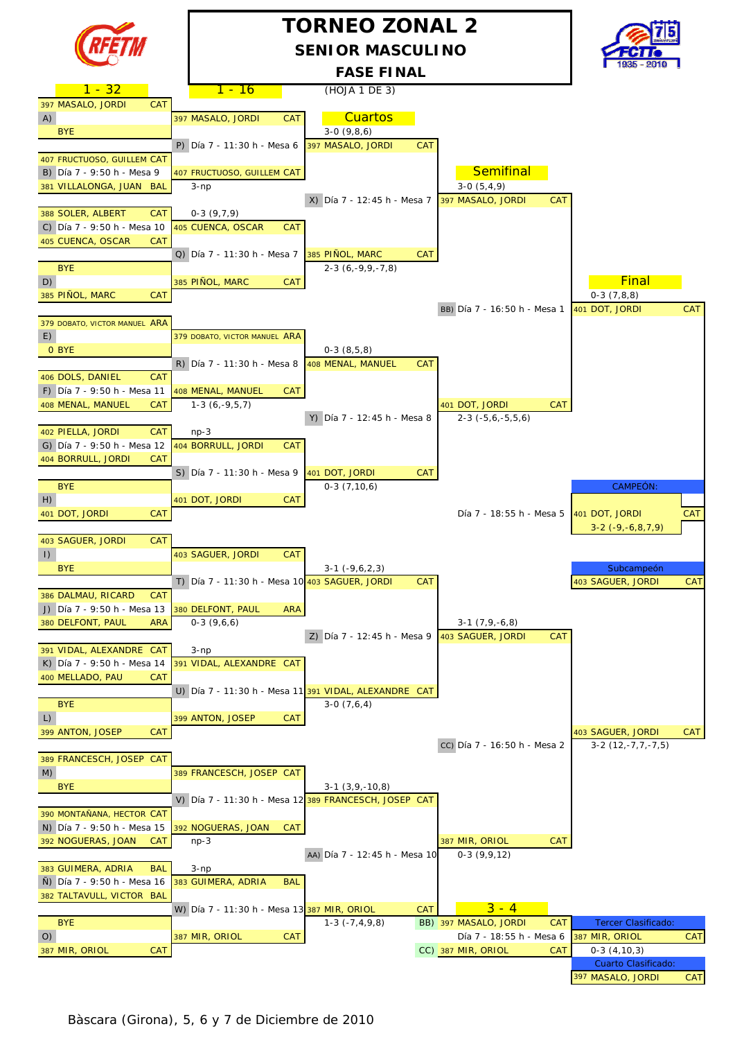# TORNEO ZONAL 2

## SENIOR MASCULINO

### FASE FINAL

(HOJA 1 DE 3)

## 1 - 32

| Match | Player 1 | Player 2 |
|---|---|---|
| A) | 397 MASALO, JORDI CAT | BYE |
| B) Día 7 - 9:50 h - Mesa 9 | 407 FRUCTUOSO, GUILLEM CAT | 381 VILLALONGA, JUAN BAL |
| C) Día 7 - 9:50 h - Mesa 10 | 388 SOLER, ALBERT CAT | 405 CUENCA, OSCAR CAT |
| D) | BYE | 385 PIÑOL, MARC CAT |
| E) | 379 DOBATO, VICTOR MANUEL ARA | 0 BYE |
| F) Día 7 - 9:50 h - Mesa 11 | 406 DOLS, DANIEL CAT | 408 MENAL, MANUEL CAT |
| G) Día 7 - 9:50 h - Mesa 12 | 402 PIELLA, JORDI CAT | 404 BORRULL, JORDI CAT |
| H) | BYE | 401 DOT, JORDI CAT |
| I) | 403 SAGUER, JORDI CAT | BYE |
| J) Día 7 - 9:50 h - Mesa 13 | 386 DALMAU, RICARD CAT | 380 DELFONT, PAUL ARA |
| K) Día 7 - 9:50 h - Mesa 14 | 391 VIDAL, ALEXANDRE CAT | 400 MELLADO, PAU CAT |
| L) | BYE | 399 ANTON, JOSEP CAT |
| M) | 389 FRANCESCH, JOSEP CAT | BYE |
| N) Día 7 - 9:50 h - Mesa 15 | 390 MONTAÑANA, HECTOR CAT | 392 NOGUERAS, JOAN CAT |
| Ñ) Día 7 - 9:50 h - Mesa 16 | 383 GUIMERA, ADRIA BAL | 382 TALTAVULL, VICTOR BAL |
| O) | BYE | 387 MIR, ORIOL CAT |

## 1 - 16

| Match | Player 1 | Player 2 | Result |
|---|---|---|---|
| P) Día 7 - 11:30 h - Mesa 6 | 397 MASALO, JORDI CAT | 407 FRUCTUOSO, GUILLEM CAT (3-np) | 3-0 (9,8,6) |
| Q) Día 7 - 11:30 h - Mesa 7 | 405 CUENCA, OSCAR CAT (0-3 (9,7,9)) | 385 PIÑOL, MARC CAT | 2-3 (6,-9,9,-7,8) |
| R) Día 7 - 11:30 h - Mesa 8 | 379 DOBATO, VICTOR MANUEL ARA | 408 MENAL, MANUEL CAT (1-3 (6,-9,5,7)) | 0-3 (8,5,8) |
| S) Día 7 - 11:30 h - Mesa 9 | 404 BORRULL, JORDI CAT (np-3) | 401 DOT, JORDI CAT | 0-3 (7,10,6) |
| T) Día 7 - 11:30 h - Mesa 10 | 403 SAGUER, JORDI CAT | 380 DELFONT, PAUL ARA (0-3 (9,6,6)) | 3-1 (-9,6,2,3) |
| U) Día 7 - 11:30 h - Mesa 11 | 391 VIDAL, ALEXANDRE CAT (3-np) | 399 ANTON, JOSEP CAT | 3-0 (7,6,4) |
| V) Día 7 - 11:30 h - Mesa 12 | 389 FRANCESCH, JOSEP CAT | 392 NOGUERAS, JOAN CAT (np-3) | 3-1 (3,9,-10,8) |
| W) Día 7 - 11:30 h - Mesa 13 | 383 GUIMERA, ADRIA BAL (3-np) | 387 MIR, ORIOL CAT | 1-3 (-7,4,9,8) |

## Cuartos

| Match | Player 1 | Player 2 | Result |
|---|---|---|---|
| X) Día 7 - 12:45 h - Mesa 7 | 397 MASALO, JORDI CAT | 385 PIÑOL, MARC CAT | 3-0 (5,4,9) |
| Y) Día 7 - 12:45 h - Mesa 8 | 408 MENAL, MANUEL CAT | 401 DOT, JORDI CAT | 2-3 (-5,6,-5,5,6) |
| Z) Día 7 - 12:45 h - Mesa 9 | 403 SAGUER, JORDI CAT | 391 VIDAL, ALEXANDRE CAT | 3-1 (7,9,-6,8) |
| AA) Día 7 - 12:45 h - Mesa 10 | 389 FRANCESCH, JOSEP CAT | 387 MIR, ORIOL CAT | 0-3 (9,9,12) |

## Semifinal

| Match | Player 1 | Player 2 | Result |
|---|---|---|---|
| BB) Día 7 - 16:50 h - Mesa 1 | 397 MASALO, JORDI CAT | 401 DOT, JORDI CAT | 0-3 (7,8,8) |
| CC) Día 7 - 16:50 h - Mesa 2 | 403 SAGUER, JORDI CAT | 387 MIR, ORIOL CAT | 3-2 (12,-7,7,-7,5) |

## Final

Día 7 - 18:55 h - Mesa 5

401 DOT, JORDI CAT – 403 SAGUER, JORDI CAT

3-2 (-9,-6,8,7,9)

**CAMPEÓN:** 401 DOT, JORDI CAT

**Subcampeón:** 403 SAGUER, JORDI CAT

## 3 - 4

Día 7 - 18:55 h - Mesa 6

BB) 397 MASALO, JORDI CAT – CC) 387 MIR, ORIOL CAT

0-3 (4,10,3)

**Tercer Clasificado:** 387 MIR, ORIOL CAT

**Cuarto Clasificado:** 397 MASALO, JORDI CAT

Bàscara (Girona), 5, 6 y 7 de Diciembre de 2010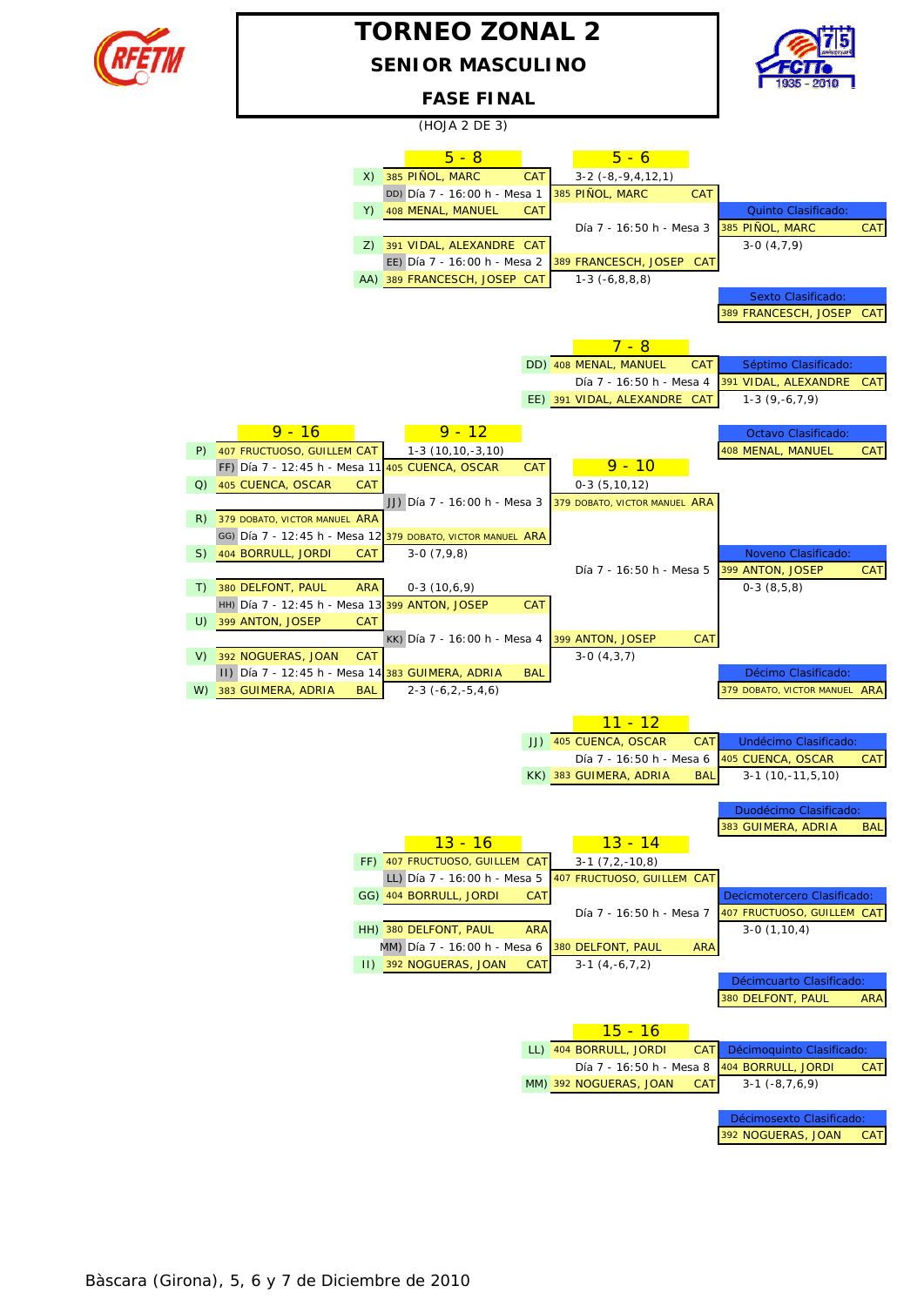# TORNEO ZONAL 2

## SENIOR MASCULINO

## FASE FINAL

(HOJA 2 DE 3)

### 5 - 8

| Pos. | Jugador | Partido | Resultado |
|---|---|---|---|
| X) | 385 PIÑOL, MARC CAT | DD) Día 7 - 16:00 h - Mesa 1 | 3-2 (-8,-9,4,12,1) |
| Y) | 408 MENAL, MANUEL CAT | | |
| Z) | 391 VIDAL, ALEXANDRE CAT | EE) Día 7 - 16:00 h - Mesa 2 | 1-3 (-6,8,8,8) |
| AA) | 389 FRANCESCH, JOSEP CAT | | |

### 5 - 6

| Jugador | Partido | Resultado |
|---|---|---|
| 385 PIÑOL, MARC CAT | Día 7 - 16:50 h - Mesa 3 | 3-0 (4,7,9) |
| 389 FRANCESCH, JOSEP CAT | | |

**Quinto Clasificado:** 385 PIÑOL, MARC CAT

**Sexto Clasificado:** 389 FRANCESCH, JOSEP CAT

### 7 - 8

| Pos. | Jugador | Partido | Resultado |
|---|---|---|---|
| DD) | 408 MENAL, MANUEL CAT | Día 7 - 16:50 h - Mesa 4 | 1-3 (9,-6,7,9) |
| EE) | 391 VIDAL, ALEXANDRE CAT | | |

**Séptimo Clasificado:** 391 VIDAL, ALEXANDRE CAT

**Octavo Clasificado:** 408 MENAL, MANUEL CAT

### 9 - 16

| Pos. | Jugador | Partido | Resultado |
|---|---|---|---|
| P) | 407 FRUCTUOSO, GUILLEM CAT | FF) Día 7 - 12:45 h - Mesa 11 | 1-3 (10,10,-3,10) |
| Q) | 405 CUENCA, OSCAR CAT | | |
| R) | 379 DOBATO, VICTOR MANUEL ARA | GG) Día 7 - 12:45 h - Mesa 12 | 3-0 (7,9,8) |
| S) | 404 BORRULL, JORDI CAT | | |
| T) | 380 DELFONT, PAUL ARA | HH) Día 7 - 12:45 h - Mesa 13 | 0-3 (10,6,9) |
| U) | 399 ANTON, JOSEP CAT | | |
| V) | 392 NOGUERAS, JOAN CAT | II) Día 7 - 12:45 h - Mesa 14 | 2-3 (-6,2,-5,4,6) |
| W) | 383 GUIMERA, ADRIA BAL | | |

### 9 - 12

| Jugador | Partido | Resultado |
|---|---|---|
| 405 CUENCA, OSCAR CAT | JJ) Día 7 - 16:00 h - Mesa 3 | 0-3 (5,10,12) |
| 379 DOBATO, VICTOR MANUEL ARA | | |
| 399 ANTON, JOSEP CAT | KK) Día 7 - 16:00 h - Mesa 4 | 3-0 (4,3,7) |
| 383 GUIMERA, ADRIA BAL | | |

### 9 - 10

| Jugador | Partido | Resultado |
|---|---|---|
| 379 DOBATO, VICTOR MANUEL ARA | Día 7 - 16:50 h - Mesa 5 | 0-3 (8,5,8) |
| 399 ANTON, JOSEP CAT | | |

**Noveno Clasificado:** 399 ANTON, JOSEP CAT

**Décimo Clasificado:** 379 DOBATO, VICTOR MANUEL ARA

### 11 - 12

| Pos. | Jugador | Partido | Resultado |
|---|---|---|---|
| JJ) | 405 CUENCA, OSCAR CAT | Día 7 - 16:50 h - Mesa 6 | 3-1 (10,-11,5,10) |
| KK) | 383 GUIMERA, ADRIA BAL | | |

**Undécimo Clasificado:** 405 CUENCA, OSCAR CAT

**Duodécimo Clasificado:** 383 GUIMERA, ADRIA BAL

### 13 - 16

| Pos. | Jugador | Partido | Resultado |
|---|---|---|---|
| FF) | 407 FRUCTUOSO, GUILLEM CAT | LL) Día 7 - 16:00 h - Mesa 5 | 3-1 (7,2,-10,8) |
| GG) | 404 BORRULL, JORDI CAT | | |
| HH) | 380 DELFONT, PAUL ARA | MM) Día 7 - 16:00 h - Mesa 6 | 3-1 (4,-6,7,2) |
| II) | 392 NOGUERAS, JOAN CAT | | |

### 13 - 14

| Jugador | Partido | Resultado |
|---|---|---|
| 407 FRUCTUOSO, GUILLEM CAT | Día 7 - 16:50 h - Mesa 7 | 3-0 (1,10,4) |
| 380 DELFONT, PAUL ARA | | |

**Decimotercero Clasificado:** 407 FRUCTUOSO, GUILLEM CAT

**Décimocuarto Clasificado:** 380 DELFONT, PAUL ARA

### 15 - 16

| Pos. | Jugador | Partido | Resultado |
|---|---|---|---|
| LL) | 404 BORRULL, JORDI CAT | Día 7 - 16:50 h - Mesa 8 | 3-1 (-8,7,6,9) |
| MM) | 392 NOGUERAS, JOAN CAT | | |

**Décimoquinto Clasificado:** 404 BORRULL, JORDI CAT

**Décimosexto Clasificado:** 392 NOGUERAS, JOAN CAT

Bàscara (Girona), 5, 6 y 7 de Diciembre de 2010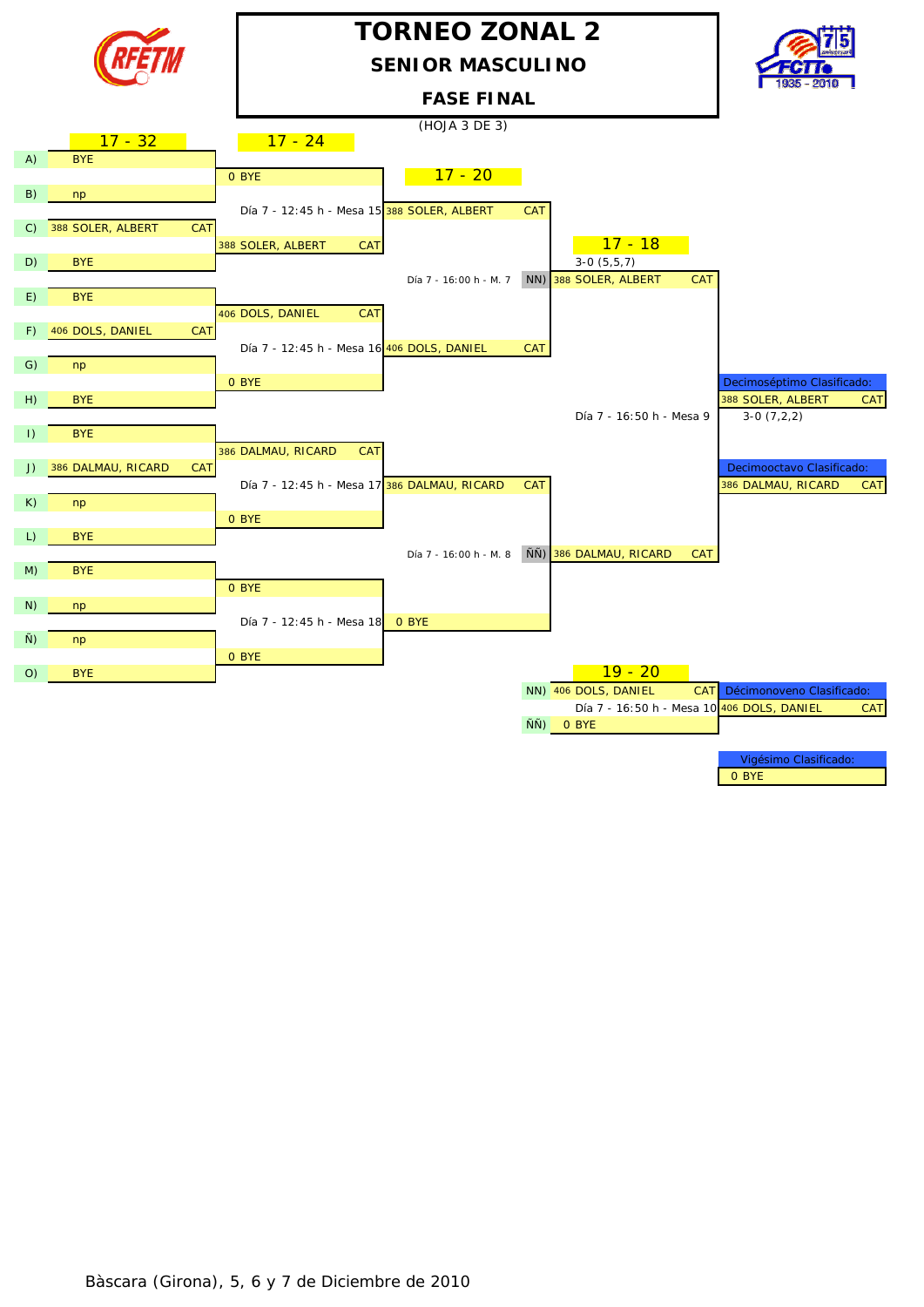# TORNEO ZONAL 2

## SENIOR MASCULINO

### FASE FINAL

(HOJA 3 DE 3)

## 17 - 32

| Pos. | Jugador | |
|---|---|---|
| A) | BYE | |
| B) | np | |
| C) | 388 SOLER, ALBERT | CAT |
| D) | BYE | |
| E) | BYE | |
| F) | 406 DOLS, DANIEL | CAT |
| G) | np | |
| H) | BYE | |
| I) | BYE | |
| J) | 386 DALMAU, RICARD | CAT |
| K) | np | |
| L) | BYE | |
| M) | BYE | |
| N) | np | |
| Ñ) | np | |
| O) | BYE | |

## 17 - 24

| Partido | Jugador | |
|---|---|---|
| Día 7 - 12:45 h - Mesa 15 | 0 BYE | |
| | 388 SOLER, ALBERT | CAT |
| Día 7 - 12:45 h - Mesa 16 | 406 DOLS, DANIEL | CAT |
| | 0 BYE | |
| Día 7 - 12:45 h - Mesa 17 | 386 DALMAU, RICARD | CAT |
| | 0 BYE | |
| Día 7 - 12:45 h - Mesa 18 | 0 BYE | |
| | 0 BYE | |

## 17 - 20

| Partido | Jugador | |
|---|---|---|
| Día 7 - 16:00 h - M. 7 | 388 SOLER, ALBERT | CAT |
| | 406 DOLS, DANIEL | CAT |
| Día 7 - 16:00 h - M. 8 | 386 DALMAU, RICARD | CAT |
| | 0 BYE | |

## 17 - 18

3-0 (5,5,7)

| Pos. | Jugador | |
|---|---|---|
| NN) | 388 SOLER, ALBERT | CAT |
| ÑÑ) | 386 DALMAU, RICARD | CAT |

Día 7 - 16:50 h - Mesa 9

3-0 (7,2,2)

**Decimoséptimo Clasificado:** 388 SOLER, ALBERT — CAT

**Decimooctavo Clasificado:** 386 DALMAU, RICARD — CAT

## 19 - 20

| Pos. | Jugador | |
|---|---|---|
| NN) | 406 DOLS, DANIEL | CAT |
| ÑÑ) | 0 BYE | |

Día 7 - 16:50 h - Mesa 10

**Décimonoveno Clasificado:** 406 DOLS, DANIEL — CAT

**Vigésimo Clasificado:** 0 BYE

Bàscara (Girona), 5, 6 y 7 de Diciembre de 2010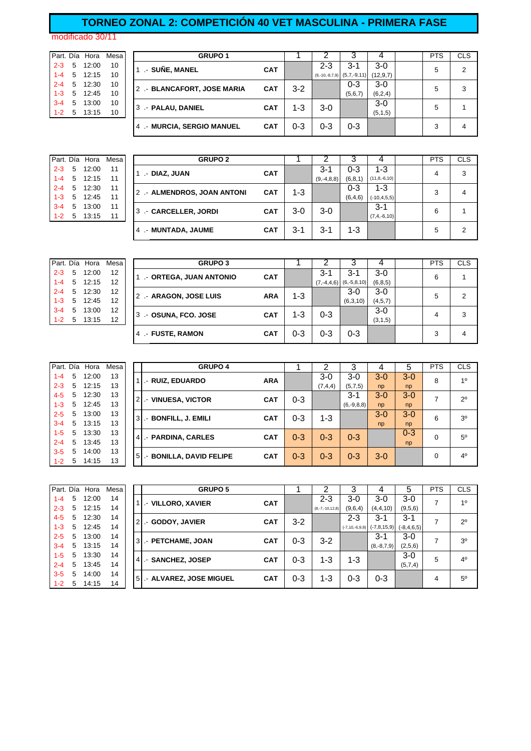# TORNEO ZONAL 2: COMPETICIÓN 40 VET MASCULINA - PRIMERA FASE

modificado 30/11

| Part. | Día | Hora | Mesa |
|---|---|---|---|
| 2-3 | 5 | 12:00 | 10 |
| 1-4 | 5 | 12:15 | 10 |
| 2-4 | 5 | 12:30 | 10 |
| 1-3 | 5 | 12:45 | 10 |
| 3-4 | 5 | 13:00 | 10 |
| 1-2 | 5 | 13:15 | 10 |

| GRUPO 1 | | 1 | 2 | 3 | 4 | | PTS | CLS |
|---|---|---|---|---|---|---|---|---|
| 1 .- SUÑE, MANEL | CAT | | 2-3 (9,-10,-8,7,9) | 3-1 (5,7,-9,11) | 3-0 (12,9,7) | | 5 | 2 |
| 2 .- BLANCAFORT, JOSE MARIA | CAT | 3-2 | | 0-3 (5,6,7) | 3-0 (6,2,4) | | 5 | 3 |
| 3 .- PALAU, DANIEL | CAT | 1-3 | 3-0 | | 3-0 (5,1,5) | | 5 | 1 |
| 4 .- MURCIA, SERGIO MANUEL | CAT | 0-3 | 0-3 | 0-3 | | | 3 | 4 |

| Part. | Día | Hora | Mesa |
|---|---|---|---|
| 2-3 | 5 | 12:00 | 11 |
| 1-4 | 5 | 12:15 | 11 |
| 2-4 | 5 | 12:30 | 11 |
| 1-3 | 5 | 12:45 | 11 |
| 3-4 | 5 | 13:00 | 11 |
| 1-2 | 5 | 13:15 | 11 |

| GRUPO 2 | | 1 | 2 | 3 | 4 | | PTS | CLS |
|---|---|---|---|---|---|---|---|---|
| 1 .- DIAZ, JUAN | CAT | | 3-1 (9,-4,8,8) | 0-3 (6,8,1) | 1-3 (11,8,-6,10) | | 4 | 3 |
| 2 .- ALMENDROS, JOAN ANTONI | CAT | 1-3 | | 0-3 (6,4,6) | 1-3 (-10,4,5,5) | | 3 | 4 |
| 3 .- CARCELLER, JORDI | CAT | 3-0 | 3-0 | | 3-1 (7,4,-6,10) | | 6 | 1 |
| 4 .- MUNTADA, JAUME | CAT | 3-1 | 3-1 | 1-3 | | | 5 | 2 |

| Part. | Día | Hora | Mesa |
|---|---|---|---|
| 2-3 | 5 | 12:00 | 12 |
| 1-4 | 5 | 12:15 | 12 |
| 2-4 | 5 | 12:30 | 12 |
| 1-3 | 5 | 12:45 | 12 |
| 3-4 | 5 | 13:00 | 12 |
| 1-2 | 5 | 13:15 | 12 |

| GRUPO 3 | | 1 | 2 | 3 | 4 | | PTS | CLS |
|---|---|---|---|---|---|---|---|---|
| 1 .- ORTEGA, JUAN ANTONIO | CAT | | 3-1 (7,-4,4,6) | 3-1 (6,-5,8,10) | 3-0 (6,8,5) | | 6 | 1 |
| 2 .- ARAGON, JOSE LUIS | ARA | 1-3 | | 3-0 (6,3,10) | 3-0 (4,5,7) | | 5 | 2 |
| 3 .- OSUNA, FCO. JOSE | CAT | 1-3 | 0-3 | | 3-0 (3,1,5) | | 4 | 3 |
| 4 .- FUSTE, RAMON | CAT | 0-3 | 0-3 | 0-3 | | | 3 | 4 |

| Part. | Día | Hora | Mesa |
|---|---|---|---|
| 1-4 | 5 | 12:00 | 13 |
| 2-3 | 5 | 12:15 | 13 |
| 4-5 | 5 | 12:30 | 13 |
| 1-3 | 5 | 12:45 | 13 |
| 2-5 | 5 | 13:00 | 13 |
| 3-4 | 5 | 13:15 | 13 |
| 1-5 | 5 | 13:30 | 13 |
| 2-4 | 5 | 13:45 | 13 |
| 3-5 | 5 | 14:00 | 13 |
| 1-2 | 5 | 14:15 | 13 |

| GRUPO 4 | | 1 | 2 | 3 | 4 | 5 | PTS | CLS |
|---|---|---|---|---|---|---|---|---|
| 1 .- RUIZ, EDUARDO | ARA | | 3-0 (7,4,4) | 3-0 (5,7,5) | 3-0 np | 3-0 np | 8 | 1º |
| 2 .- VINUESA, VICTOR | CAT | 0-3 | | 3-1 (6,-9,8,8) | 3-0 np | 3-0 np | 7 | 2º |
| 3 .- BONFILL, J. EMILI | CAT | 0-3 | 1-3 | | 3-0 np | 3-0 np | 6 | 3º |
| 4 .- PARDINA, CARLES | CAT | 0-3 | 0-3 | 0-3 | | 0-3 np | 0 | 5º |
| 5 .- BONILLA, DAVID FELIPE | CAT | 0-3 | 0-3 | 0-3 | 3-0 | | 0 | 4º |

| Part. | Día | Hora | Mesa |
|---|---|---|---|
| 1-4 | 5 | 12:00 | 14 |
| 2-3 | 5 | 12:15 | 14 |
| 4-5 | 5 | 12:30 | 14 |
| 1-3 | 5 | 12:45 | 14 |
| 2-5 | 5 | 13:00 | 14 |
| 3-4 | 5 | 13:15 | 14 |
| 1-5 | 5 | 13:30 | 14 |
| 2-4 | 5 | 13:45 | 14 |
| 3-5 | 5 | 14:00 | 14 |
| 1-2 | 5 | 14:15 | 14 |

| GRUPO 5 | | 1 | 2 | 3 | 4 | 5 | PTS | CLS |
|---|---|---|---|---|---|---|---|---|
| 1 .- VILLORO, XAVIER | CAT | | 2-3 (8,-7,-10,12,8) | 3-0 (9,6,4) | 3-0 (4,4,10) | 3-0 (9,5,6) | 7 | 1º |
| 2 .- GODOY, JAVIER | CAT | 3-2 | | 2-3 (-7,10,-6,9,9) | 3-1 (-7,8,15,9) | 3-1 (-8,4,6,5) | 7 | 2º |
| 3 .- PETCHAME, JOAN | CAT | 0-3 | 3-2 | | 3-1 (8,-8,7,9) | 3-0 (2,5,6) | 7 | 3º |
| 4 .- SANCHEZ, JOSEP | CAT | 0-3 | 1-3 | 1-3 | | 3-0 (5,7,4) | 5 | 4º |
| 5 .- ALVAREZ, JOSE MIGUEL | CAT | 0-3 | 1-3 | 0-3 | 0-3 | | 4 | 5º |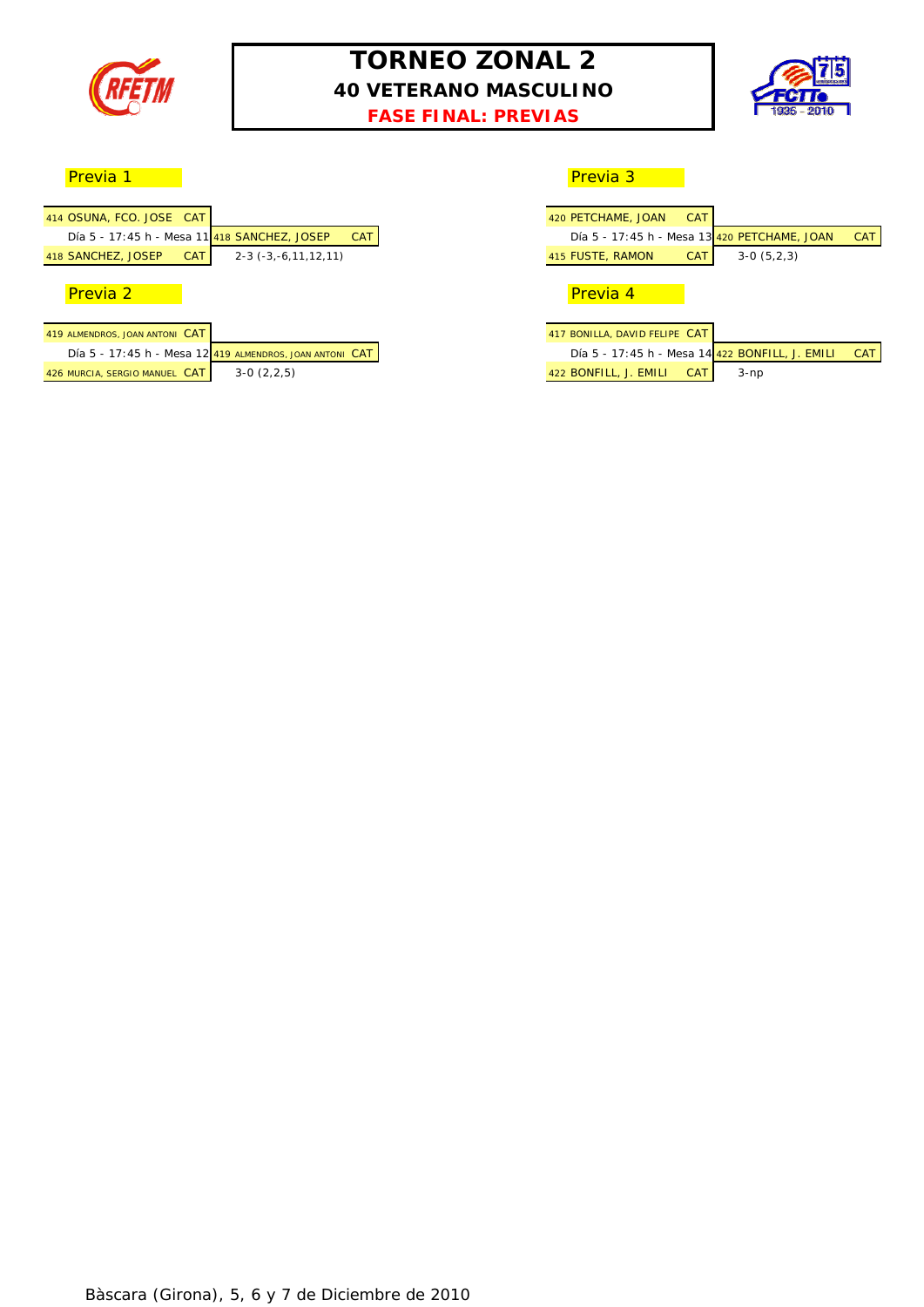# TORNEO ZONAL 2

## 40 VETERANO MASCULINO

### FASE FINAL: PREVIAS

## Previa 1

| Jugador | Partido | Ganador |
|---|---|---|
| 414 OSUNA, FCO. JOSE CAT | | |
| | Día 5 - 17:45 h - Mesa 11 | 418 SANCHEZ, JOSEP CAT |
| 418 SANCHEZ, JOSEP CAT | | 2-3 (-3,-6,11,12,11) |

## Previa 2

| Jugador | Partido | Ganador |
|---|---|---|
| 419 ALMENDROS, JOAN ANTONI CAT | | |
| | Día 5 - 17:45 h - Mesa 12 | 419 ALMENDROS, JOAN ANTONI CAT |
| 426 MURCIA, SERGIO MANUEL CAT | | 3-0 (2,2,5) |

## Previa 3

| Jugador | Partido | Ganador |
|---|---|---|
| 420 PETCHAME, JOAN CAT | | |
| | Día 5 - 17:45 h - Mesa 13 | 420 PETCHAME, JOAN CAT |
| 415 FUSTE, RAMON CAT | | 3-0 (5,2,3) |

## Previa 4

| Jugador | Partido | Ganador |
|---|---|---|
| 417 BONILLA, DAVID FELIPE CAT | | |
| | Día 5 - 17:45 h - Mesa 14 | 422 BONFILL, J. EMILI CAT |
| 422 BONFILL, J. EMILI CAT | | 3-np |

Bàscara (Girona), 5, 6 y 7 de Diciembre de 2010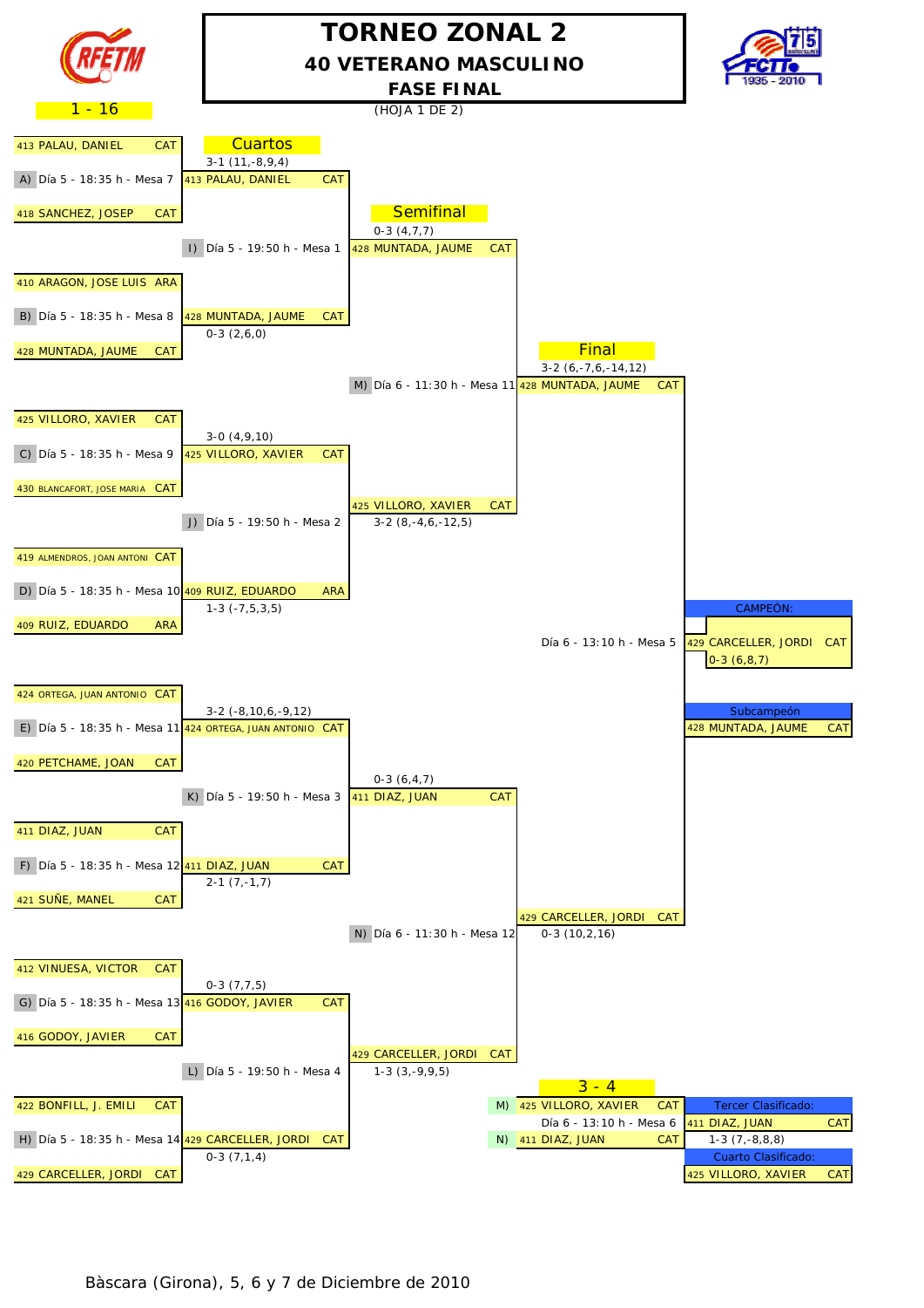# TORNEO ZONAL 2

## 40 VETERANO MASCULINO

### FASE FINAL

1 - 16

(HOJA 1 DE 2)

## Cuartos

| Partido | Jugador 1 | Jugador 2 | Horario | Ganador | Resultado |
|---|---|---|---|---|---|
| A) | 413 PALAU, DANIEL CAT | 418 SANCHEZ, JOSEP CAT | Día 5 - 18:35 h - Mesa 7 | 413 PALAU, DANIEL CAT | 3-1 (11,-8,9,4) |
| B) | 410 ARAGON, JOSE LUIS ARA | 428 MUNTADA, JAUME CAT | Día 5 - 18:35 h - Mesa 8 | 428 MUNTADA, JAUME CAT | 0-3 (2,6,0) |
| C) | 425 VILLORO, XAVIER CAT | 430 BLANCAFORT, JOSE MARIA CAT | Día 5 - 18:35 h - Mesa 9 | 425 VILLORO, XAVIER CAT | 3-0 (4,9,10) |
| D) | 419 ALMENDROS, JOAN ANTONI CAT | 409 RUIZ, EDUARDO ARA | Día 5 - 18:35 h - Mesa 10 | 409 RUIZ, EDUARDO ARA | 1-3 (-7,5,3,5) |
| E) | 424 ORTEGA, JUAN ANTONIO CAT | 420 PETCHAME, JOAN CAT | Día 5 - 18:35 h - Mesa 11 | 424 ORTEGA, JUAN ANTONIO CAT | 3-2 (-8,10,6,-9,12) |
| F) | 411 DIAZ, JUAN CAT | 421 SUÑE, MANEL CAT | Día 5 - 18:35 h - Mesa 12 | 411 DIAZ, JUAN CAT | 2-1 (7,-1,7) |
| G) | 412 VINUESA, VICTOR CAT | 416 GODOY, JAVIER CAT | Día 5 - 18:35 h - Mesa 13 | 416 GODOY, JAVIER CAT | 0-3 (7,7,5) |
| H) | 422 BONFILL, J. EMILI CAT | 429 CARCELLER, JORDI CAT | Día 5 - 18:35 h - Mesa 14 | 429 CARCELLER, JORDI CAT | 0-3 (7,1,4) |

## Semifinal

| Partido | Horario | Ganador | Resultado |
|---|---|---|---|
| I) | Día 5 - 19:50 h - Mesa 1 | 428 MUNTADA, JAUME CAT | 0-3 (4,7,7) |
| J) | Día 5 - 19:50 h - Mesa 2 | 425 VILLORO, XAVIER CAT | 3-2 (8,-4,6,-12,5) |
| K) | Día 5 - 19:50 h - Mesa 3 | 411 DIAZ, JUAN CAT | 0-3 (6,4,7) |
| L) | Día 5 - 19:50 h - Mesa 4 | 429 CARCELLER, JORDI CAT | 1-3 (3,-9,9,5) |

## Final

| Partido | Horario | Ganador | Resultado |
|---|---|---|---|
| M) | Día 6 - 11:30 h - Mesa 11 | 428 MUNTADA, JAUME CAT | 3-2 (6,-7,6,-14,12) |
| N) | Día 6 - 11:30 h - Mesa 12 | 429 CARCELLER, JORDI CAT | 0-3 (10,2,16) |
| Final | Día 6 - 13:10 h - Mesa 5 | 429 CARCELLER, JORDI CAT | 0-3 (6,8,7) |

**CAMPEÓN:** 429 CARCELLER, JORDI CAT

**Subcampeón:** 428 MUNTADA, JAUME CAT

## 3 - 4

M) 425 VILLORO, XAVIER CAT

N) 411 DIAZ, JUAN CAT

Día 6 - 13:10 h - Mesa 6

**Tercer Clasificado:** 411 DIAZ, JUAN CAT — 1-3 (7,-8,8,8)

**Cuarto Clasificado:** 425 VILLORO, XAVIER CAT

Bàscara (Girona), 5, 6 y 7 de Diciembre de 2010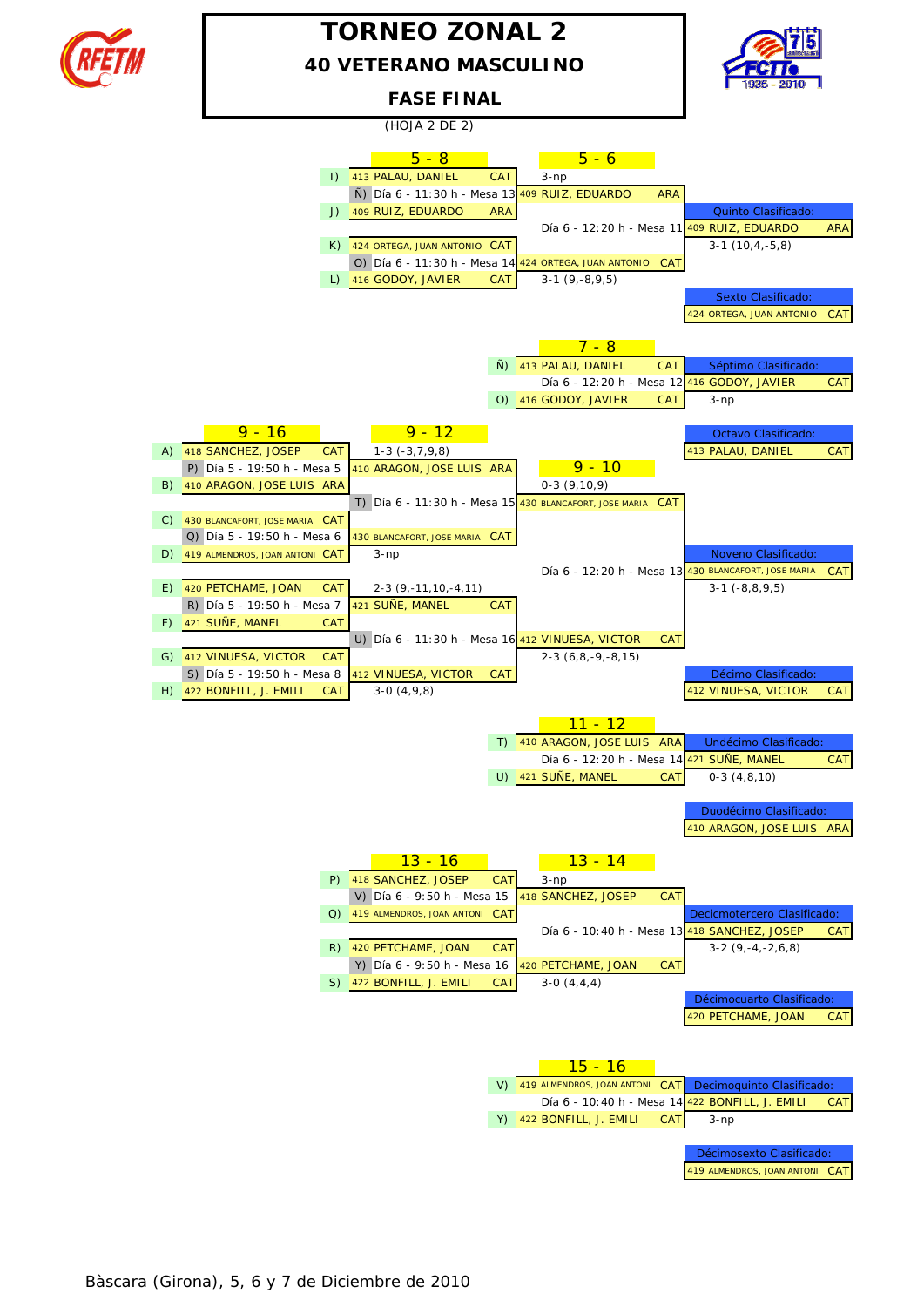# TORNEO ZONAL 2

## 40 VETERANO MASCULINO

## FASE FINAL

(HOJA 2 DE 2)

### 5 - 8

| Partido | Jugador 1 | Jugador 2 | Horario | Ganador | Resultado |
|---|---|---|---|---|---|
| Ñ) | I) 413 PALAU, DANIEL CAT | J) 409 RUIZ, EDUARDO ARA | Día 6 - 11:30 h - Mesa 13 | 409 RUIZ, EDUARDO ARA | 3-np |
| O) | K) 424 ORTEGA, JUAN ANTONIO CAT | L) 416 GODOY, JAVIER CAT | Día 6 - 11:30 h - Mesa 14 | 424 ORTEGA, JUAN ANTONIO CAT | 3-1 (9,-8,9,5) |

### 5 - 6

| Jugador 1 | Jugador 2 | Horario | Resultado |
|---|---|---|---|
| 409 RUIZ, EDUARDO ARA | 424 ORTEGA, JUAN ANTONIO CAT | Día 6 - 12:20 h - Mesa 11 | 3-1 (10,4,-5,8) |

**Quinto Clasificado:** 409 RUIZ, EDUARDO ARA

**Sexto Clasificado:** 424 ORTEGA, JUAN ANTONIO CAT

### 7 - 8

| Jugador 1 | Jugador 2 | Horario | Resultado |
|---|---|---|---|
| Ñ) 413 PALAU, DANIEL CAT | O) 416 GODOY, JAVIER CAT | Día 6 - 12:20 h - Mesa 12 | 3-np |

**Séptimo Clasificado:** 416 GODOY, JAVIER CAT

**Octavo Clasificado:** 413 PALAU, DANIEL CAT

### 9 - 16

| Partido | Jugador 1 | Jugador 2 | Horario | Ganador | Resultado |
|---|---|---|---|---|---|
| P) | A) 418 SANCHEZ, JOSEP CAT | B) 410 ARAGON, JOSE LUIS ARA | Día 5 - 19:50 h - Mesa 5 | 410 ARAGON, JOSE LUIS ARA | 1-3 (-3,7,9,8) |
| Q) | C) 430 BLANCAFORT, JOSE MARIA CAT | D) 419 ALMENDROS, JOAN ANTONI CAT | Día 5 - 19:50 h - Mesa 6 | 430 BLANCAFORT, JOSE MARIA CAT | 3-np |
| R) | E) 420 PETCHAME, JOAN CAT | F) 421 SUÑE, MANEL CAT | Día 5 - 19:50 h - Mesa 7 | 421 SUÑE, MANEL CAT | 2-3 (9,-11,10,-4,11) |
| S) | G) 412 VINUESA, VICTOR CAT | H) 422 BONFILL, J. EMILI CAT | Día 5 - 19:50 h - Mesa 8 | 412 VINUESA, VICTOR CAT | 3-0 (4,9,8) |

### 9 - 12

| Partido | Jugador 1 | Jugador 2 | Horario | Ganador | Resultado |
|---|---|---|---|---|---|
| T) | 410 ARAGON, JOSE LUIS ARA | 430 BLANCAFORT, JOSE MARIA CAT | Día 6 - 11:30 h - Mesa 15 | 430 BLANCAFORT, JOSE MARIA CAT | 0-3 (9,10,9) |
| U) | 421 SUÑE, MANEL CAT | 412 VINUESA, VICTOR CAT | Día 6 - 11:30 h - Mesa 16 | 412 VINUESA, VICTOR CAT | 2-3 (6,8,-9,-8,15) |

### 9 - 10

| Jugador 1 | Jugador 2 | Horario | Resultado |
|---|---|---|---|
| 430 BLANCAFORT, JOSE MARIA CAT | 412 VINUESA, VICTOR CAT | Día 6 - 12:20 h - Mesa 13 | 3-1 (-8,8,9,5) |

**Noveno Clasificado:** 430 BLANCAFORT, JOSE MARIA CAT

**Décimo Clasificado:** 412 VINUESA, VICTOR CAT

### 11 - 12

| Jugador 1 | Jugador 2 | Horario | Resultado |
|---|---|---|---|
| T) 410 ARAGON, JOSE LUIS ARA | U) 421 SUÑE, MANEL CAT | Día 6 - 12:20 h - Mesa 14 | 0-3 (4,8,10) |

**Undécimo Clasificado:** 421 SUÑE, MANEL CAT

**Duodécimo Clasificado:** 410 ARAGON, JOSE LUIS ARA

### 13 - 16

| Partido | Jugador 1 | Jugador 2 | Horario | Ganador | Resultado |
|---|---|---|---|---|---|
| V) | P) 418 SANCHEZ, JOSEP CAT | Q) 419 ALMENDROS, JOAN ANTONI CAT | Día 6 - 9:50 h - Mesa 15 | 418 SANCHEZ, JOSEP CAT | 3-np |
| Y) | R) 420 PETCHAME, JOAN CAT | S) 422 BONFILL, J. EMILI CAT | Día 6 - 9:50 h - Mesa 16 | 420 PETCHAME, JOAN CAT | 3-0 (4,4,4) |

### 13 - 14

| Jugador 1 | Jugador 2 | Horario | Resultado |
|---|---|---|---|
| 418 SANCHEZ, JOSEP CAT | 420 PETCHAME, JOAN CAT | Día 6 - 10:40 h - Mesa 13 | 3-2 (9,-4,-2,6,8) |

**Decicmotercero Clasificado:** 418 SANCHEZ, JOSEP CAT

**Décimocuarto Clasificado:** 420 PETCHAME, JOAN CAT

### 15 - 16

| Jugador 1 | Jugador 2 | Horario | Resultado |
|---|---|---|---|
| V) 419 ALMENDROS, JOAN ANTONI CAT | Y) 422 BONFILL, J. EMILI CAT | Día 6 - 10:40 h - Mesa 14 | 3-np |

**Decimoquinto Clasificado:** 422 BONFILL, J. EMILI CAT

**Décimosexto Clasificado:** 419 ALMENDROS, JOAN ANTONI CAT

Bàscara (Girona), 5, 6 y 7 de Diciembre de 2010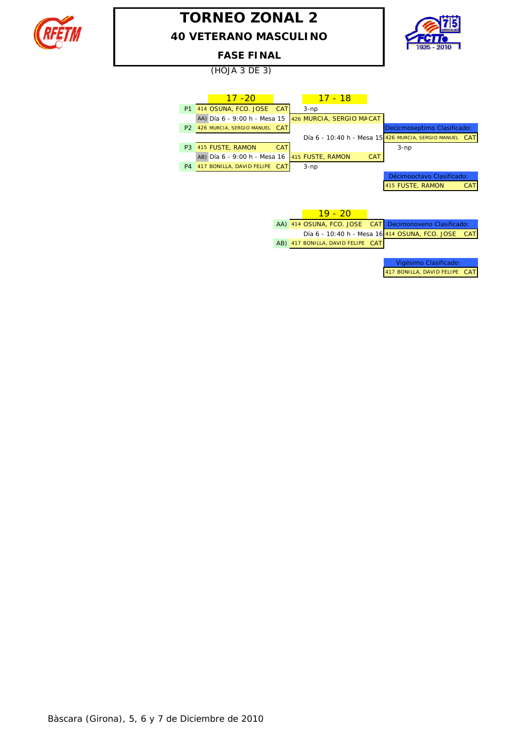# TORNEO ZONAL 2

## 40 VETERANO MASCULINO

### FASE FINAL

(HOJA 3 DE 3)

## 17 -20

| | Jugador | |
|---|---|---|
| P1 | 414 OSUNA, FCO. JOSE | CAT |
| P2 | 426 MURCIA, SERGIO MANUEL | CAT |
| P3 | 415 FUSTE, RAMON | CAT |
| P4 | 417 BONILLA, DAVID FELIPE | CAT |

AA) Día 6 - 9:00 h - Mesa 15

AB) Día 6 - 9:00 h - Mesa 16

## 17 - 18

| Jugador | | Resultado |
|---|---|---|
| 426 MURCIA, SERGIO MA | CAT | 3-np |
| 415 FUSTE, RAMON | CAT | 3-np |

Día 6 - 10:40 h - Mesa 15

**Decicmoseptimo Clasificado:** 426 MURCIA, SERGIO MANUEL CAT — 3-np

**Décimooctavo Clasificado:** 415 FUSTE, RAMON CAT

## 19 - 20

| | Jugador | |
|---|---|---|
| AA) | 414 OSUNA, FCO. JOSE | CAT |
| AB) | 417 BONILLA, DAVID FELIPE | CAT |

Día 6 - 10:40 h - Mesa 16

**Decimonoveno Clasificado:** 414 OSUNA, FCO. JOSE CAT

**Vigésimo Clasificado:** 417 BONILLA, DAVID FELIPE CAT

Bàscara (Girona), 5, 6 y 7 de Diciembre de 2010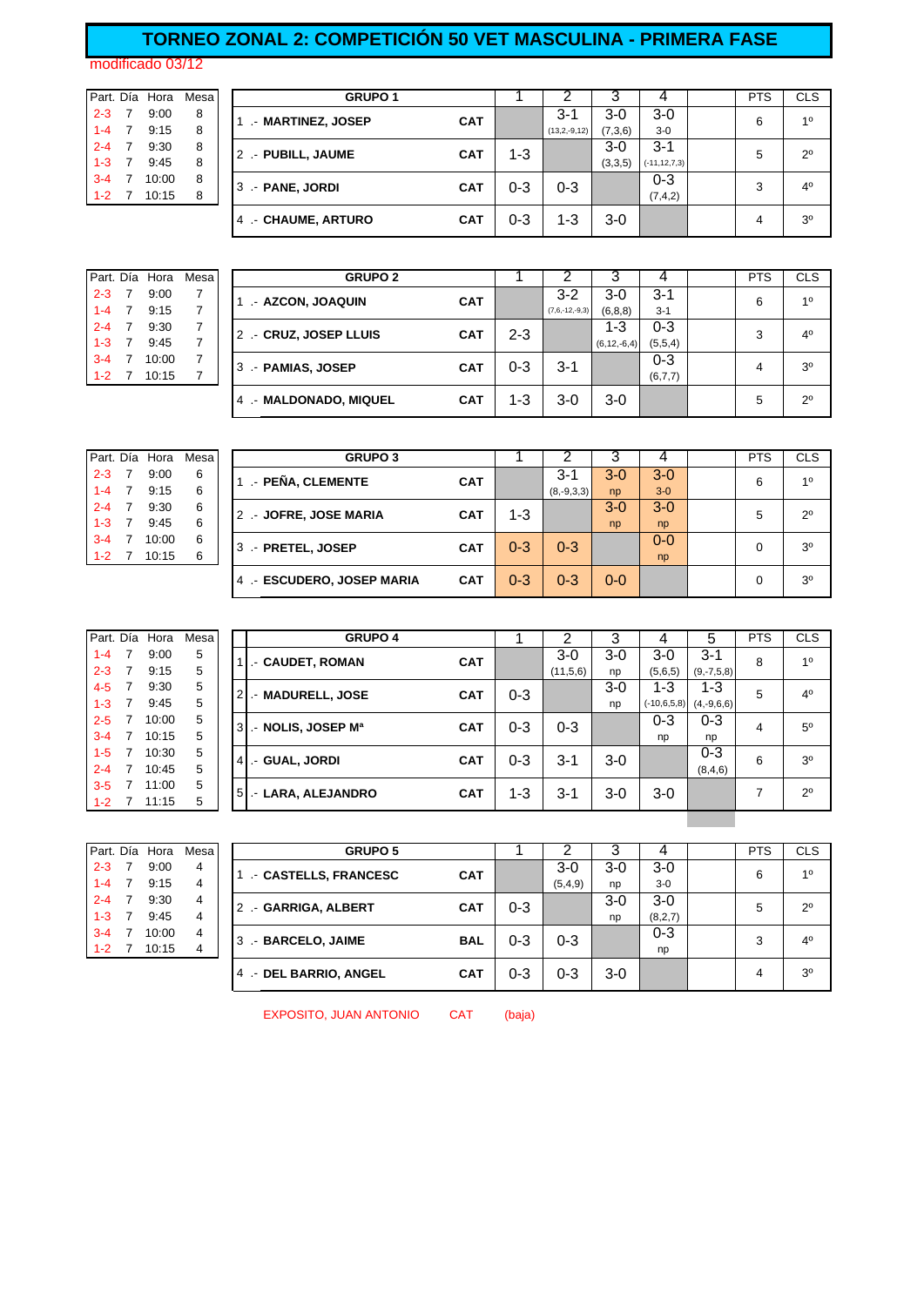# TORNEO ZONAL 2: COMPETICIÓN 50 VET MASCULINA - PRIMERA FASE

modificado 03/12

| Part. | Día | Hora | Mesa |
|---|---|---|---|
| 2-3 | 7 | 9:00 | 8 |
| 1-4 | 7 | 9:15 | 8 |
| 2-4 | 7 | 9:30 | 8 |
| 1-3 | 7 | 9:45 | 8 |
| 3-4 | 7 | 10:00 | 8 |
| 1-2 | 7 | 10:15 | 8 |

| GRUPO 1 | | 1 | 2 | 3 | 4 | | PTS | CLS |
|---|---|---|---|---|---|---|---|---|
| 1 .- **MARTINEZ, JOSEP** | **CAT** | | 3-1 (13,2,-9,12) | 3-0 (7,3,6) | 3-0 3-0 | | 6 | 1º |
| 2 .- **PUBILL, JAUME** | **CAT** | 1-3 | | 3-0 (3,3,5) | 3-1 (-11,12,7,3) | | 5 | 2º |
| 3 .- **PANE, JORDI** | **CAT** | 0-3 | 0-3 | | 0-3 (7,4,2) | | 3 | 4º |
| 4 .- **CHAUME, ARTURO** | **CAT** | 0-3 | 1-3 | 3-0 | | | 4 | 3º |

| Part. | Día | Hora | Mesa |
|---|---|---|---|
| 2-3 | 7 | 9:00 | 7 |
| 1-4 | 7 | 9:15 | 7 |
| 2-4 | 7 | 9:30 | 7 |
| 1-3 | 7 | 9:45 | 7 |
| 3-4 | 7 | 10:00 | 7 |
| 1-2 | 7 | 10:15 | 7 |

| GRUPO 2 | | 1 | 2 | 3 | 4 | | PTS | CLS |
|---|---|---|---|---|---|---|---|---|
| 1 .- **AZCON, JOAQUIN** | **CAT** | | 3-2 (7,6,-12,-9,3) | 3-0 (6,8,8) | 3-1 3-1 | | 6 | 1º |
| 2 .- **CRUZ, JOSEP LLUIS** | **CAT** | 2-3 | | 1-3 (6,12,-6,4) | 0-3 (5,5,4) | | 3 | 4º |
| 3 .- **PAMIAS, JOSEP** | **CAT** | 0-3 | 3-1 | | 0-3 (6,7,7) | | 4 | 3º |
| 4 .- **MALDONADO, MIQUEL** | **CAT** | 1-3 | 3-0 | 3-0 | | | 5 | 2º |

| Part. | Día | Hora | Mesa |
|---|---|---|---|
| 2-3 | 7 | 9:00 | 6 |
| 1-4 | 7 | 9:15 | 6 |
| 2-4 | 7 | 9:30 | 6 |
| 1-3 | 7 | 9:45 | 6 |
| 3-4 | 7 | 10:00 | 6 |
| 1-2 | 7 | 10:15 | 6 |

| GRUPO 3 | | 1 | 2 | 3 | 4 | | PTS | CLS |
|---|---|---|---|---|---|---|---|---|
| 1 .- **PEÑA, CLEMENTE** | **CAT** | | 3-1 (8,-9,3,3) | 3-0 np | 3-0 3-0 | | 6 | 1º |
| 2 .- **JOFRE, JOSE MARIA** | **CAT** | 1-3 | | 3-0 np | 3-0 np | | 5 | 2º |
| 3 .- **PRETEL, JOSEP** | **CAT** | 0-3 | 0-3 | | 0-0 np | | 0 | 3º |
| 4 .- **ESCUDERO, JOSEP MARIA** | **CAT** | 0-3 | 0-3 | 0-0 | | | 0 | 3º |

| Part. | Día | Hora | Mesa |
|---|---|---|---|
| 1-4 | 7 | 9:00 | 5 |
| 2-3 | 7 | 9:15 | 5 |
| 4-5 | 7 | 9:30 | 5 |
| 1-3 | 7 | 9:45 | 5 |
| 2-5 | 7 | 10:00 | 5 |
| 3-4 | 7 | 10:15 | 5 |
| 1-5 | 7 | 10:30 | 5 |
| 2-4 | 7 | 10:45 | 5 |
| 3-5 | 7 | 11:00 | 5 |
| 1-2 | 7 | 11:15 | 5 |

| GRUPO 4 | | 1 | 2 | 3 | 4 | 5 | PTS | CLS |
|---|---|---|---|---|---|---|---|---|
| 1 .- **CAUDET, ROMAN** | **CAT** | | 3-0 (11,5,6) | 3-0 np | 3-0 (5,6,5) | 3-1 (9,-7,5,8) | 8 | 1º |
| 2 .- **MADURELL, JOSE** | **CAT** | 0-3 | | 3-0 np | 1-3 (-10,6,5,8) | 1-3 (4,-9,6,6) | 5 | 4º |
| 3 .- **NOLIS, JOSEP Mª** | **CAT** | 0-3 | 0-3 | | 0-3 np | 0-3 np | 4 | 5º |
| 4 .- **GUAL, JORDI** | **CAT** | 0-3 | 3-1 | 3-0 | | 0-3 (8,4,6) | 6 | 3º |
| 5 .- **LARA, ALEJANDRO** | **CAT** | 1-3 | 3-1 | 3-0 | 3-0 | | 7 | 2º |

| Part. | Día | Hora | Mesa |
|---|---|---|---|
| 2-3 | 7 | 9:00 | 4 |
| 1-4 | 7 | 9:15 | 4 |
| 2-4 | 7 | 9:30 | 4 |
| 1-3 | 7 | 9:45 | 4 |
| 3-4 | 7 | 10:00 | 4 |
| 1-2 | 7 | 10:15 | 4 |

| GRUPO 5 | | 1 | 2 | 3 | 4 | | PTS | CLS |
|---|---|---|---|---|---|---|---|---|
| 1 .- **CASTELLS, FRANCESC** | **CAT** | | 3-0 (5,4,9) | 3-0 np | 3-0 3-0 | | 6 | 1º |
| 2 .- **GARRIGA, ALBERT** | **CAT** | 0-3 | | 3-0 np | 3-0 (8,2,7) | | 5 | 2º |
| 3 .- **BARCELO, JAIME** | **BAL** | 0-3 | 0-3 | | 0-3 np | | 3 | 4º |
| 4 .- **DEL BARRIO, ANGEL** | **CAT** | 0-3 | 0-3 | 3-0 | | | 4 | 3º |

EXPOSITO, JUAN ANTONIO CAT (baja)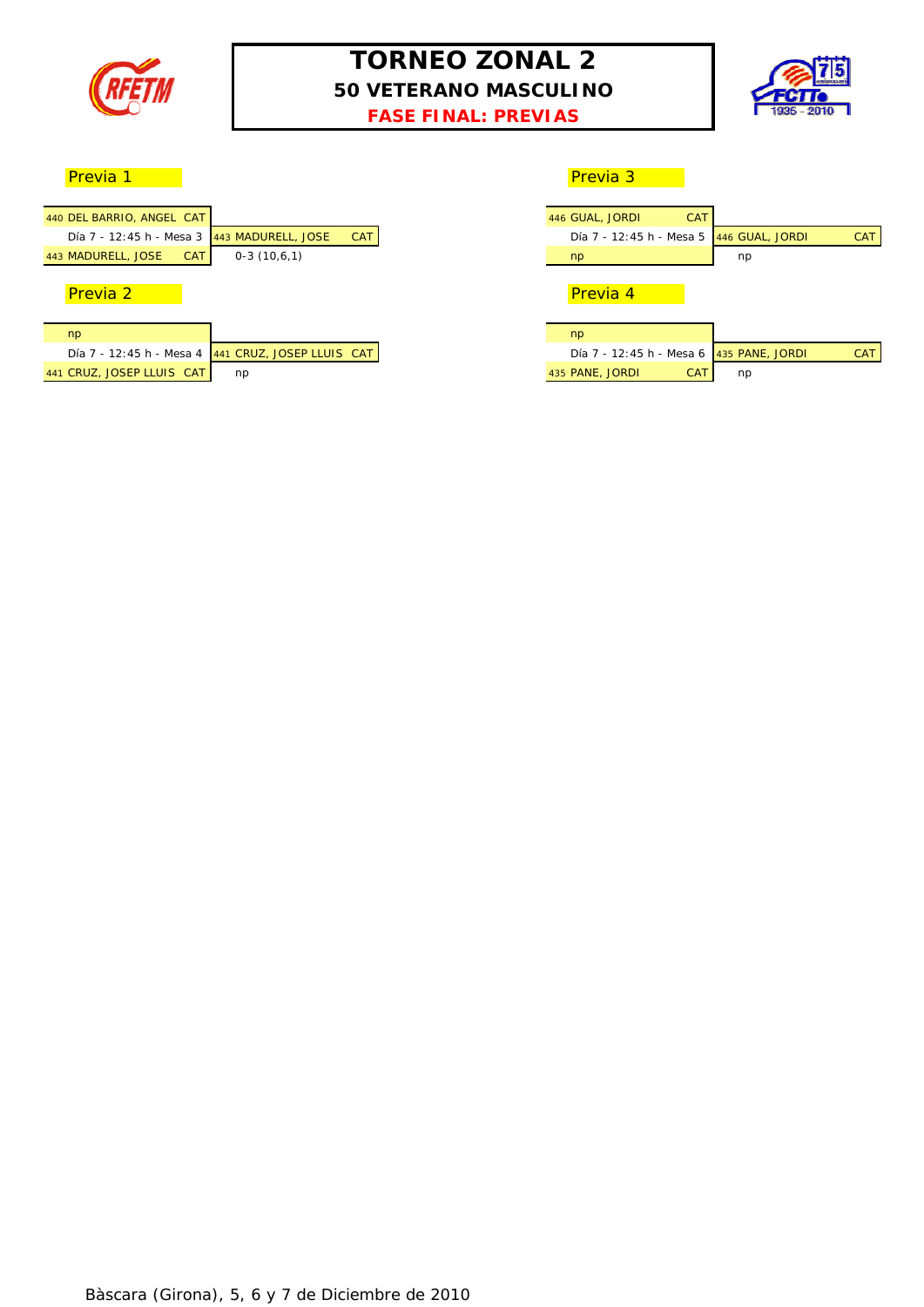# TORNEO ZONAL 2

## 50 VETERANO MASCULINO

### FASE FINAL: PREVIAS

### Previa 1

| Jugadores | Ganador |
| --- | --- |
| 440 DEL BARRIO, ANGEL CAT | |
| Día 7 - 12:45 h - Mesa 3 | 443 MADURELL, JOSE CAT |
| 443 MADURELL, JOSE CAT | 0-3 (10,6,1) |

### Previa 2

| Jugadores | Ganador |
| --- | --- |
| np | |
| Día 7 - 12:45 h - Mesa 4 | 441 CRUZ, JOSEP LLUIS CAT |
| 441 CRUZ, JOSEP LLUIS CAT | np |

### Previa 3

| Jugadores | Ganador |
| --- | --- |
| 446 GUAL, JORDI CAT | |
| Día 7 - 12:45 h - Mesa 5 | 446 GUAL, JORDI CAT |
| np | np |

### Previa 4

| Jugadores | Ganador |
| --- | --- |
| np | |
| Día 7 - 12:45 h - Mesa 6 | 435 PANE, JORDI CAT |
| 435 PANE, JORDI CAT | np |

Bàscara (Girona), 5, 6 y 7 de Diciembre de 2010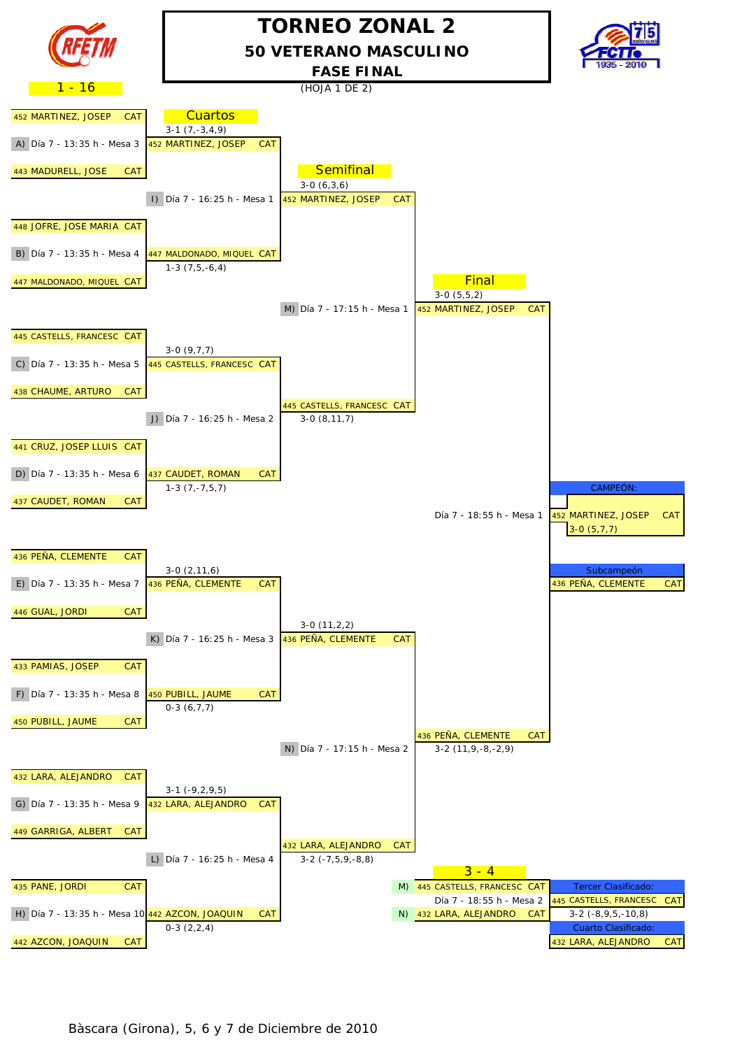# TORNEO ZONAL 2

## 50 VETERANO MASCULINO

### FASE FINAL

1 - 16

(HOJA 1 DE 2)

## Cuartos

| Partido | Horario | Jugador 1 | Jugador 2 | Ganador | Resultado |
|---|---|---|---|---|---|
| A) | Día 7 - 13:35 h - Mesa 3 | 452 MARTINEZ, JOSEP CAT | 443 MADURELL, JOSE CAT | 452 MARTINEZ, JOSEP CAT | 3-1 (7,-3,4,9) |
| B) | Día 7 - 13:35 h - Mesa 4 | 448 JOFRE, JOSE MARIA CAT | 447 MALDONADO, MIQUEL CAT | 447 MALDONADO, MIQUEL CAT | 1-3 (7,5,-6,4) |
| C) | Día 7 - 13:35 h - Mesa 5 | 445 CASTELLS, FRANCESC CAT | 438 CHAUME, ARTURO CAT | 445 CASTELLS, FRANCESC CAT | 3-0 (9,7,7) |
| D) | Día 7 - 13:35 h - Mesa 6 | 441 CRUZ, JOSEP LLUIS CAT | 437 CAUDET, ROMAN CAT | 437 CAUDET, ROMAN CAT | 1-3 (7,-7,5,7) |
| E) | Día 7 - 13:35 h - Mesa 7 | 436 PEÑA, CLEMENTE CAT | 446 GUAL, JORDI CAT | 436 PEÑA, CLEMENTE CAT | 3-0 (2,11,6) |
| F) | Día 7 - 13:35 h - Mesa 8 | 433 PAMIAS, JOSEP CAT | 450 PUBILL, JAUME CAT | 450 PUBILL, JAUME CAT | 0-3 (6,7,7) |
| G) | Día 7 - 13:35 h - Mesa 9 | 432 LARA, ALEJANDRO CAT | 449 GARRIGA, ALBERT CAT | 432 LARA, ALEJANDRO CAT | 3-1 (-9,2,9,5) |
| H) | Día 7 - 13:35 h - Mesa 10 | 435 PANE, JORDI CAT | 442 AZCON, JOAQUIN CAT | 442 AZCON, JOAQUIN CAT | 0-3 (2,2,4) |

## Semifinal

| Partido | Horario | Ganador | Resultado |
|---|---|---|---|
| I) | Día 7 - 16:25 h - Mesa 1 | 452 MARTINEZ, JOSEP CAT | 3-0 (6,3,6) |
| J) | Día 7 - 16:25 h - Mesa 2 | 445 CASTELLS, FRANCESC CAT | 3-0 (8,11,7) |
| K) | Día 7 - 16:25 h - Mesa 3 | 436 PEÑA, CLEMENTE CAT | 3-0 (11,2,2) |
| L) | Día 7 - 16:25 h - Mesa 4 | 432 LARA, ALEJANDRO CAT | 3-2 (-7,5,9,-8,8) |

## Final

| Partido | Horario | Ganador | Resultado |
|---|---|---|---|
| M) | Día 7 - 17:15 h - Mesa 1 | 452 MARTINEZ, JOSEP CAT | 3-0 (5,5,2) |
| N) | Día 7 - 17:15 h - Mesa 2 | 436 PEÑA, CLEMENTE CAT | 3-2 (11,9,-8,-2,9) |

Día 7 - 18:55 h - Mesa 1

**CAMPEÓN:** 452 MARTINEZ, JOSEP CAT — 3-0 (5,7,7)

**Subcampeón:** 436 PEÑA, CLEMENTE CAT

## 3 - 4

M) 445 CASTELLS, FRANCESC CAT

Día 7 - 18:55 h - Mesa 2

N) 432 LARA, ALEJANDRO CAT

**Tercer Clasificado:** 445 CASTELLS, FRANCESC CAT — 3-2 (-8,9,5,-10,8)

**Cuarto Clasificado:** 432 LARA, ALEJANDRO CAT

Bàscara (Girona), 5, 6 y 7 de Diciembre de 2010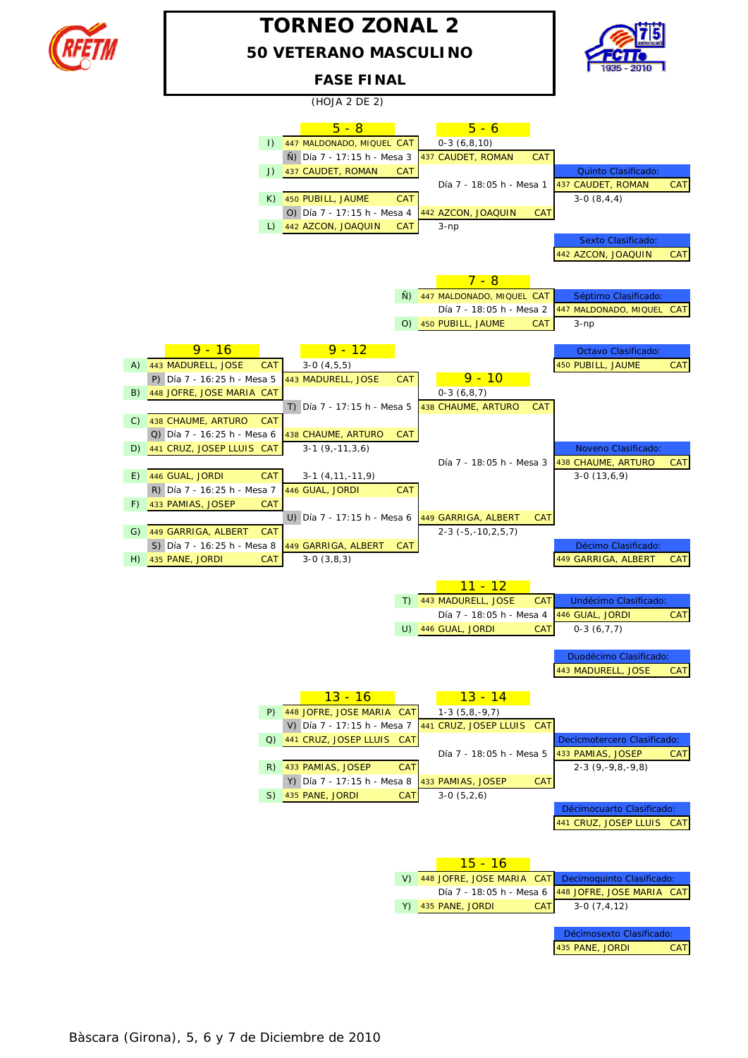# TORNEO ZONAL 2

## 50 VETERANO MASCULINO

### FASE FINAL

(HOJA 2 DE 2)

## 5 - 8

| Cruce | Jugador 1 | Partido | Jugador 2 | Resultado |
|---|---|---|---|---|
| I) / J) | 447 MALDONADO, MIQUEL CAT | Ñ) Día 7 - 17:15 h - Mesa 3 | 437 CAUDET, ROMAN CAT | 0-3 (6,8,10) |
| K) / L) | 450 PUBILL, JAUME CAT | O) Día 7 - 17:15 h - Mesa 4 | 442 AZCON, JOAQUIN CAT | 3-np |

Ganadores: 437 CAUDET, ROMAN CAT; 442 AZCON, JOAQUIN CAT

## 5 - 6

437 CAUDET, ROMAN CAT – 442 AZCON, JOAQUIN CAT — Día 7 - 18:05 h - Mesa 1 — 3-0 (8,4,4)

- Quinto Clasificado: 437 CAUDET, ROMAN CAT
- Sexto Clasificado: 442 AZCON, JOAQUIN CAT

## 7 - 8

Ñ) 447 MALDONADO, MIQUEL CAT – O) 450 PUBILL, JAUME CAT — Día 7 - 18:05 h - Mesa 2 — 3-np

- Séptimo Clasificado: 447 MALDONADO, MIQUEL CAT
- Octavo Clasificado: 450 PUBILL, JAUME CAT

## 9 - 16

| Cruce | Jugador 1 | Partido | Jugador 2 | Ganador | Resultado |
|---|---|---|---|---|---|
| A) / B) | 443 MADURELL, JOSE CAT | P) Día 7 - 16:25 h - Mesa 5 | 448 JOFRE, JOSE MARIA CAT | 443 MADURELL, JOSE CAT | 3-0 (4,5,5) |
| C) / D) | 438 CHAUME, ARTURO CAT | Q) Día 7 - 16:25 h - Mesa 6 | 441 CRUZ, JOSEP LLUIS CAT | 438 CHAUME, ARTURO CAT | 3-1 (9,-11,3,6) |
| E) / F) | 446 GUAL, JORDI CAT | R) Día 7 - 16:25 h - Mesa 7 | 433 PAMIAS, JOSEP CAT | 446 GUAL, JORDI CAT | 3-1 (4,11,-11,9) |
| G) / H) | 449 GARRIGA, ALBERT CAT | S) Día 7 - 16:25 h - Mesa 8 | 435 PANE, JORDI CAT | 449 GARRIGA, ALBERT CAT | 3-0 (3,8,3) |

## 9 - 12

| Jugador 1 | Partido | Jugador 2 | Ganador | Resultado |
|---|---|---|---|---|
| 443 MADURELL, JOSE CAT | T) Día 7 - 17:15 h - Mesa 5 | 438 CHAUME, ARTURO CAT | 438 CHAUME, ARTURO CAT | 0-3 (6,8,7) |
| 446 GUAL, JORDI CAT | U) Día 7 - 17:15 h - Mesa 6 | 449 GARRIGA, ALBERT CAT | 449 GARRIGA, ALBERT CAT | 2-3 (-5,-10,2,5,7) |

## 9 - 10

438 CHAUME, ARTURO CAT – 449 GARRIGA, ALBERT CAT — Día 7 - 18:05 h - Mesa 3 — 3-0 (13,6,9)

- Noveno Clasificado: 438 CHAUME, ARTURO CAT
- Décimo Clasificado: 449 GARRIGA, ALBERT CAT

## 11 - 12

T) 443 MADURELL, JOSE CAT – U) 446 GUAL, JORDI CAT — Día 7 - 18:05 h - Mesa 4 — 0-3 (6,7,7)

- Undécimo Clasificado: 446 GUAL, JORDI CAT
- Duodécimo Clasificado: 443 MADURELL, JOSE CAT

## 13 - 16

| Cruce | Jugador 1 | Partido | Jugador 2 | Ganador | Resultado |
|---|---|---|---|---|---|
| P) / Q) | 448 JOFRE, JOSE MARIA CAT | V) Día 7 - 17:15 h - Mesa 7 | 441 CRUZ, JOSEP LLUIS CAT | 441 CRUZ, JOSEP LLUIS CAT | 1-3 (5,8,-9,7) |
| R) / S) | 433 PAMIAS, JOSEP CAT | Y) Día 7 - 17:15 h - Mesa 8 | 435 PANE, JORDI CAT | 433 PAMIAS, JOSEP CAT | 3-0 (5,2,6) |

## 13 - 14

441 CRUZ, JOSEP LLUIS CAT – 433 PAMIAS, JOSEP CAT — Día 7 - 18:05 h - Mesa 5 — 2-3 (9,-9,8,-9,8)

- Decicmotercero Clasificado: 433 PAMIAS, JOSEP CAT
- Décimocuarto Clasificado: 441 CRUZ, JOSEP LLUIS CAT

## 15 - 16

V) 448 JOFRE, JOSE MARIA CAT – Y) 435 PANE, JORDI CAT — Día 7 - 18:05 h - Mesa 6 — 3-0 (7,4,12)

- Decimoquinto Clasificado: 448 JOFRE, JOSE MARIA CAT
- Décimosexto Clasificado: 435 PANE, JORDI CAT

Bàscara (Girona), 5, 6 y 7 de Diciembre de 2010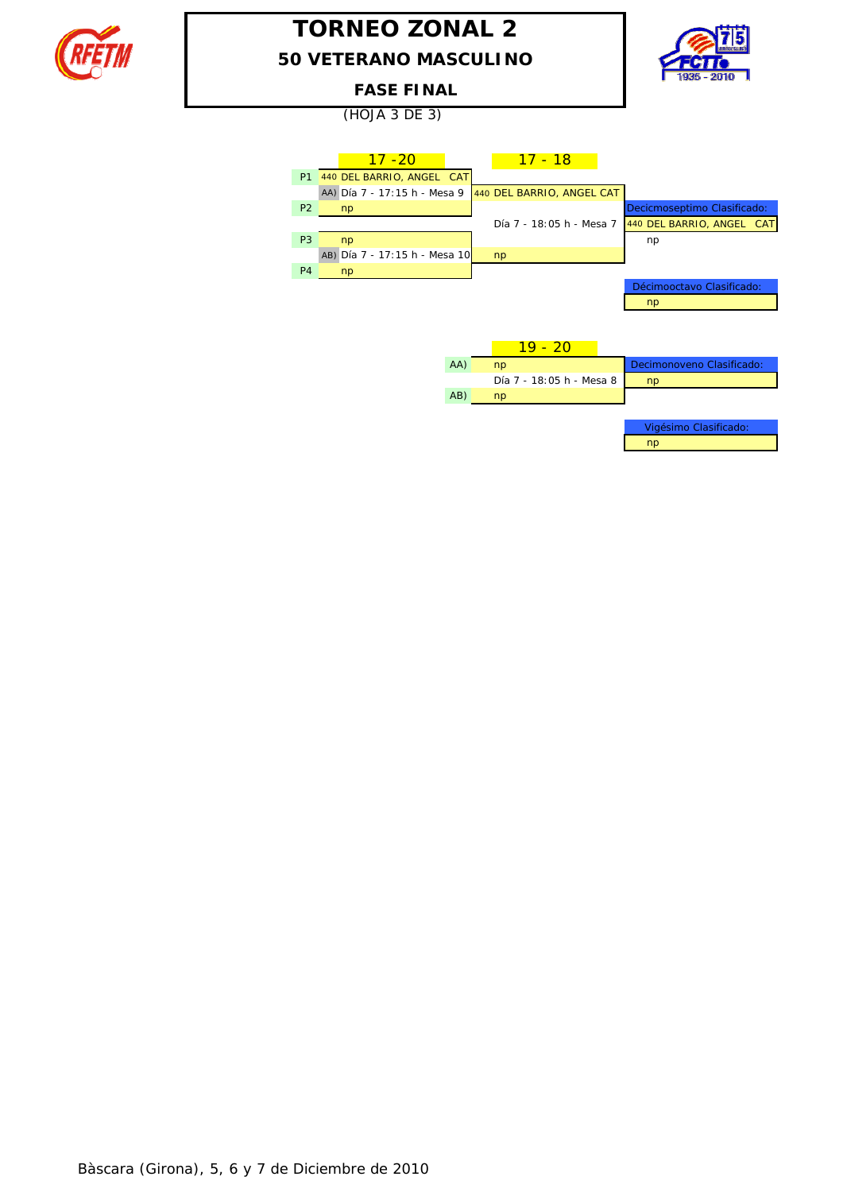# TORNEO ZONAL 2

## 50 VETERANO MASCULINO

### FASE FINAL

(HOJA 3 DE 3)

**17 -20**

P1 440 DEL BARRIO, ANGEL CAT

AA) Día 7 - 17:15 h - Mesa 9

P2 np

P3 np

AB) Día 7 - 17:15 h - Mesa 10

P4 np

**17 - 18**

440 DEL BARRIO, ANGEL CAT

Día 7 - 18:05 h - Mesa 7

np

Decicmoseptimo Clasificado:

440 DEL BARRIO, ANGEL CAT

np

Décimooctavo Clasificado:

np

**19 - 20**

AA) np

Día 7 - 18:05 h - Mesa 8

AB) np

Decimonoveno Clasificado:

np

Vigésimo Clasificado:

np

Bàscara (Girona), 5, 6 y 7 de Diciembre de 2010